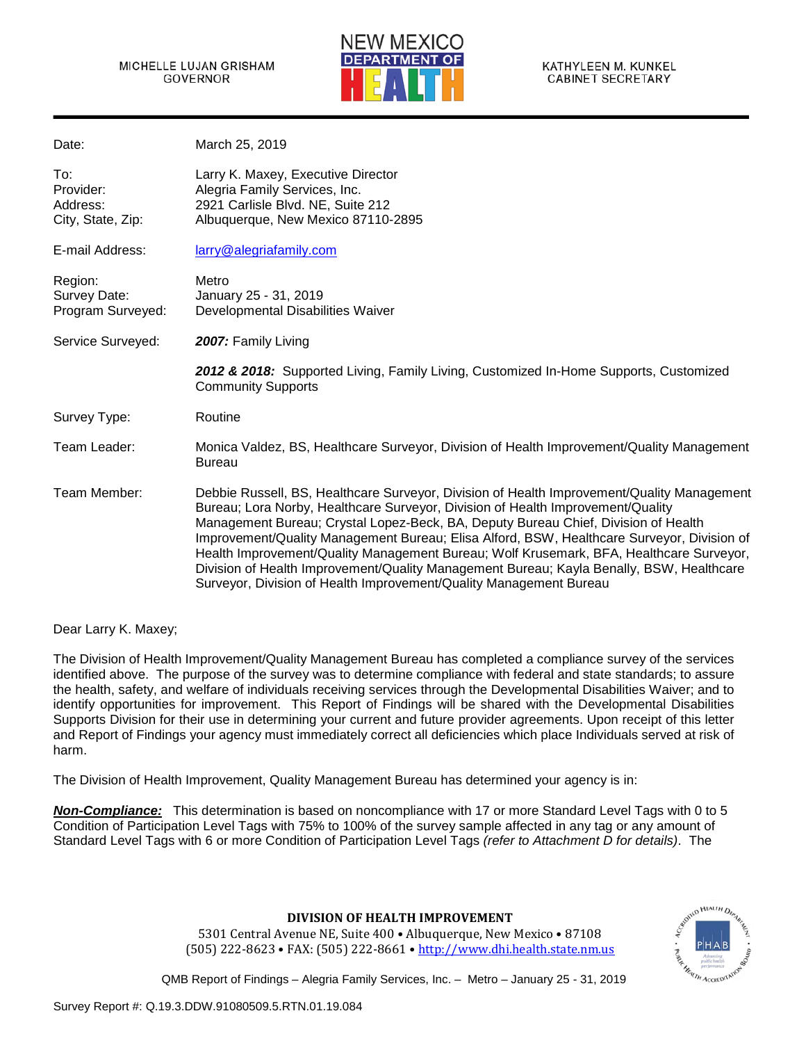MICHELLE LUJAN GRISHAM
GOVERNOR

NEW MEXICO DEPARTMENT OF HEALTH

KATHYLEEN M. KUNKEL
CABINET SECRETARY

| | |
|---|---|
| Date: | March 25, 2019 |
| To: | Larry K. Maxey, Executive Director |
| Provider: | Alegria Family Services, Inc. |
| Address: | 2921 Carlisle Blvd. NE, Suite 212 |
| City, State, Zip: | Albuquerque, New Mexico 87110-2895 |
| E-mail Address: | larry@alegriafamily.com |
| Region: | Metro |
| Survey Date: | January 25 - 31, 2019 |
| Program Surveyed: | Developmental Disabilities Waiver |
| Service Surveyed: | ***2007:*** Family Living |
| | ***2012 & 2018:*** Supported Living, Family Living, Customized In-Home Supports, Customized Community Supports |
| Survey Type: | Routine |
| Team Leader: | Monica Valdez, BS, Healthcare Surveyor, Division of Health Improvement/Quality Management Bureau |
| Team Member: | Debbie Russell, BS, Healthcare Surveyor, Division of Health Improvement/Quality Management Bureau; Lora Norby, Healthcare Surveyor, Division of Health Improvement/Quality Management Bureau; Crystal Lopez-Beck, BA, Deputy Bureau Chief, Division of Health Improvement/Quality Management Bureau; Elisa Alford, BSW, Healthcare Surveyor, Division of Health Improvement/Quality Management Bureau; Wolf Krusemark, BFA, Healthcare Surveyor, Division of Health Improvement/Quality Management Bureau; Kayla Benally, BSW, Healthcare Surveyor, Division of Health Improvement/Quality Management Bureau |

Dear Larry K. Maxey;

The Division of Health Improvement/Quality Management Bureau has completed a compliance survey of the services identified above. The purpose of the survey was to determine compliance with federal and state standards; to assure the health, safety, and welfare of individuals receiving services through the Developmental Disabilities Waiver; and to identify opportunities for improvement. This Report of Findings will be shared with the Developmental Disabilities Supports Division for their use in determining your current and future provider agreements. Upon receipt of this letter and Report of Findings your agency must immediately correct all deficiencies which place Individuals served at risk of harm.

The Division of Health Improvement, Quality Management Bureau has determined your agency is in:

***Non-Compliance:*** This determination is based on noncompliance with 17 or more Standard Level Tags with 0 to 5 Condition of Participation Level Tags with 75% to 100% of the survey sample affected in any tag or any amount of Standard Level Tags with 6 or more Condition of Participation Level Tags *(refer to Attachment D for details)*. The

**DIVISION OF HEALTH IMPROVEMENT**
5301 Central Avenue NE, Suite 400 • Albuquerque, New Mexico • 87108
(505) 222-8623 • FAX: (505) 222-8661 • http://www.dhi.health.state.nm.us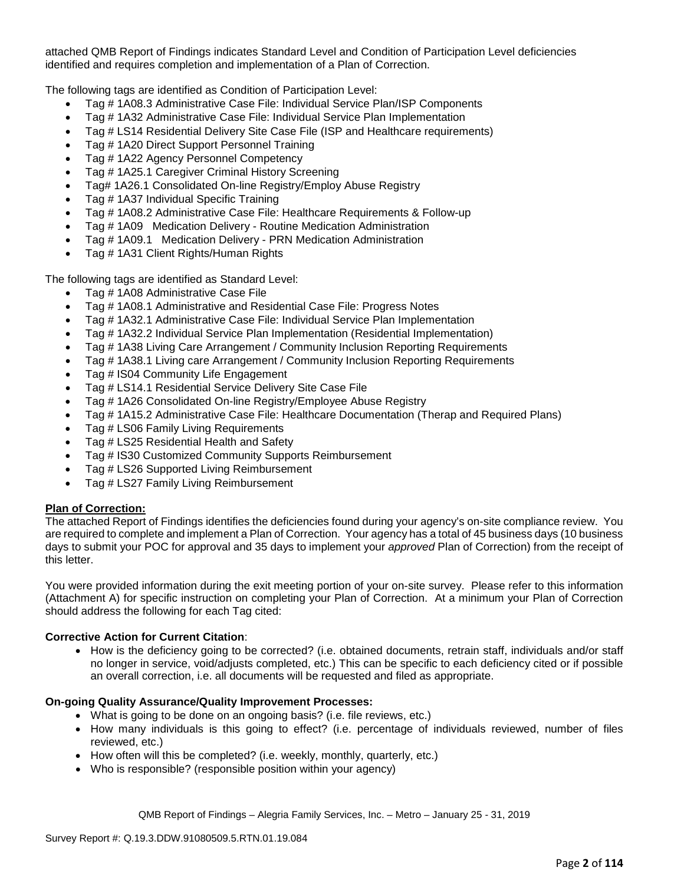attached QMB Report of Findings indicates Standard Level and Condition of Participation Level deficiencies identified and requires completion and implementation of a Plan of Correction.

The following tags are identified as Condition of Participation Level:

- Tag # 1A08.3 Administrative Case File: Individual Service Plan/ISP Components
- Tag # 1A32 Administrative Case File: Individual Service Plan Implementation
- Tag # LS14 Residential Delivery Site Case File (ISP and Healthcare requirements)
- Tag # 1A20 Direct Support Personnel Training
- Tag # 1A22 Agency Personnel Competency
- Tag # 1A25.1 Caregiver Criminal History Screening
- Tag# 1A26.1 Consolidated On-line Registry/Employ Abuse Registry
- Tag # 1A37 Individual Specific Training
- Tag # 1A08.2 Administrative Case File: Healthcare Requirements & Follow-up
- Tag # 1A09 Medication Delivery - Routine Medication Administration
- Tag # 1A09.1 Medication Delivery - PRN Medication Administration
- Tag # 1A31 Client Rights/Human Rights

The following tags are identified as Standard Level:

- Tag # 1A08 Administrative Case File
- Tag # 1A08.1 Administrative and Residential Case File: Progress Notes
- Tag # 1A32.1 Administrative Case File: Individual Service Plan Implementation
- Tag # 1A32.2 Individual Service Plan Implementation (Residential Implementation)
- Tag # 1A38 Living Care Arrangement / Community Inclusion Reporting Requirements
- Tag # 1A38.1 Living care Arrangement / Community Inclusion Reporting Requirements
- Tag # IS04 Community Life Engagement
- Tag # LS14.1 Residential Service Delivery Site Case File
- Tag # 1A26 Consolidated On-line Registry/Employee Abuse Registry
- Tag # 1A15.2 Administrative Case File: Healthcare Documentation (Therap and Required Plans)
- Tag # LS06 Family Living Requirements
- Tag # LS25 Residential Health and Safety
- Tag # IS30 Customized Community Supports Reimbursement
- Tag # LS26 Supported Living Reimbursement
- Tag # LS27 Family Living Reimbursement

**Plan of Correction:**

The attached Report of Findings identifies the deficiencies found during your agency's on-site compliance review. You are required to complete and implement a Plan of Correction. Your agency has a total of 45 business days (10 business days to submit your POC for approval and 35 days to implement your *approved* Plan of Correction) from the receipt of this letter.

You were provided information during the exit meeting portion of your on-site survey. Please refer to this information (Attachment A) for specific instruction on completing your Plan of Correction. At a minimum your Plan of Correction should address the following for each Tag cited:

**Corrective Action for Current Citation**:

- How is the deficiency going to be corrected? (i.e. obtained documents, retrain staff, individuals and/or staff no longer in service, void/adjusts completed, etc.) This can be specific to each deficiency cited or if possible an overall correction, i.e. all documents will be requested and filed as appropriate.

**On-going Quality Assurance/Quality Improvement Processes:**

- What is going to be done on an ongoing basis? (i.e. file reviews, etc.)
- How many individuals is this going to effect? (i.e. percentage of individuals reviewed, number of files reviewed, etc.)
- How often will this be completed? (i.e. weekly, monthly, quarterly, etc.)
- Who is responsible? (responsible position within your agency)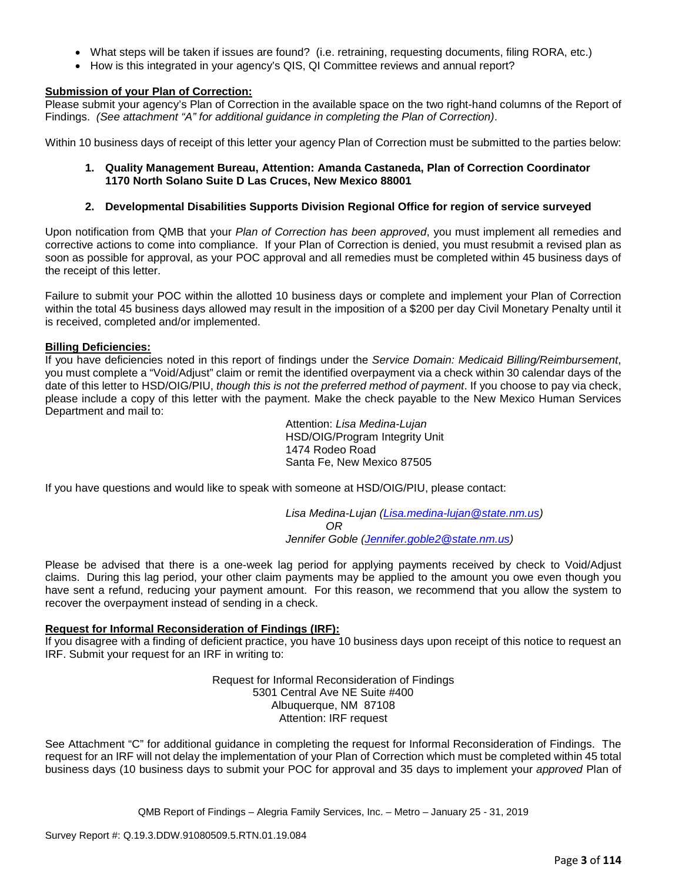- What steps will be taken if issues are found? (i.e. retraining, requesting documents, filing RORA, etc.)
- How is this integrated in your agency's QIS, QI Committee reviews and annual report?

**Submission of your Plan of Correction:**
Please submit your agency's Plan of Correction in the available space on the two right-hand columns of the Report of Findings. *(See attachment "A" for additional guidance in completing the Plan of Correction)*.

Within 10 business days of receipt of this letter your agency Plan of Correction must be submitted to the parties below:

1. **Quality Management Bureau, Attention: Amanda Castaneda, Plan of Correction Coordinator 1170 North Solano Suite D Las Cruces, New Mexico 88001**

2. **Developmental Disabilities Supports Division Regional Office for region of service surveyed**

Upon notification from QMB that your *Plan of Correction has been approved*, you must implement all remedies and corrective actions to come into compliance. If your Plan of Correction is denied, you must resubmit a revised plan as soon as possible for approval, as your POC approval and all remedies must be completed within 45 business days of the receipt of this letter.

Failure to submit your POC within the allotted 10 business days or complete and implement your Plan of Correction within the total 45 business days allowed may result in the imposition of a $200 per day Civil Monetary Penalty until it is received, completed and/or implemented.

**Billing Deficiencies:**
If you have deficiencies noted in this report of findings under the *Service Domain: Medicaid Billing/Reimbursement*, you must complete a "Void/Adjust" claim or remit the identified overpayment via a check within 30 calendar days of the date of this letter to HSD/OIG/PIU, *though this is not the preferred method of payment*. If you choose to pay via check, please include a copy of this letter with the payment. Make the check payable to the New Mexico Human Services Department and mail to:

Attention: *Lisa Medina-Lujan*
HSD/OIG/Program Integrity Unit
1474 Rodeo Road
Santa Fe, New Mexico 87505

If you have questions and would like to speak with someone at HSD/OIG/PIU, please contact:

*Lisa Medina-Lujan (Lisa.medina-lujan@state.nm.us)*
*OR*
*Jennifer Goble (Jennifer.goble2@state.nm.us)*

Please be advised that there is a one-week lag period for applying payments received by check to Void/Adjust claims. During this lag period, your other claim payments may be applied to the amount you owe even though you have sent a refund, reducing your payment amount. For this reason, we recommend that you allow the system to recover the overpayment instead of sending in a check.

**Request for Informal Reconsideration of Findings (IRF):**
If you disagree with a finding of deficient practice, you have 10 business days upon receipt of this notice to request an IRF. Submit your request for an IRF in writing to:

Request for Informal Reconsideration of Findings
5301 Central Ave NE Suite #400
Albuquerque, NM 87108
Attention: IRF request

See Attachment "C" for additional guidance in completing the request for Informal Reconsideration of Findings. The request for an IRF will not delay the implementation of your Plan of Correction which must be completed within 45 total business days (10 business days to submit your POC for approval and 35 days to implement your *approved* Plan of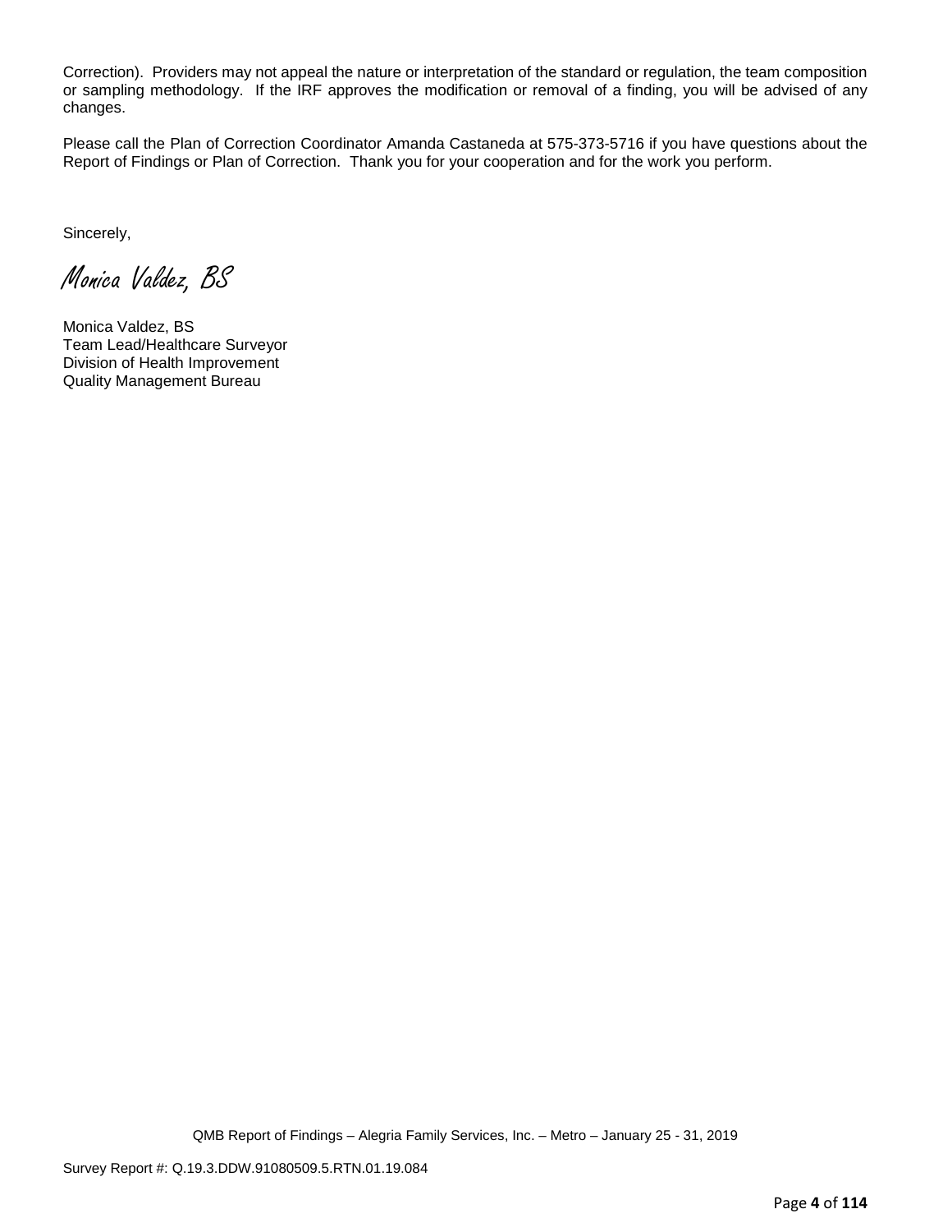Correction). Providers may not appeal the nature or interpretation of the standard or regulation, the team composition or sampling methodology. If the IRF approves the modification or removal of a finding, you will be advised of any changes.

Please call the Plan of Correction Coordinator Amanda Castaneda at 575-373-5716 if you have questions about the Report of Findings or Plan of Correction. Thank you for your cooperation and for the work you perform.

Sincerely,

*Monica Valdez, BS*

Monica Valdez, BS
Team Lead/Healthcare Surveyor
Division of Health Improvement
Quality Management Bureau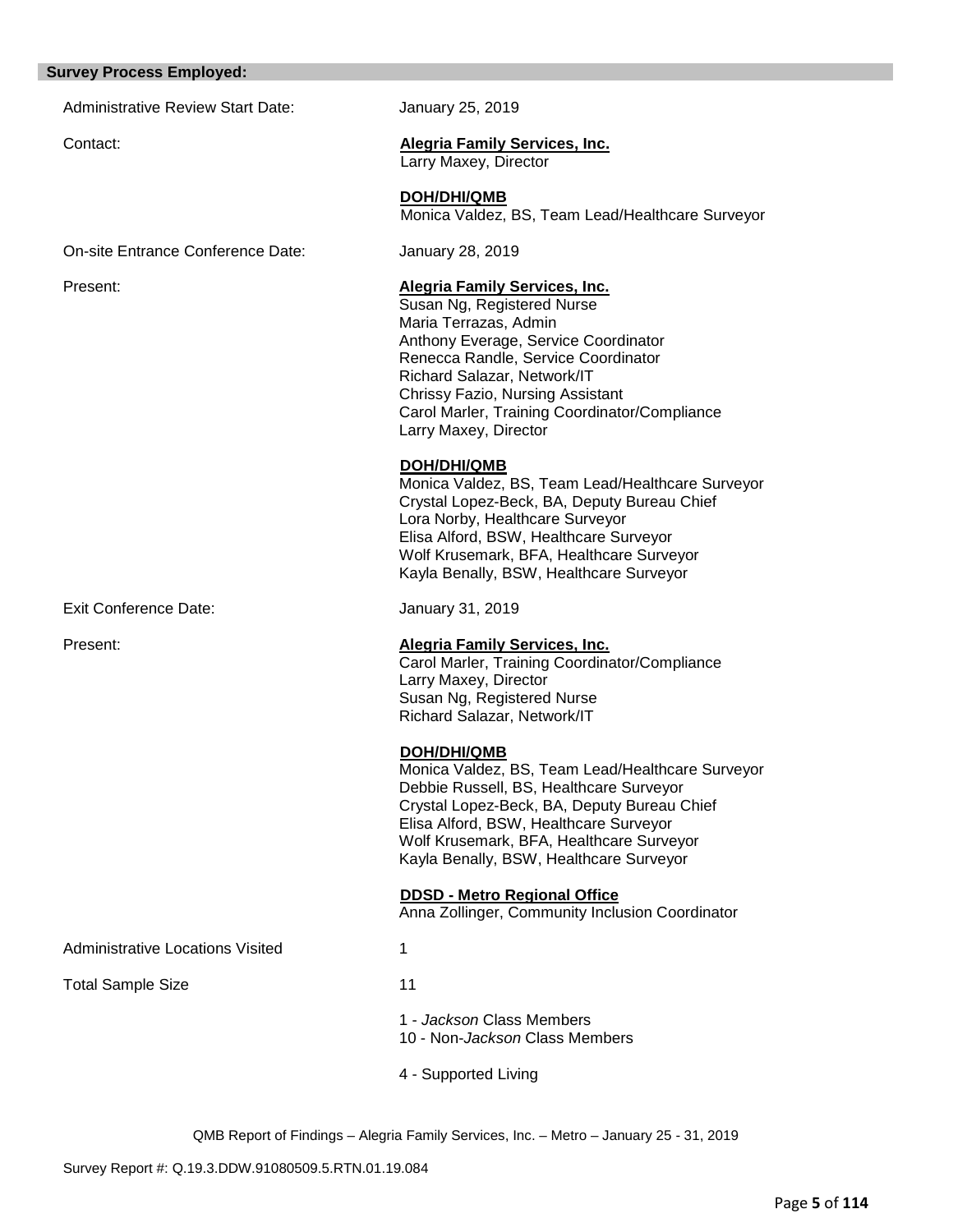## Survey Process Employed:

Administrative Review Start Date: January 25, 2019

Contact:

**Alegria Family Services, Inc.**
Larry Maxey, Director

**DOH/DHI/QMB**
Monica Valdez, BS, Team Lead/Healthcare Surveyor

On-site Entrance Conference Date: January 28, 2019

Present:

**Alegria Family Services, Inc.**
Susan Ng, Registered Nurse
Maria Terrazas, Admin
Anthony Everage, Service Coordinator
Renecca Randle, Service Coordinator
Richard Salazar, Network/IT
Chrissy Fazio, Nursing Assistant
Carol Marler, Training Coordinator/Compliance
Larry Maxey, Director

**DOH/DHI/QMB**
Monica Valdez, BS, Team Lead/Healthcare Surveyor
Crystal Lopez-Beck, BA, Deputy Bureau Chief
Lora Norby, Healthcare Surveyor
Elisa Alford, BSW, Healthcare Surveyor
Wolf Krusemark, BFA, Healthcare Surveyor
Kayla Benally, BSW, Healthcare Surveyor

Exit Conference Date: January 31, 2019

Present:

**Alegria Family Services, Inc.**
Carol Marler, Training Coordinator/Compliance
Larry Maxey, Director
Susan Ng, Registered Nurse
Richard Salazar, Network/IT

**DOH/DHI/QMB**
Monica Valdez, BS, Team Lead/Healthcare Surveyor
Debbie Russell, BS, Healthcare Surveyor
Crystal Lopez-Beck, BA, Deputy Bureau Chief
Elisa Alford, BSW, Healthcare Surveyor
Wolf Krusemark, BFA, Healthcare Surveyor
Kayla Benally, BSW, Healthcare Surveyor

**DDSD - Metro Regional Office**
Anna Zollinger, Community Inclusion Coordinator

Administrative Locations Visited: 1

Total Sample Size: 11

1 - *Jackson* Class Members
10 - Non-*Jackson* Class Members

4 - Supported Living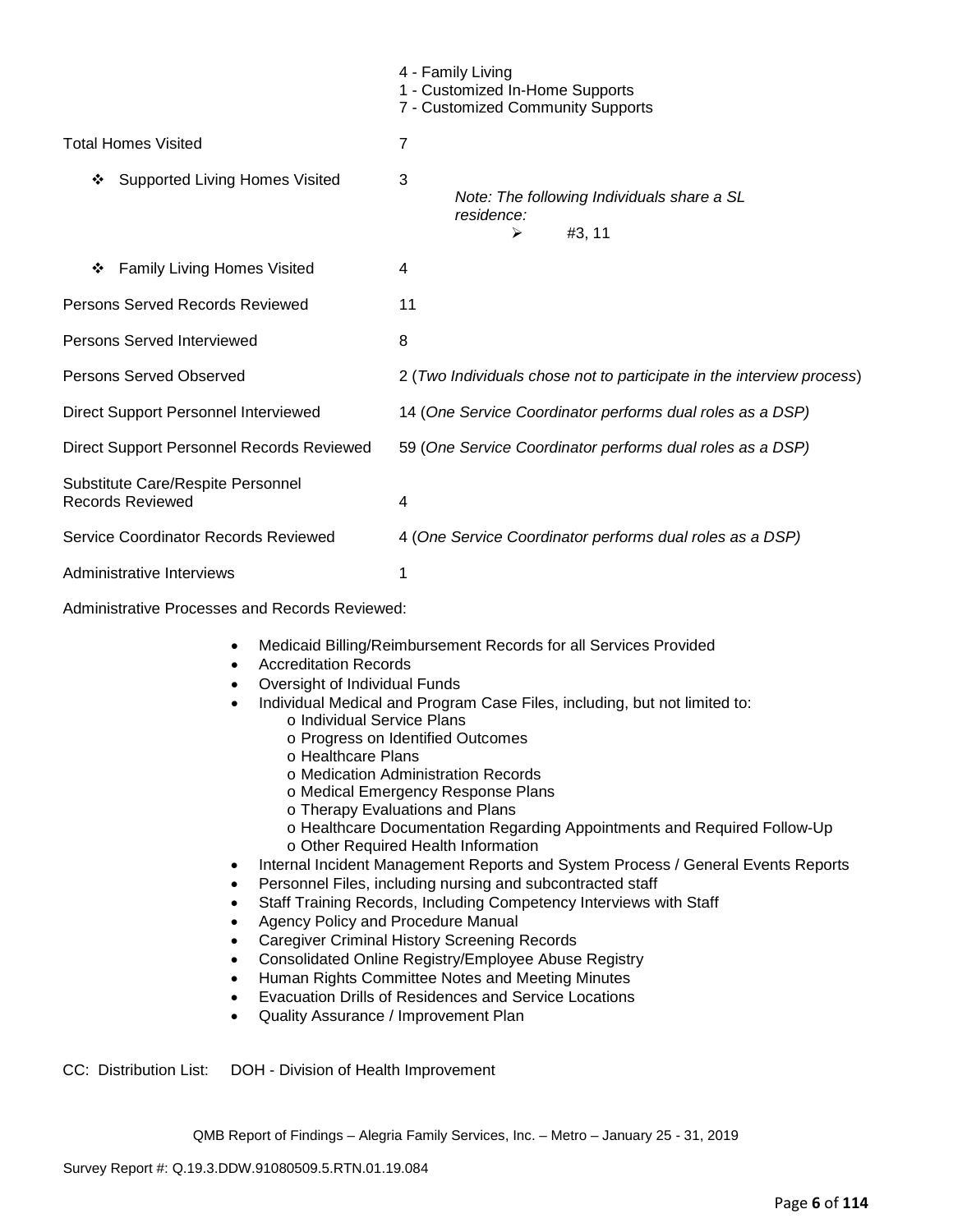| | |
|---|---|
| | 4 - Family Living<br>1 - Customized In-Home Supports<br>7 - Customized Community Supports |
| Total Homes Visited | 7 |
| ❖ Supported Living Homes Visited | 3<br>*Note: The following Individuals share a SL residence:*<br>➢ #3, 11 |
| ❖ Family Living Homes Visited | 4 |
| Persons Served Records Reviewed | 11 |
| Persons Served Interviewed | 8 |
| Persons Served Observed | 2 (*Two Individuals chose not to participate in the interview process*) |
| Direct Support Personnel Interviewed | 14 (*One Service Coordinator performs dual roles as a DSP)* |
| Direct Support Personnel Records Reviewed | 59 (*One Service Coordinator performs dual roles as a DSP)* |
| Substitute Care/Respite Personnel Records Reviewed | 4 |
| Service Coordinator Records Reviewed | 4 (*One Service Coordinator performs dual roles as a DSP)* |
| Administrative Interviews | 1 |

Administrative Processes and Records Reviewed:

- Medicaid Billing/Reimbursement Records for all Services Provided
- Accreditation Records
- Oversight of Individual Funds
- Individual Medical and Program Case Files, including, but not limited to:
    - o Individual Service Plans
    - o Progress on Identified Outcomes
    - o Healthcare Plans
    - o Medication Administration Records
    - o Medical Emergency Response Plans
    - o Therapy Evaluations and Plans
    - o Healthcare Documentation Regarding Appointments and Required Follow-Up
    - o Other Required Health Information
- Internal Incident Management Reports and System Process / General Events Reports
- Personnel Files, including nursing and subcontracted staff
- Staff Training Records, Including Competency Interviews with Staff
- Agency Policy and Procedure Manual
- Caregiver Criminal History Screening Records
- Consolidated Online Registry/Employee Abuse Registry
- Human Rights Committee Notes and Meeting Minutes
- Evacuation Drills of Residences and Service Locations
- Quality Assurance / Improvement Plan

CC: Distribution List: DOH - Division of Health Improvement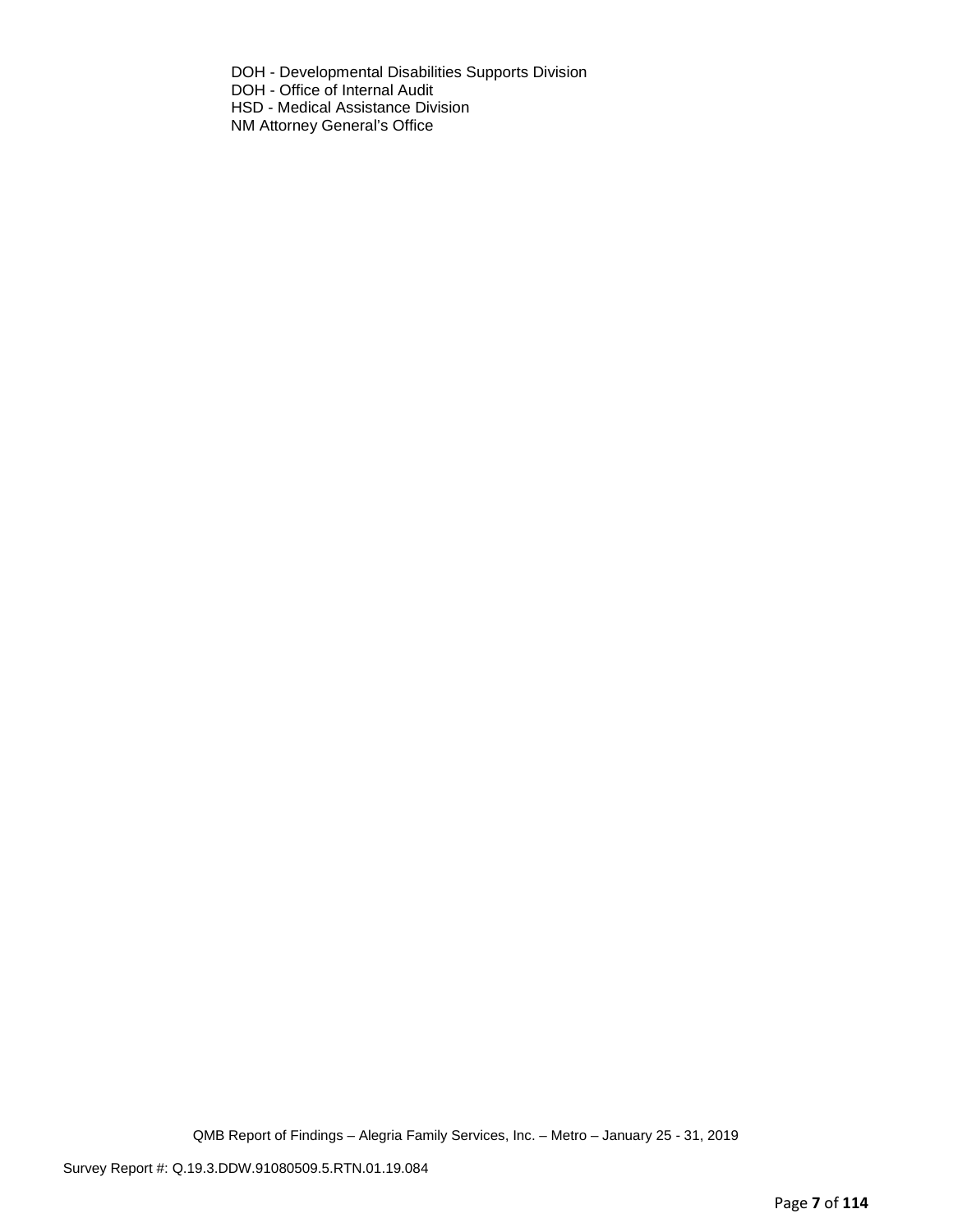DOH - Developmental Disabilities Supports Division
DOH - Office of Internal Audit
HSD - Medical Assistance Division
NM Attorney General's Office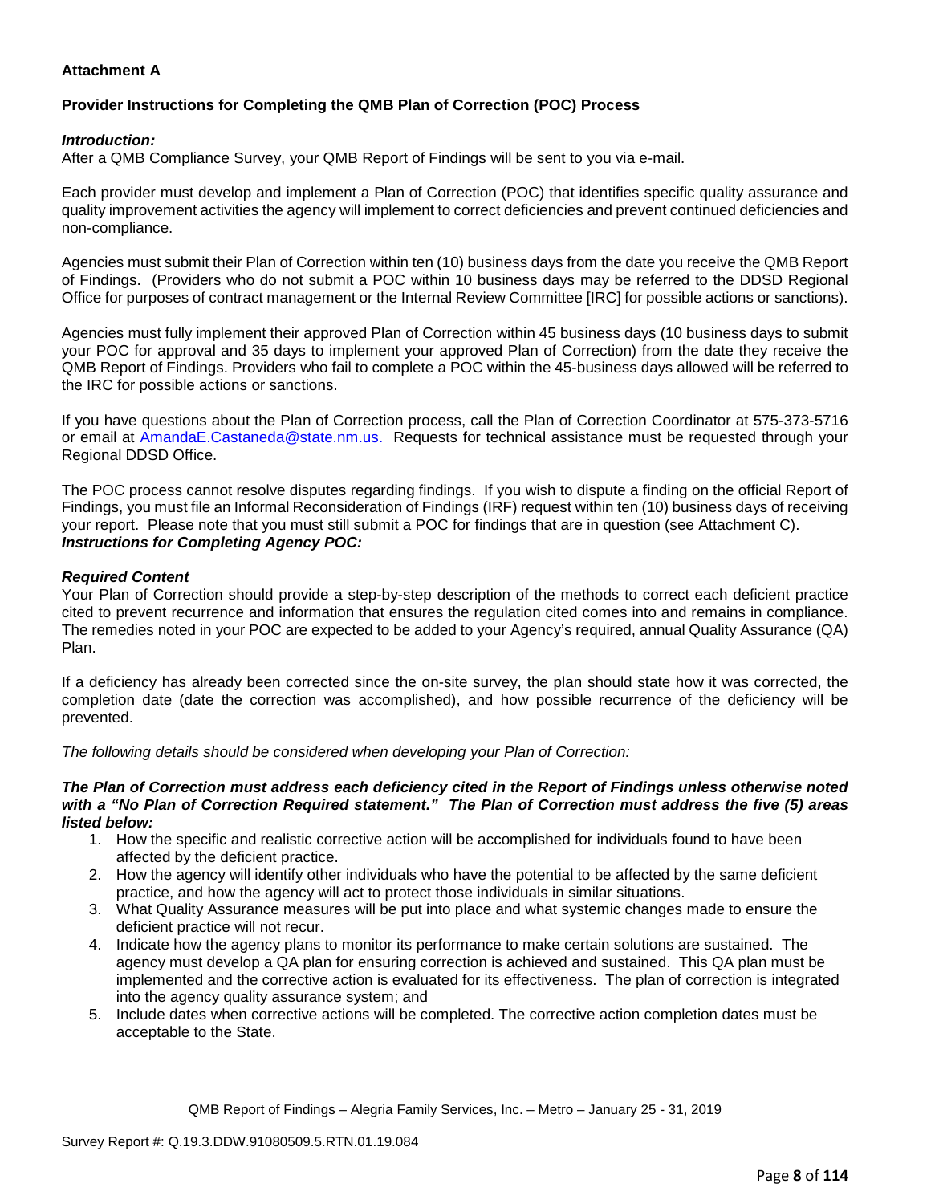**Attachment A**

**Provider Instructions for Completing the QMB Plan of Correction (POC) Process**

***Introduction:***
After a QMB Compliance Survey, your QMB Report of Findings will be sent to you via e-mail.

Each provider must develop and implement a Plan of Correction (POC) that identifies specific quality assurance and quality improvement activities the agency will implement to correct deficiencies and prevent continued deficiencies and non-compliance.

Agencies must submit their Plan of Correction within ten (10) business days from the date you receive the QMB Report of Findings. (Providers who do not submit a POC within 10 business days may be referred to the DDSD Regional Office for purposes of contract management or the Internal Review Committee [IRC] for possible actions or sanctions).

Agencies must fully implement their approved Plan of Correction within 45 business days (10 business days to submit your POC for approval and 35 days to implement your approved Plan of Correction) from the date they receive the QMB Report of Findings. Providers who fail to complete a POC within the 45-business days allowed will be referred to the IRC for possible actions or sanctions.

If you have questions about the Plan of Correction process, call the Plan of Correction Coordinator at 575-373-5716 or email at AmandaE.Castaneda@state.nm.us. Requests for technical assistance must be requested through your Regional DDSD Office.

The POC process cannot resolve disputes regarding findings. If you wish to dispute a finding on the official Report of Findings, you must file an Informal Reconsideration of Findings (IRF) request within ten (10) business days of receiving your report. Please note that you must still submit a POC for findings that are in question (see Attachment C).
***Instructions for Completing Agency POC:***

***Required Content***
Your Plan of Correction should provide a step-by-step description of the methods to correct each deficient practice cited to prevent recurrence and information that ensures the regulation cited comes into and remains in compliance. The remedies noted in your POC are expected to be added to your Agency's required, annual Quality Assurance (QA) Plan.

If a deficiency has already been corrected since the on-site survey, the plan should state how it was corrected, the completion date (date the correction was accomplished), and how possible recurrence of the deficiency will be prevented.

*The following details should be considered when developing your Plan of Correction:*

***The Plan of Correction must address each deficiency cited in the Report of Findings unless otherwise noted with a "No Plan of Correction Required statement." The Plan of Correction must address the five (5) areas listed below:***

1. How the specific and realistic corrective action will be accomplished for individuals found to have been affected by the deficient practice.
2. How the agency will identify other individuals who have the potential to be affected by the same deficient practice, and how the agency will act to protect those individuals in similar situations.
3. What Quality Assurance measures will be put into place and what systemic changes made to ensure the deficient practice will not recur.
4. Indicate how the agency plans to monitor its performance to make certain solutions are sustained. The agency must develop a QA plan for ensuring correction is achieved and sustained. This QA plan must be implemented and the corrective action is evaluated for its effectiveness. The plan of correction is integrated into the agency quality assurance system; and
5. Include dates when corrective actions will be completed. The corrective action completion dates must be acceptable to the State.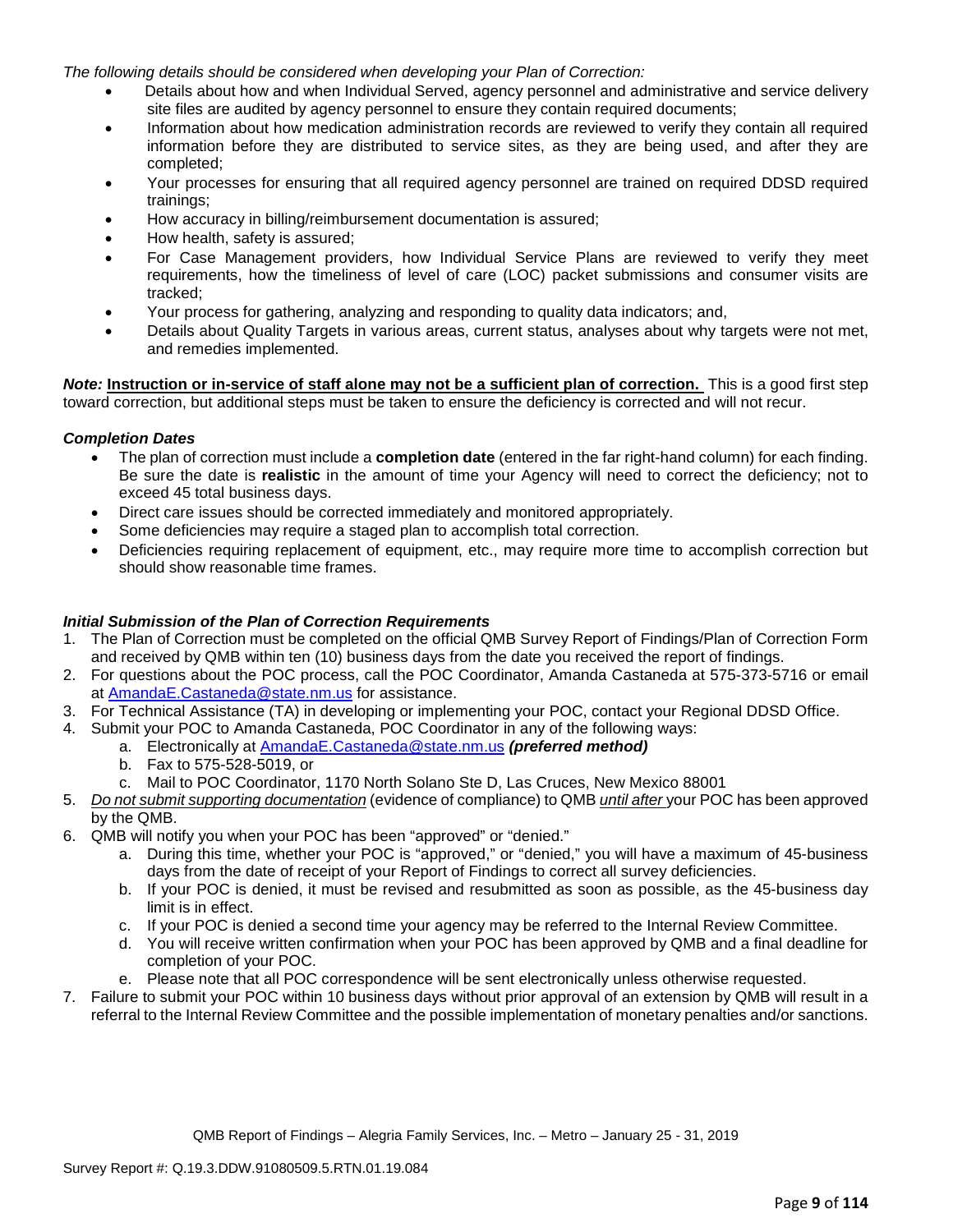*The following details should be considered when developing your Plan of Correction:*

- Details about how and when Individual Served, agency personnel and administrative and service delivery site files are audited by agency personnel to ensure they contain required documents;
- Information about how medication administration records are reviewed to verify they contain all required information before they are distributed to service sites, as they are being used, and after they are completed;
- Your processes for ensuring that all required agency personnel are trained on required DDSD required trainings;
- How accuracy in billing/reimbursement documentation is assured;
- How health, safety is assured;
- For Case Management providers, how Individual Service Plans are reviewed to verify they meet requirements, how the timeliness of level of care (LOC) packet submissions and consumer visits are tracked;
- Your process for gathering, analyzing and responding to quality data indicators; and,
- Details about Quality Targets in various areas, current status, analyses about why targets were not met, and remedies implemented.

***Note:*** **Instruction or in-service of staff alone may not be a sufficient plan of correction.** This is a good first step toward correction, but additional steps must be taken to ensure the deficiency is corrected and will not recur.

***Completion Dates***

- The plan of correction must include a **completion date** (entered in the far right-hand column) for each finding. Be sure the date is **realistic** in the amount of time your Agency will need to correct the deficiency; not to exceed 45 total business days.
- Direct care issues should be corrected immediately and monitored appropriately.
- Some deficiencies may require a staged plan to accomplish total correction.
- Deficiencies requiring replacement of equipment, etc., may require more time to accomplish correction but should show reasonable time frames.

***Initial Submission of the Plan of Correction Requirements***

1. The Plan of Correction must be completed on the official QMB Survey Report of Findings/Plan of Correction Form and received by QMB within ten (10) business days from the date you received the report of findings.
2. For questions about the POC process, call the POC Coordinator, Amanda Castaneda at 575-373-5716 or email at AmandaE.Castaneda@state.nm.us for assistance.
3. For Technical Assistance (TA) in developing or implementing your POC, contact your Regional DDSD Office.
4. Submit your POC to Amanda Castaneda, POC Coordinator in any of the following ways:
   a. Electronically at AmandaE.Castaneda@state.nm.us ***(preferred method)***
   b. Fax to 575-528-5019, or
   c. Mail to POC Coordinator, 1170 North Solano Ste D, Las Cruces, New Mexico 88001
5. *Do not submit supporting documentation* (evidence of compliance) to QMB *until after* your POC has been approved by the QMB.
6. QMB will notify you when your POC has been "approved" or "denied."
   a. During this time, whether your POC is "approved," or "denied," you will have a maximum of 45-business days from the date of receipt of your Report of Findings to correct all survey deficiencies.
   b. If your POC is denied, it must be revised and resubmitted as soon as possible, as the 45-business day limit is in effect.
   c. If your POC is denied a second time your agency may be referred to the Internal Review Committee.
   d. You will receive written confirmation when your POC has been approved by QMB and a final deadline for completion of your POC.
   e. Please note that all POC correspondence will be sent electronically unless otherwise requested.
7. Failure to submit your POC within 10 business days without prior approval of an extension by QMB will result in a referral to the Internal Review Committee and the possible implementation of monetary penalties and/or sanctions.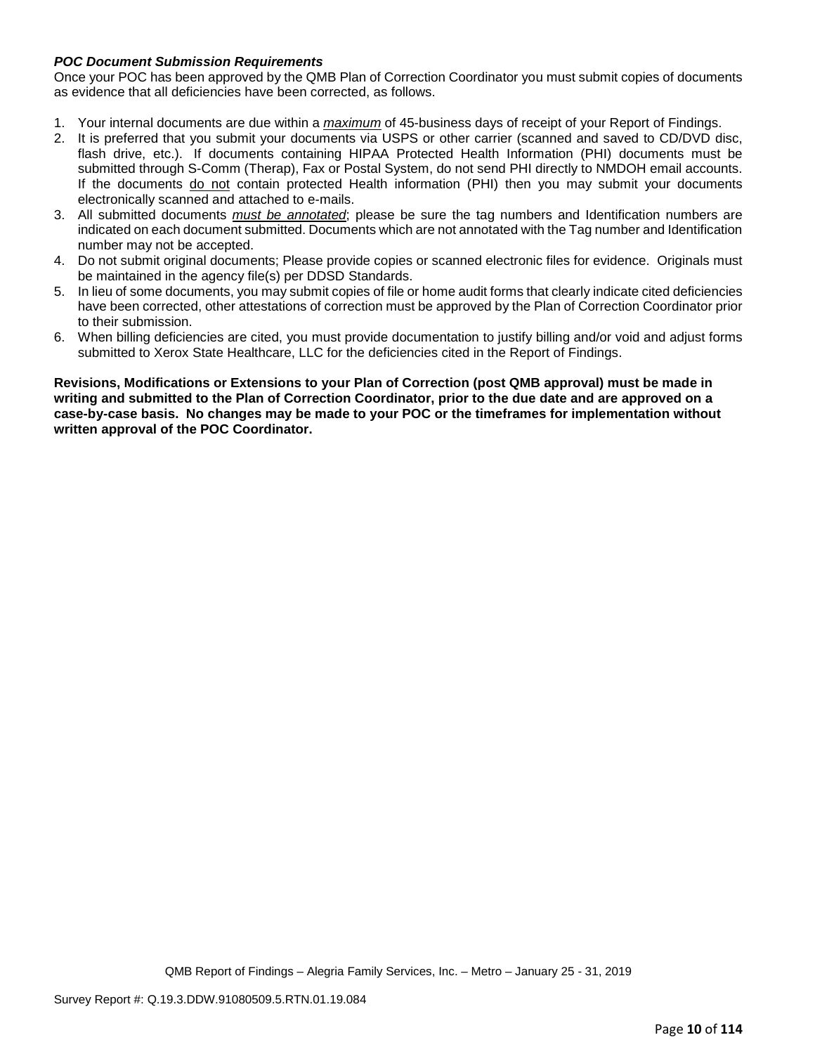***POC Document Submission Requirements***

Once your POC has been approved by the QMB Plan of Correction Coordinator you must submit copies of documents as evidence that all deficiencies have been corrected, as follows.

1. Your internal documents are due within a ***maximum*** of 45-business days of receipt of your Report of Findings.
2. It is preferred that you submit your documents via USPS or other carrier (scanned and saved to CD/DVD disc, flash drive, etc.). If documents containing HIPAA Protected Health Information (PHI) documents must be submitted through S-Comm (Therap), Fax or Postal System, do not send PHI directly to NMDOH email accounts. If the documents do not contain protected Health information (PHI) then you may submit your documents electronically scanned and attached to e-mails.
3. All submitted documents ***must be annotated***; please be sure the tag numbers and Identification numbers are indicated on each document submitted. Documents which are not annotated with the Tag number and Identification number may not be accepted.
4. Do not submit original documents; Please provide copies or scanned electronic files for evidence. Originals must be maintained in the agency file(s) per DDSD Standards.
5. In lieu of some documents, you may submit copies of file or home audit forms that clearly indicate cited deficiencies have been corrected, other attestations of correction must be approved by the Plan of Correction Coordinator prior to their submission.
6. When billing deficiencies are cited, you must provide documentation to justify billing and/or void and adjust forms submitted to Xerox State Healthcare, LLC for the deficiencies cited in the Report of Findings.

**Revisions, Modifications or Extensions to your Plan of Correction (post QMB approval) must be made in writing and submitted to the Plan of Correction Coordinator, prior to the due date and are approved on a case-by-case basis. No changes may be made to your POC or the timeframes for implementation without written approval of the POC Coordinator.**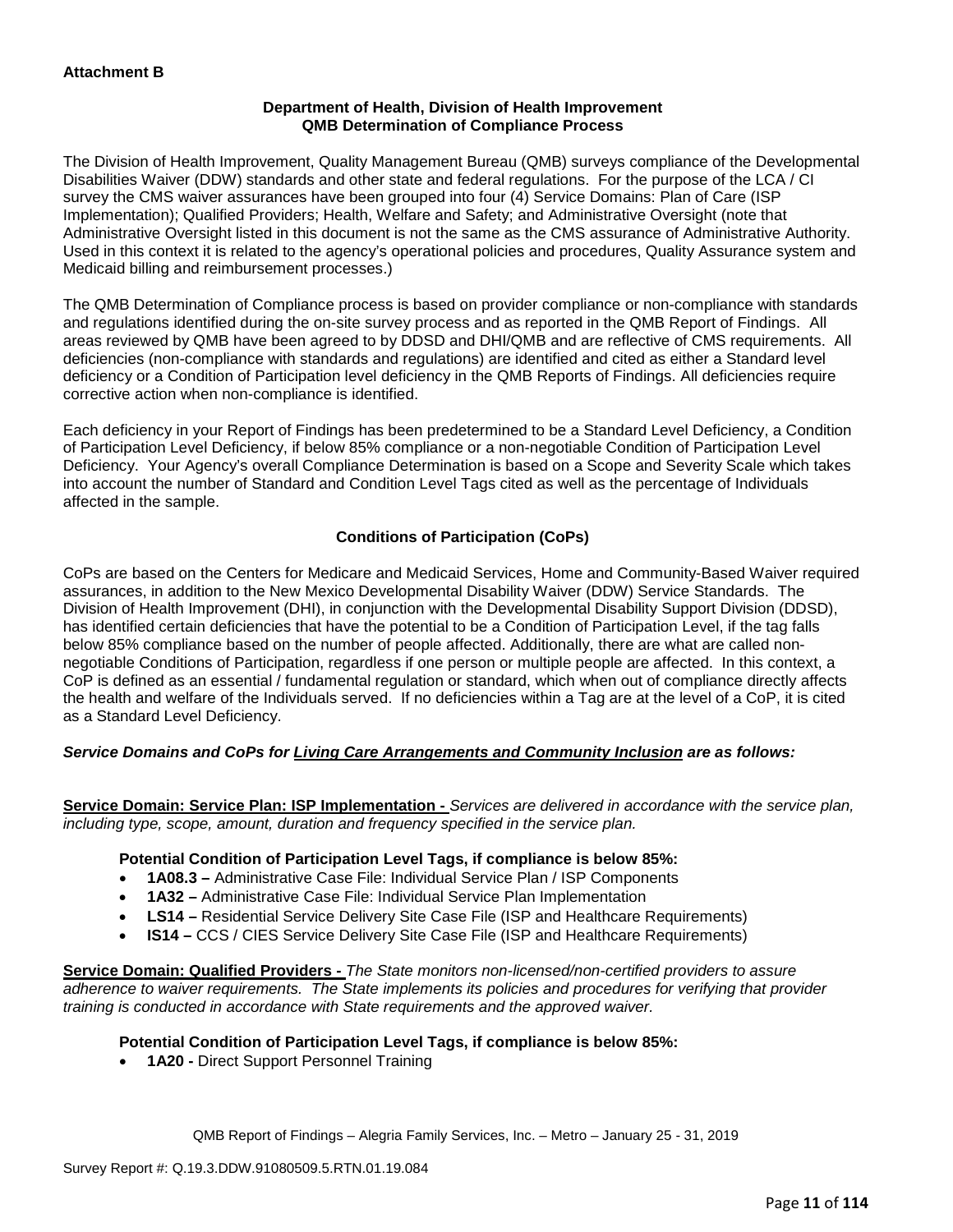**Attachment B**

**Department of Health, Division of Health Improvement**
**QMB Determination of Compliance Process**

The Division of Health Improvement, Quality Management Bureau (QMB) surveys compliance of the Developmental Disabilities Waiver (DDW) standards and other state and federal regulations. For the purpose of the LCA / CI survey the CMS waiver assurances have been grouped into four (4) Service Domains: Plan of Care (ISP Implementation); Qualified Providers; Health, Welfare and Safety; and Administrative Oversight (note that Administrative Oversight listed in this document is not the same as the CMS assurance of Administrative Authority. Used in this context it is related to the agency's operational policies and procedures, Quality Assurance system and Medicaid billing and reimbursement processes.)

The QMB Determination of Compliance process is based on provider compliance or non-compliance with standards and regulations identified during the on-site survey process and as reported in the QMB Report of Findings. All areas reviewed by QMB have been agreed to by DDSD and DHI/QMB and are reflective of CMS requirements. All deficiencies (non-compliance with standards and regulations) are identified and cited as either a Standard level deficiency or a Condition of Participation level deficiency in the QMB Reports of Findings. All deficiencies require corrective action when non-compliance is identified.

Each deficiency in your Report of Findings has been predetermined to be a Standard Level Deficiency, a Condition of Participation Level Deficiency, if below 85% compliance or a non-negotiable Condition of Participation Level Deficiency. Your Agency's overall Compliance Determination is based on a Scope and Severity Scale which takes into account the number of Standard and Condition Level Tags cited as well as the percentage of Individuals affected in the sample.

**Conditions of Participation (CoPs)**

CoPs are based on the Centers for Medicare and Medicaid Services, Home and Community-Based Waiver required assurances, in addition to the New Mexico Developmental Disability Waiver (DDW) Service Standards. The Division of Health Improvement (DHI), in conjunction with the Developmental Disability Support Division (DDSD), has identified certain deficiencies that have the potential to be a Condition of Participation Level, if the tag falls below 85% compliance based on the number of people affected. Additionally, there are what are called non-negotiable Conditions of Participation, regardless if one person or multiple people are affected. In this context, a CoP is defined as an essential / fundamental regulation or standard, which when out of compliance directly affects the health and welfare of the Individuals served. If no deficiencies within a Tag are at the level of a CoP, it is cited as a Standard Level Deficiency.

***Service Domains and CoPs for Living Care Arrangements and Community Inclusion are as follows:***

**Service Domain: Service Plan: ISP Implementation -** *Services are delivered in accordance with the service plan, including type, scope, amount, duration and frequency specified in the service plan.*

**Potential Condition of Participation Level Tags, if compliance is below 85%:**

- **1A08.3 –** Administrative Case File: Individual Service Plan / ISP Components
- **1A32 –** Administrative Case File: Individual Service Plan Implementation
- **LS14 –** Residential Service Delivery Site Case File (ISP and Healthcare Requirements)
- **IS14 –** CCS / CIES Service Delivery Site Case File (ISP and Healthcare Requirements)

**Service Domain: Qualified Providers -** *The State monitors non-licensed/non-certified providers to assure adherence to waiver requirements. The State implements its policies and procedures for verifying that provider training is conducted in accordance with State requirements and the approved waiver.*

**Potential Condition of Participation Level Tags, if compliance is below 85%:**

- **1A20 -** Direct Support Personnel Training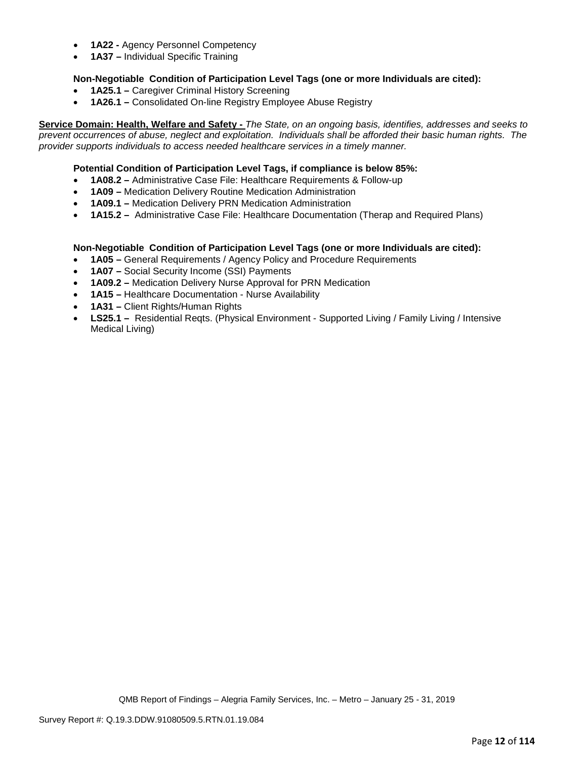- **1A22 -** Agency Personnel Competency
- **1A37 –** Individual Specific Training

**Non-Negotiable Condition of Participation Level Tags (one or more Individuals are cited):**

- **1A25.1 –** Caregiver Criminal History Screening
- **1A26.1 –** Consolidated On-line Registry Employee Abuse Registry

**Service Domain: Health, Welfare and Safety -** *The State, on an ongoing basis, identifies, addresses and seeks to prevent occurrences of abuse, neglect and exploitation. Individuals shall be afforded their basic human rights. The provider supports individuals to access needed healthcare services in a timely manner.*

**Potential Condition of Participation Level Tags, if compliance is below 85%:**

- **1A08.2 –** Administrative Case File: Healthcare Requirements & Follow-up
- **1A09 –** Medication Delivery Routine Medication Administration
- **1A09.1 –** Medication Delivery PRN Medication Administration
- **1A15.2 –** Administrative Case File: Healthcare Documentation (Therap and Required Plans)

**Non-Negotiable Condition of Participation Level Tags (one or more Individuals are cited):**

- **1A05 –** General Requirements / Agency Policy and Procedure Requirements
- **1A07 –** Social Security Income (SSI) Payments
- **1A09.2 –** Medication Delivery Nurse Approval for PRN Medication
- **1A15 –** Healthcare Documentation - Nurse Availability
- **1A31 –** Client Rights/Human Rights
- **LS25.1 –** Residential Reqts. (Physical Environment - Supported Living / Family Living / Intensive Medical Living)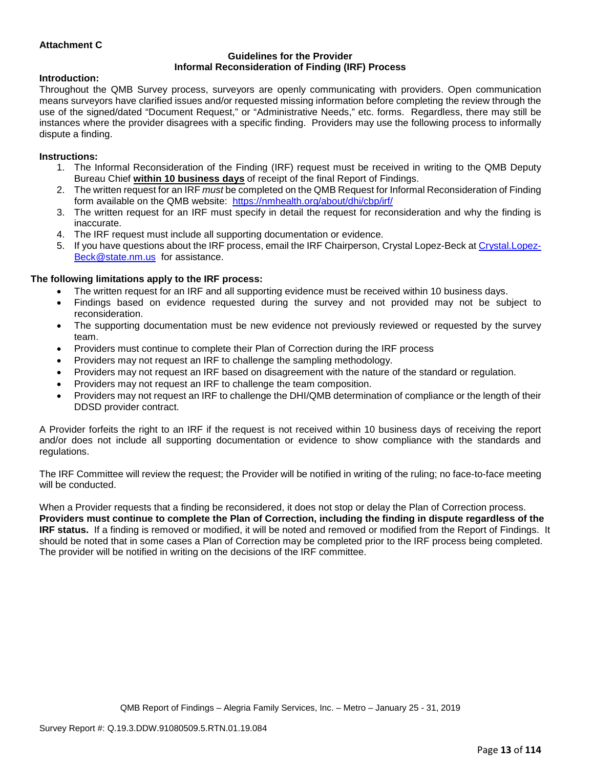**Attachment C**

**Guidelines for the Provider**
**Informal Reconsideration of Finding (IRF) Process**

**Introduction:**
Throughout the QMB Survey process, surveyors are openly communicating with providers. Open communication means surveyors have clarified issues and/or requested missing information before completing the review through the use of the signed/dated "Document Request," or "Administrative Needs," etc. forms. Regardless, there may still be instances where the provider disagrees with a specific finding. Providers may use the following process to informally dispute a finding.

**Instructions:**

1. The Informal Reconsideration of the Finding (IRF) request must be received in writing to the QMB Deputy Bureau Chief **within 10 business days** of receipt of the final Report of Findings.
2. The written request for an IRF *must* be completed on the QMB Request for Informal Reconsideration of Finding form available on the QMB website: https://nmhealth.org/about/dhi/cbp/irf/
3. The written request for an IRF must specify in detail the request for reconsideration and why the finding is inaccurate.
4. The IRF request must include all supporting documentation or evidence.
5. If you have questions about the IRF process, email the IRF Chairperson, Crystal Lopez-Beck at Crystal.Lopez-Beck@state.nm.us for assistance.

**The following limitations apply to the IRF process:**

- The written request for an IRF and all supporting evidence must be received within 10 business days.
- Findings based on evidence requested during the survey and not provided may not be subject to reconsideration.
- The supporting documentation must be new evidence not previously reviewed or requested by the survey team.
- Providers must continue to complete their Plan of Correction during the IRF process
- Providers may not request an IRF to challenge the sampling methodology.
- Providers may not request an IRF based on disagreement with the nature of the standard or regulation.
- Providers may not request an IRF to challenge the team composition.
- Providers may not request an IRF to challenge the DHI/QMB determination of compliance or the length of their DDSD provider contract.

A Provider forfeits the right to an IRF if the request is not received within 10 business days of receiving the report and/or does not include all supporting documentation or evidence to show compliance with the standards and regulations.

The IRF Committee will review the request; the Provider will be notified in writing of the ruling; no face-to-face meeting will be conducted.

When a Provider requests that a finding be reconsidered, it does not stop or delay the Plan of Correction process. **Providers must continue to complete the Plan of Correction, including the finding in dispute regardless of the IRF status.** If a finding is removed or modified, it will be noted and removed or modified from the Report of Findings. It should be noted that in some cases a Plan of Correction may be completed prior to the IRF process being completed. The provider will be notified in writing on the decisions of the IRF committee.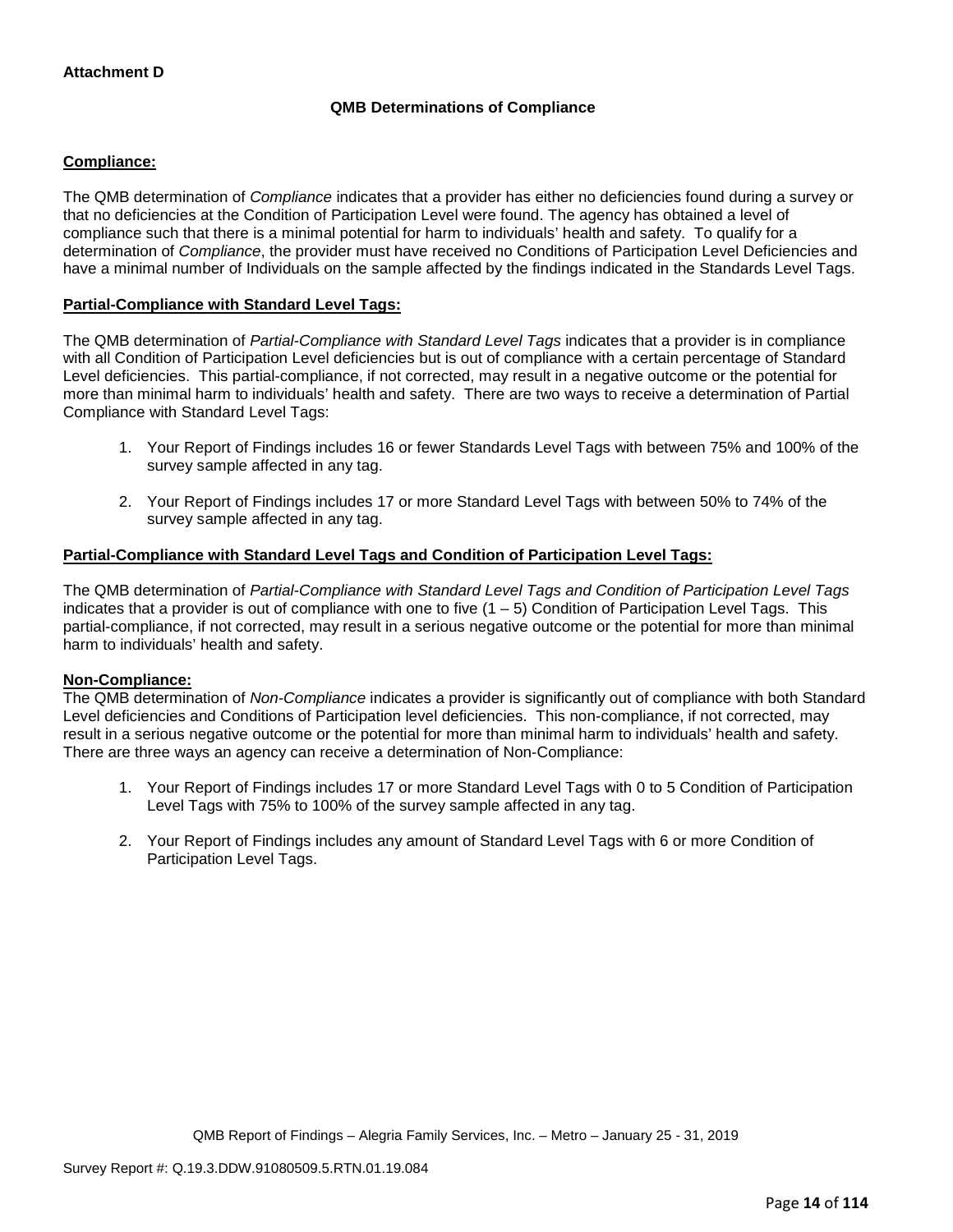**Attachment D**

## QMB Determinations of Compliance

**Compliance:**

The QMB determination of *Compliance* indicates that a provider has either no deficiencies found during a survey or that no deficiencies at the Condition of Participation Level were found. The agency has obtained a level of compliance such that there is a minimal potential for harm to individuals' health and safety. To qualify for a determination of *Compliance*, the provider must have received no Conditions of Participation Level Deficiencies and have a minimal number of Individuals on the sample affected by the findings indicated in the Standards Level Tags.

**Partial-Compliance with Standard Level Tags:**

The QMB determination of *Partial-Compliance with Standard Level Tags* indicates that a provider is in compliance with all Condition of Participation Level deficiencies but is out of compliance with a certain percentage of Standard Level deficiencies. This partial-compliance, if not corrected, may result in a negative outcome or the potential for more than minimal harm to individuals' health and safety. There are two ways to receive a determination of Partial Compliance with Standard Level Tags:

1. Your Report of Findings includes 16 or fewer Standards Level Tags with between 75% and 100% of the survey sample affected in any tag.

2. Your Report of Findings includes 17 or more Standard Level Tags with between 50% to 74% of the survey sample affected in any tag.

**Partial-Compliance with Standard Level Tags and Condition of Participation Level Tags:**

The QMB determination of *Partial-Compliance with Standard Level Tags and Condition of Participation Level Tags* indicates that a provider is out of compliance with one to five (1 – 5) Condition of Participation Level Tags. This partial-compliance, if not corrected, may result in a serious negative outcome or the potential for more than minimal harm to individuals' health and safety.

**Non-Compliance:**

The QMB determination of *Non-Compliance* indicates a provider is significantly out of compliance with both Standard Level deficiencies and Conditions of Participation level deficiencies. This non-compliance, if not corrected, may result in a serious negative outcome or the potential for more than minimal harm to individuals' health and safety. There are three ways an agency can receive a determination of Non-Compliance:

1. Your Report of Findings includes 17 or more Standard Level Tags with 0 to 5 Condition of Participation Level Tags with 75% to 100% of the survey sample affected in any tag.

2. Your Report of Findings includes any amount of Standard Level Tags with 6 or more Condition of Participation Level Tags.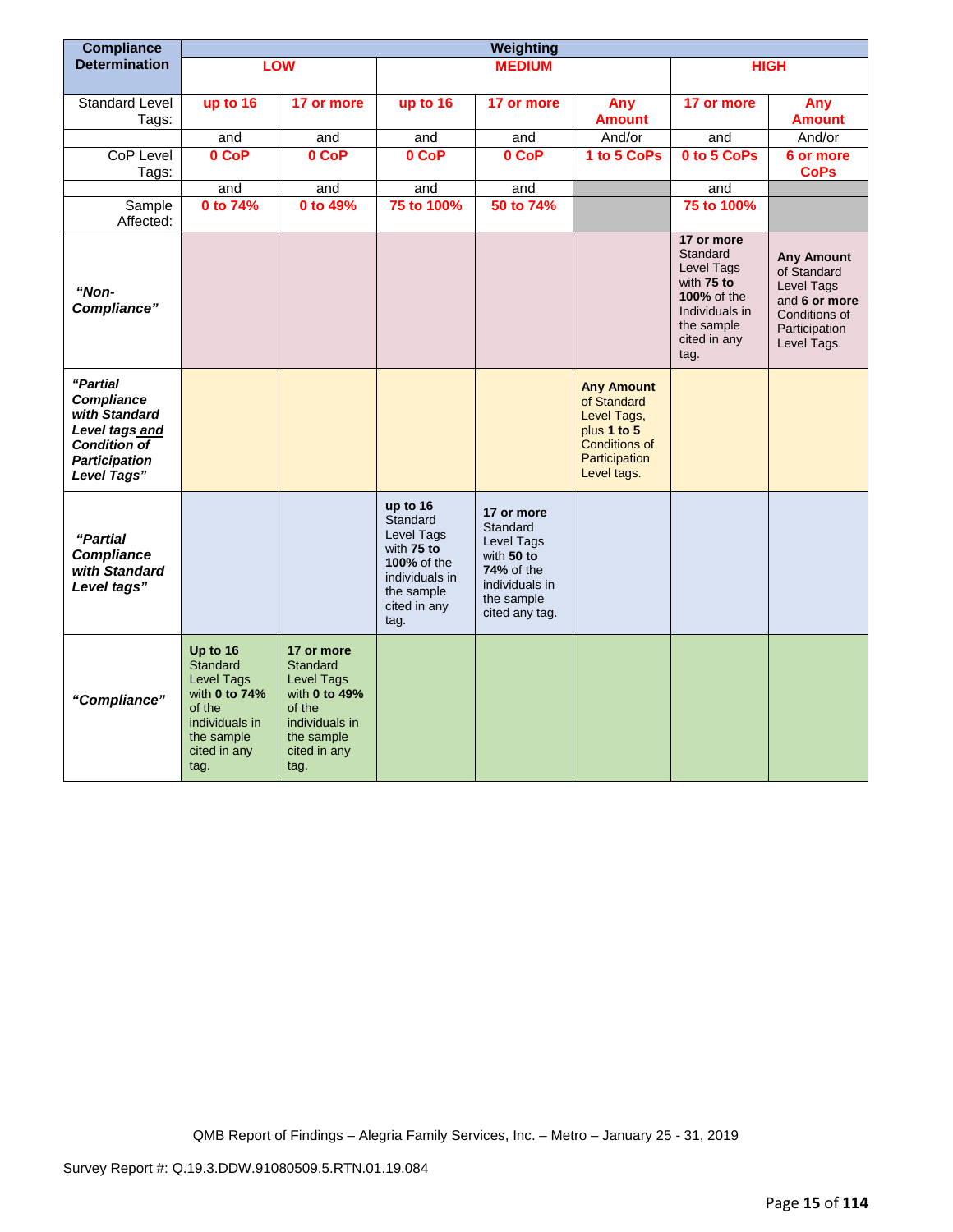| Compliance Determination | Weighting | | | | | | |
|---|---|---|---|---|---|---|---|
| | LOW | | MEDIUM | | | HIGH | |
| Standard Level Tags: | up to 16 | 17 or more | up to 16 | 17 or more | Any Amount | 17 or more | Any Amount |
| | and | and | and | and | And/or | and | And/or |
| CoP Level Tags: | 0 CoP | 0 CoP | 0 CoP | 0 CoP | 1 to 5 CoPs | 0 to 5 CoPs | 6 or more CoPs |
| | and | and | and | and | | and | |
| Sample Affected: | 0 to 74% | 0 to 49% | 75 to 100% | 50 to 74% | | 75 to 100% | |
| ***"Non-Compliance"*** | | | | | | **17 or more** Standard Level Tags with **75 to 100%** of the Individuals in the sample cited in any tag. | **Any Amount** of Standard Level Tags and **6 or more** Conditions of Participation Level Tags. |
| ***"Partial Compliance with Standard Level tags and Condition of Participation Level Tags"*** | | | | | **Any Amount** of Standard Level Tags, plus **1 to 5** Conditions of Participation Level tags. | | |
| ***"Partial Compliance with Standard Level tags"*** | | | **up to 16** Standard Level Tags with **75 to 100%** of the individuals in the sample cited in any tag. | **17 or more** Standard Level Tags with **50 to 74%** of the individuals in the sample cited any tag. | | | |
| ***"Compliance"*** | **Up to 16** Standard Level Tags with **0 to 74%** of the individuals in the sample cited in any tag. | **17 or more** Standard Level Tags with **0 to 49%** of the individuals in the sample cited in any tag. | | | | | |

QMB Report of Findings – Alegria Family Services, Inc. – Metro – January 25 - 31, 2019

Survey Report #: Q.19.3.DDW.91080509.5.RTN.01.19.084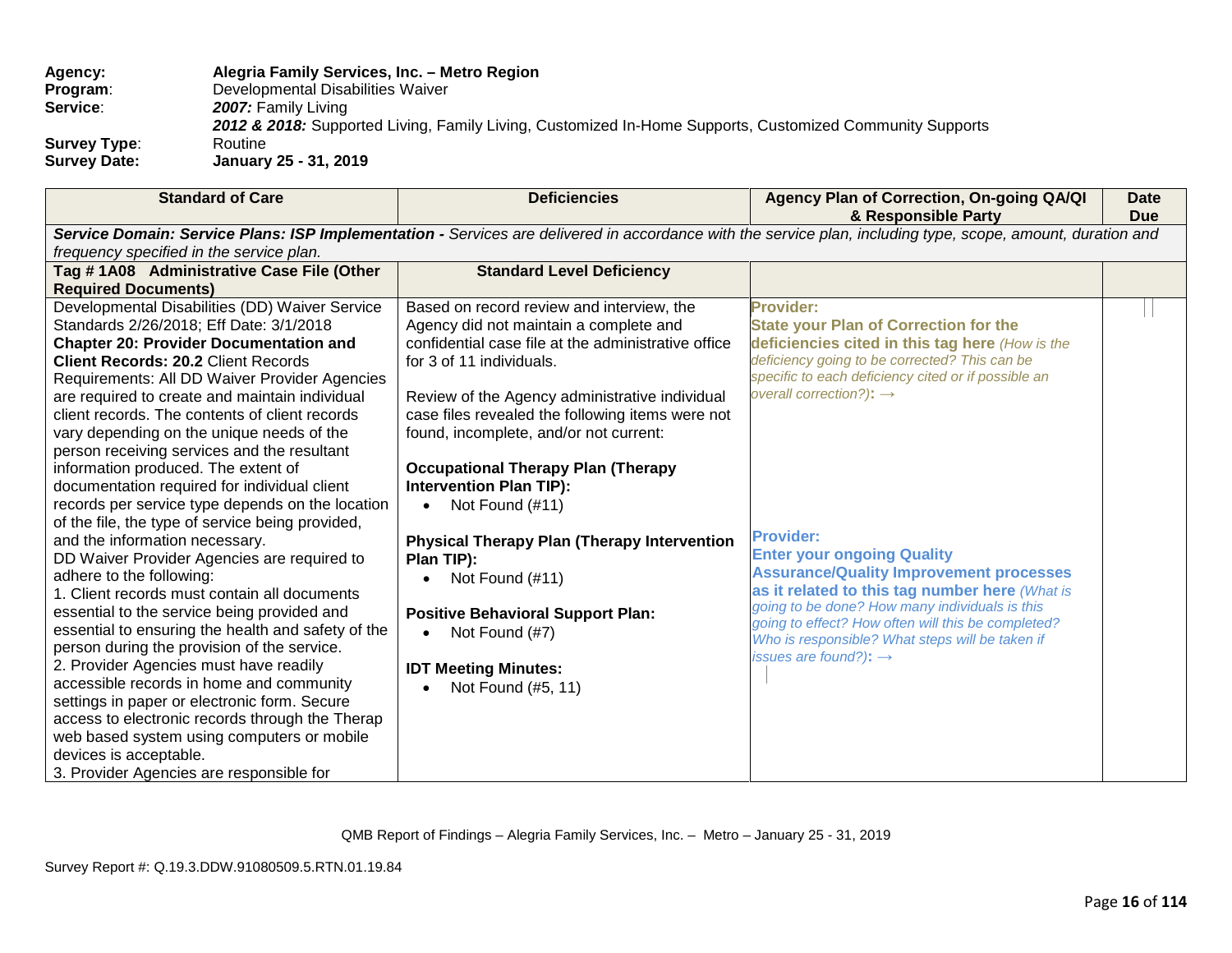**Agency:** **Alegria Family Services, Inc. – Metro Region**
**Program**: Developmental Disabilities Waiver
**Service**: *2007:* Family Living
***2012 & 2018:*** Supported Living, Family Living, Customized In-Home Supports, Customized Community Supports
**Survey Type**: Routine
**Survey Date:** **January 25 - 31, 2019**

| Standard of Care | Deficiencies | Agency Plan of Correction, On-going QA/QI & Responsible Party | Date Due |
|---|---|---|---|
| ***Service Domain: Service Plans: ISP Implementation -*** *Services are delivered in accordance with the service plan, including type, scope, amount, duration and frequency specified in the service plan.* | | | |
| **Tag # 1A08 Administrative Case File (Other Required Documents)** | **Standard Level Deficiency** | | |
| Developmental Disabilities (DD) Waiver Service Standards 2/26/2018; Eff Date: 3/1/2018<br>**Chapter 20: Provider Documentation and Client Records: 20.2** Client Records Requirements: All DD Waiver Provider Agencies are required to create and maintain individual client records. The contents of client records vary depending on the unique needs of the person receiving services and the resultant information produced. The extent of documentation required for individual client records per service type depends on the location of the file, the type of service being provided, and the information necessary.<br>DD Waiver Provider Agencies are required to adhere to the following:<br>1. Client records must contain all documents essential to the service being provided and essential to ensuring the health and safety of the person during the provision of the service.<br>2. Provider Agencies must have readily accessible records in home and community settings in paper or electronic form. Secure access to electronic records through the Therap web based system using computers or mobile devices is acceptable.<br>3. Provider Agencies are responsible for | Based on record review and interview, the Agency did not maintain a complete and confidential case file at the administrative office for 3 of 11 individuals.<br><br>Review of the Agency administrative individual case files revealed the following items were not found, incomplete, and/or not current:<br><br>**Occupational Therapy Plan (Therapy Intervention Plan TIP):**<br>• Not Found (#11)<br><br>**Physical Therapy Plan (Therapy Intervention Plan TIP):**<br>• Not Found (#11)<br><br>**Positive Behavioral Support Plan:**<br>• Not Found (#7)<br><br>**IDT Meeting Minutes:**<br>• Not Found (#5, 11) | **Provider:**<br>**State your Plan of Correction for the deficiencies cited in this tag here** *(How is the deficiency going to be corrected? This can be specific to each deficiency cited or if possible an overall correction?)*: →<br><br>**Provider:**<br>**Enter your ongoing Quality Assurance/Quality Improvement processes as it related to this tag number here** *(What is going to be done? How many individuals is this going to effect? How often will this be completed? Who is responsible? What steps will be taken if issues are found?)*: → | |

QMB Report of Findings – Alegria Family Services, Inc. – Metro – January 25 - 31, 2019

Survey Report #: Q.19.3.DDW.91080509.5.RTN.01.19.84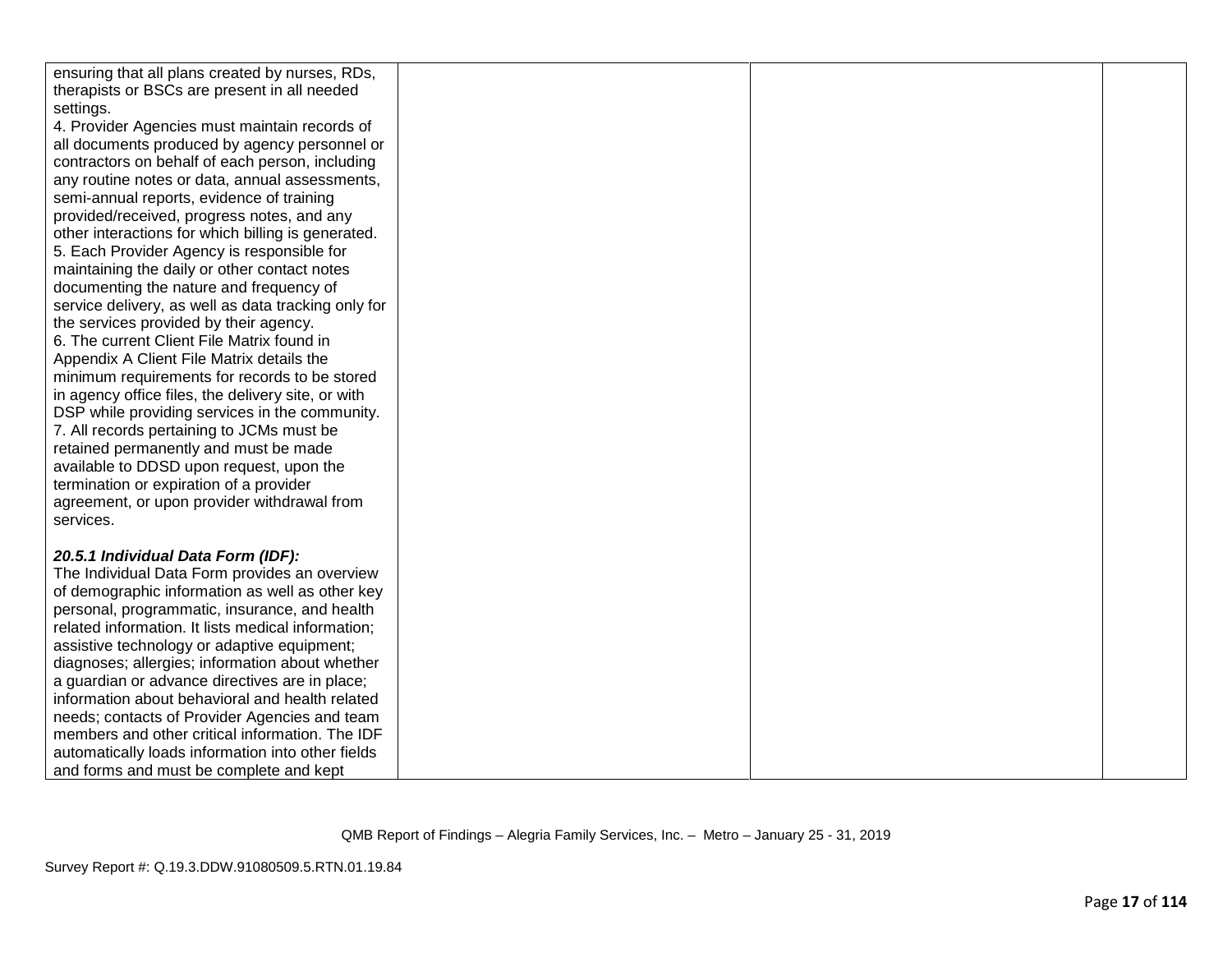| | | | |
|---|---|---|---|
| ensuring that all plans created by nurses, RDs, therapists or BSCs are present in all needed settings.<br>4. Provider Agencies must maintain records of all documents produced by agency personnel or contractors on behalf of each person, including any routine notes or data, annual assessments, semi-annual reports, evidence of training provided/received, progress notes, and any other interactions for which billing is generated.<br>5. Each Provider Agency is responsible for maintaining the daily or other contact notes documenting the nature and frequency of service delivery, as well as data tracking only for the services provided by their agency.<br>6. The current Client File Matrix found in Appendix A Client File Matrix details the minimum requirements for records to be stored in agency office files, the delivery site, or with DSP while providing services in the community.<br>7. All records pertaining to JCMs must be retained permanently and must be made available to DDSD upon request, upon the termination or expiration of a provider agreement, or upon provider withdrawal from services.<br><br>***20.5.1 Individual Data Form (IDF):***<br>The Individual Data Form provides an overview of demographic information as well as other key personal, programmatic, insurance, and health related information. It lists medical information; assistive technology or adaptive equipment; diagnoses; allergies; information about whether a guardian or advance directives are in place; information about behavioral and health related needs; contacts of Provider Agencies and team members and other critical information. The IDF automatically loads information into other fields and forms and must be complete and kept | | | |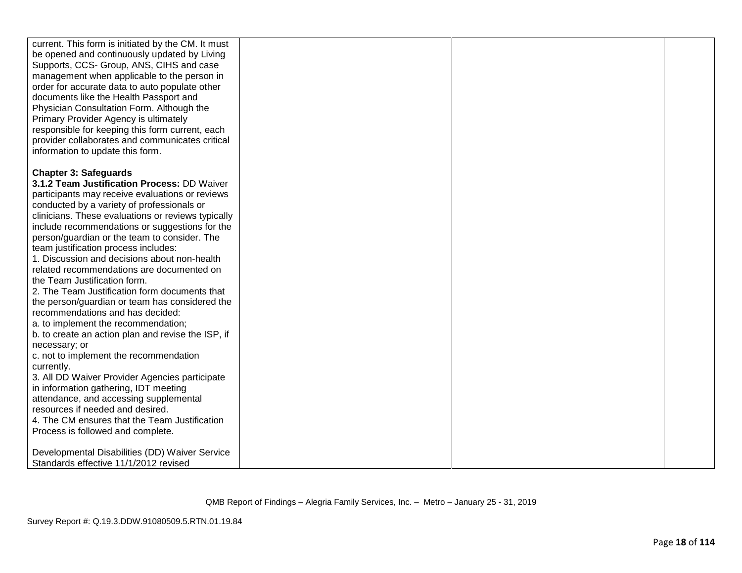| | | | |
|---|---|---|---|
| current. This form is initiated by the CM. It must be opened and continuously updated by Living Supports, CCS- Group, ANS, CIHS and case management when applicable to the person in order for accurate data to auto populate other documents like the Health Passport and Physician Consultation Form. Although the Primary Provider Agency is ultimately responsible for keeping this form current, each provider collaborates and communicates critical information to update this form.<br><br>**Chapter 3: Safeguards**<br>**3.1.2 Team Justification Process:** DD Waiver participants may receive evaluations or reviews conducted by a variety of professionals or clinicians. These evaluations or reviews typically include recommendations or suggestions for the person/guardian or the team to consider. The team justification process includes:<br>1. Discussion and decisions about non-health related recommendations are documented on the Team Justification form.<br>2. The Team Justification form documents that the person/guardian or team has considered the recommendations and has decided:<br>a. to implement the recommendation;<br>b. to create an action plan and revise the ISP, if necessary; or<br>c. not to implement the recommendation currently.<br>3. All DD Waiver Provider Agencies participate in information gathering, IDT meeting attendance, and accessing supplemental resources if needed and desired.<br>4. The CM ensures that the Team Justification Process is followed and complete.<br><br>Developmental Disabilities (DD) Waiver Service Standards effective 11/1/2012 revised | | | |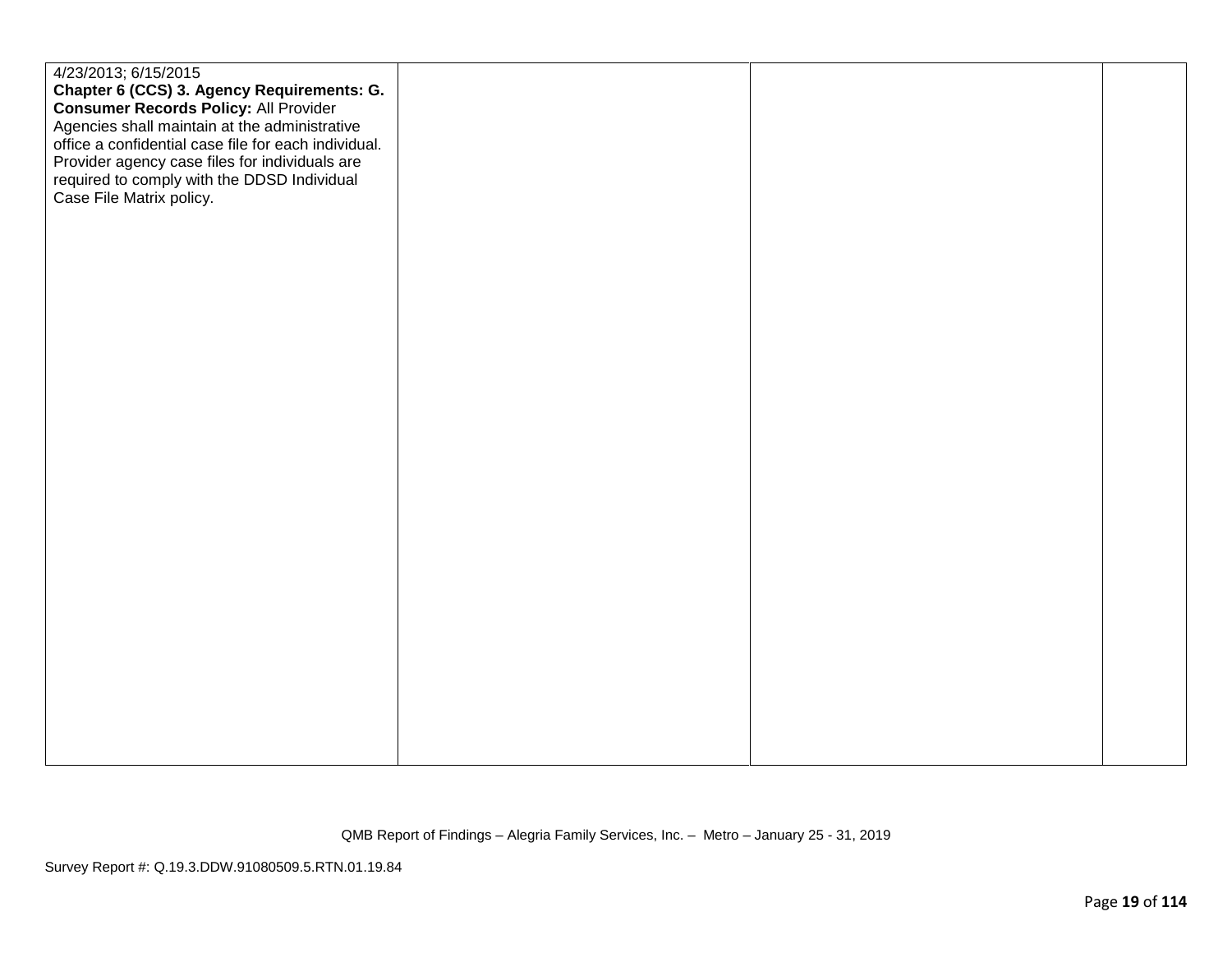| | | | |
|---|---|---|---|
| 4/23/2013; 6/15/2015<br>**Chapter 6 (CCS) 3. Agency Requirements: G. Consumer Records Policy:** All Provider Agencies shall maintain at the administrative office a confidential case file for each individual. Provider agency case files for individuals are required to comply with the DDSD Individual Case File Matrix policy. | | | |

QMB Report of Findings – Alegria Family Services, Inc. – Metro – January 25 - 31, 2019

Survey Report #: Q.19.3.DDW.91080509.5.RTN.01.19.84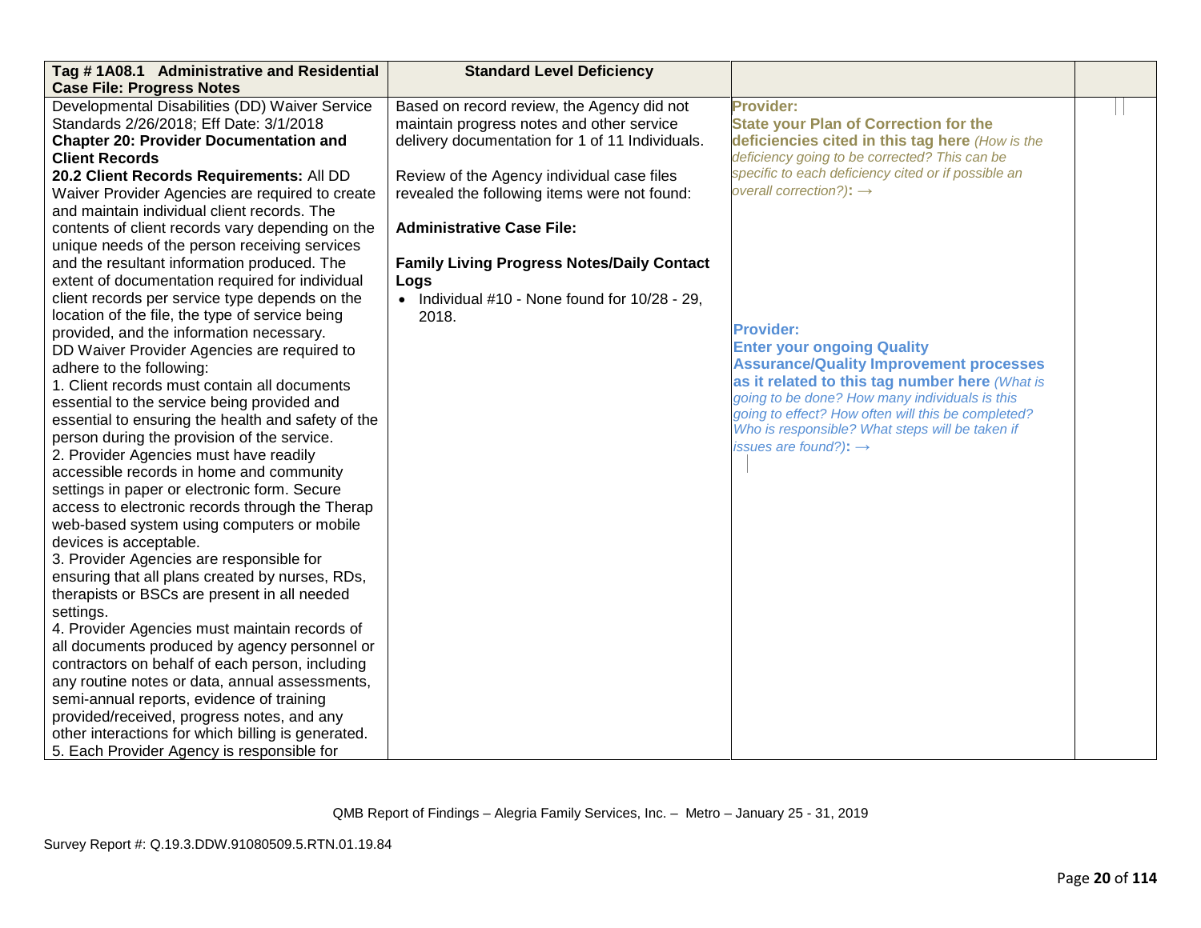| Tag # 1A08.1 Administrative and Residential Case File: Progress Notes | Standard Level Deficiency | | |
|---|---|---|---|
| Developmental Disabilities (DD) Waiver Service Standards 2/26/2018; Eff Date: 3/1/2018<br>**Chapter 20: Provider Documentation and Client Records**<br>**20.2 Client Records Requirements:** All DD Waiver Provider Agencies are required to create and maintain individual client records. The contents of client records vary depending on the unique needs of the person receiving services and the resultant information produced. The extent of documentation required for individual client records per service type depends on the location of the file, the type of service being provided, and the information necessary.<br>DD Waiver Provider Agencies are required to adhere to the following:<br>1. Client records must contain all documents essential to the service being provided and essential to ensuring the health and safety of the person during the provision of the service.<br>2. Provider Agencies must have readily accessible records in home and community settings in paper or electronic form. Secure access to electronic records through the Therap web-based system using computers or mobile devices is acceptable.<br>3. Provider Agencies are responsible for ensuring that all plans created by nurses, RDs, therapists or BSCs are present in all needed settings.<br>4. Provider Agencies must maintain records of all documents produced by agency personnel or contractors on behalf of each person, including any routine notes or data, annual assessments, semi-annual reports, evidence of training provided/received, progress notes, and any other interactions for which billing is generated.<br>5. Each Provider Agency is responsible for | Based on record review, the Agency did not maintain progress notes and other service delivery documentation for 1 of 11 Individuals.<br><br>Review of the Agency individual case files revealed the following items were not found:<br><br>**Administrative Case File:**<br><br>**Family Living Progress Notes/Daily Contact Logs**<br>• Individual #10 - None found for 10/28 - 29, 2018. | **Provider:**<br>**State your Plan of Correction for the deficiencies cited in this tag here** *(How is the deficiency going to be corrected? This can be specific to each deficiency cited or if possible an overall correction?)*: →<br><br><br><br>**Provider:**<br>**Enter your ongoing Quality Assurance/Quality Improvement processes as it related to this tag number here** *(What is going to be done? How many individuals is this going to effect? How often will this be completed? Who is responsible? What steps will be taken if issues are found?)*: → | |

QMB Report of Findings – Alegria Family Services, Inc. – Metro – January 25 - 31, 2019

Survey Report #: Q.19.3.DDW.91080509.5.RTN.01.19.84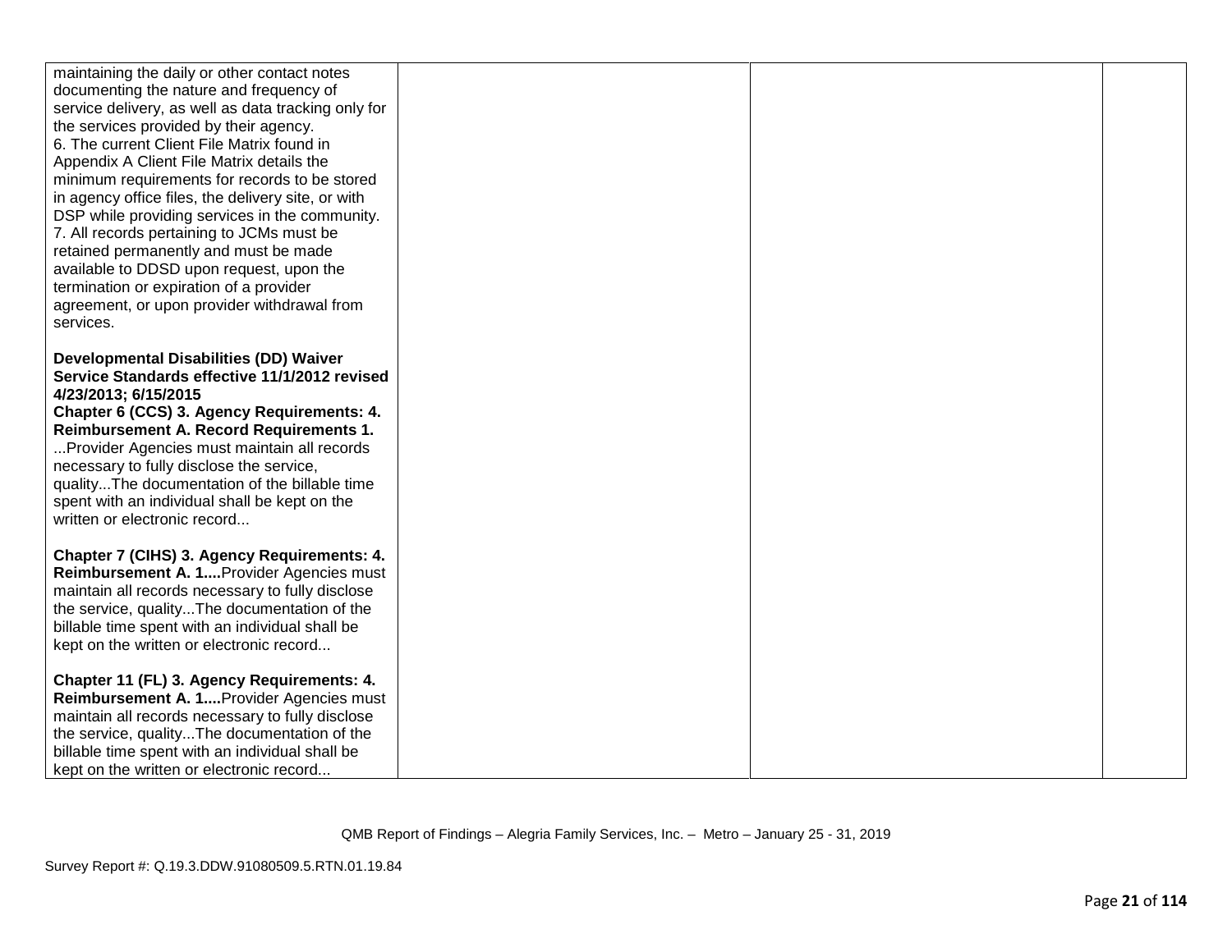| | | | |
|---|---|---|---|
| maintaining the daily or other contact notes documenting the nature and frequency of service delivery, as well as data tracking only for the services provided by their agency.<br>6. The current Client File Matrix found in Appendix A Client File Matrix details the minimum requirements for records to be stored in agency office files, the delivery site, or with DSP while providing services in the community.<br>7. All records pertaining to JCMs must be retained permanently and must be made available to DDSD upon request, upon the termination or expiration of a provider agreement, or upon provider withdrawal from services.<br><br>**Developmental Disabilities (DD) Waiver Service Standards effective 11/1/2012 revised 4/23/2013; 6/15/2015**<br>**Chapter 6 (CCS) 3. Agency Requirements: 4. Reimbursement A. Record Requirements 1.** ...Provider Agencies must maintain all records necessary to fully disclose the service, quality...The documentation of the billable time spent with an individual shall be kept on the written or electronic record...<br><br>**Chapter 7 (CIHS) 3. Agency Requirements: 4. Reimbursement A. 1....**Provider Agencies must maintain all records necessary to fully disclose the service, quality...The documentation of the billable time spent with an individual shall be kept on the written or electronic record...<br><br>**Chapter 11 (FL) 3. Agency Requirements: 4. Reimbursement A. 1....**Provider Agencies must maintain all records necessary to fully disclose the service, quality...The documentation of the billable time spent with an individual shall be kept on the written or electronic record... | | | |

QMB Report of Findings – Alegria Family Services, Inc. – Metro – January 25 - 31, 2019

Survey Report #: Q.19.3.DDW.91080509.5.RTN.01.19.84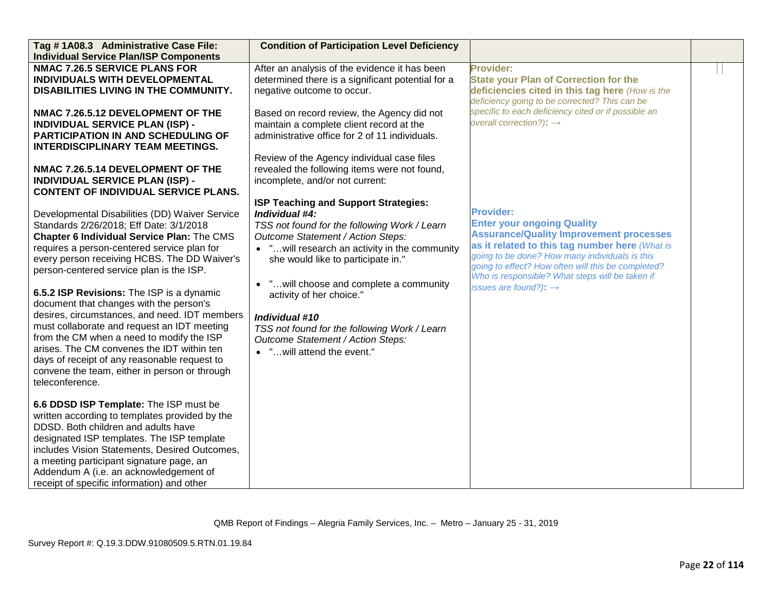| Tag # 1A08.3 Administrative Case File: Individual Service Plan/ISP Components | Condition of Participation Level Deficiency | | |
|---|---|---|---|
| **NMAC 7.26.5 SERVICE PLANS FOR INDIVIDUALS WITH DEVELOPMENTAL DISABILITIES LIVING IN THE COMMUNITY.**<br><br>**NMAC 7.26.5.12 DEVELOPMENT OF THE INDIVIDUAL SERVICE PLAN (ISP) - PARTICIPATION IN AND SCHEDULING OF INTERDISCIPLINARY TEAM MEETINGS.**<br><br>**NMAC 7.26.5.14 DEVELOPMENT OF THE INDIVIDUAL SERVICE PLAN (ISP) - CONTENT OF INDIVIDUAL SERVICE PLANS.**<br><br>Developmental Disabilities (DD) Waiver Service Standards 2/26/2018; Eff Date: 3/1/2018<br>**Chapter 6 Individual Service Plan:** The CMS requires a person-centered service plan for every person receiving HCBS. The DD Waiver's person-centered service plan is the ISP.<br><br>**6.5.2 ISP Revisions:** The ISP is a dynamic document that changes with the person's desires, circumstances, and need. IDT members must collaborate and request an IDT meeting from the CM when a need to modify the ISP arises. The CM convenes the IDT within ten days of receipt of any reasonable request to convene the team, either in person or through teleconference.<br><br>**6.6 DDSD ISP Template:** The ISP must be written according to templates provided by the DDSD. Both children and adults have designated ISP templates. The ISP template includes Vision Statements, Desired Outcomes, a meeting participant signature page, an Addendum A (i.e. an acknowledgement of receipt of specific information) and other | After an analysis of the evidence it has been determined there is a significant potential for a negative outcome to occur.<br><br>Based on record review, the Agency did not maintain a complete client record at the administrative office for 2 of 11 individuals.<br><br>Review of the Agency individual case files revealed the following items were not found, incomplete, and/or not current:<br><br>**ISP Teaching and Support Strategies:**<br>***Individual #4:***<br>*TSS not found for the following Work / Learn Outcome Statement / Action Steps:*<br>• "…will research an activity in the community she would like to participate in."<br><br>• "…will choose and complete a community activity of her choice."<br><br>***Individual #10***<br>*TSS not found for the following Work / Learn Outcome Statement / Action Steps:*<br>• "…will attend the event." | **Provider:**<br>**State your Plan of Correction for the deficiencies cited in this tag here** *(How is the deficiency going to be corrected? This can be specific to each deficiency cited or if possible an overall correction?)*: →<br><br>**Provider:**<br>**Enter your ongoing Quality Assurance/Quality Improvement processes as it related to this tag number here** *(What is going to be done? How many individuals is this going to effect? How often will this be completed? Who is responsible? What steps will be taken if issues are found?)*: → | |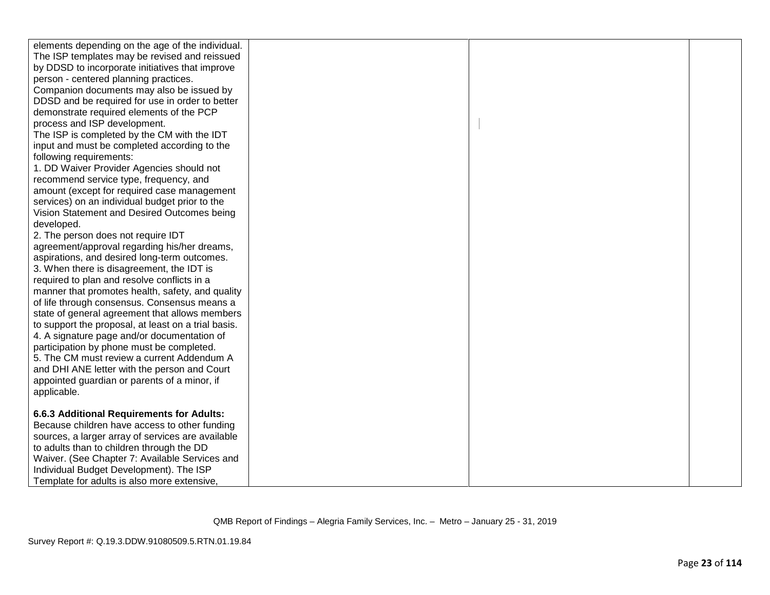| | | | |
|---|---|---|---|
| elements depending on the age of the individual. The ISP templates may be revised and reissued by DDSD to incorporate initiatives that improve person - centered planning practices. Companion documents may also be issued by DDSD and be required for use in order to better demonstrate required elements of the PCP process and ISP development.<br>The ISP is completed by the CM with the IDT input and must be completed according to the following requirements:<br>1. DD Waiver Provider Agencies should not recommend service type, frequency, and amount (except for required case management services) on an individual budget prior to the Vision Statement and Desired Outcomes being developed.<br>2. The person does not require IDT agreement/approval regarding his/her dreams, aspirations, and desired long-term outcomes.<br>3. When there is disagreement, the IDT is required to plan and resolve conflicts in a manner that promotes health, safety, and quality of life through consensus. Consensus means a state of general agreement that allows members to support the proposal, at least on a trial basis.<br>4. A signature page and/or documentation of participation by phone must be completed.<br>5. The CM must review a current Addendum A and DHI ANE letter with the person and Court appointed guardian or parents of a minor, if applicable.<br><br>**6.6.3 Additional Requirements for Adults:** Because children have access to other funding sources, a larger array of services are available to adults than to children through the DD Waiver. (See Chapter 7: Available Services and Individual Budget Development). The ISP Template for adults is also more extensive, | | | |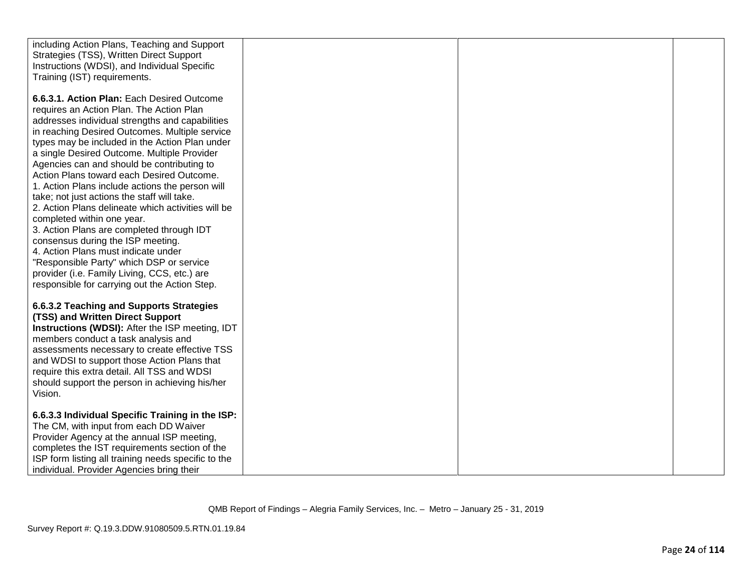| | | | |
|---|---|---|---|
| including Action Plans, Teaching and Support Strategies (TSS), Written Direct Support Instructions (WDSI), and Individual Specific Training (IST) requirements.<br><br>**6.6.3.1. Action Plan:** Each Desired Outcome requires an Action Plan. The Action Plan addresses individual strengths and capabilities in reaching Desired Outcomes. Multiple service types may be included in the Action Plan under a single Desired Outcome. Multiple Provider Agencies can and should be contributing to Action Plans toward each Desired Outcome.<br>1. Action Plans include actions the person will take; not just actions the staff will take.<br>2. Action Plans delineate which activities will be completed within one year.<br>3. Action Plans are completed through IDT consensus during the ISP meeting.<br>4. Action Plans must indicate under "Responsible Party" which DSP or service provider (i.e. Family Living, CCS, etc.) are responsible for carrying out the Action Step.<br><br>**6.6.3.2 Teaching and Supports Strategies (TSS) and Written Direct Support Instructions (WDSI):** After the ISP meeting, IDT members conduct a task analysis and assessments necessary to create effective TSS and WDSI to support those Action Plans that require this extra detail. All TSS and WDSI should support the person in achieving his/her Vision.<br><br>**6.6.3.3 Individual Specific Training in the ISP:** The CM, with input from each DD Waiver Provider Agency at the annual ISP meeting, completes the IST requirements section of the ISP form listing all training needs specific to the individual. Provider Agencies bring their | | | |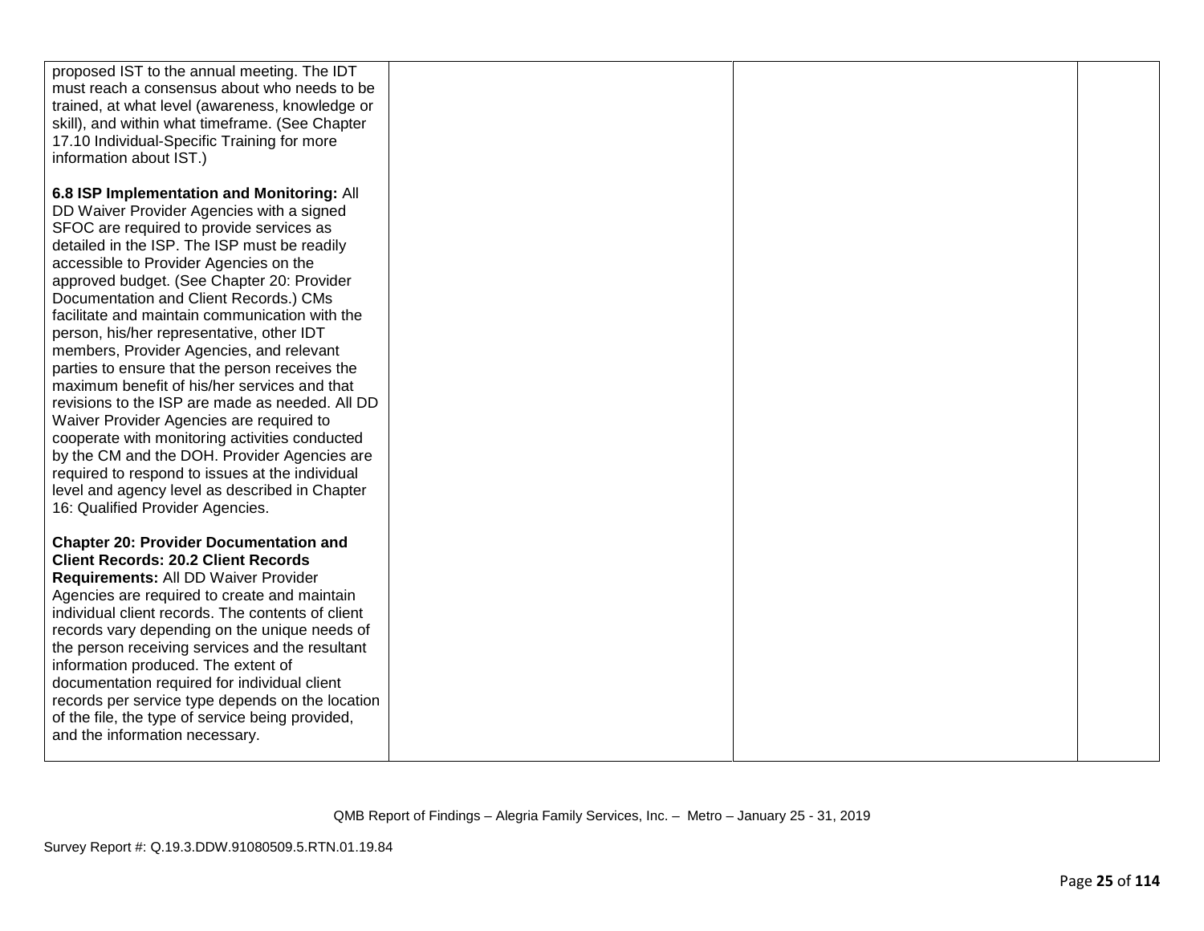| | | | |
|---|---|---|---|
| proposed IST to the annual meeting. The IDT must reach a consensus about who needs to be trained, at what level (awareness, knowledge or skill), and within what timeframe. (See Chapter 17.10 Individual-Specific Training for more information about IST.)<br><br>**6.8 ISP Implementation and Monitoring:** All DD Waiver Provider Agencies with a signed SFOC are required to provide services as detailed in the ISP. The ISP must be readily accessible to Provider Agencies on the approved budget. (See Chapter 20: Provider Documentation and Client Records.) CMs facilitate and maintain communication with the person, his/her representative, other IDT members, Provider Agencies, and relevant parties to ensure that the person receives the maximum benefit of his/her services and that revisions to the ISP are made as needed. All DD Waiver Provider Agencies are required to cooperate with monitoring activities conducted by the CM and the DOH. Provider Agencies are required to respond to issues at the individual level and agency level as described in Chapter 16: Qualified Provider Agencies.<br><br>**Chapter 20: Provider Documentation and Client Records: 20.2 Client Records Requirements:** All DD Waiver Provider Agencies are required to create and maintain individual client records. The contents of client records vary depending on the unique needs of the person receiving services and the resultant information produced. The extent of documentation required for individual client records per service type depends on the location of the file, the type of service being provided, and the information necessary. | | | |

QMB Report of Findings – Alegria Family Services, Inc. – Metro – January 25 - 31, 2019

Survey Report #: Q.19.3.DDW.91080509.5.RTN.01.19.84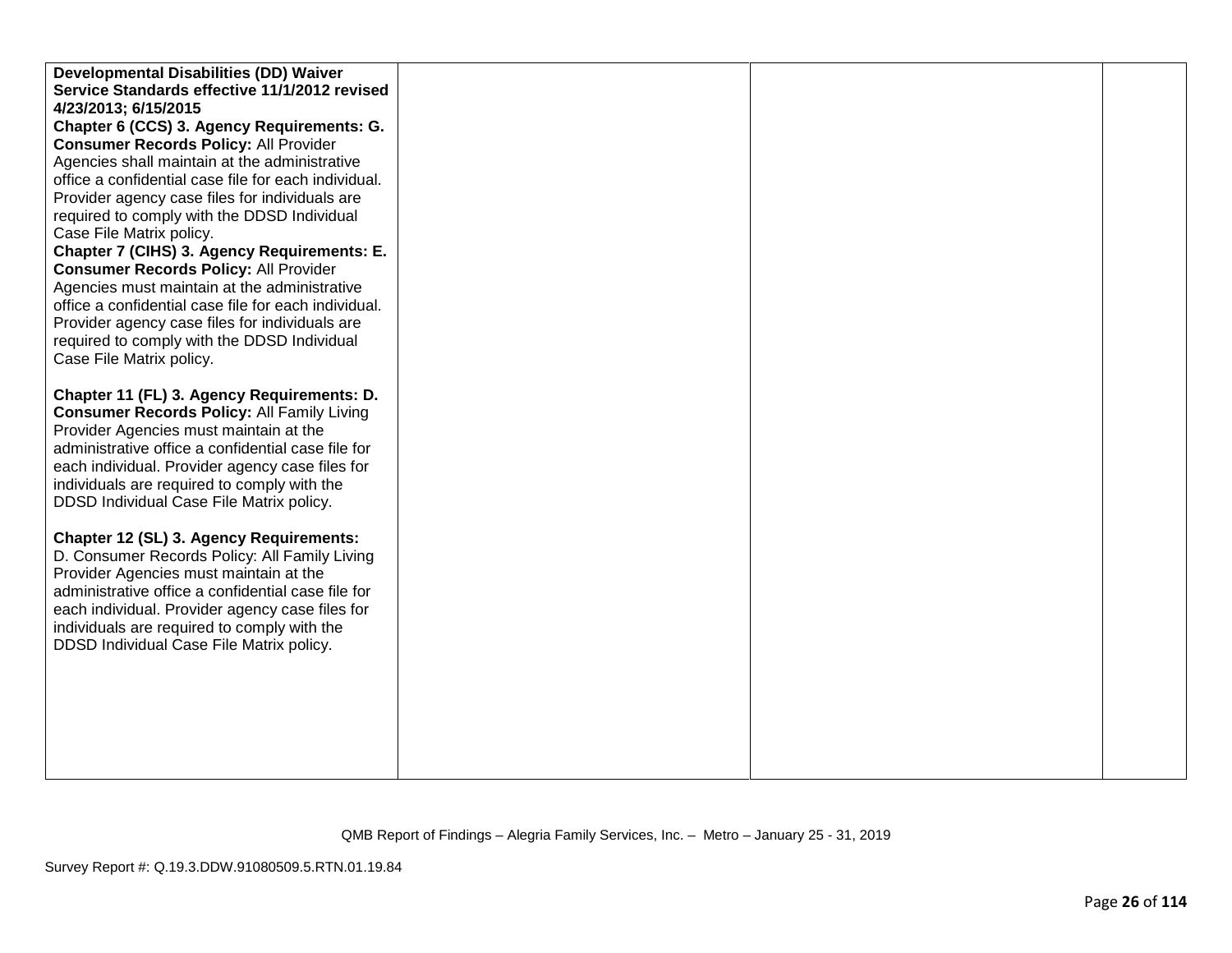| | | | |
|---|---|---|---|
| **Developmental Disabilities (DD) Waiver Service Standards effective 11/1/2012 revised 4/23/2013; 6/15/2015**<br>**Chapter 6 (CCS) 3. Agency Requirements: G. Consumer Records Policy:** All Provider Agencies shall maintain at the administrative office a confidential case file for each individual. Provider agency case files for individuals are required to comply with the DDSD Individual Case File Matrix policy.<br>**Chapter 7 (CIHS) 3. Agency Requirements: E. Consumer Records Policy:** All Provider Agencies must maintain at the administrative office a confidential case file for each individual. Provider agency case files for individuals are required to comply with the DDSD Individual Case File Matrix policy.<br><br>**Chapter 11 (FL) 3. Agency Requirements: D. Consumer Records Policy:** All Family Living Provider Agencies must maintain at the administrative office a confidential case file for each individual. Provider agency case files for individuals are required to comply with the DDSD Individual Case File Matrix policy.<br><br>**Chapter 12 (SL) 3. Agency Requirements:** D. Consumer Records Policy: All Family Living Provider Agencies must maintain at the administrative office a confidential case file for each individual. Provider agency case files for individuals are required to comply with the DDSD Individual Case File Matrix policy. | | | |

QMB Report of Findings – Alegria Family Services, Inc. – Metro – January 25 - 31, 2019

Survey Report #: Q.19.3.DDW.91080509.5.RTN.01.19.84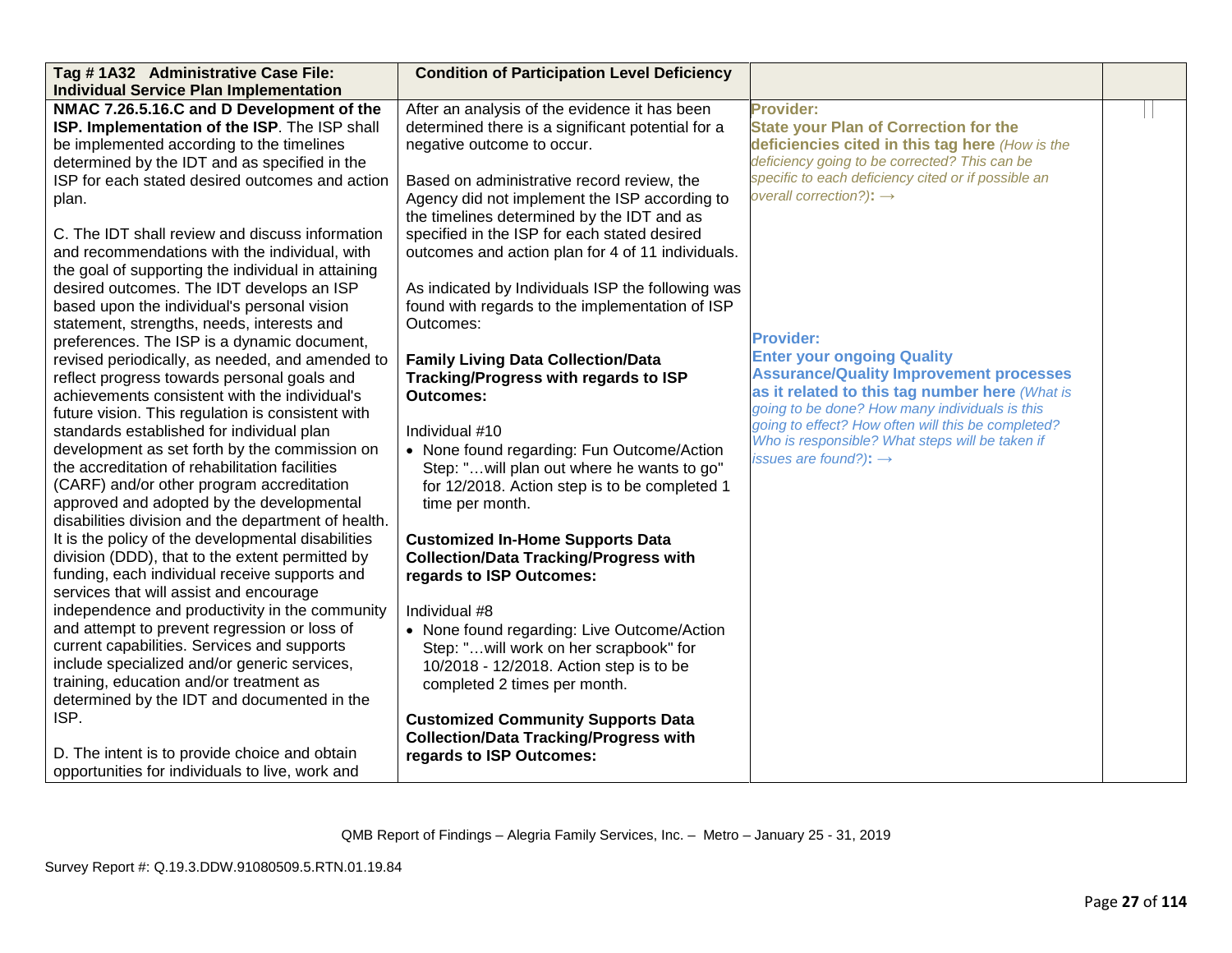| Tag # 1A32 Administrative Case File: Individual Service Plan Implementation | Condition of Participation Level Deficiency | | |
|---|---|---|---|
| **NMAC 7.26.5.16.C and D Development of the ISP. Implementation of the ISP**. The ISP shall be implemented according to the timelines determined by the IDT and as specified in the ISP for each stated desired outcomes and action plan.<br><br>C. The IDT shall review and discuss information and recommendations with the individual, with the goal of supporting the individual in attaining desired outcomes. The IDT develops an ISP based upon the individual's personal vision statement, strengths, needs, interests and preferences. The ISP is a dynamic document, revised periodically, as needed, and amended to reflect progress towards personal goals and achievements consistent with the individual's future vision. This regulation is consistent with standards established for individual plan development as set forth by the commission on the accreditation of rehabilitation facilities (CARF) and/or other program accreditation approved and adopted by the developmental disabilities division and the department of health. It is the policy of the developmental disabilities division (DDD), that to the extent permitted by funding, each individual receive supports and services that will assist and encourage independence and productivity in the community and attempt to prevent regression or loss of current capabilities. Services and supports include specialized and/or generic services, training, education and/or treatment as determined by the IDT and documented in the ISP.<br><br>D. The intent is to provide choice and obtain opportunities for individuals to live, work and | After an analysis of the evidence it has been determined there is a significant potential for a negative outcome to occur.<br><br>Based on administrative record review, the Agency did not implement the ISP according to the timelines determined by the IDT and as specified in the ISP for each stated desired outcomes and action plan for 4 of 11 individuals.<br><br>As indicated by Individuals ISP the following was found with regards to the implementation of ISP Outcomes:<br><br>**Family Living Data Collection/Data Tracking/Progress with regards to ISP Outcomes:**<br><br>Individual #10<br>• None found regarding: Fun Outcome/Action Step: "…will plan out where he wants to go" for 12/2018. Action step is to be completed 1 time per month.<br><br>**Customized In-Home Supports Data Collection/Data Tracking/Progress with regards to ISP Outcomes:**<br><br>Individual #8<br>• None found regarding: Live Outcome/Action Step: "…will work on her scrapbook" for 10/2018 - 12/2018. Action step is to be completed 2 times per month.<br><br>**Customized Community Supports Data Collection/Data Tracking/Progress with regards to ISP Outcomes:** | **Provider:**<br>**State your Plan of Correction for the deficiencies cited in this tag here** *(How is the deficiency going to be corrected? This can be specific to each deficiency cited or if possible an overall correction?)*: →<br><br>**Provider:**<br>**Enter your ongoing Quality Assurance/Quality Improvement processes as it related to this tag number here** *(What is going to be done? How many individuals is this going to effect? How often will this be completed? Who is responsible? What steps will be taken if issues are found?)*: → | |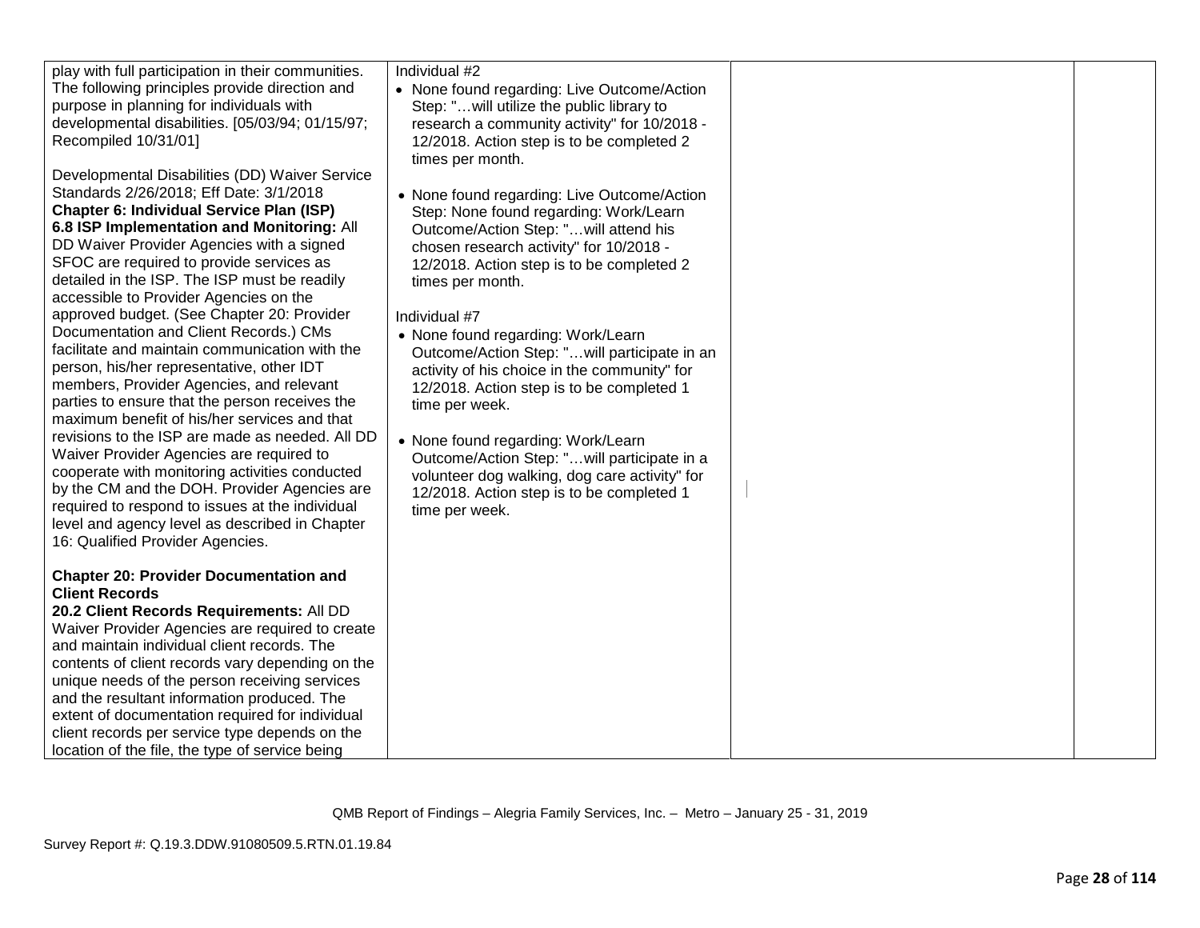| | | | |
|---|---|---|---|
| play with full participation in their communities. The following principles provide direction and purpose in planning for individuals with developmental disabilities. [05/03/94; 01/15/97; Recompiled 10/31/01]<br><br>Developmental Disabilities (DD) Waiver Service Standards 2/26/2018; Eff Date: 3/1/2018<br>**Chapter 6: Individual Service Plan (ISP)**<br>**6.8 ISP Implementation and Monitoring:** All DD Waiver Provider Agencies with a signed SFOC are required to provide services as detailed in the ISP. The ISP must be readily accessible to Provider Agencies on the approved budget. (See Chapter 20: Provider Documentation and Client Records.) CMs facilitate and maintain communication with the person, his/her representative, other IDT members, Provider Agencies, and relevant parties to ensure that the person receives the maximum benefit of his/her services and that revisions to the ISP are made as needed. All DD Waiver Provider Agencies are required to cooperate with monitoring activities conducted by the CM and the DOH. Provider Agencies are required to respond to issues at the individual level and agency level as described in Chapter 16: Qualified Provider Agencies.<br><br>**Chapter 20: Provider Documentation and Client Records**<br>**20.2 Client Records Requirements:** All DD Waiver Provider Agencies are required to create and maintain individual client records. The contents of client records vary depending on the unique needs of the person receiving services and the resultant information produced. The extent of documentation required for individual client records per service type depends on the location of the file, the type of service being | Individual #2<br>• None found regarding: Live Outcome/Action Step: "…will utilize the public library to research a community activity" for 10/2018 - 12/2018. Action step is to be completed 2 times per month.<br><br>• None found regarding: Live Outcome/Action Step: None found regarding: Work/Learn Outcome/Action Step: "…will attend his chosen research activity" for 10/2018 - 12/2018. Action step is to be completed 2 times per month.<br><br>Individual #7<br>• None found regarding: Work/Learn Outcome/Action Step: "…will participate in an activity of his choice in the community" for 12/2018. Action step is to be completed 1 time per week.<br><br>• None found regarding: Work/Learn Outcome/Action Step: "…will participate in a volunteer dog walking, dog care activity" for 12/2018. Action step is to be completed 1 time per week. | | |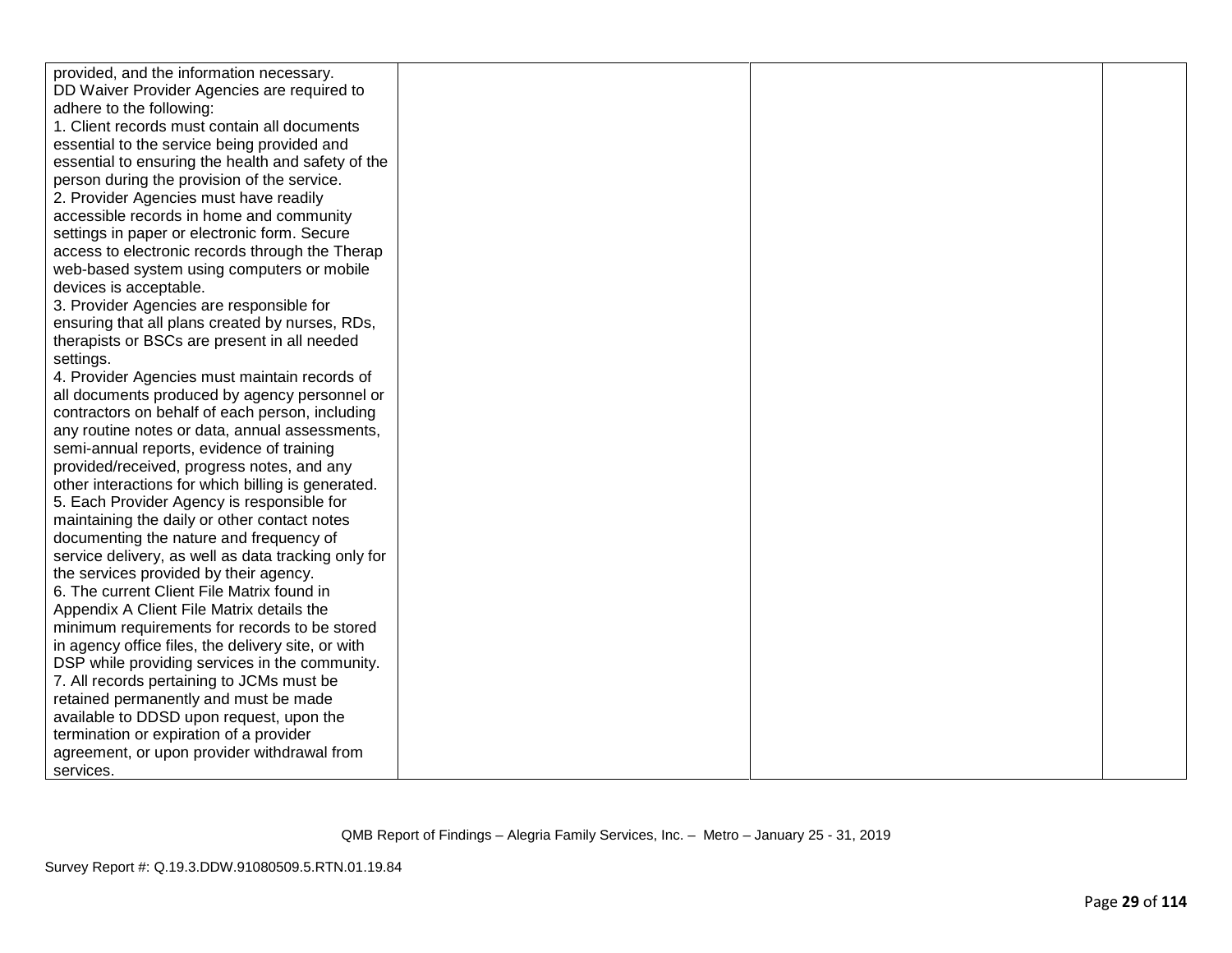| | | | |
|---|---|---|---|
| provided, and the information necessary.<br>DD Waiver Provider Agencies are required to adhere to the following:<br>1. Client records must contain all documents essential to the service being provided and essential to ensuring the health and safety of the person during the provision of the service.<br>2. Provider Agencies must have readily accessible records in home and community settings in paper or electronic form. Secure access to electronic records through the Therap web-based system using computers or mobile devices is acceptable.<br>3. Provider Agencies are responsible for ensuring that all plans created by nurses, RDs, therapists or BSCs are present in all needed settings.<br>4. Provider Agencies must maintain records of all documents produced by agency personnel or contractors on behalf of each person, including any routine notes or data, annual assessments, semi-annual reports, evidence of training provided/received, progress notes, and any other interactions for which billing is generated.<br>5. Each Provider Agency is responsible for maintaining the daily or other contact notes documenting the nature and frequency of service delivery, as well as data tracking only for the services provided by their agency.<br>6. The current Client File Matrix found in Appendix A Client File Matrix details the minimum requirements for records to be stored in agency office files, the delivery site, or with DSP while providing services in the community.<br>7. All records pertaining to JCMs must be retained permanently and must be made available to DDSD upon request, upon the termination or expiration of a provider agreement, or upon provider withdrawal from services. | | | |

QMB Report of Findings – Alegria Family Services, Inc. – Metro – January 25 - 31, 2019

Survey Report #: Q.19.3.DDW.91080509.5.RTN.01.19.84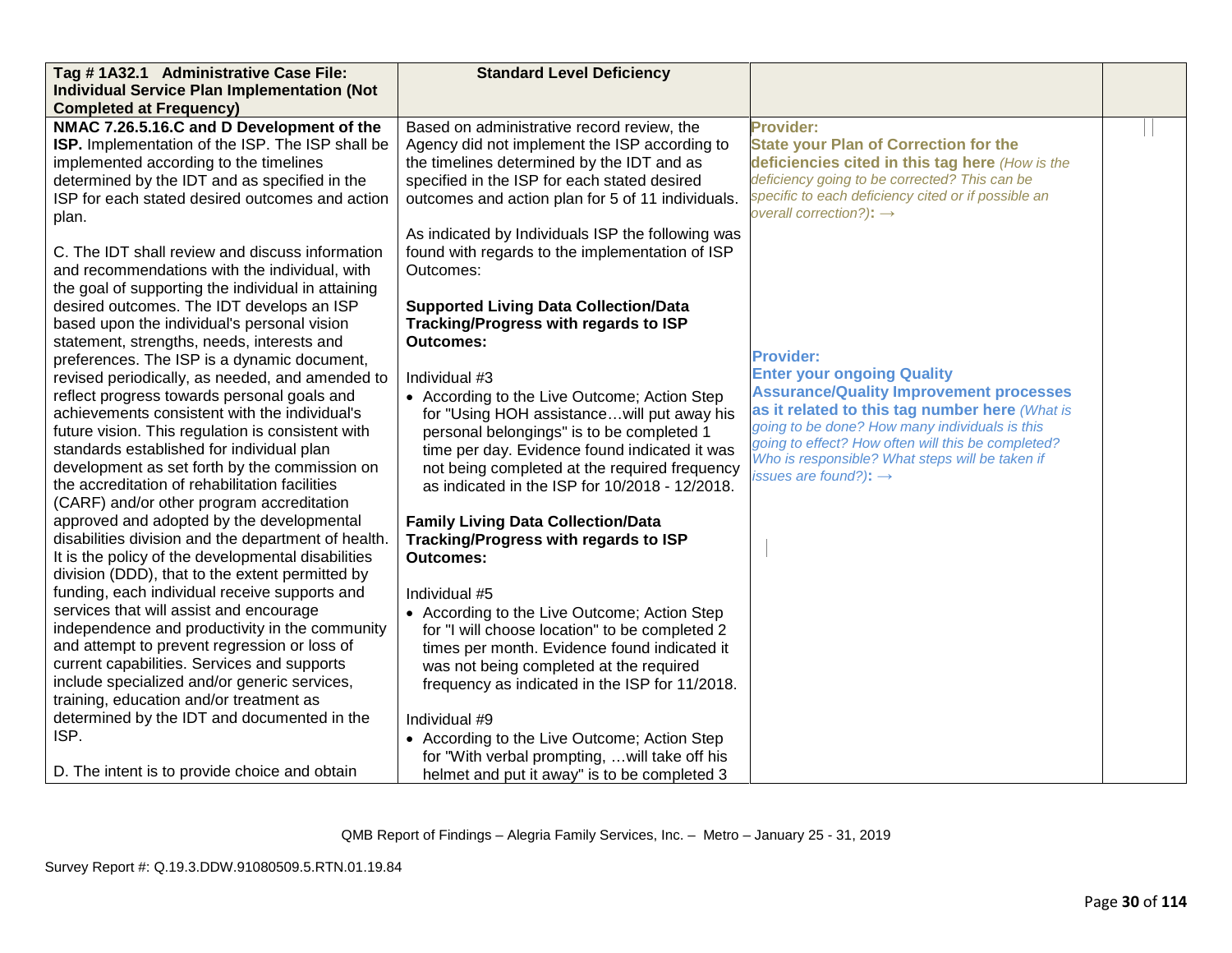| Tag # 1A32.1 Administrative Case File: Individual Service Plan Implementation (Not Completed at Frequency) | Standard Level Deficiency | | |
|---|---|---|---|
| **NMAC 7.26.5.16.C and D Development of the ISP.** Implementation of the ISP. The ISP shall be implemented according to the timelines determined by the IDT and as specified in the ISP for each stated desired outcomes and action plan.<br><br>C. The IDT shall review and discuss information and recommendations with the individual, with the goal of supporting the individual in attaining desired outcomes. The IDT develops an ISP based upon the individual's personal vision statement, strengths, needs, interests and preferences. The ISP is a dynamic document, revised periodically, as needed, and amended to reflect progress towards personal goals and achievements consistent with the individual's future vision. This regulation is consistent with standards established for individual plan development as set forth by the commission on the accreditation of rehabilitation facilities (CARF) and/or other program accreditation approved and adopted by the developmental disabilities division and the department of health. It is the policy of the developmental disabilities division (DDD), that to the extent permitted by funding, each individual receive supports and services that will assist and encourage independence and productivity in the community and attempt to prevent regression or loss of current capabilities. Services and supports include specialized and/or generic services, training, education and/or treatment as determined by the IDT and documented in the ISP.<br><br>D. The intent is to provide choice and obtain | Based on administrative record review, the Agency did not implement the ISP according to the timelines determined by the IDT and as specified in the ISP for each stated desired outcomes and action plan for 5 of 11 individuals.<br><br>As indicated by Individuals ISP the following was found with regards to the implementation of ISP Outcomes:<br><br>**Supported Living Data Collection/Data Tracking/Progress with regards to ISP Outcomes:**<br><br>Individual #3<br>• According to the Live Outcome; Action Step for "Using HOH assistance…will put away his personal belongings" is to be completed 1 time per day. Evidence found indicated it was not being completed at the required frequency as indicated in the ISP for 10/2018 - 12/2018.<br><br>**Family Living Data Collection/Data Tracking/Progress with regards to ISP Outcomes:**<br><br>Individual #5<br>• According to the Live Outcome; Action Step for "I will choose location" to be completed 2 times per month. Evidence found indicated it was not being completed at the required frequency as indicated in the ISP for 11/2018.<br><br>Individual #9<br>• According to the Live Outcome; Action Step for "With verbal prompting, …will take off his helmet and put it away" is to be completed 3 | **Provider:**<br>**State your Plan of Correction for the deficiencies cited in this tag here** *(How is the deficiency going to be corrected? This can be specific to each deficiency cited or if possible an overall correction?)*: →<br><br>**Provider:**<br>**Enter your ongoing Quality Assurance/Quality Improvement processes as it related to this tag number here** *(What is going to be done? How many individuals is this going to effect? How often will this be completed? Who is responsible? What steps will be taken if issues are found?)*: → | |

QMB Report of Findings – Alegria Family Services, Inc. – Metro – January 25 - 31, 2019

Survey Report #: Q.19.3.DDW.91080509.5.RTN.01.19.84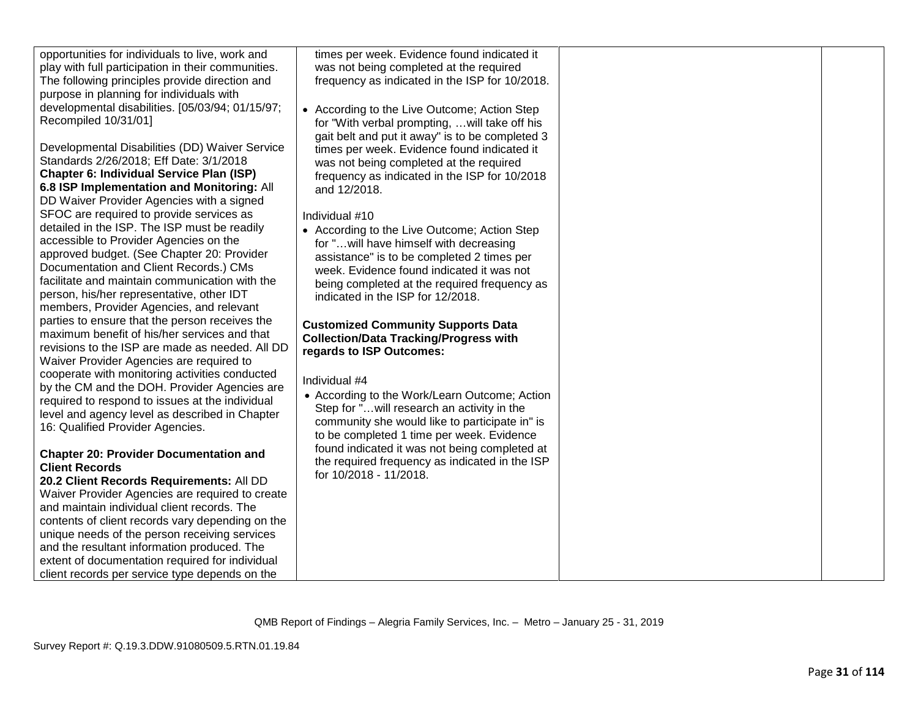| | | | |
|---|---|---|---|
| opportunities for individuals to live, work and play with full participation in their communities. The following principles provide direction and purpose in planning for individuals with developmental disabilities. [05/03/94; 01/15/97; Recompiled 10/31/01]<br><br>Developmental Disabilities (DD) Waiver Service Standards 2/26/2018; Eff Date: 3/1/2018<br>**Chapter 6: Individual Service Plan (ISP)**<br>**6.8 ISP Implementation and Monitoring:** All DD Waiver Provider Agencies with a signed SFOC are required to provide services as detailed in the ISP. The ISP must be readily accessible to Provider Agencies on the approved budget. (See Chapter 20: Provider Documentation and Client Records.) CMs facilitate and maintain communication with the person, his/her representative, other IDT members, Provider Agencies, and relevant parties to ensure that the person receives the maximum benefit of his/her services and that revisions to the ISP are made as needed. All DD Waiver Provider Agencies are required to cooperate with monitoring activities conducted by the CM and the DOH. Provider Agencies are required to respond to issues at the individual level and agency level as described in Chapter 16: Qualified Provider Agencies.<br><br>**Chapter 20: Provider Documentation and Client Records**<br>**20.2 Client Records Requirements:** All DD Waiver Provider Agencies are required to create and maintain individual client records. The contents of client records vary depending on the unique needs of the person receiving services and the resultant information produced. The extent of documentation required for individual client records per service type depends on the | times per week. Evidence found indicated it was not being completed at the required frequency as indicated in the ISP for 10/2018.<br><br>• According to the Live Outcome; Action Step for "With verbal prompting, …will take off his gait belt and put it away" is to be completed 3 times per week. Evidence found indicated it was not being completed at the required frequency as indicated in the ISP for 10/2018 and 12/2018.<br><br>Individual #10<br>• According to the Live Outcome; Action Step for "…will have himself with decreasing assistance" is to be completed 2 times per week. Evidence found indicated it was not being completed at the required frequency as indicated in the ISP for 12/2018.<br><br>**Customized Community Supports Data Collection/Data Tracking/Progress with regards to ISP Outcomes:**<br><br>Individual #4<br>• According to the Work/Learn Outcome; Action Step for "…will research an activity in the community she would like to participate in" is to be completed 1 time per week. Evidence found indicated it was not being completed at the required frequency as indicated in the ISP for 10/2018 - 11/2018. | | |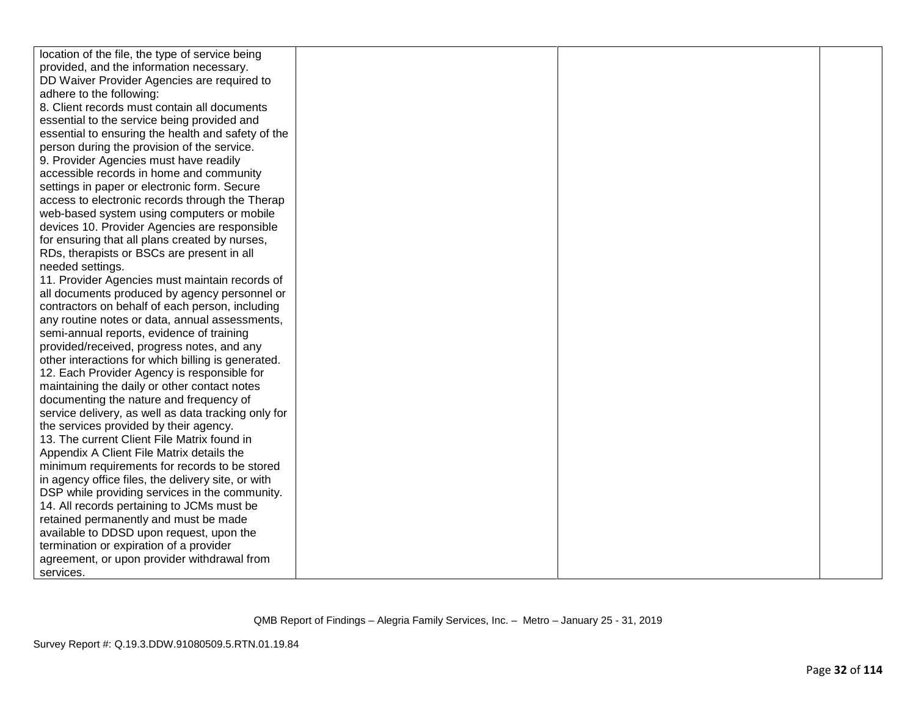| | | | |
|---|---|---|---|
| location of the file, the type of service being provided, and the information necessary.<br>DD Waiver Provider Agencies are required to adhere to the following:<br>8. Client records must contain all documents essential to the service being provided and essential to ensuring the health and safety of the person during the provision of the service.<br>9. Provider Agencies must have readily accessible records in home and community settings in paper or electronic form. Secure access to electronic records through the Therap web-based system using computers or mobile devices 10. Provider Agencies are responsible for ensuring that all plans created by nurses, RDs, therapists or BSCs are present in all needed settings.<br>11. Provider Agencies must maintain records of all documents produced by agency personnel or contractors on behalf of each person, including any routine notes or data, annual assessments, semi-annual reports, evidence of training provided/received, progress notes, and any other interactions for which billing is generated.<br>12. Each Provider Agency is responsible for maintaining the daily or other contact notes documenting the nature and frequency of service delivery, as well as data tracking only for the services provided by their agency.<br>13. The current Client File Matrix found in Appendix A Client File Matrix details the minimum requirements for records to be stored in agency office files, the delivery site, or with DSP while providing services in the community.<br>14. All records pertaining to JCMs must be retained permanently and must be made available to DDSD upon request, upon the termination or expiration of a provider agreement, or upon provider withdrawal from services. | | | |

QMB Report of Findings – Alegria Family Services, Inc. – Metro – January 25 - 31, 2019

Survey Report #: Q.19.3.DDW.91080509.5.RTN.01.19.84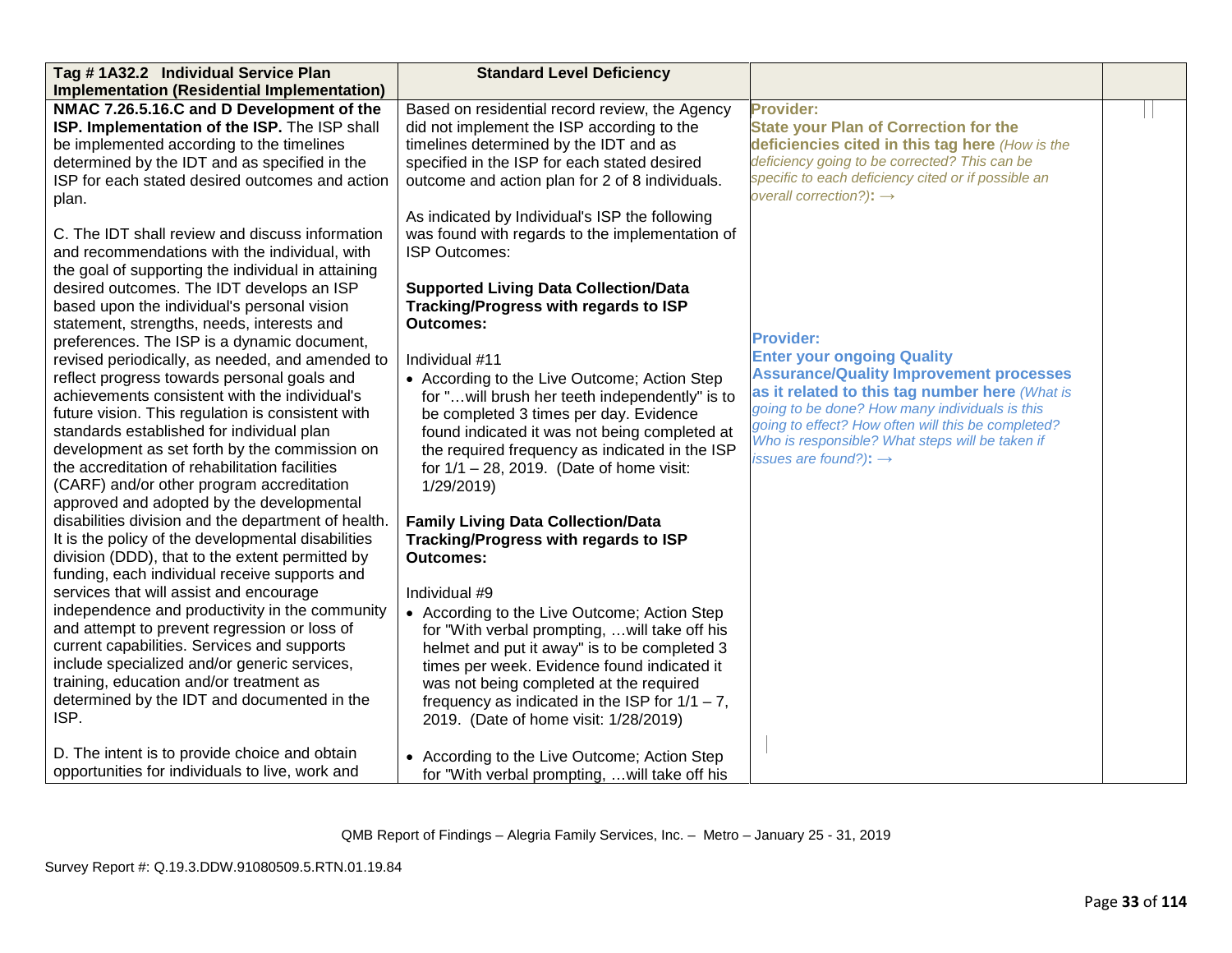| Tag # 1A32.2 Individual Service Plan Implementation (Residential Implementation) | Standard Level Deficiency | | |
|---|---|---|---|
| **NMAC 7.26.5.16.C and D Development of the ISP. Implementation of the ISP.** The ISP shall be implemented according to the timelines determined by the IDT and as specified in the ISP for each stated desired outcomes and action plan.<br><br>C. The IDT shall review and discuss information and recommendations with the individual, with the goal of supporting the individual in attaining desired outcomes. The IDT develops an ISP based upon the individual's personal vision statement, strengths, needs, interests and preferences. The ISP is a dynamic document, revised periodically, as needed, and amended to reflect progress towards personal goals and achievements consistent with the individual's future vision. This regulation is consistent with standards established for individual plan development as set forth by the commission on the accreditation of rehabilitation facilities (CARF) and/or other program accreditation approved and adopted by the developmental disabilities division and the department of health. It is the policy of the developmental disabilities division (DDD), that to the extent permitted by funding, each individual receive supports and services that will assist and encourage independence and productivity in the community and attempt to prevent regression or loss of current capabilities. Services and supports include specialized and/or generic services, training, education and/or treatment as determined by the IDT and documented in the ISP.<br><br>D. The intent is to provide choice and obtain opportunities for individuals to live, work and | Based on residential record review, the Agency did not implement the ISP according to the timelines determined by the IDT and as specified in the ISP for each stated desired outcome and action plan for 2 of 8 individuals.<br><br>As indicated by Individual's ISP the following was found with regards to the implementation of ISP Outcomes:<br><br>**Supported Living Data Collection/Data Tracking/Progress with regards to ISP Outcomes:**<br><br>Individual #11<br>• According to the Live Outcome; Action Step for "…will brush her teeth independently" is to be completed 3 times per day. Evidence found indicated it was not being completed at the required frequency as indicated in the ISP for 1/1 – 28, 2019. (Date of home visit: 1/29/2019)<br><br>**Family Living Data Collection/Data Tracking/Progress with regards to ISP Outcomes:**<br><br>Individual #9<br>• According to the Live Outcome; Action Step for "With verbal prompting, …will take off his helmet and put it away" is to be completed 3 times per week. Evidence found indicated it was not being completed at the required frequency as indicated in the ISP for 1/1 – 7, 2019. (Date of home visit: 1/28/2019)<br><br>• According to the Live Outcome; Action Step for "With verbal prompting, …will take off his | **Provider:**<br>**State your Plan of Correction for the deficiencies cited in this tag here** *(How is the deficiency going to be corrected? This can be specific to each deficiency cited or if possible an overall correction?)*: →<br><br>**Provider:**<br>**Enter your ongoing Quality Assurance/Quality Improvement processes as it related to this tag number here** *(What is going to be done? How many individuals is this going to effect? How often will this be completed? Who is responsible? What steps will be taken if issues are found?)*: → | |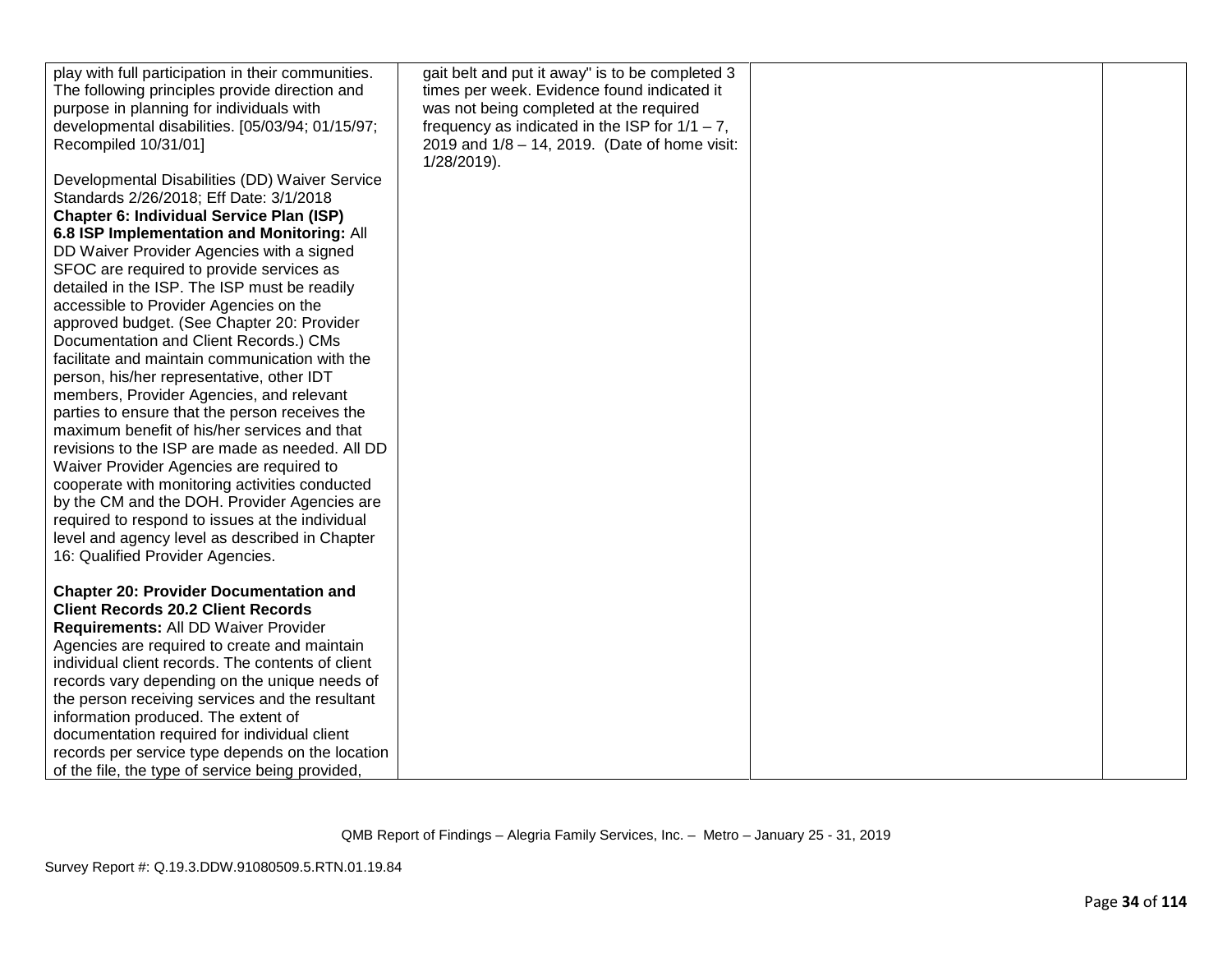| | | | |
|---|---|---|---|
| play with full participation in their communities. The following principles provide direction and purpose in planning for individuals with developmental disabilities. [05/03/94; 01/15/97; Recompiled 10/31/01]<br><br>Developmental Disabilities (DD) Waiver Service Standards 2/26/2018; Eff Date: 3/1/2018<br>**Chapter 6: Individual Service Plan (ISP)**<br>**6.8 ISP Implementation and Monitoring:** All DD Waiver Provider Agencies with a signed SFOC are required to provide services as detailed in the ISP. The ISP must be readily accessible to Provider Agencies on the approved budget. (See Chapter 20: Provider Documentation and Client Records.) CMs facilitate and maintain communication with the person, his/her representative, other IDT members, Provider Agencies, and relevant parties to ensure that the person receives the maximum benefit of his/her services and that revisions to the ISP are made as needed. All DD Waiver Provider Agencies are required to cooperate with monitoring activities conducted by the CM and the DOH. Provider Agencies are required to respond to issues at the individual level and agency level as described in Chapter 16: Qualified Provider Agencies.<br><br>**Chapter 20: Provider Documentation and Client Records 20.2 Client Records Requirements:** All DD Waiver Provider Agencies are required to create and maintain individual client records. The contents of client records vary depending on the unique needs of the person receiving services and the resultant information produced. The extent of documentation required for individual client records per service type depends on the location of the file, the type of service being provided, | gait belt and put it away" is to be completed 3 times per week. Evidence found indicated it was not being completed at the required frequency as indicated in the ISP for 1/1 – 7, 2019 and 1/8 – 14, 2019. (Date of home visit: 1/28/2019). | | |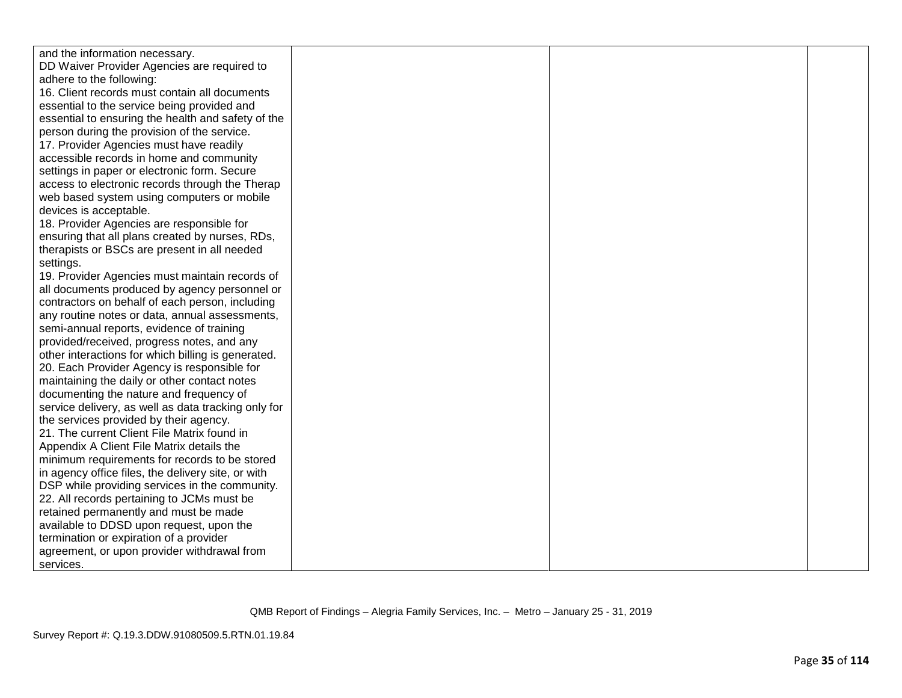| | | | |
|---|---|---|---|
| and the information necessary.<br>DD Waiver Provider Agencies are required to adhere to the following:<br>16. Client records must contain all documents essential to the service being provided and essential to ensuring the health and safety of the person during the provision of the service.<br>17. Provider Agencies must have readily accessible records in home and community settings in paper or electronic form. Secure access to electronic records through the Therap web based system using computers or mobile devices is acceptable.<br>18. Provider Agencies are responsible for ensuring that all plans created by nurses, RDs, therapists or BSCs are present in all needed settings.<br>19. Provider Agencies must maintain records of all documents produced by agency personnel or contractors on behalf of each person, including any routine notes or data, annual assessments, semi-annual reports, evidence of training provided/received, progress notes, and any other interactions for which billing is generated.<br>20. Each Provider Agency is responsible for maintaining the daily or other contact notes documenting the nature and frequency of service delivery, as well as data tracking only for the services provided by their agency.<br>21. The current Client File Matrix found in Appendix A Client File Matrix details the minimum requirements for records to be stored in agency office files, the delivery site, or with DSP while providing services in the community.<br>22. All records pertaining to JCMs must be retained permanently and must be made available to DDSD upon request, upon the termination or expiration of a provider agreement, or upon provider withdrawal from services. | | | |

QMB Report of Findings – Alegria Family Services, Inc. – Metro – January 25 - 31, 2019

Survey Report #: Q.19.3.DDW.91080509.5.RTN.01.19.84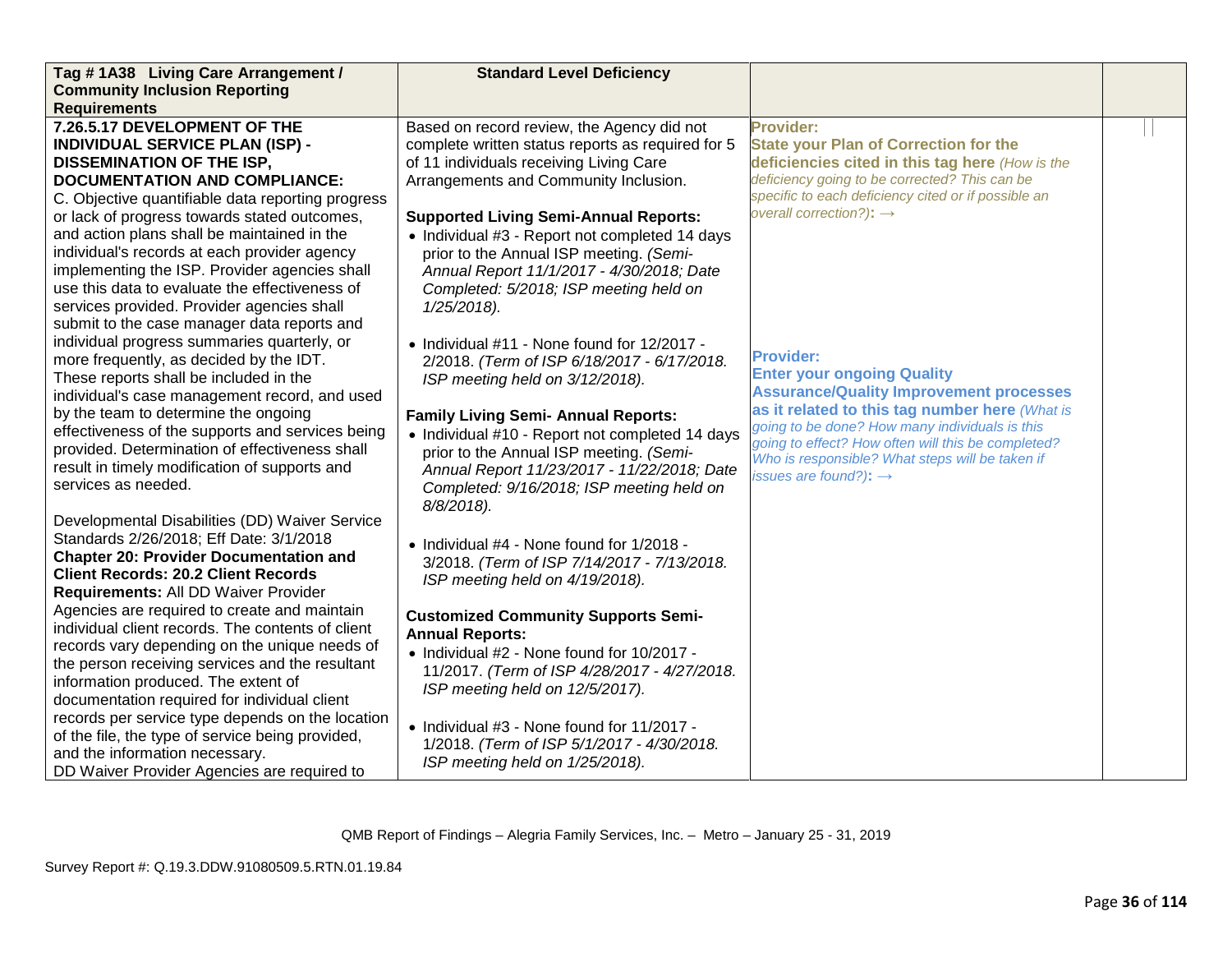| Tag # 1A38 Living Care Arrangement / Community Inclusion Reporting Requirements | Standard Level Deficiency | | |
|---|---|---|---|
| **7.26.5.17 DEVELOPMENT OF THE INDIVIDUAL SERVICE PLAN (ISP) - DISSEMINATION OF THE ISP, DOCUMENTATION AND COMPLIANCE:**<br>C. Objective quantifiable data reporting progress or lack of progress towards stated outcomes, and action plans shall be maintained in the individual's records at each provider agency implementing the ISP. Provider agencies shall use this data to evaluate the effectiveness of services provided. Provider agencies shall submit to the case manager data reports and individual progress summaries quarterly, or more frequently, as decided by the IDT. These reports shall be included in the individual's case management record, and used by the team to determine the ongoing effectiveness of the supports and services being provided. Determination of effectiveness shall result in timely modification of supports and services as needed.<br><br>Developmental Disabilities (DD) Waiver Service Standards 2/26/2018; Eff Date: 3/1/2018<br>**Chapter 20: Provider Documentation and Client Records: 20.2 Client Records Requirements:** All DD Waiver Provider Agencies are required to create and maintain individual client records. The contents of client records vary depending on the unique needs of the person receiving services and the resultant information produced. The extent of documentation required for individual client records per service type depends on the location of the file, the type of service being provided, and the information necessary.<br>DD Waiver Provider Agencies are required to | Based on record review, the Agency did not complete written status reports as required for 5 of 11 individuals receiving Living Care Arrangements and Community Inclusion.<br><br>**Supported Living Semi-Annual Reports:**<br>• Individual #3 - Report not completed 14 days prior to the Annual ISP meeting. *(Semi-Annual Report 11/1/2017 - 4/30/2018; Date Completed: 5/2018; ISP meeting held on 1/25/2018).*<br><br>• Individual #11 - None found for 12/2017 - 2/2018. *(Term of ISP 6/18/2017 - 6/17/2018. ISP meeting held on 3/12/2018).*<br><br>**Family Living Semi- Annual Reports:**<br>• Individual #10 - Report not completed 14 days prior to the Annual ISP meeting. *(Semi-Annual Report 11/23/2017 - 11/22/2018; Date Completed: 9/16/2018; ISP meeting held on 8/8/2018).*<br><br>• Individual #4 - None found for 1/2018 - 3/2018. *(Term of ISP 7/14/2017 - 7/13/2018. ISP meeting held on 4/19/2018).*<br><br>**Customized Community Supports Semi-Annual Reports:**<br>• Individual #2 - None found for 10/2017 - 11/2017. *(Term of ISP 4/28/2017 - 4/27/2018. ISP meeting held on 12/5/2017).*<br><br>• Individual #3 - None found for 11/2017 - 1/2018. *(Term of ISP 5/1/2017 - 4/30/2018. ISP meeting held on 1/25/2018).* | **Provider:**<br>**State your Plan of Correction for the deficiencies cited in this tag here** *(How is the deficiency going to be corrected? This can be specific to each deficiency cited or if possible an overall correction?)*: →<br><br>**Provider:**<br>**Enter your ongoing Quality Assurance/Quality Improvement processes as it related to this tag number here** *(What is going to be done? How many individuals is this going to effect? How often will this be completed? Who is responsible? What steps will be taken if issues are found?)*: → | |

QMB Report of Findings – Alegria Family Services, Inc. – Metro – January 25 - 31, 2019

Survey Report #: Q.19.3.DDW.91080509.5.RTN.01.19.84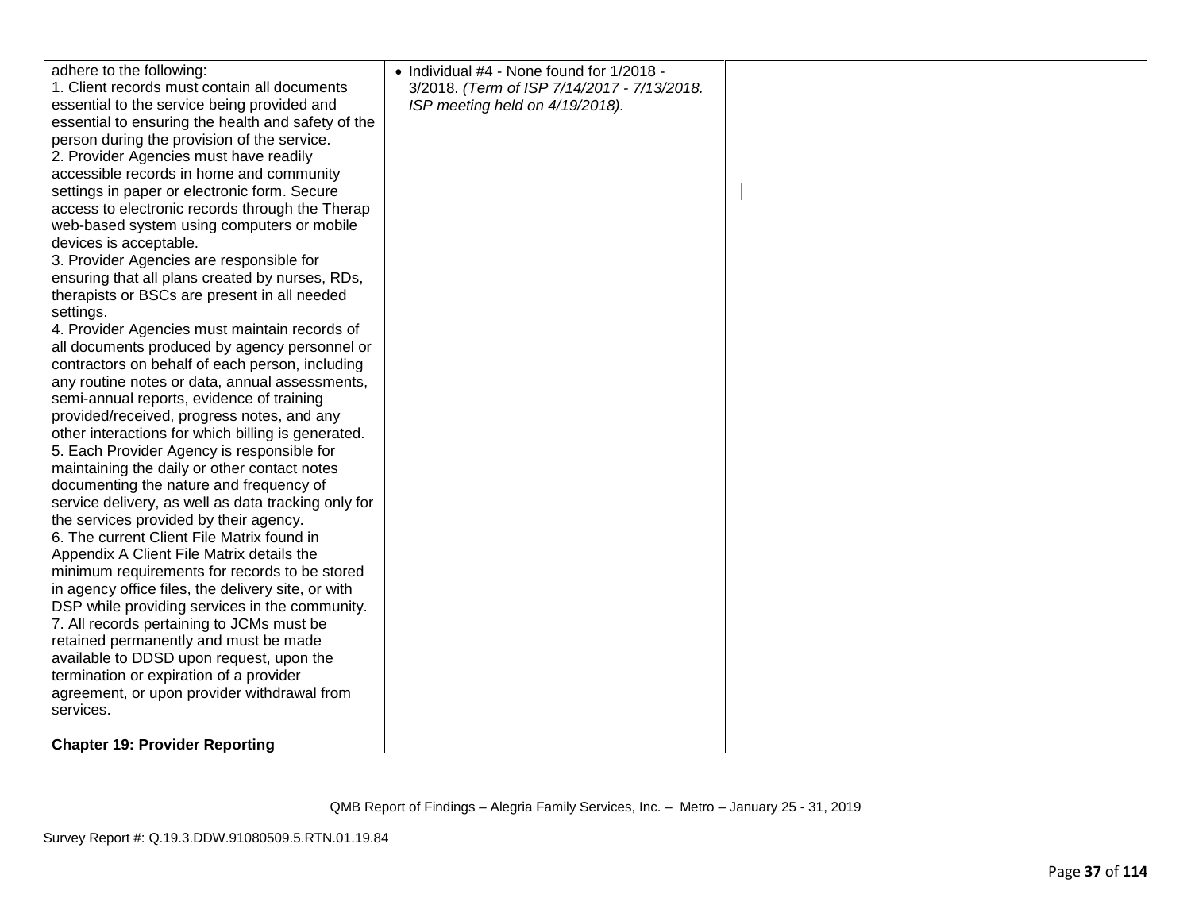| | | | |
|---|---|---|---|
| adhere to the following:<br>1. Client records must contain all documents essential to the service being provided and essential to ensuring the health and safety of the person during the provision of the service.<br>2. Provider Agencies must have readily accessible records in home and community settings in paper or electronic form. Secure access to electronic records through the Therap web-based system using computers or mobile devices is acceptable.<br>3. Provider Agencies are responsible for ensuring that all plans created by nurses, RDs, therapists or BSCs are present in all needed settings.<br>4. Provider Agencies must maintain records of all documents produced by agency personnel or contractors on behalf of each person, including any routine notes or data, annual assessments, semi-annual reports, evidence of training provided/received, progress notes, and any other interactions for which billing is generated.<br>5. Each Provider Agency is responsible for maintaining the daily or other contact notes documenting the nature and frequency of service delivery, as well as data tracking only for the services provided by their agency.<br>6. The current Client File Matrix found in Appendix A Client File Matrix details the minimum requirements for records to be stored in agency office files, the delivery site, or with DSP while providing services in the community.<br>7. All records pertaining to JCMs must be retained permanently and must be made available to DDSD upon request, upon the termination or expiration of a provider agreement, or upon provider withdrawal from services.<br><br>**Chapter 19: Provider Reporting** | • Individual #4 - None found for 1/2018 - 3/2018. *(Term of ISP 7/14/2017 - 7/13/2018. ISP meeting held on 4/19/2018).* | | |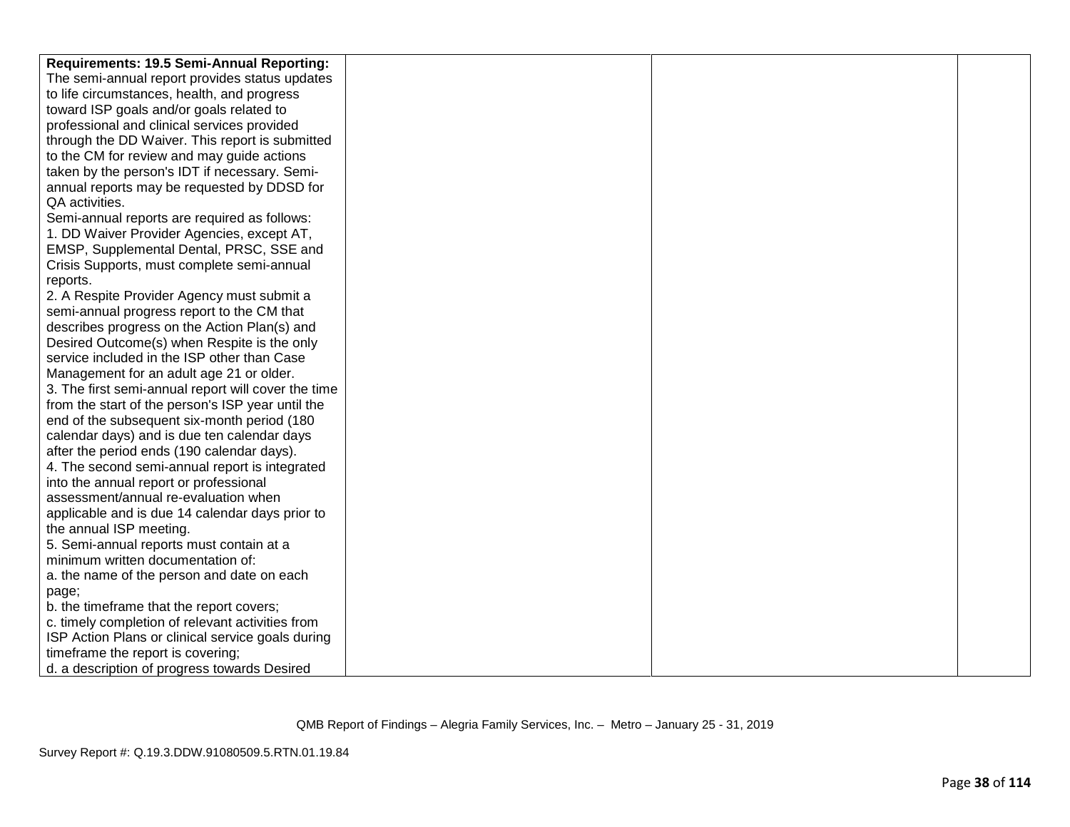| | | | |
|---|---|---|---|
| **Requirements: 19.5 Semi-Annual Reporting:** The semi-annual report provides status updates to life circumstances, health, and progress toward ISP goals and/or goals related to professional and clinical services provided through the DD Waiver. This report is submitted to the CM for review and may guide actions taken by the person's IDT if necessary. Semi-annual reports may be requested by DDSD for QA activities.<br>Semi-annual reports are required as follows:<br>1. DD Waiver Provider Agencies, except AT, EMSP, Supplemental Dental, PRSC, SSE and Crisis Supports, must complete semi-annual reports.<br>2. A Respite Provider Agency must submit a semi-annual progress report to the CM that describes progress on the Action Plan(s) and Desired Outcome(s) when Respite is the only service included in the ISP other than Case Management for an adult age 21 or older.<br>3. The first semi-annual report will cover the time from the start of the person's ISP year until the end of the subsequent six-month period (180 calendar days) and is due ten calendar days after the period ends (190 calendar days).<br>4. The second semi-annual report is integrated into the annual report or professional assessment/annual re-evaluation when applicable and is due 14 calendar days prior to the annual ISP meeting.<br>5. Semi-annual reports must contain at a minimum written documentation of:<br>a. the name of the person and date on each page;<br>b. the timeframe that the report covers;<br>c. timely completion of relevant activities from ISP Action Plans or clinical service goals during timeframe the report is covering;<br>d. a description of progress towards Desired | | | |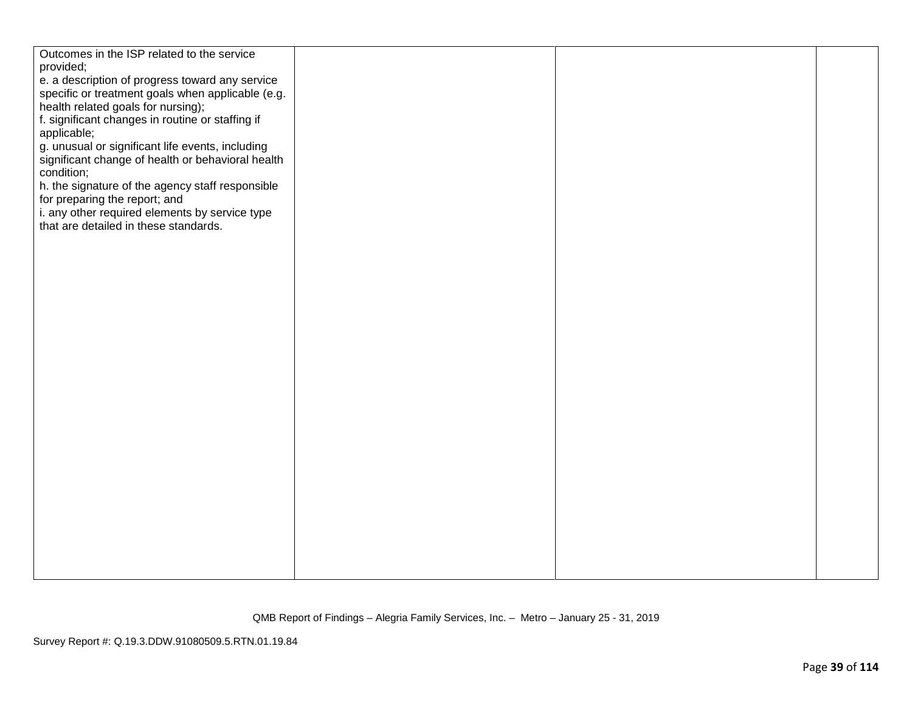| | | | |
|---|---|---|---|
| Outcomes in the ISP related to the service provided;<br>e. a description of progress toward any service specific or treatment goals when applicable (e.g. health related goals for nursing);<br>f. significant changes in routine or staffing if applicable;<br>g. unusual or significant life events, including significant change of health or behavioral health condition;<br>h. the signature of the agency staff responsible for preparing the report; and<br>i. any other required elements by service type that are detailed in these standards. | | | |

QMB Report of Findings – Alegria Family Services, Inc. – Metro – January 25 - 31, 2019

Survey Report #: Q.19.3.DDW.91080509.5.RTN.01.19.84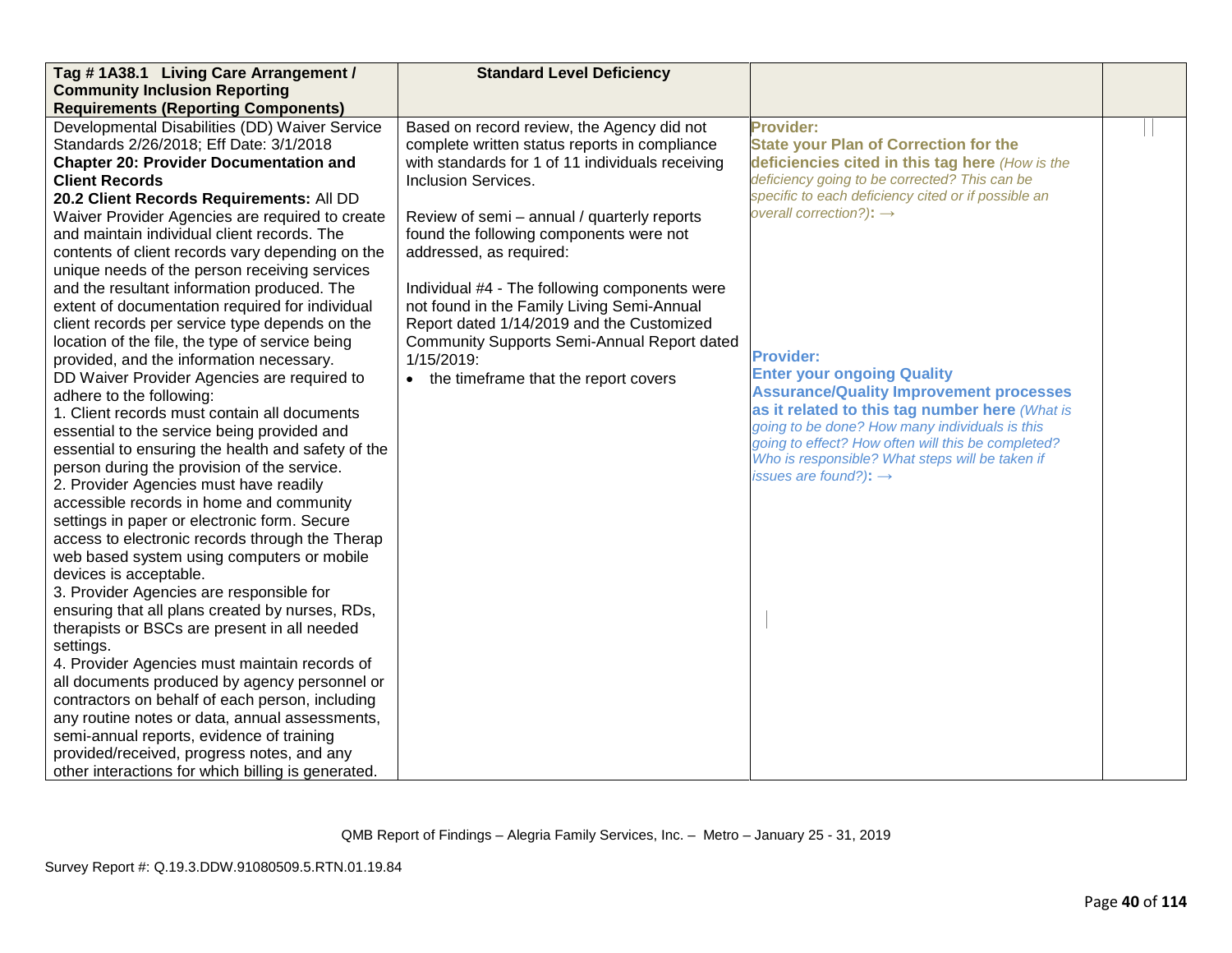| Tag # 1A38.1 Living Care Arrangement / Community Inclusion Reporting Requirements (Reporting Components) | Standard Level Deficiency | | |
|---|---|---|---|
| Developmental Disabilities (DD) Waiver Service Standards 2/26/2018; Eff Date: 3/1/2018<br>**Chapter 20: Provider Documentation and Client Records**<br>**20.2 Client Records Requirements:** All DD Waiver Provider Agencies are required to create and maintain individual client records. The contents of client records vary depending on the unique needs of the person receiving services and the resultant information produced. The extent of documentation required for individual client records per service type depends on the location of the file, the type of service being provided, and the information necessary.<br>DD Waiver Provider Agencies are required to adhere to the following:<br>1. Client records must contain all documents essential to the service being provided and essential to ensuring the health and safety of the person during the provision of the service.<br>2. Provider Agencies must have readily accessible records in home and community settings in paper or electronic form. Secure access to electronic records through the Therap web based system using computers or mobile devices is acceptable.<br>3. Provider Agencies are responsible for ensuring that all plans created by nurses, RDs, therapists or BSCs are present in all needed settings.<br>4. Provider Agencies must maintain records of all documents produced by agency personnel or contractors on behalf of each person, including any routine notes or data, annual assessments, semi-annual reports, evidence of training provided/received, progress notes, and any other interactions for which billing is generated. | Based on record review, the Agency did not complete written status reports in compliance with standards for 1 of 11 individuals receiving Inclusion Services.<br><br>Review of semi – annual / quarterly reports found the following components were not addressed, as required:<br><br>Individual #4 - The following components were not found in the Family Living Semi-Annual Report dated 1/14/2019 and the Customized Community Supports Semi-Annual Report dated 1/15/2019:<br>• the timeframe that the report covers | **Provider:**<br>**State your Plan of Correction for the deficiencies cited in this tag here** *(How is the deficiency going to be corrected? This can be specific to each deficiency cited or if possible an overall correction?)*: →<br><br>**Provider:**<br>**Enter your ongoing Quality Assurance/Quality Improvement processes as it related to this tag number here** *(What is going to be done? How many individuals is this going to effect? How often will this be completed? Who is responsible? What steps will be taken if issues are found?)*: → | |

QMB Report of Findings – Alegria Family Services, Inc. – Metro – January 25 - 31, 2019

Survey Report #: Q.19.3.DDW.91080509.5.RTN.01.19.84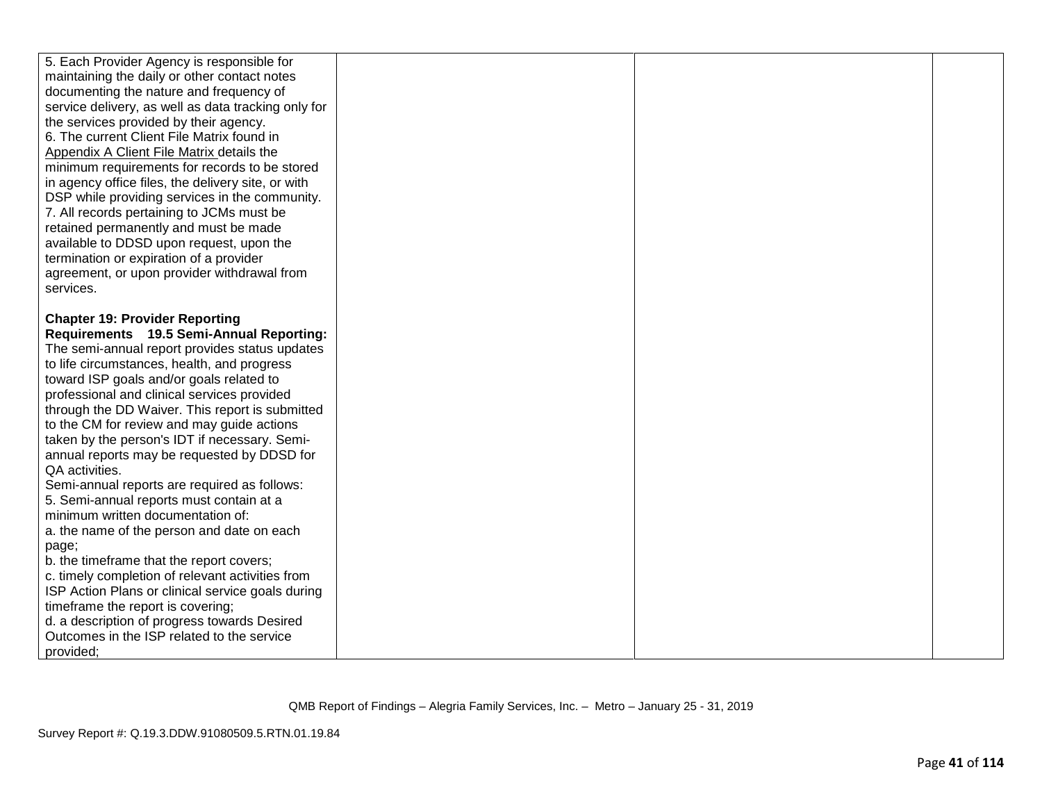| | | | |
|---|---|---|---|
| 5. Each Provider Agency is responsible for maintaining the daily or other contact notes documenting the nature and frequency of service delivery, as well as data tracking only for the services provided by their agency.<br>6. The current Client File Matrix found in Appendix A Client File Matrix details the minimum requirements for records to be stored in agency office files, the delivery site, or with DSP while providing services in the community.<br>7. All records pertaining to JCMs must be retained permanently and must be made available to DDSD upon request, upon the termination or expiration of a provider agreement, or upon provider withdrawal from services.<br><br>**Chapter 19: Provider Reporting Requirements 19.5 Semi-Annual Reporting:** The semi-annual report provides status updates to life circumstances, health, and progress toward ISP goals and/or goals related to professional and clinical services provided through the DD Waiver. This report is submitted to the CM for review and may guide actions taken by the person's IDT if necessary. Semi-annual reports may be requested by DDSD for QA activities.<br>Semi-annual reports are required as follows:<br>5. Semi-annual reports must contain at a minimum written documentation of:<br>a. the name of the person and date on each page;<br>b. the timeframe that the report covers;<br>c. timely completion of relevant activities from ISP Action Plans or clinical service goals during timeframe the report is covering;<br>d. a description of progress towards Desired Outcomes in the ISP related to the service provided; | | | |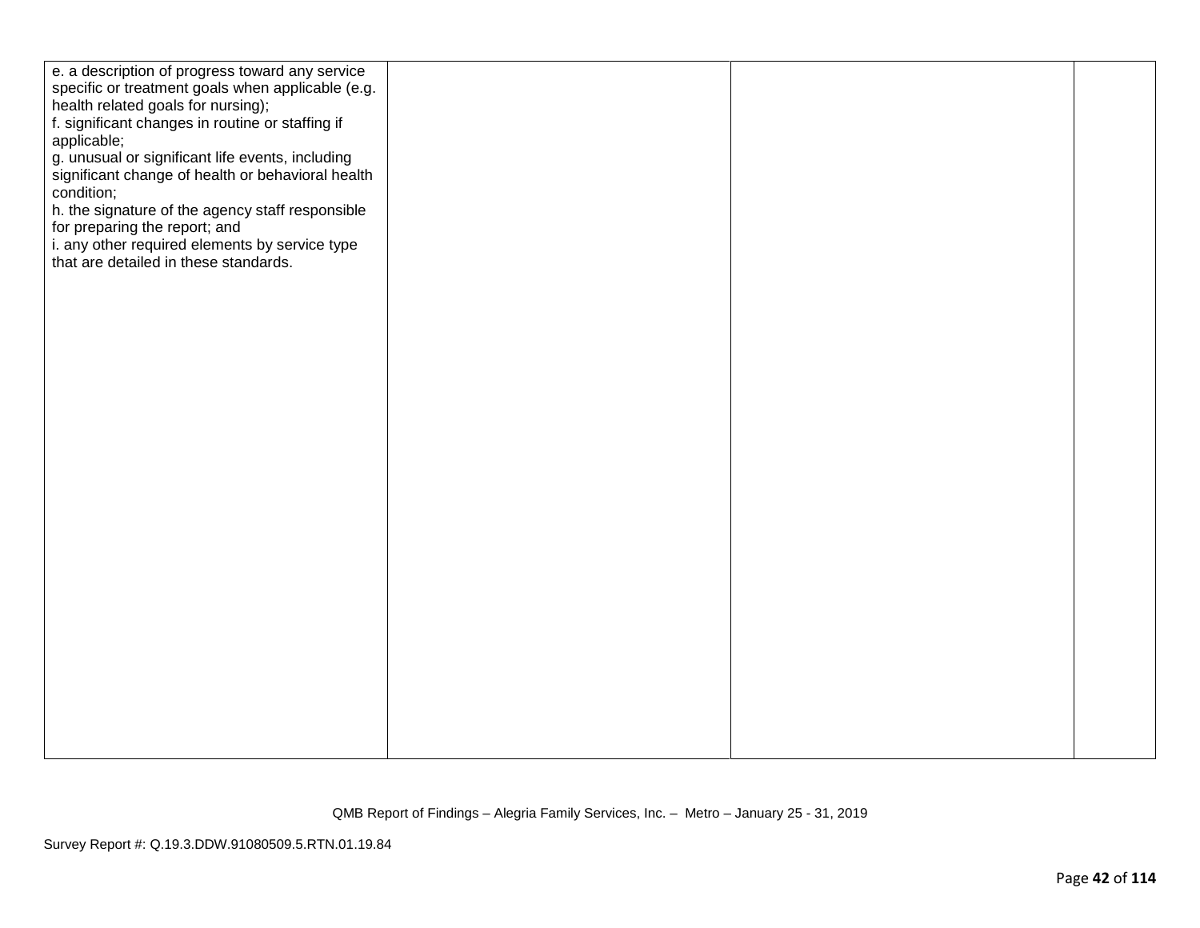| | | | |
|---|---|---|---|
| e. a description of progress toward any service specific or treatment goals when applicable (e.g. health related goals for nursing);<br>f. significant changes in routine or staffing if applicable;<br>g. unusual or significant life events, including significant change of health or behavioral health condition;<br>h. the signature of the agency staff responsible for preparing the report; and<br>i. any other required elements by service type that are detailed in these standards. | | | |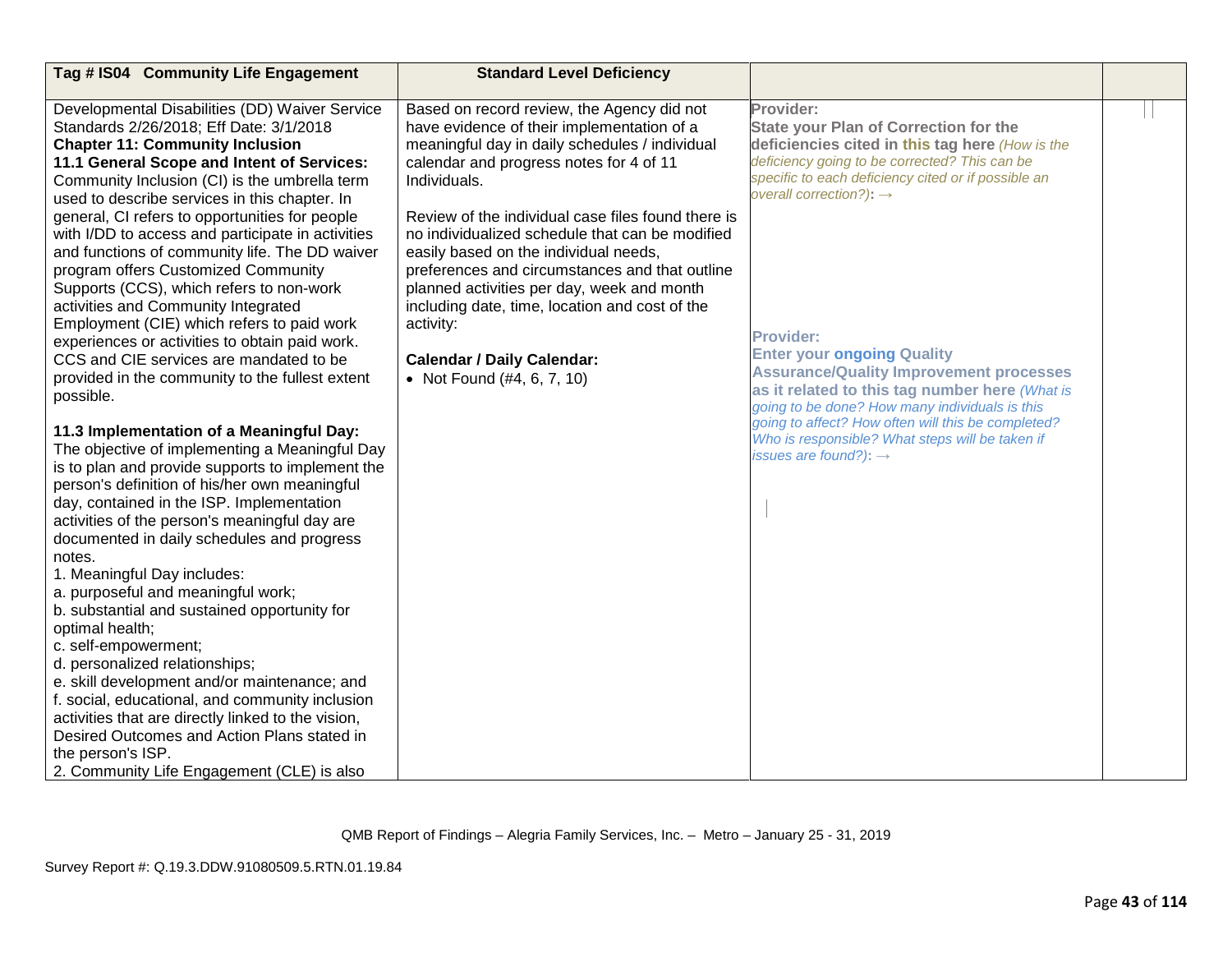| Tag # IS04 Community Life Engagement | Standard Level Deficiency | | |
|---|---|---|---|
| Developmental Disabilities (DD) Waiver Service Standards 2/26/2018; Eff Date: 3/1/2018<br>**Chapter 11: Community Inclusion**<br>**11.1 General Scope and Intent of Services:** Community Inclusion (CI) is the umbrella term used to describe services in this chapter. In general, CI refers to opportunities for people with I/DD to access and participate in activities and functions of community life. The DD waiver program offers Customized Community Supports (CCS), which refers to non-work activities and Community Integrated Employment (CIE) which refers to paid work experiences or activities to obtain paid work. CCS and CIE services are mandated to be provided in the community to the fullest extent possible.<br><br>**11.3 Implementation of a Meaningful Day:** The objective of implementing a Meaningful Day is to plan and provide supports to implement the person's definition of his/her own meaningful day, contained in the ISP. Implementation activities of the person's meaningful day are documented in daily schedules and progress notes.<br>1. Meaningful Day includes:<br>a. purposeful and meaningful work;<br>b. substantial and sustained opportunity for optimal health;<br>c. self-empowerment;<br>d. personalized relationships;<br>e. skill development and/or maintenance; and<br>f. social, educational, and community inclusion activities that are directly linked to the vision, Desired Outcomes and Action Plans stated in the person's ISP.<br>2. Community Life Engagement (CLE) is also | Based on record review, the Agency did not have evidence of their implementation of a meaningful day in daily schedules / individual calendar and progress notes for 4 of 11 Individuals.<br><br>Review of the individual case files found there is no individualized schedule that can be modified easily based on the individual needs, preferences and circumstances and that outline planned activities per day, week and month including date, time, location and cost of the activity:<br><br>**Calendar / Daily Calendar:**<br>• Not Found (#4, 6, 7, 10) | **Provider:**<br>**State your Plan of Correction for the deficiencies cited in this tag here** *(How is the deficiency going to be corrected? This can be specific to each deficiency cited or if possible an overall correction?)*: →<br><br>**Provider:**<br>**Enter your ongoing Quality Assurance/Quality Improvement processes as it related to this tag number here** *(What is going to be done? How many individuals is this going to affect? How often will this be completed? Who is responsible? What steps will be taken if issues are found?)*: → | |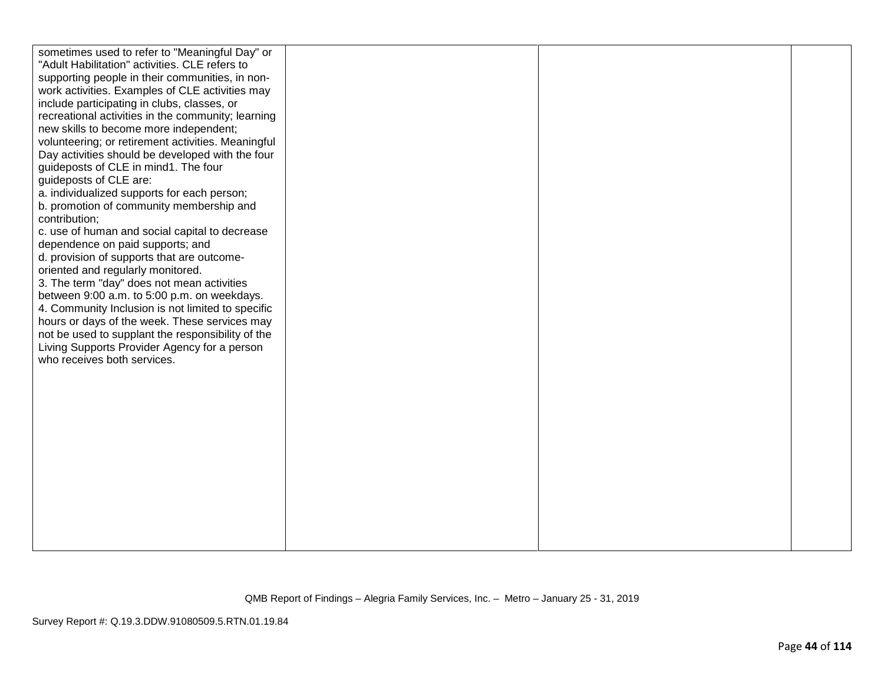| | | | |
|---|---|---|---|
| sometimes used to refer to "Meaningful Day" or "Adult Habilitation" activities. CLE refers to supporting people in their communities, in non-work activities. Examples of CLE activities may include participating in clubs, classes, or recreational activities in the community; learning new skills to become more independent; volunteering; or retirement activities. Meaningful Day activities should be developed with the four guideposts of CLE in mind1. The four guideposts of CLE are:<br>a. individualized supports for each person;<br>b. promotion of community membership and contribution;<br>c. use of human and social capital to decrease dependence on paid supports; and<br>d. provision of supports that are outcome-oriented and regularly monitored.<br>3. The term "day" does not mean activities between 9:00 a.m. to 5:00 p.m. on weekdays.<br>4. Community Inclusion is not limited to specific hours or days of the week. These services may not be used to supplant the responsibility of the Living Supports Provider Agency for a person who receives both services. | | | |

QMB Report of Findings – Alegria Family Services, Inc. – Metro – January 25 - 31, 2019

Survey Report #: Q.19.3.DDW.91080509.5.RTN.01.19.84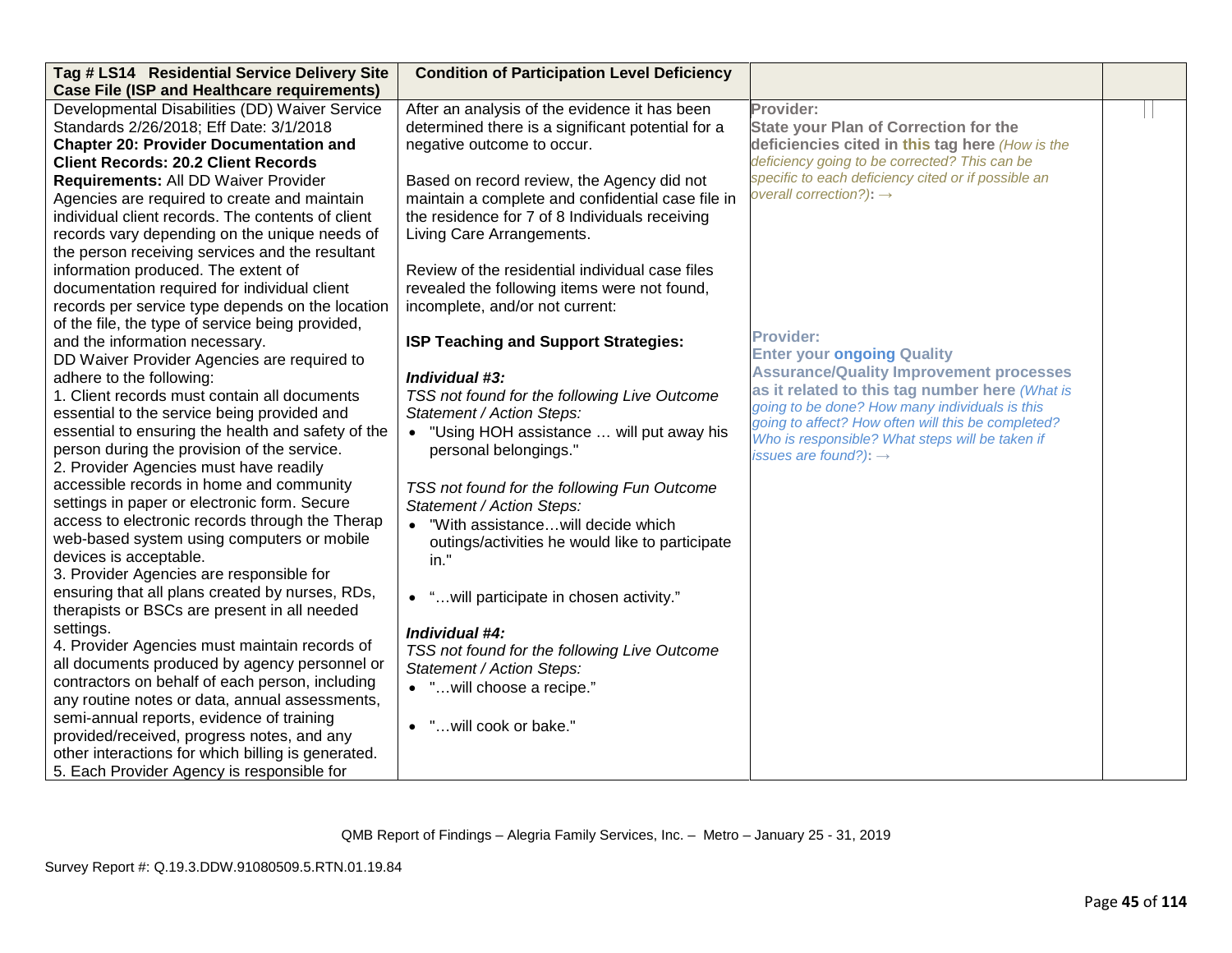| Tag # LS14 Residential Service Delivery Site Case File (ISP and Healthcare requirements) | Condition of Participation Level Deficiency | | |
|---|---|---|---|
| Developmental Disabilities (DD) Waiver Service Standards 2/26/2018; Eff Date: 3/1/2018<br>**Chapter 20: Provider Documentation and Client Records: 20.2 Client Records Requirements:** All DD Waiver Provider Agencies are required to create and maintain individual client records. The contents of client records vary depending on the unique needs of the person receiving services and the resultant information produced. The extent of documentation required for individual client records per service type depends on the location of the file, the type of service being provided, and the information necessary.<br>DD Waiver Provider Agencies are required to adhere to the following:<br>1. Client records must contain all documents essential to the service being provided and essential to ensuring the health and safety of the person during the provision of the service.<br>2. Provider Agencies must have readily accessible records in home and community settings in paper or electronic form. Secure access to electronic records through the Therap web-based system using computers or mobile devices is acceptable.<br>3. Provider Agencies are responsible for ensuring that all plans created by nurses, RDs, therapists or BSCs are present in all needed settings.<br>4. Provider Agencies must maintain records of all documents produced by agency personnel or contractors on behalf of each person, including any routine notes or data, annual assessments, semi-annual reports, evidence of training provided/received, progress notes, and any other interactions for which billing is generated.<br>5. Each Provider Agency is responsible for | After an analysis of the evidence it has been determined there is a significant potential for a negative outcome to occur.<br><br>Based on record review, the Agency did not maintain a complete and confidential case file in the residence for 7 of 8 Individuals receiving Living Care Arrangements.<br><br>Review of the residential individual case files revealed the following items were not found, incomplete, and/or not current:<br><br>**ISP Teaching and Support Strategies:**<br><br>***Individual #3:***<br>*TSS not found for the following Live Outcome Statement / Action Steps:*<br>• "Using HOH assistance … will put away his personal belongings."<br><br>*TSS not found for the following Fun Outcome Statement / Action Steps:*<br>• "With assistance…will decide which outings/activities he would like to participate in."<br><br>• "…will participate in chosen activity."<br><br>***Individual #4:***<br>*TSS not found for the following Live Outcome Statement / Action Steps:*<br>• "…will choose a recipe."<br><br>• "…will cook or bake." | **Provider:**<br>**State your Plan of Correction for the deficiencies cited in this tag here** *(How is the deficiency going to be corrected? This can be specific to each deficiency cited or if possible an overall correction?)*: →<br><br>**Provider:**<br>**Enter your ongoing Quality Assurance/Quality Improvement processes as it related to this tag number here** *(What is going to be done? How many individuals is this going to affect? How often will this be completed? Who is responsible? What steps will be taken if issues are found?)*: → | |

QMB Report of Findings – Alegria Family Services, Inc. – Metro – January 25 - 31, 2019

Survey Report #: Q.19.3.DDW.91080509.5.RTN.01.19.84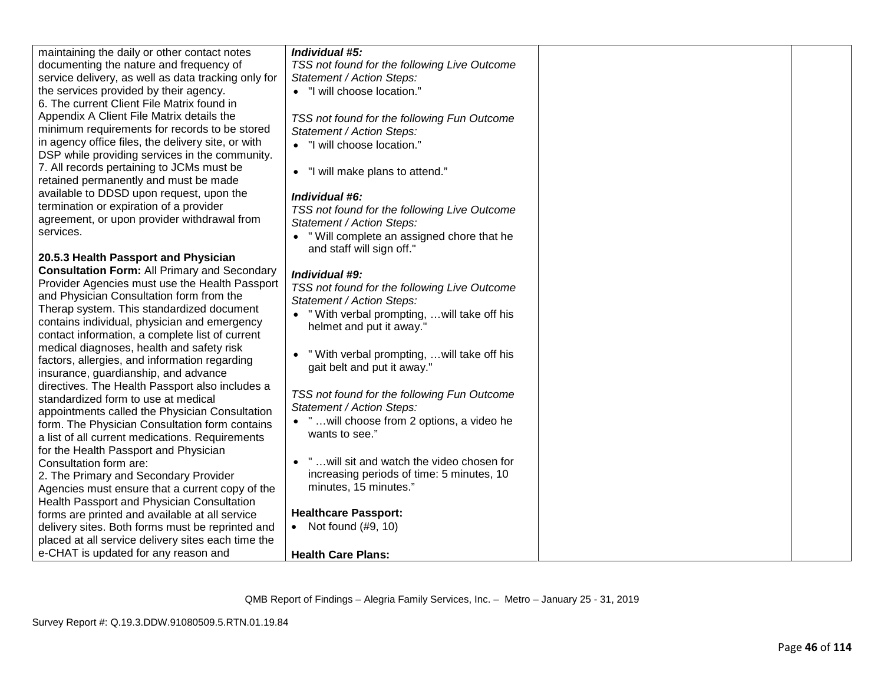| | | | |
|---|---|---|---|
| maintaining the daily or other contact notes documenting the nature and frequency of service delivery, as well as data tracking only for the services provided by their agency.<br>6. The current Client File Matrix found in Appendix A Client File Matrix details the minimum requirements for records to be stored in agency office files, the delivery site, or with DSP while providing services in the community.<br>7. All records pertaining to JCMs must be retained permanently and must be made available to DDSD upon request, upon the termination or expiration of a provider agreement, or upon provider withdrawal from services.<br><br>**20.5.3 Health Passport and Physician Consultation Form:** All Primary and Secondary Provider Agencies must use the Health Passport and Physician Consultation form from the Therap system. This standardized document contains individual, physician and emergency contact information, a complete list of current medical diagnoses, health and safety risk factors, allergies, and information regarding insurance, guardianship, and advance directives. The Health Passport also includes a standardized form to use at medical appointments called the Physician Consultation form. The Physician Consultation form contains a list of all current medications. Requirements for the Health Passport and Physician Consultation form are:<br>2. The Primary and Secondary Provider Agencies must ensure that a current copy of the Health Passport and Physician Consultation forms are printed and available at all service delivery sites. Both forms must be reprinted and placed at all service delivery sites each time the e-CHAT is updated for any reason and | ***Individual #5:***<br>*TSS not found for the following Live Outcome Statement / Action Steps:*<br>• "I will choose location."<br><br>*TSS not found for the following Fun Outcome Statement / Action Steps:*<br>• "I will choose location."<br><br>• "I will make plans to attend."<br><br>***Individual #6:***<br>*TSS not found for the following Live Outcome Statement / Action Steps:*<br>• " Will complete an assigned chore that he and staff will sign off."<br><br>***Individual #9:***<br>*TSS not found for the following Live Outcome Statement / Action Steps:*<br>• " With verbal prompting, …will take off his helmet and put it away."<br><br>• " With verbal prompting, …will take off his gait belt and put it away."<br><br>*TSS not found for the following Fun Outcome Statement / Action Steps:*<br>• " …will choose from 2 options, a video he wants to see."<br><br>• " …will sit and watch the video chosen for increasing periods of time: 5 minutes, 10 minutes, 15 minutes."<br><br>**Healthcare Passport:**<br>• Not found (#9, 10)<br><br>**Health Care Plans:** | | |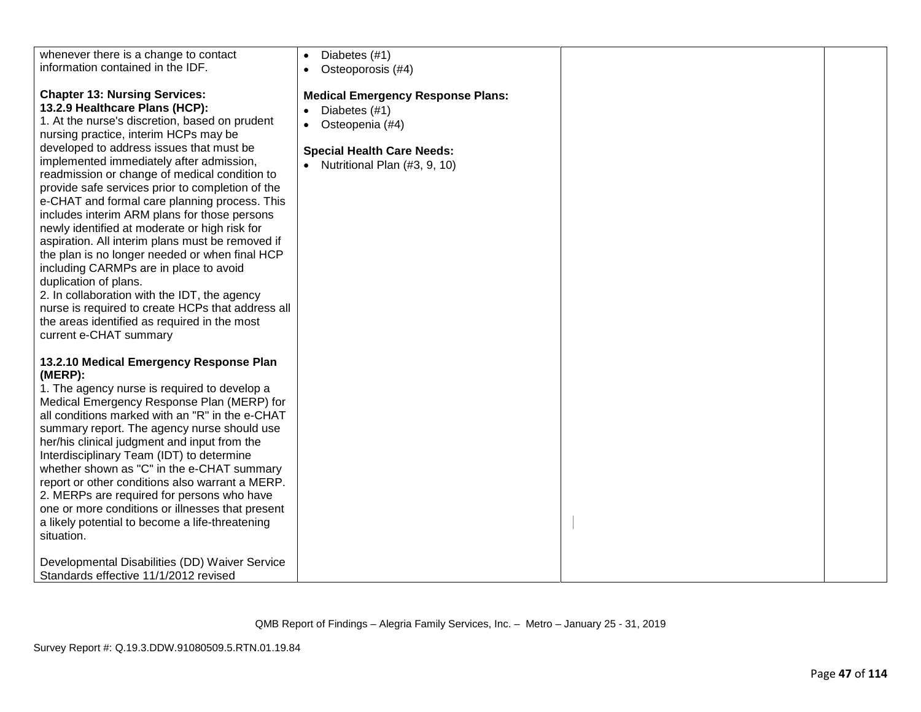| | | | |
|---|---|---|---|
| whenever there is a change to contact information contained in the IDF.<br><br>**Chapter 13: Nursing Services:**<br>**13.2.9 Healthcare Plans (HCP):**<br>1. At the nurse's discretion, based on prudent nursing practice, interim HCPs may be developed to address issues that must be implemented immediately after admission, readmission or change of medical condition to provide safe services prior to completion of the e-CHAT and formal care planning process. This includes interim ARM plans for those persons newly identified at moderate or high risk for aspiration. All interim plans must be removed if the plan is no longer needed or when final HCP including CARMPs are in place to avoid duplication of plans.<br>2. In collaboration with the IDT, the agency nurse is required to create HCPs that address all the areas identified as required in the most current e-CHAT summary<br><br>**13.2.10 Medical Emergency Response Plan (MERP):**<br>1. The agency nurse is required to develop a Medical Emergency Response Plan (MERP) for all conditions marked with an "R" in the e-CHAT summary report. The agency nurse should use her/his clinical judgment and input from the Interdisciplinary Team (IDT) to determine whether shown as "C" in the e-CHAT summary report or other conditions also warrant a MERP.<br>2. MERPs are required for persons who have one or more conditions or illnesses that present a likely potential to become a life-threatening situation.<br><br>Developmental Disabilities (DD) Waiver Service Standards effective 11/1/2012 revised | • Diabetes (#1)<br>• Osteoporosis (#4)<br><br>**Medical Emergency Response Plans:**<br>• Diabetes (#1)<br>• Osteopenia (#4)<br><br>**Special Health Care Needs:**<br>• Nutritional Plan (#3, 9, 10) | | |

QMB Report of Findings – Alegria Family Services, Inc. – Metro – January 25 - 31, 2019

Survey Report #: Q.19.3.DDW.91080509.5.RTN.01.19.84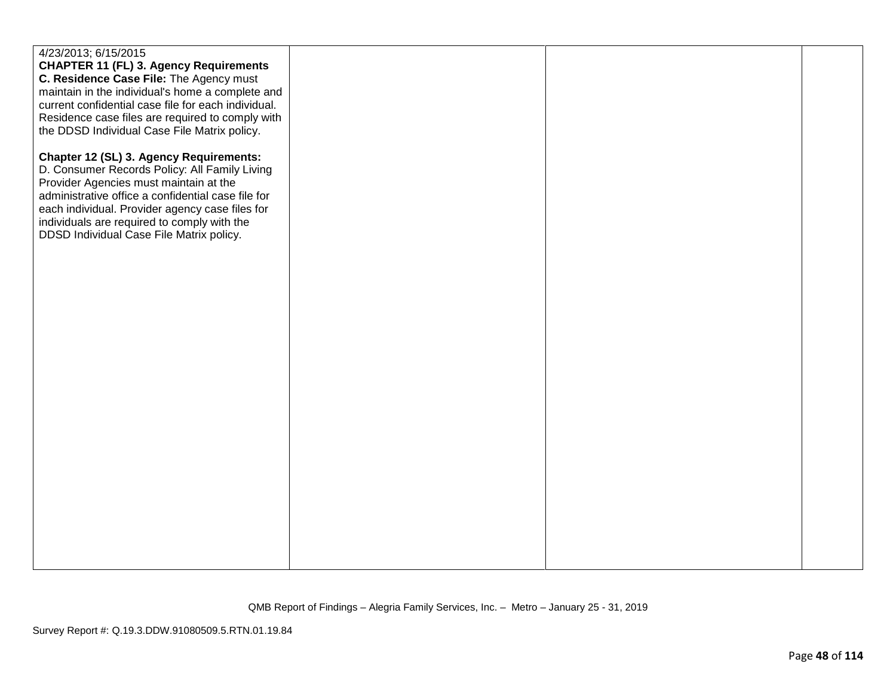| | | | |
|---|---|---|---|
| 4/23/2013; 6/15/2015<br>**CHAPTER 11 (FL) 3. Agency Requirements**<br>**C. Residence Case File:** The Agency must maintain in the individual's home a complete and current confidential case file for each individual. Residence case files are required to comply with the DDSD Individual Case File Matrix policy.<br><br>**Chapter 12 (SL) 3. Agency Requirements:**<br>D. Consumer Records Policy: All Family Living Provider Agencies must maintain at the administrative office a confidential case file for each individual. Provider agency case files for individuals are required to comply with the DDSD Individual Case File Matrix policy. | | | |

QMB Report of Findings – Alegria Family Services, Inc. – Metro – January 25 - 31, 2019

Survey Report #: Q.19.3.DDW.91080509.5.RTN.01.19.84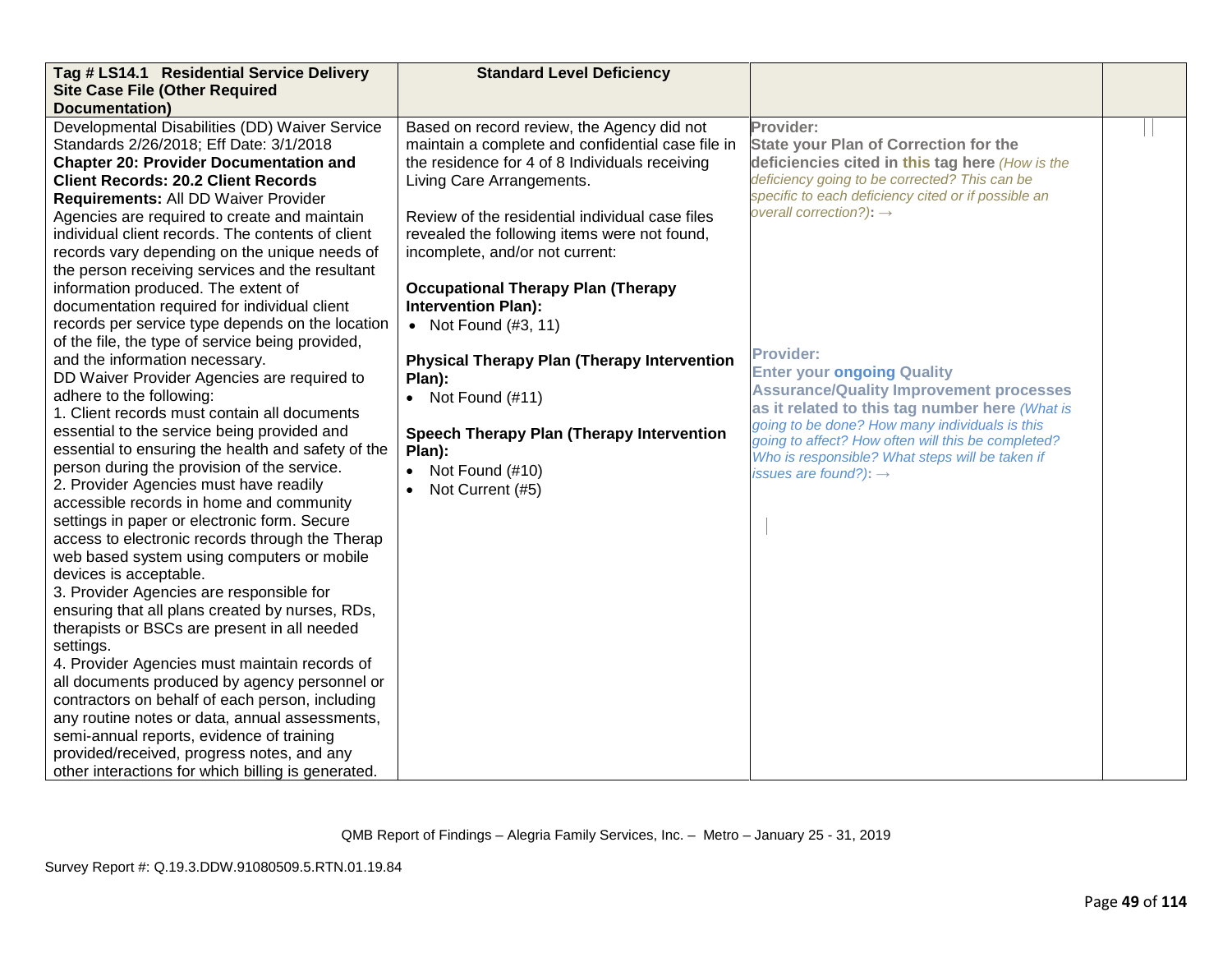| Tag # LS14.1 Residential Service Delivery Site Case File (Other Required Documentation) | Standard Level Deficiency | | |
|---|---|---|---|
| Developmental Disabilities (DD) Waiver Service Standards 2/26/2018; Eff Date: 3/1/2018<br>**Chapter 20: Provider Documentation and Client Records: 20.2 Client Records Requirements:** All DD Waiver Provider Agencies are required to create and maintain individual client records. The contents of client records vary depending on the unique needs of the person receiving services and the resultant information produced. The extent of documentation required for individual client records per service type depends on the location of the file, the type of service being provided, and the information necessary.<br>DD Waiver Provider Agencies are required to adhere to the following:<br>1. Client records must contain all documents essential to the service being provided and essential to ensuring the health and safety of the person during the provision of the service.<br>2. Provider Agencies must have readily accessible records in home and community settings in paper or electronic form. Secure access to electronic records through the Therap web based system using computers or mobile devices is acceptable.<br>3. Provider Agencies are responsible for ensuring that all plans created by nurses, RDs, therapists or BSCs are present in all needed settings.<br>4. Provider Agencies must maintain records of all documents produced by agency personnel or contractors on behalf of each person, including any routine notes or data, annual assessments, semi-annual reports, evidence of training provided/received, progress notes, and any other interactions for which billing is generated. | Based on record review, the Agency did not maintain a complete and confidential case file in the residence for 4 of 8 Individuals receiving Living Care Arrangements.<br><br>Review of the residential individual case files revealed the following items were not found, incomplete, and/or not current:<br><br>**Occupational Therapy Plan (Therapy Intervention Plan):**<br>• Not Found (#3, 11)<br><br>**Physical Therapy Plan (Therapy Intervention Plan):**<br>• Not Found (#11)<br><br>**Speech Therapy Plan (Therapy Intervention Plan):**<br>• Not Found (#10)<br>• Not Current (#5) | **Provider:**<br>**State your Plan of Correction for the deficiencies cited in this tag here** *(How is the deficiency going to be corrected? This can be specific to each deficiency cited or if possible an overall correction?)*: →<br><br>**Provider:**<br>**Enter your ongoing Quality Assurance/Quality Improvement processes as it related to this tag number here** *(What is going to be done? How many individuals is this going to affect? How often will this be completed? Who is responsible? What steps will be taken if issues are found?)*: → | |

QMB Report of Findings – Alegria Family Services, Inc. – Metro – January 25 - 31, 2019

Survey Report #: Q.19.3.DDW.91080509.5.RTN.01.19.84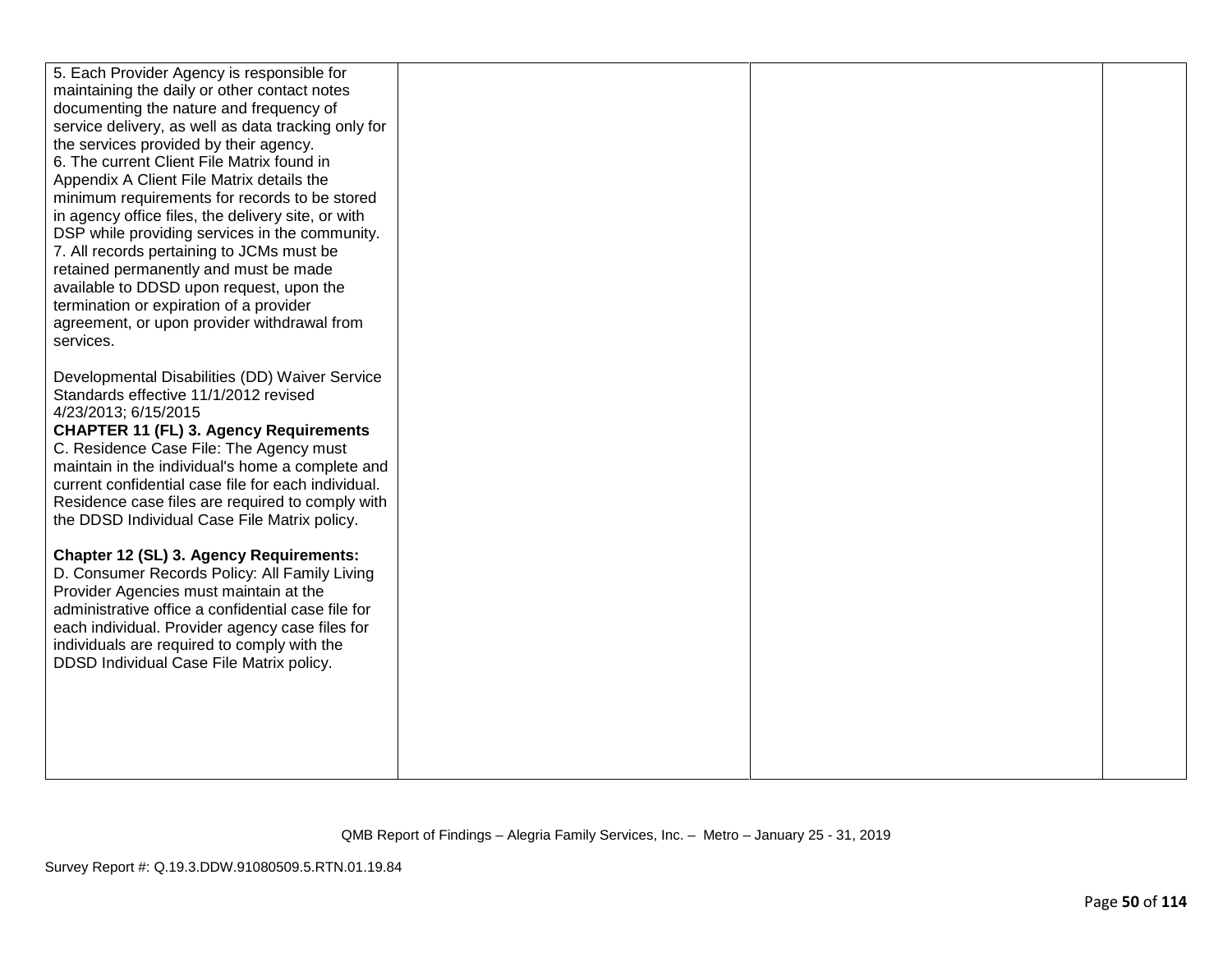| | | | |
|---|---|---|---|
| 5. Each Provider Agency is responsible for maintaining the daily or other contact notes documenting the nature and frequency of service delivery, as well as data tracking only for the services provided by their agency.<br>6. The current Client File Matrix found in Appendix A Client File Matrix details the minimum requirements for records to be stored in agency office files, the delivery site, or with DSP while providing services in the community.<br>7. All records pertaining to JCMs must be retained permanently and must be made available to DDSD upon request, upon the termination or expiration of a provider agreement, or upon provider withdrawal from services.<br><br>Developmental Disabilities (DD) Waiver Service Standards effective 11/1/2012 revised 4/23/2013; 6/15/2015<br>**CHAPTER 11 (FL) 3. Agency Requirements**<br>C. Residence Case File: The Agency must maintain in the individual's home a complete and current confidential case file for each individual. Residence case files are required to comply with the DDSD Individual Case File Matrix policy.<br><br>**Chapter 12 (SL) 3. Agency Requirements:**<br>D. Consumer Records Policy: All Family Living Provider Agencies must maintain at the administrative office a confidential case file for each individual. Provider agency case files for individuals are required to comply with the DDSD Individual Case File Matrix policy. | | | |

QMB Report of Findings – Alegria Family Services, Inc. – Metro – January 25 - 31, 2019

Survey Report #: Q.19.3.DDW.91080509.5.RTN.01.19.84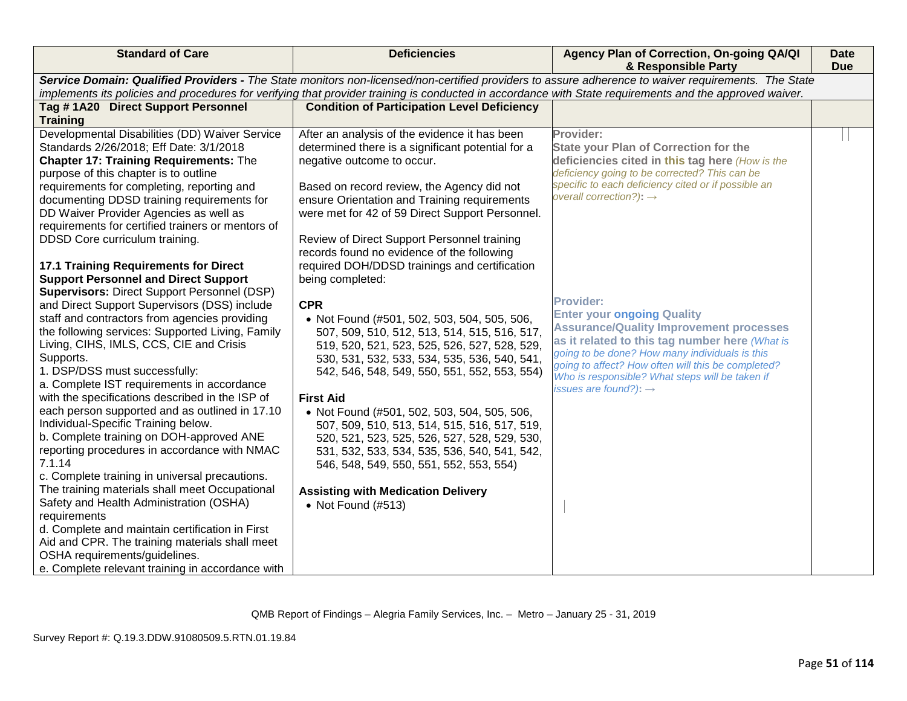| Standard of Care | Deficiencies | Agency Plan of Correction, On-going QA/QI & Responsible Party | Date Due |
|---|---|---|---|
| ***Service Domain: Qualified Providers -*** *The State monitors non-licensed/non-certified providers to assure adherence to waiver requirements. The State implements its policies and procedures for verifying that provider training is conducted in accordance with State requirements and the approved waiver.* | | | |
| **Tag # 1A20 Direct Support Personnel Training** | **Condition of Participation Level Deficiency** | | |
| Developmental Disabilities (DD) Waiver Service Standards 2/26/2018; Eff Date: 3/1/2018<br>**Chapter 17: Training Requirements:** The purpose of this chapter is to outline requirements for completing, reporting and documenting DDSD training requirements for DD Waiver Provider Agencies as well as requirements for certified trainers or mentors of DDSD Core curriculum training.<br><br>**17.1 Training Requirements for Direct Support Personnel and Direct Support Supervisors:** Direct Support Personnel (DSP) and Direct Support Supervisors (DSS) include staff and contractors from agencies providing the following services: Supported Living, Family Living, CIHS, IMLS, CCS, CIE and Crisis Supports.<br>1. DSP/DSS must successfully:<br>a. Complete IST requirements in accordance with the specifications described in the ISP of each person supported and as outlined in 17.10 Individual-Specific Training below.<br>b. Complete training on DOH-approved ANE reporting procedures in accordance with NMAC 7.1.14<br>c. Complete training in universal precautions. The training materials shall meet Occupational Safety and Health Administration (OSHA) requirements<br>d. Complete and maintain certification in First Aid and CPR. The training materials shall meet OSHA requirements/guidelines.<br>e. Complete relevant training in accordance with | After an analysis of the evidence it has been determined there is a significant potential for a negative outcome to occur.<br><br>Based on record review, the Agency did not ensure Orientation and Training requirements were met for 42 of 59 Direct Support Personnel.<br><br>Review of Direct Support Personnel training records found no evidence of the following required DOH/DDSD trainings and certification being completed:<br><br>**CPR**<br>• Not Found (#501, 502, 503, 504, 505, 506, 507, 509, 510, 512, 513, 514, 515, 516, 517, 519, 520, 521, 523, 525, 526, 527, 528, 529, 530, 531, 532, 533, 534, 535, 536, 540, 541, 542, 546, 548, 549, 550, 551, 552, 553, 554)<br><br>**First Aid**<br>• Not Found (#501, 502, 503, 504, 505, 506, 507, 509, 510, 513, 514, 515, 516, 517, 519, 520, 521, 523, 525, 526, 527, 528, 529, 530, 531, 532, 533, 534, 535, 536, 540, 541, 542, 546, 548, 549, 550, 551, 552, 553, 554)<br><br>**Assisting with Medication Delivery**<br>• Not Found (#513) | **Provider:**<br>**State your Plan of Correction for the deficiencies cited in this tag here** *(How is the deficiency going to be corrected? This can be specific to each deficiency cited or if possible an overall correction?):* →<br><br>**Provider:**<br>**Enter your ongoing Quality Assurance/Quality Improvement processes as it related to this tag number here** *(What is going to be done? How many individuals is this going to affect? How often will this be completed? Who is responsible? What steps will be taken if issues are found?):* → | |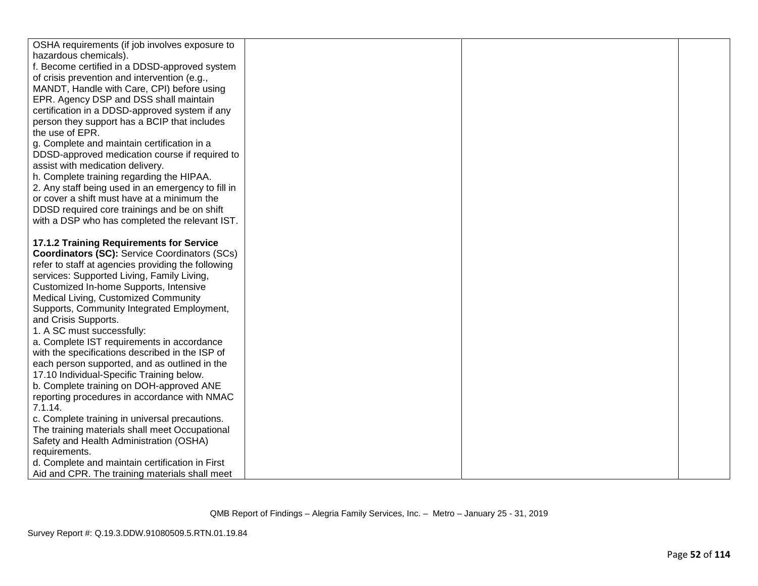| | | | |
|---|---|---|---|
| OSHA requirements (if job involves exposure to hazardous chemicals).<br>f. Become certified in a DDSD-approved system of crisis prevention and intervention (e.g., MANDT, Handle with Care, CPI) before using EPR. Agency DSP and DSS shall maintain certification in a DDSD-approved system if any person they support has a BCIP that includes the use of EPR.<br>g. Complete and maintain certification in a DDSD-approved medication course if required to assist with medication delivery.<br>h. Complete training regarding the HIPAA.<br>2. Any staff being used in an emergency to fill in or cover a shift must have at a minimum the DDSD required core trainings and be on shift with a DSP who has completed the relevant IST.<br><br>**17.1.2 Training Requirements for Service Coordinators (SC):** Service Coordinators (SCs) refer to staff at agencies providing the following services: Supported Living, Family Living, Customized In-home Supports, Intensive Medical Living, Customized Community Supports, Community Integrated Employment, and Crisis Supports.<br>1. A SC must successfully:<br>a. Complete IST requirements in accordance with the specifications described in the ISP of each person supported, and as outlined in the 17.10 Individual-Specific Training below.<br>b. Complete training on DOH-approved ANE reporting procedures in accordance with NMAC 7.1.14.<br>c. Complete training in universal precautions. The training materials shall meet Occupational Safety and Health Administration (OSHA) requirements.<br>d. Complete and maintain certification in First Aid and CPR. The training materials shall meet | | | |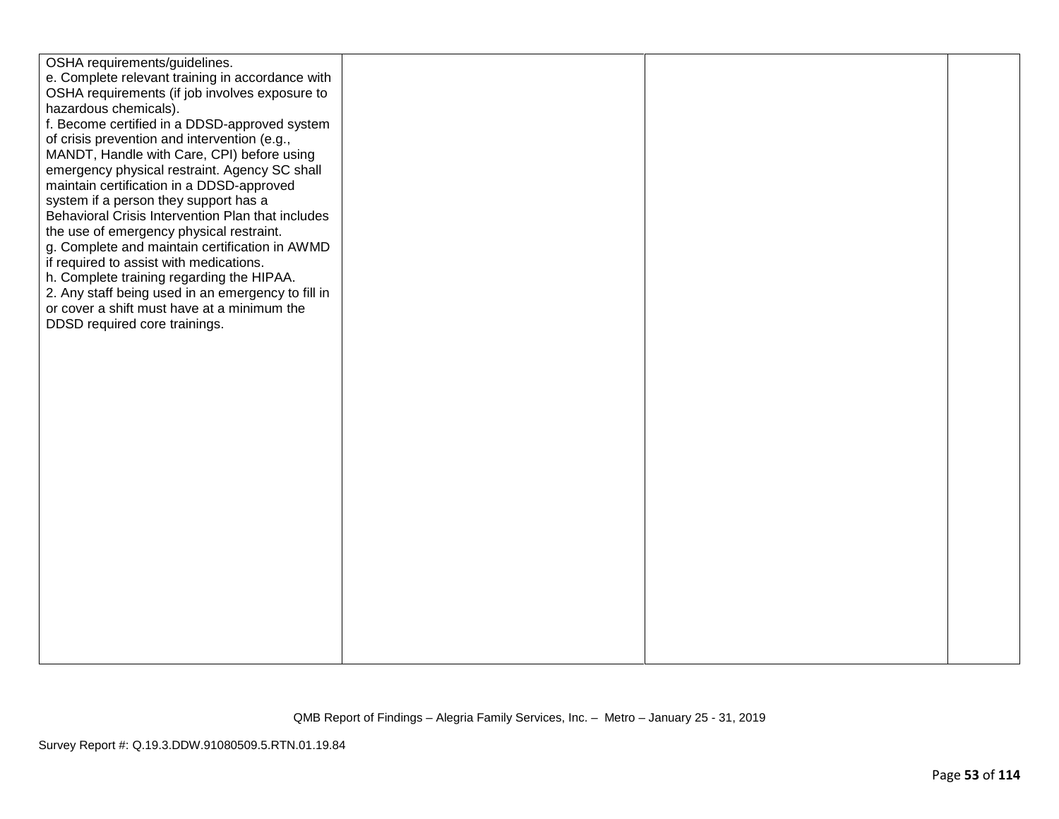| | | | |
|---|---|---|---|
| OSHA requirements/guidelines.<br>e. Complete relevant training in accordance with OSHA requirements (if job involves exposure to hazardous chemicals).<br>f. Become certified in a DDSD-approved system of crisis prevention and intervention (e.g., MANDT, Handle with Care, CPI) before using emergency physical restraint. Agency SC shall maintain certification in a DDSD-approved system if a person they support has a Behavioral Crisis Intervention Plan that includes the use of emergency physical restraint.<br>g. Complete and maintain certification in AWMD if required to assist with medications.<br>h. Complete training regarding the HIPAA.<br>2. Any staff being used in an emergency to fill in or cover a shift must have at a minimum the DDSD required core trainings. | | | |

QMB Report of Findings – Alegria Family Services, Inc. – Metro – January 25 - 31, 2019

Survey Report #: Q.19.3.DDW.91080509.5.RTN.01.19.84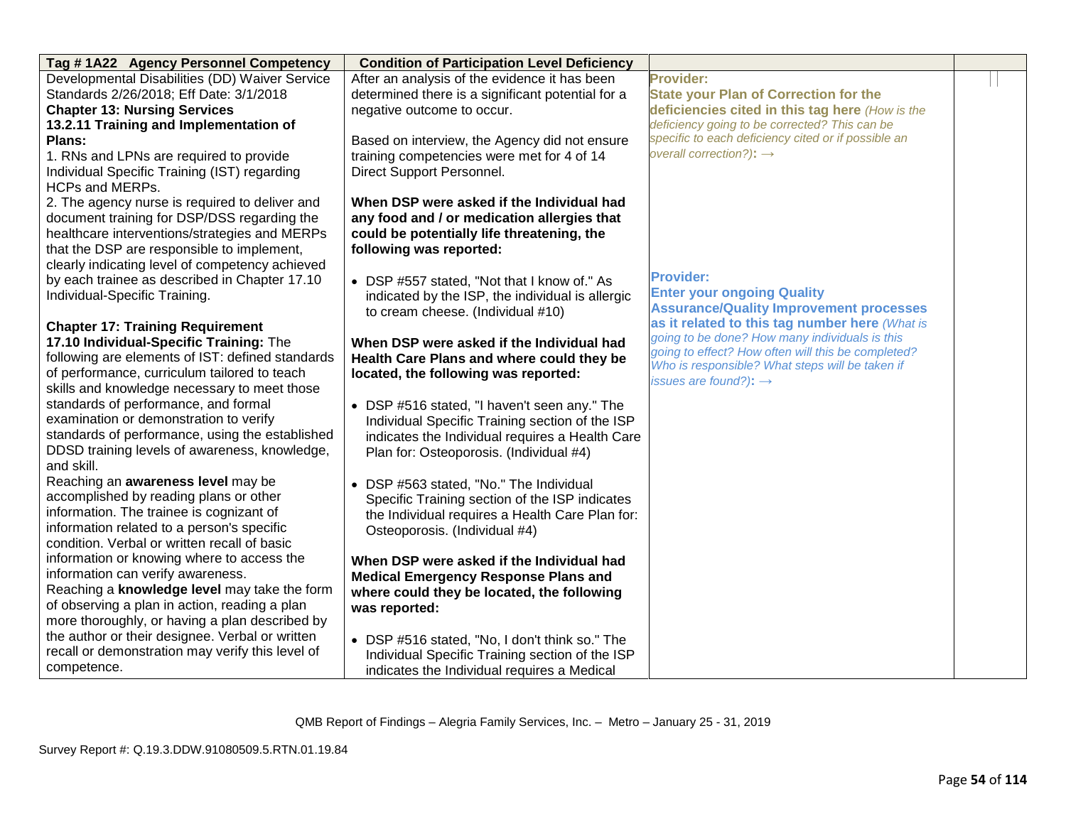| Tag # 1A22 Agency Personnel Competency | Condition of Participation Level Deficiency | | |
|---|---|---|---|
| Developmental Disabilities (DD) Waiver Service Standards 2/26/2018; Eff Date: 3/1/2018<br>**Chapter 13: Nursing Services**<br>**13.2.11 Training and Implementation of Plans:**<br>1. RNs and LPNs are required to provide Individual Specific Training (IST) regarding HCPs and MERPs.<br>2. The agency nurse is required to deliver and document training for DSP/DSS regarding the healthcare interventions/strategies and MERPs that the DSP are responsible to implement, clearly indicating level of competency achieved by each trainee as described in Chapter 17.10 Individual-Specific Training.<br><br>**Chapter 17: Training Requirement**<br>**17.10 Individual-Specific Training:** The following are elements of IST: defined standards of performance, curriculum tailored to teach skills and knowledge necessary to meet those standards of performance, and formal examination or demonstration to verify standards of performance, using the established DDSD training levels of awareness, knowledge, and skill.<br>Reaching an **awareness level** may be accomplished by reading plans or other information. The trainee is cognizant of information related to a person's specific condition. Verbal or written recall of basic information or knowing where to access the information can verify awareness.<br>Reaching a **knowledge level** may take the form of observing a plan in action, reading a plan more thoroughly, or having a plan described by the author or their designee. Verbal or written recall or demonstration may verify this level of competence. | After an analysis of the evidence it has been determined there is a significant potential for a negative outcome to occur.<br><br>Based on interview, the Agency did not ensure training competencies were met for 4 of 14 Direct Support Personnel.<br><br>**When DSP were asked if the Individual had any food and / or medication allergies that could be potentially life threatening, the following was reported:**<br><br>• DSP #557 stated, "Not that I know of." As indicated by the ISP, the individual is allergic to cream cheese. (Individual #10)<br><br>**When DSP were asked if the Individual had Health Care Plans and where could they be located, the following was reported:**<br><br>• DSP #516 stated, "I haven't seen any." The Individual Specific Training section of the ISP indicates the Individual requires a Health Care Plan for: Osteoporosis. (Individual #4)<br><br>• DSP #563 stated, "No." The Individual Specific Training of the ISP indicates the Individual requires a Health Care Plan for: Osteoporosis. (Individual #4)<br><br>**When DSP were asked if the Individual had Medical Emergency Response Plans and where could they be located, the following was reported:**<br><br>• DSP #516 stated, "No, I don't think so." The Individual Specific Training section of the ISP indicates the Individual requires a Medical | **Provider:**<br>**State your Plan of Correction for the deficiencies cited in this tag here** *(How is the deficiency going to be corrected? This can be specific to each deficiency cited or if possible an overall correction?)***:** →<br><br>**Provider:**<br>**Enter your ongoing Quality Assurance/Quality Improvement processes as it related to this tag number here** *(What is going to be done? How many individuals is this going to effect? How often will this be completed? Who is responsible? What steps will be taken if issues are found?)***:** → | |

QMB Report of Findings – Alegria Family Services, Inc. – Metro – January 25 - 31, 2019

Survey Report #: Q.19.3.DDW.91080509.5.RTN.01.19.84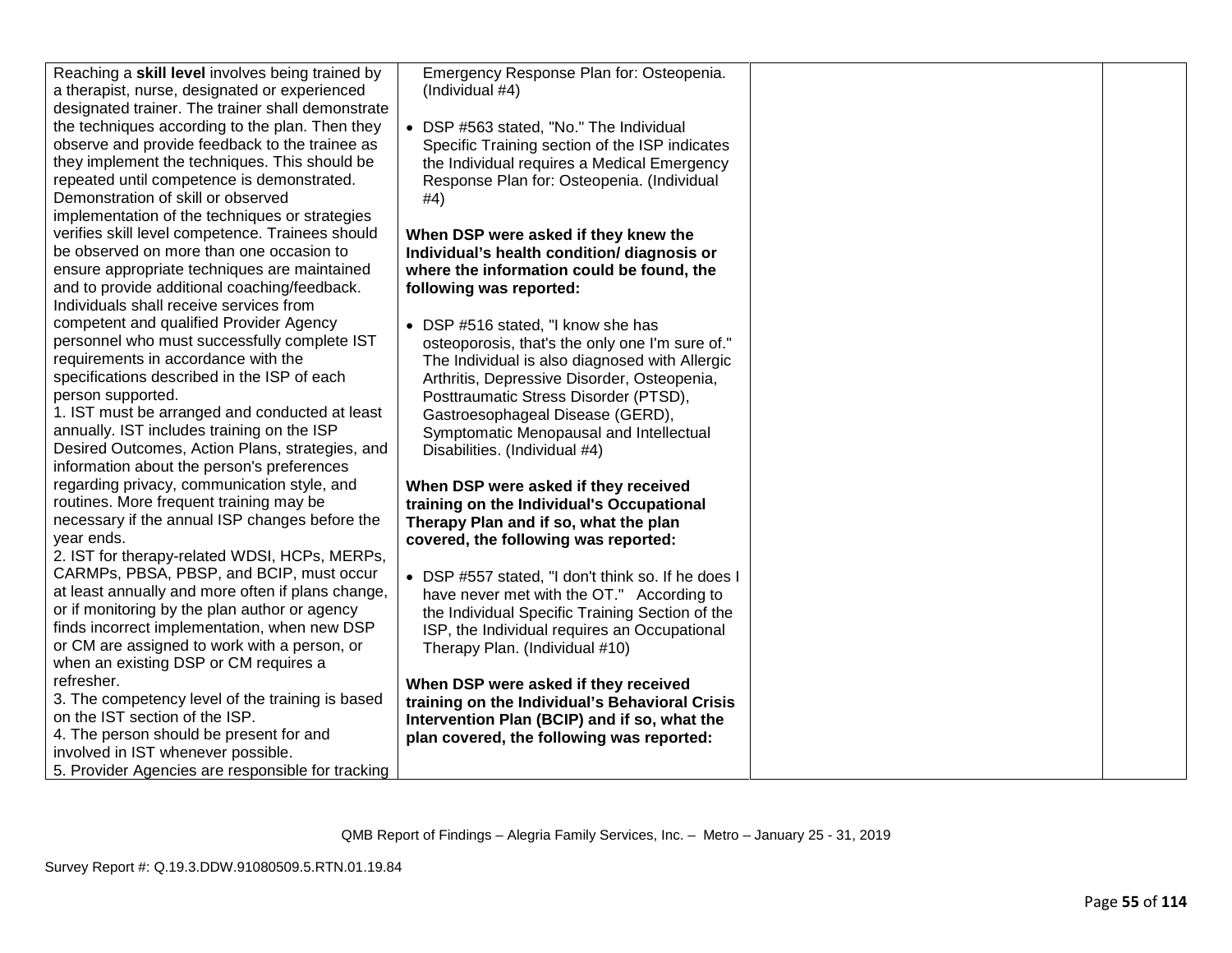| | | | |
|---|---|---|---|
| Reaching a **skill level** involves being trained by a therapist, nurse, designated or experienced designated trainer. The trainer shall demonstrate the techniques according to the plan. Then they observe and provide feedback to the trainee as they implement the techniques. This should be repeated until competence is demonstrated. Demonstration of skill or observed implementation of the techniques or strategies verifies skill level competence. Trainees should be observed on more than one occasion to ensure appropriate techniques are maintained and to provide additional coaching/feedback.<br>Individuals shall receive services from competent and qualified Provider Agency personnel who must successfully complete IST requirements in accordance with the specifications described in the ISP of each person supported.<br>1. IST must be arranged and conducted at least annually. IST includes training on the ISP Desired Outcomes, Action Plans, strategies, and information about the person's preferences regarding privacy, communication style, and routines. More frequent training may be necessary if the annual ISP changes before the year ends.<br>2. IST for therapy-related WDSI, HCPs, MERPs, CARMPs, PBSA, PBSP, and BCIP, must occur at least annually and more often if plans change, or if monitoring by the plan author or agency finds incorrect implementation, when new DSP or CM are assigned to work with a person, or when an existing DSP or CM requires a refresher.<br>3. The competency level of the training is based on the IST section of the ISP.<br>4. The person should be present for and involved in IST whenever possible.<br>5. Provider Agencies are responsible for tracking | Emergency Response Plan for: Osteopenia. (Individual #4)<br><br>• DSP #563 stated, "No." The Individual Specific Training section of the ISP indicates the Individual requires a Medical Emergency Response Plan for: Osteopenia. (Individual #4)<br><br>**When DSP were asked if they knew the Individual's health condition/ diagnosis or where the information could be found, the following was reported:**<br><br>• DSP #516 stated, "I know she has osteoporosis, that's the only one I'm sure of." The Individual is also diagnosed with Allergic Arthritis, Depressive Disorder, Osteopenia, Posttraumatic Stress Disorder (PTSD), Gastroesophageal Disease (GERD), Symptomatic Menopausal and Intellectual Disabilities. (Individual #4)<br><br>**When DSP were asked if they received training on the Individual's Occupational Therapy Plan and if so, what the plan covered, the following was reported:**<br><br>• DSP #557 stated, "I don't think so. If he does I have never met with the OT." According to the Individual Specific Training Section of the ISP, the Individual requires an Occupational Therapy Plan. (Individual #10)<br><br>**When DSP were asked if they received training on the Individual's Behavioral Crisis Intervention Plan (BCIP) and if so, what the plan covered, the following was reported:** | | |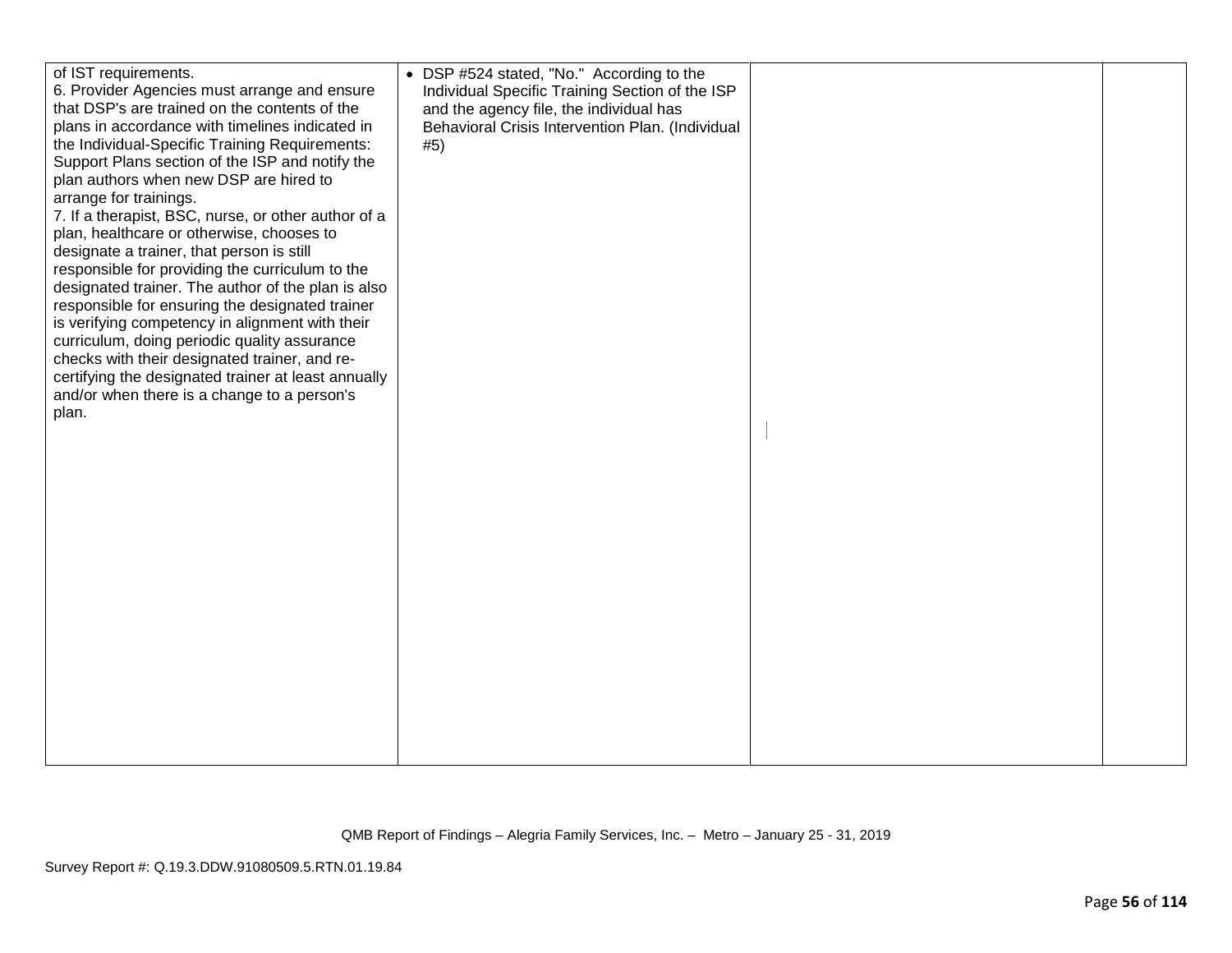| | | | |
|---|---|---|---|
| of IST requirements.<br>6. Provider Agencies must arrange and ensure that DSP's are trained on the contents of the plans in accordance with timelines indicated in the Individual-Specific Training Requirements: Support Plans section of the ISP and notify the plan authors when new DSP are hired to arrange for trainings.<br>7. If a therapist, BSC, nurse, or other author of a plan, healthcare or otherwise, chooses to designate a trainer, that person is still responsible for providing the curriculum to the designated trainer. The author of the plan is also responsible for ensuring the designated trainer is verifying competency in alignment with their curriculum, doing periodic quality assurance checks with their designated trainer, and re-certifying the designated trainer at least annually and/or when there is a change to a person's plan. | • DSP #524 stated, "No." According to the Individual Specific Training Section of the ISP and the agency file, the individual has Behavioral Crisis Intervention Plan. (Individual #5) | | |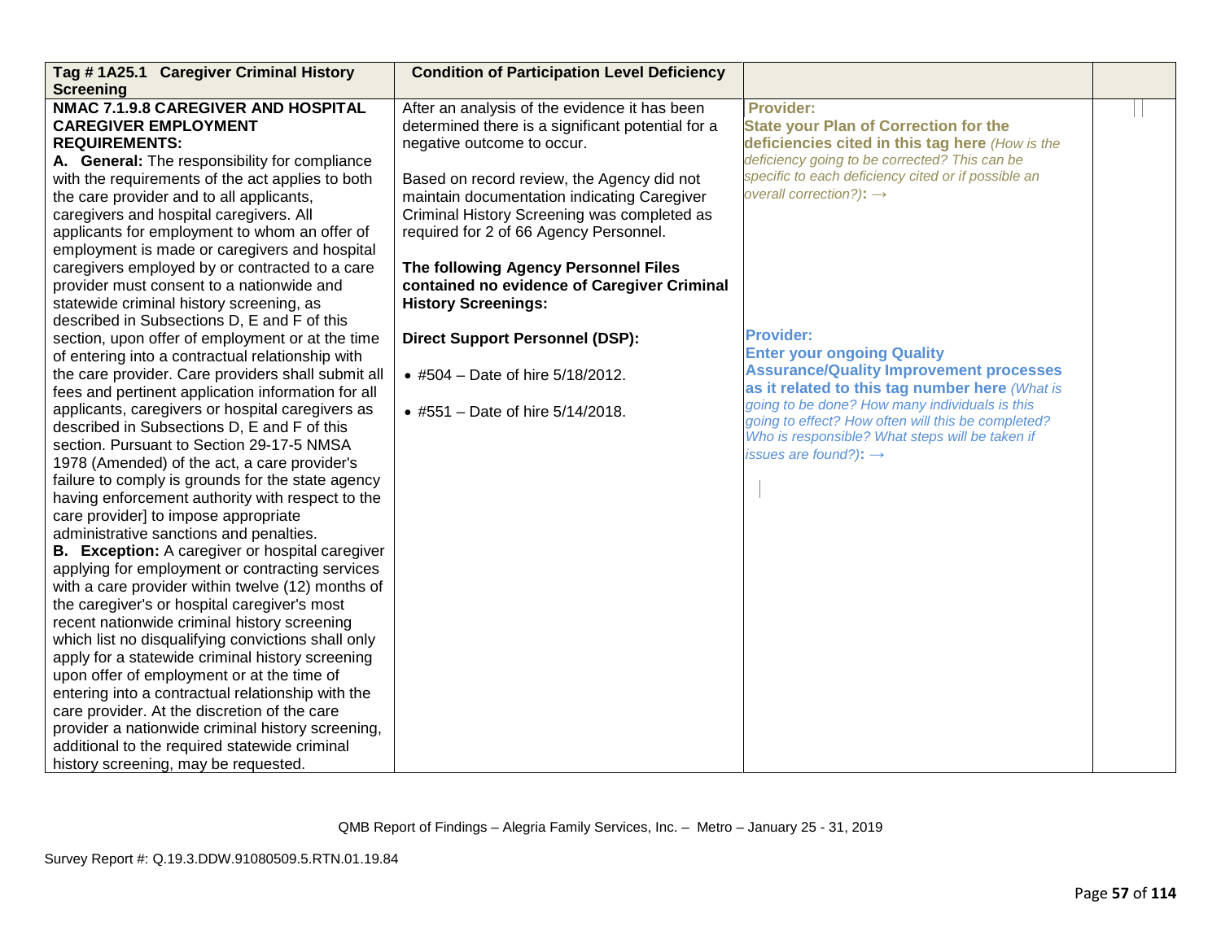| Tag # 1A25.1 Caregiver Criminal History Screening | Condition of Participation Level Deficiency | | |
|---|---|---|---|
| **NMAC 7.1.9.8 CAREGIVER AND HOSPITAL CAREGIVER EMPLOYMENT REQUIREMENTS:**<br>**A. General:** The responsibility for compliance with the requirements of the act applies to both the care provider and to all applicants, caregivers and hospital caregivers. All applicants for employment to whom an offer of employment is made or caregivers and hospital caregivers employed by or contracted to a care provider must consent to a nationwide and statewide criminal history screening, as described in Subsections D, E and F of this section, upon offer of employment or at the time of entering into a contractual relationship with the care provider. Care providers shall submit all fees and pertinent application information for all applicants, caregivers or hospital caregivers as described in Subsections D, E and F of this section. Pursuant to Section 29-17-5 NMSA 1978 (Amended) of the act, a care provider's failure to comply is grounds for the state agency having enforcement authority with respect to the care provider] to impose appropriate administrative sanctions and penalties.<br>**B. Exception:** A caregiver or hospital caregiver applying for employment or contracting services with a care provider within twelve (12) months of the caregiver's or hospital caregiver's most recent nationwide criminal history screening which list no disqualifying convictions shall only apply for a statewide criminal history screening upon offer of employment or at the time of entering into a contractual relationship with the care provider. At the discretion of the care provider a nationwide criminal history screening, additional to the required statewide criminal history screening, may be requested. | After an analysis of the evidence it has been determined there is a significant potential for a negative outcome to occur.<br><br>Based on record review, the Agency did not maintain documentation indicating Caregiver Criminal History Screening was completed as required for 2 of 66 Agency Personnel.<br><br>**The following Agency Personnel Files contained no evidence of Caregiver Criminal History Screenings:**<br><br>**Direct Support Personnel (DSP):**<br><br>• #504 – Date of hire 5/18/2012.<br><br>• #551 – Date of hire 5/14/2018. | **Provider:**<br>**State your Plan of Correction for the deficiencies cited in this tag here** *(How is the deficiency going to be corrected? This can be specific to each deficiency cited or if possible an overall correction?)*: →<br><br>**Provider:**<br>**Enter your ongoing Quality Assurance/Quality Improvement processes as it related to this tag number here** *(What is going to be done? How many individuals is this going to effect? How often will this be completed? Who is responsible? What steps will be taken if issues are found?)*: → | |

QMB Report of Findings – Alegria Family Services, Inc. – Metro – January 25 - 31, 2019

Survey Report #: Q.19.3.DDW.91080509.5.RTN.01.19.84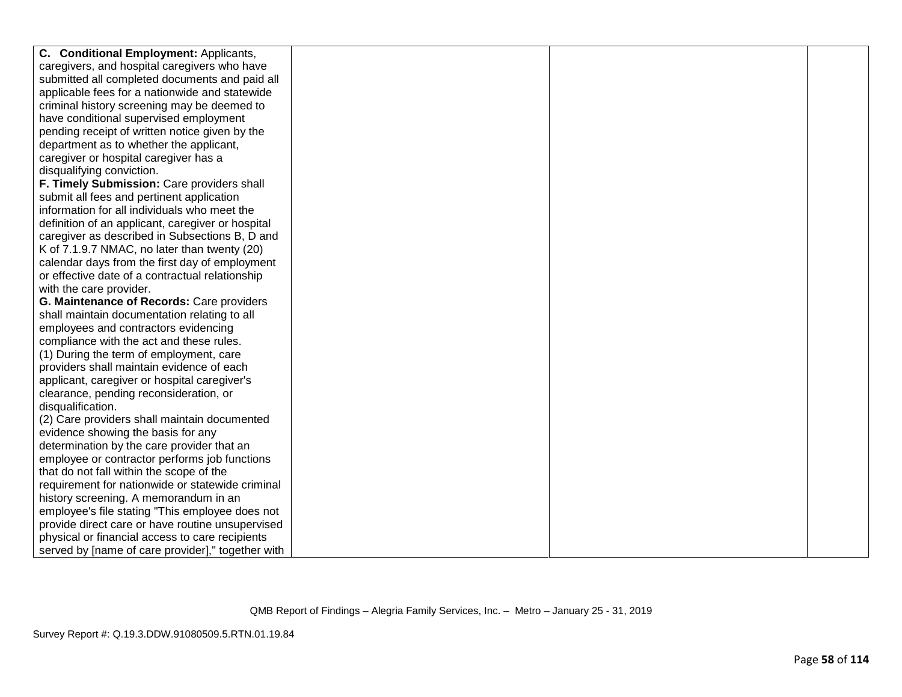| | | | |
|---|---|---|---|
| **C. Conditional Employment:** Applicants, caregivers, and hospital caregivers who have submitted all completed documents and paid all applicable fees for a nationwide and statewide criminal history screening may be deemed to have conditional supervised employment pending receipt of written notice given by the department as to whether the applicant, caregiver or hospital caregiver has a disqualifying conviction.<br>**F. Timely Submission:** Care providers shall submit all fees and pertinent application information for all individuals who meet the definition of an applicant, caregiver or hospital caregiver as described in Subsections B, D and K of 7.1.9.7 NMAC, no later than twenty (20) calendar days from the first day of employment or effective date of a contractual relationship with the care provider.<br>**G. Maintenance of Records:** Care providers shall maintain documentation relating to all employees and contractors evidencing compliance with the act and these rules.<br>(1) During the term of employment, care providers shall maintain evidence of each applicant, caregiver or hospital caregiver's clearance, pending reconsideration, or disqualification.<br>(2) Care providers shall maintain documented evidence showing the basis for any determination by the care provider that an employee or contractor performs job functions that do not fall within the scope of the requirement for nationwide or statewide criminal history screening. A memorandum in an employee's file stating "This employee does not provide direct care or have routine unsupervised physical or financial access to care recipients served by [name of care provider]," together with | | | |

QMB Report of Findings – Alegria Family Services, Inc. – Metro – January 25 - 31, 2019

Survey Report #: Q.19.3.DDW.91080509.5.RTN.01.19.84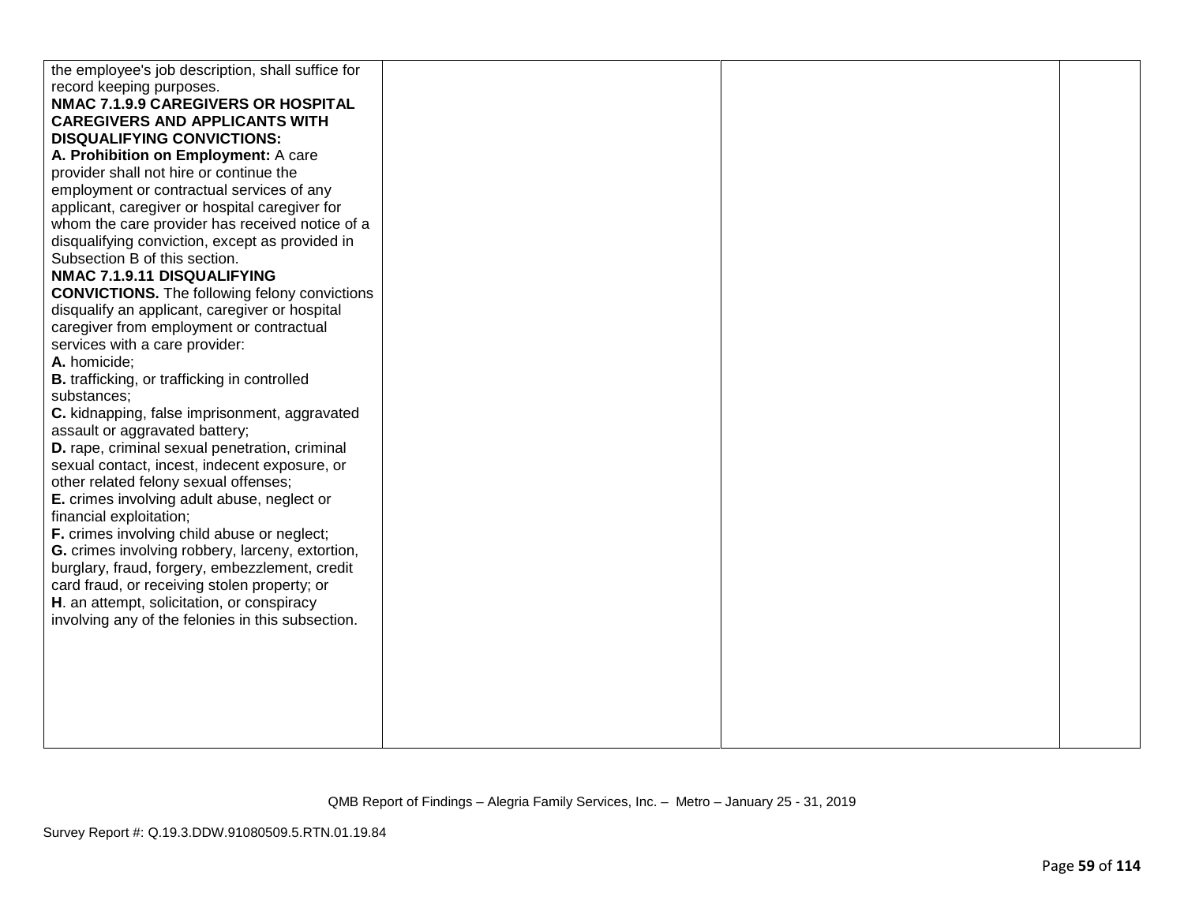| | | | |
|---|---|---|---|
| the employee's job description, shall suffice for record keeping purposes.<br>**NMAC 7.1.9.9 CAREGIVERS OR HOSPITAL CAREGIVERS AND APPLICANTS WITH DISQUALIFYING CONVICTIONS:**<br>**A. Prohibition on Employment:** A care provider shall not hire or continue the employment or contractual services of any applicant, caregiver or hospital caregiver for whom the care provider has received notice of a disqualifying conviction, except as provided in Subsection B of this section.<br>**NMAC 7.1.9.11 DISQUALIFYING CONVICTIONS.** The following felony convictions disqualify an applicant, caregiver or hospital caregiver from employment or contractual services with a care provider:<br>**A.** homicide;<br>**B.** trafficking, or trafficking in controlled substances;<br>**C.** kidnapping, false imprisonment, aggravated assault or aggravated battery;<br>**D.** rape, criminal sexual penetration, criminal sexual contact, incest, indecent exposure, or other related felony sexual offenses;<br>**E.** crimes involving adult abuse, neglect or financial exploitation;<br>**F.** crimes involving child abuse or neglect;<br>**G.** crimes involving robbery, larceny, extortion, burglary, fraud, forgery, embezzlement, credit card fraud, or receiving stolen property; or<br>**H**. an attempt, solicitation, or conspiracy involving any of the felonies in this subsection. | | | |

QMB Report of Findings – Alegria Family Services, Inc. – Metro – January 25 - 31, 2019

Survey Report #: Q.19.3.DDW.91080509.5.RTN.01.19.84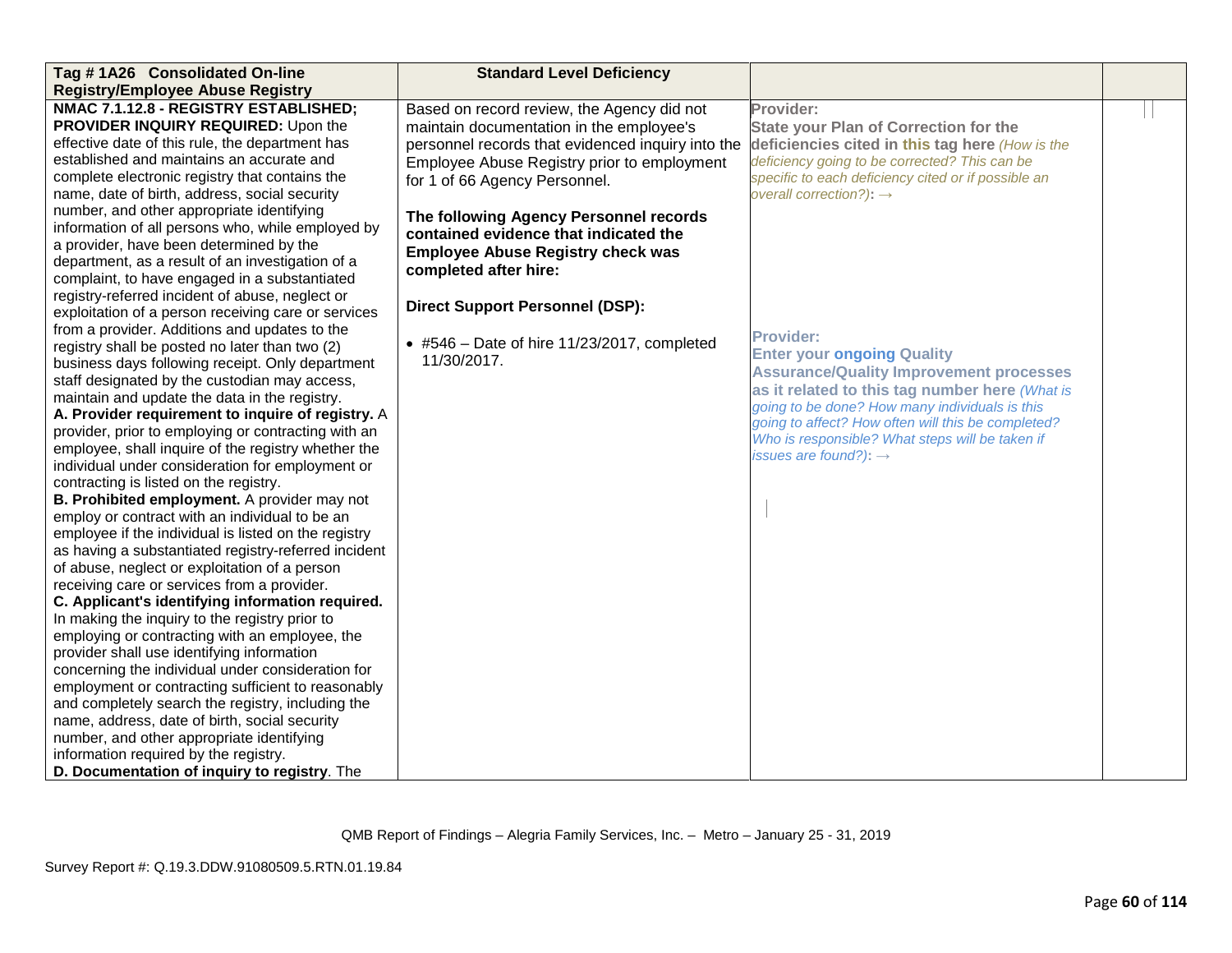| **Tag # 1A26 Consolidated On-line Registry/Employee Abuse Registry** | **Standard Level Deficiency** | | |
|---|---|---|---|
| **NMAC 7.1.12.8 - REGISTRY ESTABLISHED; PROVIDER INQUIRY REQUIRED:** Upon the effective date of this rule, the department has established and maintains an accurate and complete electronic registry that contains the name, date of birth, address, social security number, and other appropriate identifying information of all persons who, while employed by a provider, have been determined by the department, as a result of an investigation of a complaint, to have engaged in a substantiated registry-referred incident of abuse, neglect or exploitation of a person receiving care or services from a provider. Additions and updates to the registry shall be posted no later than two (2) business days following receipt. Only department staff designated by the custodian may access, maintain and update the data in the registry.<br>**A. Provider requirement to inquire of registry.** A provider, prior to employing or contracting with an employee, shall inquire of the registry whether the individual under consideration for employment or contracting is listed on the registry.<br>**B. Prohibited employment.** A provider may not employ or contract with an individual to be an employee if the individual is listed on the registry as having a substantiated registry-referred incident of abuse, neglect or exploitation of a person receiving care or services from a provider.<br>**C. Applicant's identifying information required.** In making the inquiry to the registry prior to employing or contracting with an employee, the provider shall use identifying information concerning the individual under consideration for employment or contracting sufficient to reasonably and completely search the registry, including the name, address, date of birth, social security number, and other appropriate identifying information required by the registry.<br>**D. Documentation of inquiry to registry**. The | Based on record review, the Agency did not maintain documentation in the employee's personnel records that evidenced inquiry into the Employee Abuse Registry prior to employment for 1 of 66 Agency Personnel.<br><br>**The following Agency Personnel records contained evidence that indicated the Employee Abuse Registry check was completed after hire:**<br><br>**Direct Support Personnel (DSP):**<br><br>• #546 – Date of hire 11/23/2017, completed 11/30/2017. | **Provider:**<br>**State your Plan of Correction for the deficiencies cited in this tag here** *(How is the deficiency going to be corrected? This can be specific to each deficiency cited or if possible an overall correction?):* →<br><br>**Provider:**<br>**Enter your ongoing Quality Assurance/Quality Improvement processes as it related to this tag number here** *(What is going to be done? How many individuals is this going to affect? How often will this be completed? Who is responsible? What steps will be taken if issues are found?):* → | |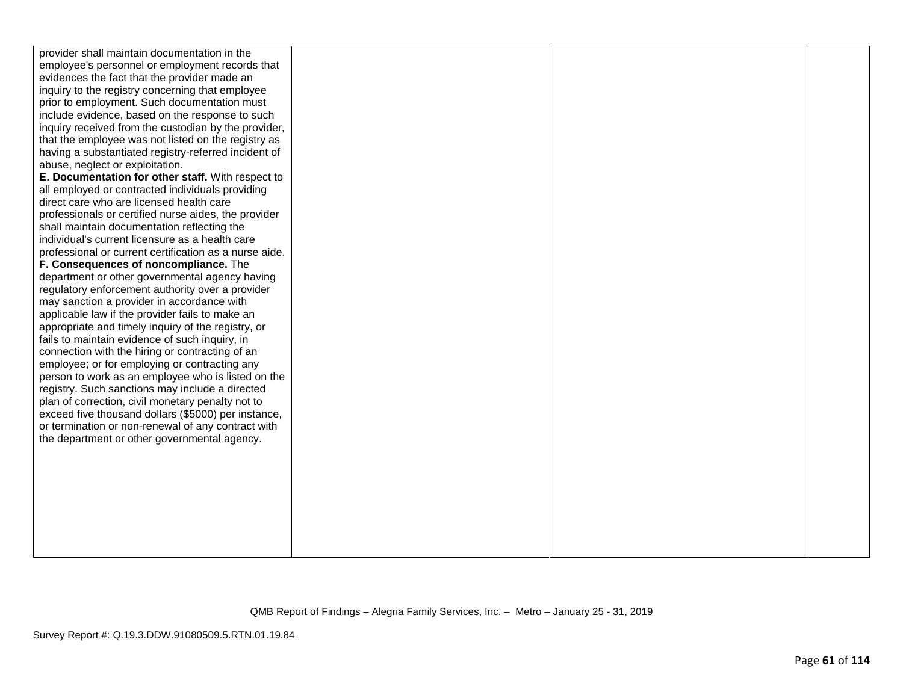| | | | |
|---|---|---|---|
| provider shall maintain documentation in the employee's personnel or employment records that evidences the fact that the provider made an inquiry to the registry concerning that employee prior to employment. Such documentation must include evidence, based on the response to such inquiry received from the custodian by the provider, that the employee was not listed on the registry as having a substantiated registry-referred incident of abuse, neglect or exploitation. **E. Documentation for other staff.** With respect to all employed or contracted individuals providing direct care who are licensed health care professionals or certified nurse aides, the provider shall maintain documentation reflecting the individual's current licensure as a health care professional or current certification as a nurse aide. **F. Consequences of noncompliance.** The department or other governmental agency having regulatory enforcement authority over a provider may sanction a provider in accordance with applicable law if the provider fails to make an appropriate and timely inquiry of the registry, or fails to maintain evidence of such inquiry, in connection with the hiring or contracting of an employee; or for employing or contracting any person to work as an employee who is listed on the registry. Such sanctions may include a directed plan of correction, civil monetary penalty not to exceed five thousand dollars ($5000) per instance, or termination or non-renewal of any contract with the department or other governmental agency. | | | |

QMB Report of Findings – Alegria Family Services, Inc. – Metro – January 25 - 31, 2019

Survey Report #: Q.19.3.DDW.91080509.5.RTN.01.19.84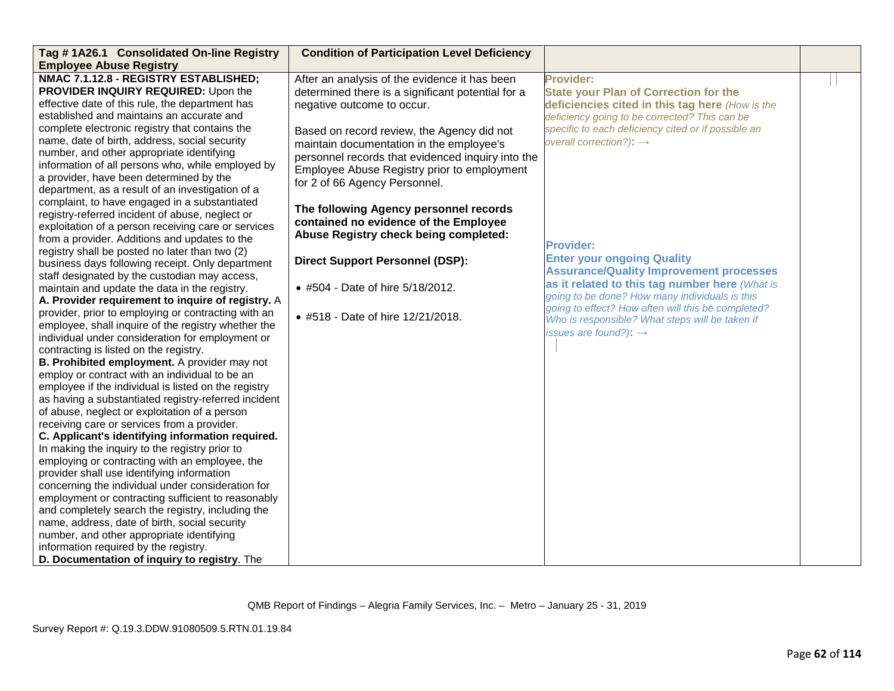| Tag # 1A26.1 Consolidated On-line Registry Employee Abuse Registry | Condition of Participation Level Deficiency | | |
|---|---|---|---|
| **NMAC 7.1.12.8 - REGISTRY ESTABLISHED; PROVIDER INQUIRY REQUIRED:** Upon the effective date of this rule, the department has established and maintains an accurate and complete electronic registry that contains the name, date of birth, address, social security number, and other appropriate identifying information of all persons who, while employed by a provider, have been determined by the department, as a result of an investigation of a complaint, to have engaged in a substantiated registry-referred incident of abuse, neglect or exploitation of a person receiving care or services from a provider. Additions and updates to the registry shall be posted no later than two (2) business days following receipt. Only department staff designated by the custodian may access, maintain and update the data in the registry.<br>**A. Provider requirement to inquire of registry.** A provider, prior to employing or contracting with an employee, shall inquire of the registry whether the individual under consideration for employment or contracting is listed on the registry.<br>**B. Prohibited employment.** A provider may not employ or contract with an individual to be an employee if the individual is listed on the registry as having a substantiated registry-referred incident of abuse, neglect or exploitation of a person receiving care or services from a provider.<br>**C. Applicant's identifying information required.** In making the inquiry to the registry prior to employing or contracting with an employee, the provider shall use identifying information concerning the individual under consideration for employment or contracting sufficient to reasonably and completely search the registry, including the name, address, date of birth, social security number, and other appropriate identifying information required by the registry.<br>**D. Documentation of inquiry to registry**. The | After an analysis of the evidence it has been determined there is a significant potential for a negative outcome to occur.<br><br>Based on record review, the Agency did not maintain documentation in the employee's personnel records that evidenced inquiry into the Employee Abuse Registry prior to employment for 2 of 66 Agency Personnel.<br><br>**The following Agency personnel records contained no evidence of the Employee Abuse Registry check being completed:**<br><br>**Direct Support Personnel (DSP):**<br><br>• #504 - Date of hire 5/18/2012.<br><br>• #518 - Date of hire 12/21/2018. | **Provider:**<br>**State your Plan of Correction for the deficiencies cited in this tag here** *(How is the deficiency going to be corrected? This can be specific to each deficiency cited or if possible an overall correction?)*: →<br><br>**Provider:**<br>**Enter your ongoing Quality Assurance/Quality Improvement processes as it related to this tag number here** *(What is going to be done? How many individuals is this going to effect? How often will this be completed? Who is responsible? What steps will be taken if issues are found?)*: → | |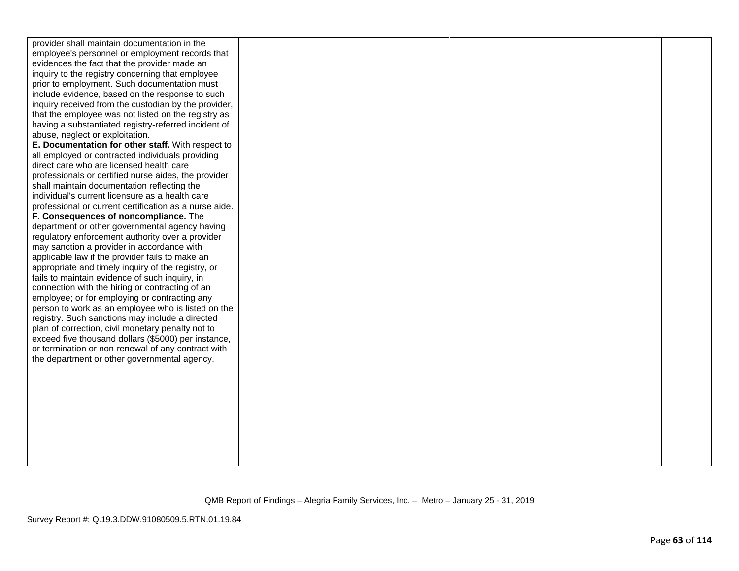| | | | |
|---|---|---|---|
| provider shall maintain documentation in the employee's personnel or employment records that evidences the fact that the provider made an inquiry to the registry concerning that employee prior to employment. Such documentation must include evidence, based on the response to such inquiry received from the custodian by the provider, that the employee was not listed on the registry as having a substantiated registry-referred incident of abuse, neglect or exploitation.<br>**E. Documentation for other staff.** With respect to all employed or contracted individuals providing direct care who are licensed health care professionals or certified nurse aides, the provider shall maintain documentation reflecting the individual's current licensure as a health care professional or current certification as a nurse aide.<br>**F. Consequences of noncompliance.** The department or other governmental agency having regulatory enforcement authority over a provider may sanction a provider in accordance with applicable law if the provider fails to make an appropriate and timely inquiry of the registry, or fails to maintain evidence of such inquiry, in connection with the hiring or contracting of an employee; or for employing or contracting any person to work as an employee who is listed on the registry. Such sanctions may include a directed plan of correction, civil monetary penalty not to exceed five thousand dollars ($5000) per instance, or termination or non-renewal of any contract with the department or other governmental agency. | | | |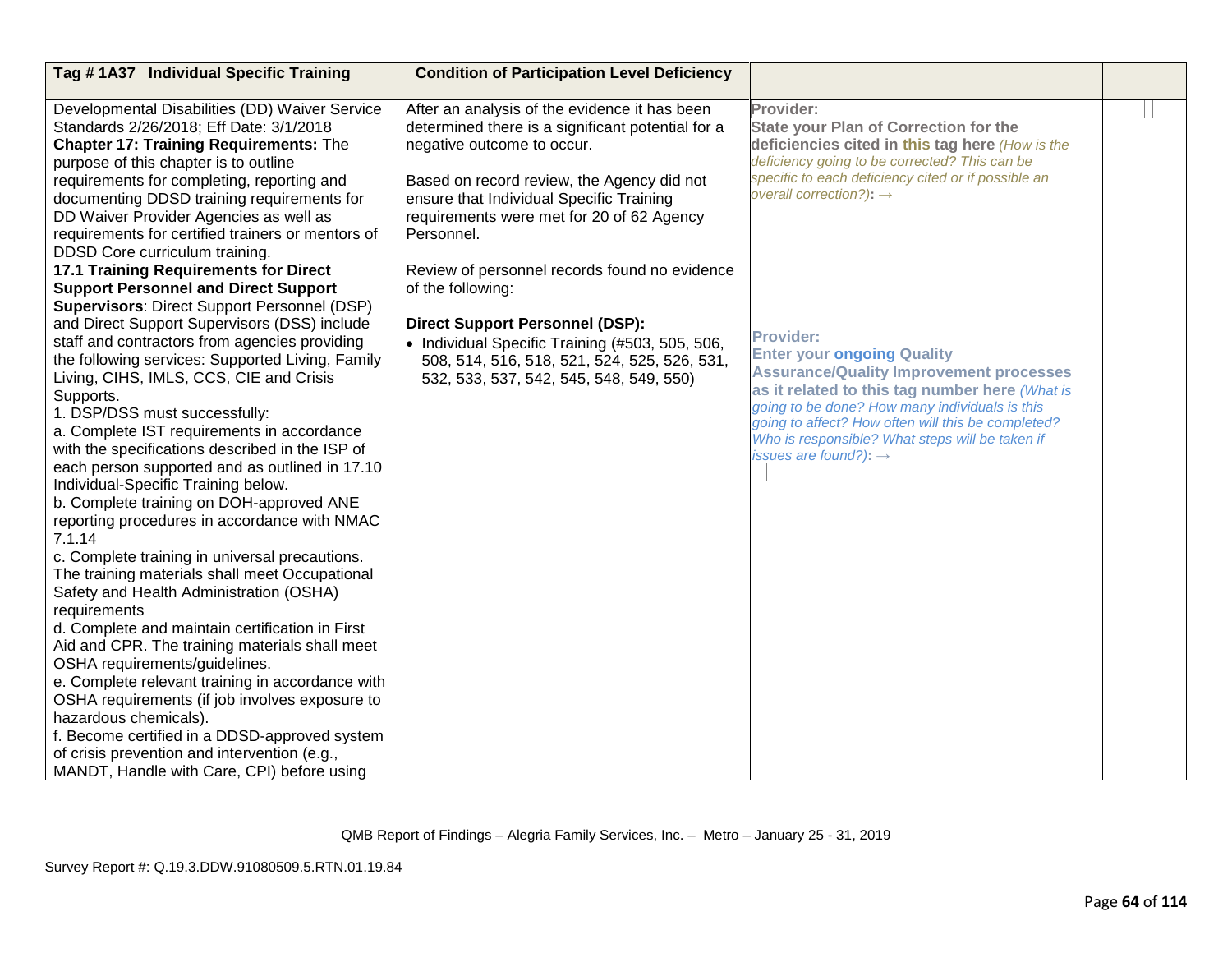| Tag # 1A37 Individual Specific Training | Condition of Participation Level Deficiency | | |
| --- | --- | --- | --- |
| Developmental Disabilities (DD) Waiver Service Standards 2/26/2018; Eff Date: 3/1/2018<br>**Chapter 17: Training Requirements:** The purpose of this chapter is to outline requirements for completing, reporting and documenting DDSD training requirements for DD Waiver Provider Agencies as well as requirements for certified trainers or mentors of DDSD Core curriculum training.<br>**17.1 Training Requirements for Direct Support Personnel and Direct Support Supervisors**: Direct Support Personnel (DSP) and Direct Support Supervisors (DSS) include staff and contractors from agencies providing the following services: Supported Living, Family Living, CIHS, IMLS, CCS, CIE and Crisis Supports.<br>1. DSP/DSS must successfully:<br>a. Complete IST requirements in accordance with the specifications described in the ISP of each person supported and as outlined in 17.10 Individual-Specific Training below.<br>b. Complete training on DOH-approved ANE reporting procedures in accordance with NMAC 7.1.14<br>c. Complete training in universal precautions. The training materials shall meet Occupational Safety and Health Administration (OSHA) requirements<br>d. Complete and maintain certification in First Aid and CPR. The training materials shall meet OSHA requirements/guidelines.<br>e. Complete relevant training in accordance with OSHA requirements (if job involves exposure to hazardous chemicals).<br>f. Become certified in a DDSD-approved system of crisis prevention and intervention (e.g., MANDT, Handle with Care, CPI) before using | After an analysis of the evidence it has been determined there is a significant potential for a negative outcome to occur.<br><br>Based on record review, the Agency did not ensure that Individual Specific Training requirements were met for 20 of 62 Agency Personnel.<br><br>Review of personnel records found no evidence of the following:<br><br>**Direct Support Personnel (DSP):**<br>• Individual Specific Training (#503, 505, 506, 508, 514, 516, 518, 521, 524, 525, 526, 531, 532, 533, 537, 542, 545, 548, 549, 550) | **Provider:**<br>**State your Plan of Correction for the deficiencies cited in this tag here** *(How is the deficiency going to be corrected? This can be specific to each deficiency cited or if possible an overall correction?)*: →<br><br>**Provider:**<br>**Enter your ongoing Quality Assurance/Quality Improvement processes as it related to this tag number here** *(What is going to be done? How many individuals is this going to affect? How often will this be completed? Who is responsible? What steps will be taken if issues are found?)*: → | |

QMB Report of Findings – Alegria Family Services, Inc. – Metro – January 25 - 31, 2019

Survey Report #: Q.19.3.DDW.91080509.5.RTN.01.19.84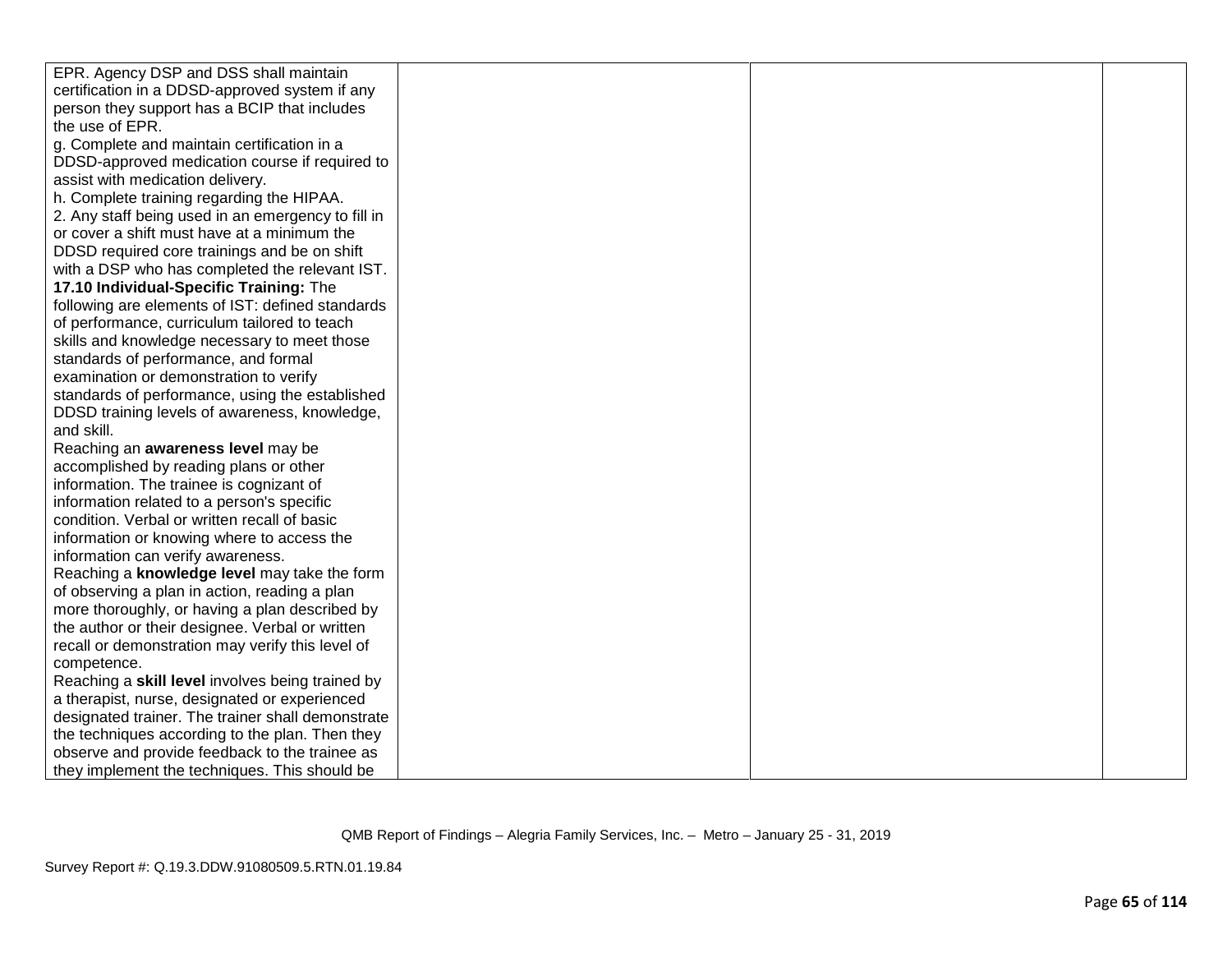| | | | |
|---|---|---|---|
| EPR. Agency DSP and DSS shall maintain certification in a DDSD-approved system if any person they support has a BCIP that includes the use of EPR.<br>g. Complete and maintain certification in a DDSD-approved medication course if required to assist with medication delivery.<br>h. Complete training regarding the HIPAA.<br>2. Any staff being used in an emergency to fill in or cover a shift must have at a minimum the DDSD required core trainings and be on shift with a DSP who has completed the relevant IST.<br>**17.10 Individual-Specific Training:** The following are elements of IST: defined standards of performance, curriculum tailored to teach skills and knowledge necessary to meet those standards of performance, and formal examination or demonstration to verify standards of performance, using the established DDSD training levels of awareness, knowledge, and skill.<br>Reaching an **awareness level** may be accomplished by reading plans or other information. The trainee is cognizant of information related to a person's specific condition. Verbal or written recall of basic information or knowing where to access the information can verify awareness.<br>Reaching a **knowledge level** may take the form of observing a plan in action, reading a plan more thoroughly, or having a plan described by the author or their designee. Verbal or written recall or demonstration may verify this level of competence.<br>Reaching a **skill level** involves being trained by a therapist, nurse, designated or experienced designated trainer. The trainer shall demonstrate the techniques according to the plan. Then they observe and provide feedback to the trainee as they implement the techniques. This should be | | | |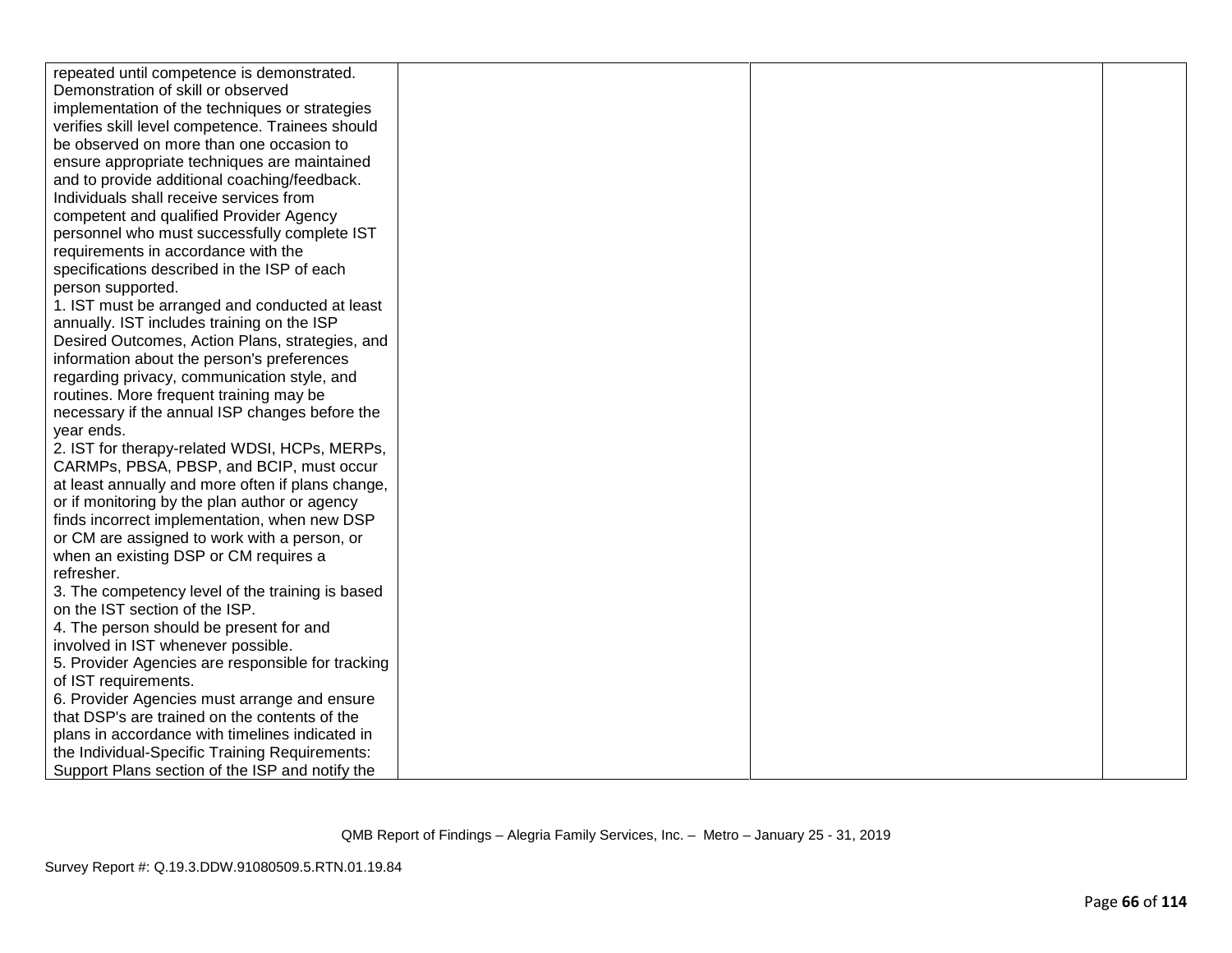| | | | |
|---|---|---|---|
| repeated until competence is demonstrated. Demonstration of skill or observed implementation of the techniques or strategies verifies skill level competence. Trainees should be observed on more than one occasion to ensure appropriate techniques are maintained and to provide additional coaching/feedback. Individuals shall receive services from competent and qualified Provider Agency personnel who must successfully complete IST requirements in accordance with the specifications described in the ISP of each person supported.<br>1. IST must be arranged and conducted at least annually. IST includes training on the ISP Desired Outcomes, Action Plans, strategies, and information about the person's preferences regarding privacy, communication style, and routines. More frequent training may be necessary if the annual ISP changes before the year ends.<br>2. IST for therapy-related WDSI, HCPs, MERPs, CARMPs, PBSA, PBSP, and BCIP, must occur at least annually and more often if plans change, or if monitoring by the plan author or agency finds incorrect implementation, when new DSP or CM are assigned to work with a person, or when an existing DSP or CM requires a refresher.<br>3. The competency level of the training is based on the IST section of the ISP.<br>4. The person should be present for and involved in IST whenever possible.<br>5. Provider Agencies are responsible for tracking of IST requirements.<br>6. Provider Agencies must arrange and ensure that DSP's are trained on the contents of the plans in accordance with timelines indicated in the Individual-Specific Training Requirements: Support Plans section of the ISP and notify the | | | |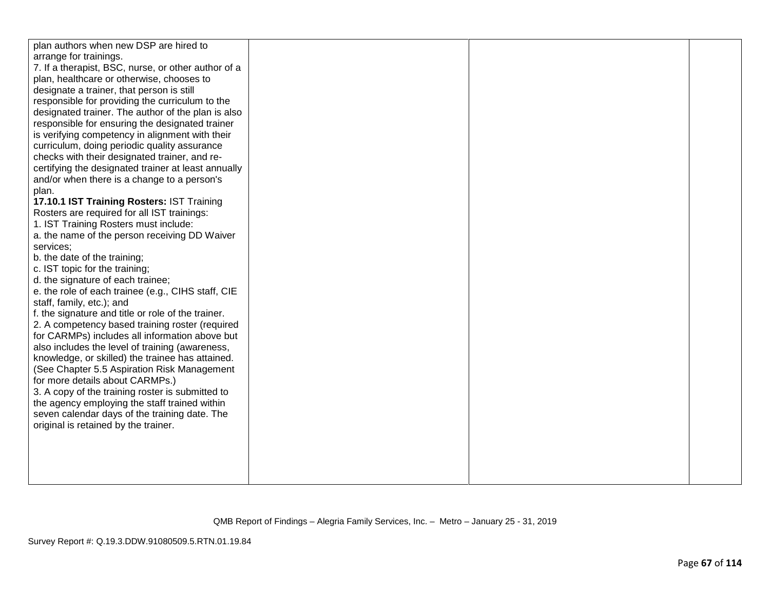| | | | |
|---|---|---|---|
| plan authors when new DSP are hired to arrange for trainings.<br>7. If a therapist, BSC, nurse, or other author of a plan, healthcare or otherwise, chooses to designate a trainer, that person is still responsible for providing the curriculum to the designated trainer. The author of the plan is also responsible for ensuring the designated trainer is verifying competency in alignment with their curriculum, doing periodic quality assurance checks with their designated trainer, and re-certifying the designated trainer at least annually and/or when there is a change to a person's plan.<br>**17.10.1 IST Training Rosters:** IST Training Rosters are required for all IST trainings:<br>1. IST Training Rosters must include:<br>a. the name of the person receiving DD Waiver services;<br>b. the date of the training;<br>c. IST topic for the training;<br>d. the signature of each trainee;<br>e. the role of each trainee (e.g., CIHS staff, CIE staff, family, etc.); and<br>f. the signature and title or role of the trainer.<br>2. A competency based training roster (required for CARMPs) includes all information above but also includes the level of training (awareness, knowledge, or skilled) the trainee has attained. (See Chapter 5.5 Aspiration Risk Management for more details about CARMPs.)<br>3. A copy of the training roster is submitted to the agency employing the staff trained within seven calendar days of the training date. The original is retained by the trainer. | | | |

QMB Report of Findings – Alegria Family Services, Inc. – Metro – January 25 - 31, 2019

Survey Report #: Q.19.3.DDW.91080509.5.RTN.01.19.84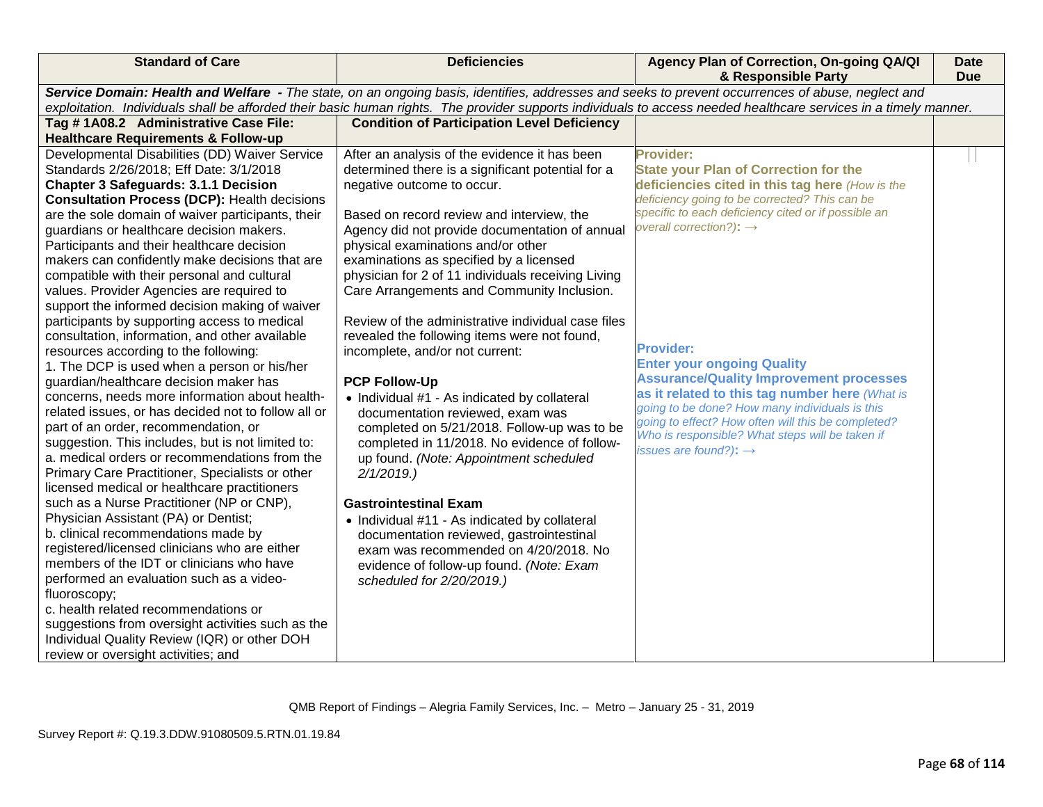| Standard of Care | Deficiencies | Agency Plan of Correction, On-going QA/QI & Responsible Party | Date Due |
|---|---|---|---|
| ***Service Domain: Health and Welfare** - The state, on an ongoing basis, identifies, addresses and seeks to prevent occurrences of abuse, neglect and exploitation. Individuals shall be afforded their basic human rights. The provider supports individuals to access needed healthcare services in a timely manner.* | | | |
| **Tag # 1A08.2 Administrative Case File: Healthcare Requirements & Follow-up** | **Condition of Participation Level Deficiency** | | |
| Developmental Disabilities (DD) Waiver Service Standards 2/26/2018; Eff Date: 3/1/2018<br>**Chapter 3 Safeguards: 3.1.1 Decision Consultation Process (DCP):** Health decisions are the sole domain of waiver participants, their guardians or healthcare decision makers. Participants and their healthcare decision makers can confidently make decisions that are compatible with their personal and cultural values. Provider Agencies are required to support the informed decision making of waiver participants by supporting access to medical consultation, information, and other available resources according to the following:<br>1. The DCP is used when a person or his/her guardian/healthcare decision maker has concerns, needs more information about health-related issues, or has decided not to follow all or part of an order, recommendation, or suggestion. This includes, but is not limited to:<br>a. medical orders or recommendations from the Primary Care Practitioner, Specialists or other licensed medical or healthcare practitioners such as a Nurse Practitioner (NP or CNP), Physician Assistant (PA) or Dentist;<br>b. clinical recommendations made by registered/licensed clinicians who are either members of the IDT or clinicians who have performed an evaluation such as a video-fluoroscopy;<br>c. health related recommendations or suggestions from oversight activities such as the Individual Quality Review (IQR) or other DOH review or oversight activities; and | After an analysis of the evidence it has been determined there is a significant potential for a negative outcome to occur.<br><br>Based on record review and interview, the Agency did not provide documentation of annual physical examinations and/or other examinations as specified by a licensed physician for 2 of 11 individuals receiving Living Care Arrangements and Community Inclusion.<br><br>Review of the administrative individual case files revealed the following items were not found, incomplete, and/or not current:<br><br>**PCP Follow-Up**<br>• Individual #1 - As indicated by collateral documentation reviewed, exam was completed on 5/21/2018. Follow-up was to be completed in 11/2018. No evidence of follow-up found. *(Note: Appointment scheduled 2/1/2019.)*<br><br>**Gastrointestinal Exam**<br>• Individual #11 - As indicated by collateral documentation reviewed, gastrointestinal exam was recommended on 4/20/2018. No evidence of follow-up found. *(Note: Exam scheduled for 2/20/2019.)* | **Provider:**<br>**State your Plan of Correction for the deficiencies cited in this tag here** *(How is the deficiency going to be corrected? This can be specific to each deficiency cited or if possible an overall correction?)*: →<br><br><br><br>**Provider:**<br>**Enter your ongoing Quality Assurance/Quality Improvement processes as it related to this tag number here** *(What is going to be done? How many individuals is this going to effect? How often will this be completed? Who is responsible? What steps will be taken if issues are found?)*: → | |

QMB Report of Findings – Alegria Family Services, Inc. – Metro – January 25 - 31, 2019

Survey Report #: Q.19.3.DDW.91080509.5.RTN.01.19.84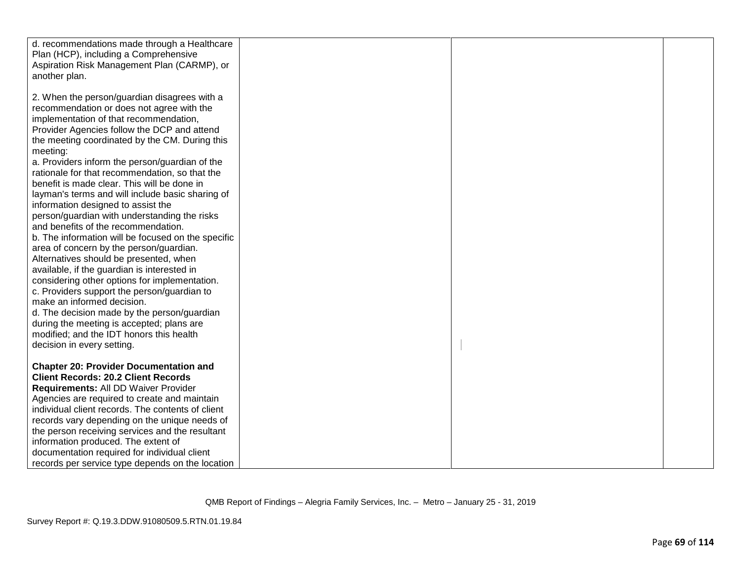| | | | |
|---|---|---|---|
| d. recommendations made through a Healthcare Plan (HCP), including a Comprehensive Aspiration Risk Management Plan (CARMP), or another plan.<br><br>2. When the person/guardian disagrees with a recommendation or does not agree with the implementation of that recommendation, Provider Agencies follow the DCP and attend the meeting coordinated by the CM. During this meeting:<br>a. Providers inform the person/guardian of the rationale for that recommendation, so that the benefit is made clear. This will be done in layman's terms and will include basic sharing of information designed to assist the person/guardian with understanding the risks and benefits of the recommendation.<br>b. The information will be focused on the specific area of concern by the person/guardian. Alternatives should be presented, when available, if the guardian is interested in considering other options for implementation.<br>c. Providers support the person/guardian to make an informed decision.<br>d. The decision made by the person/guardian during the meeting is accepted; plans are modified; and the IDT honors this health decision in every setting.<br><br>**Chapter 20: Provider Documentation and Client Records: 20.2 Client Records Requirements:** All DD Waiver Provider Agencies are required to create and maintain individual client records. The contents of client records vary depending on the unique needs of the person receiving services and the resultant information produced. The extent of documentation required for individual client records per service type depends on the location | | | |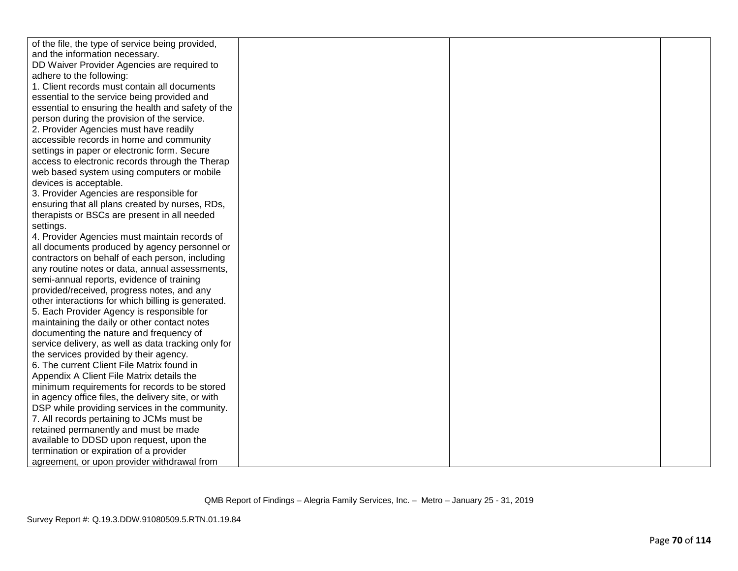| | | | |
|---|---|---|---|
| of the file, the type of service being provided, and the information necessary.<br>DD Waiver Provider Agencies are required to adhere to the following:<br>1. Client records must contain all documents essential to the service being provided and essential to ensuring the health and safety of the person during the provision of the service.<br>2. Provider Agencies must have readily accessible records in home and community settings in paper or electronic form. Secure access to electronic records through the Therap web based system using computers or mobile devices is acceptable.<br>3. Provider Agencies are responsible for ensuring that all plans created by nurses, RDs, therapists or BSCs are present in all needed settings.<br>4. Provider Agencies must maintain records of all documents produced by agency personnel or contractors on behalf of each person, including any routine notes or data, annual assessments, semi-annual reports, evidence of training provided/received, progress notes, and any other interactions for which billing is generated.<br>5. Each Provider Agency is responsible for maintaining the daily or other contact notes documenting the nature and frequency of service delivery, as well as data tracking only for the services provided by their agency.<br>6. The current Client File Matrix found in Appendix A Client File Matrix details the minimum requirements for records to be stored in agency office files, the delivery site, or with DSP while providing services in the community.<br>7. All records pertaining to JCMs must be retained permanently and must be made available to DDSD upon request, upon the termination or expiration of a provider agreement, or upon provider withdrawal from | | | |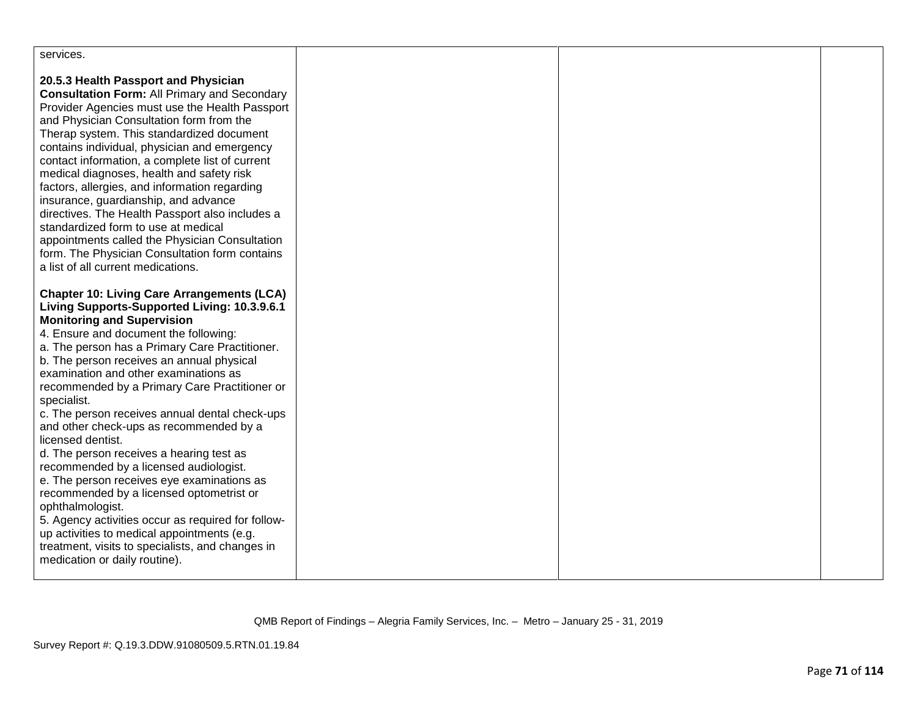| | | | |
|---|---|---|---|
| services.<br><br>**20.5.3 Health Passport and Physician Consultation Form:** All Primary and Secondary Provider Agencies must use the Health Passport and Physician Consultation form from the Therap system. This standardized document contains individual, physician and emergency contact information, a complete list of current medical diagnoses, health and safety risk factors, allergies, and information regarding insurance, guardianship, and advance directives. The Health Passport also includes a standardized form to use at medical appointments called the Physician Consultation form. The Physician Consultation form contains a list of all current medications.<br><br>**Chapter 10: Living Care Arrangements (LCA) Living Supports-Supported Living: 10.3.9.6.1 Monitoring and Supervision**<br>4. Ensure and document the following:<br>a. The person has a Primary Care Practitioner.<br>b. The person receives an annual physical examination and other examinations as recommended by a Primary Care Practitioner or specialist.<br>c. The person receives annual dental check-ups and other check-ups as recommended by a licensed dentist.<br>d. The person receives a hearing test as recommended by a licensed audiologist.<br>e. The person receives eye examinations as recommended by a licensed optometrist or ophthalmologist.<br>5. Agency activities occur as required for follow-up activities to medical appointments (e.g. treatment, visits to specialists, and changes in medication or daily routine). | | | |

QMB Report of Findings – Alegria Family Services, Inc. – Metro – January 25 - 31, 2019

Survey Report #: Q.19.3.DDW.91080509.5.RTN.01.19.84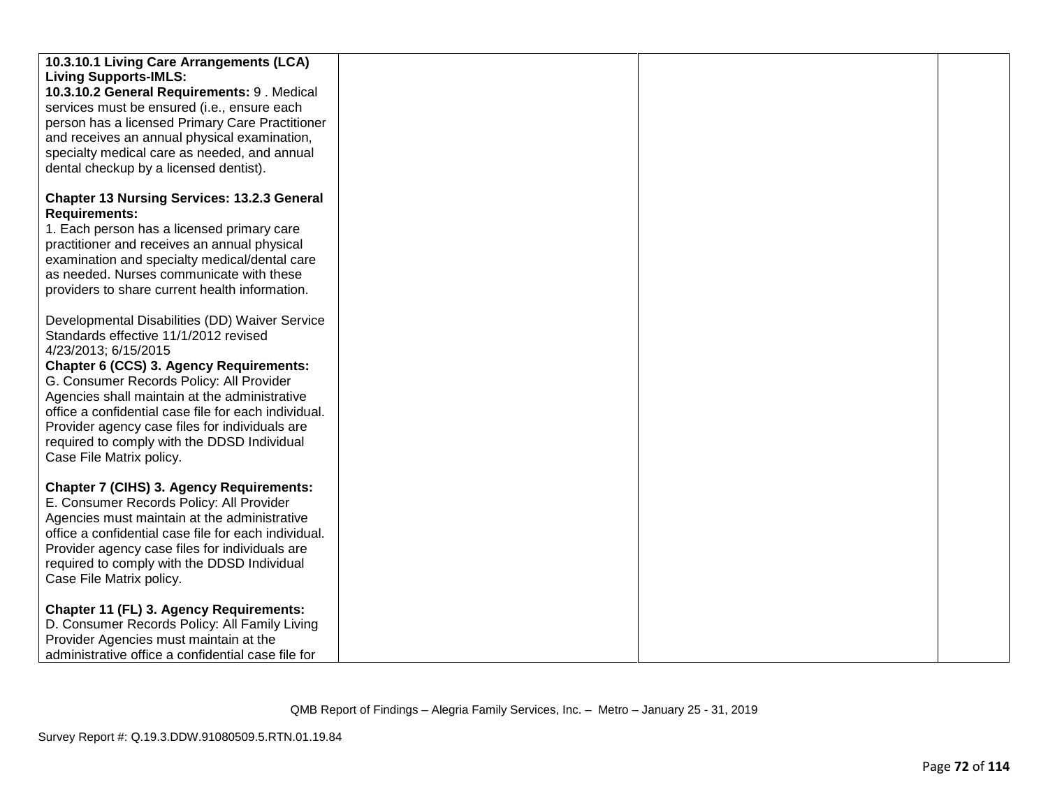| | | | |
|---|---|---|---|
| **10.3.10.1 Living Care Arrangements (LCA) Living Supports-IMLS:**<br>**10.3.10.2 General Requirements:** 9 . Medical services must be ensured (i.e., ensure each person has a licensed Primary Care Practitioner and receives an annual physical examination, specialty medical care as needed, and annual dental checkup by a licensed dentist).<br><br>**Chapter 13 Nursing Services: 13.2.3 General Requirements:**<br>1. Each person has a licensed primary care practitioner and receives an annual physical examination and specialty medical/dental care as needed. Nurses communicate with these providers to share current health information.<br><br>Developmental Disabilities (DD) Waiver Service Standards effective 11/1/2012 revised 4/23/2013; 6/15/2015<br>**Chapter 6 (CCS) 3. Agency Requirements:**<br>G. Consumer Records Policy: All Provider Agencies shall maintain at the administrative office a confidential case file for each individual. Provider agency case files for individuals are required to comply with the DDSD Individual Case File Matrix policy.<br><br>**Chapter 7 (CIHS) 3. Agency Requirements:**<br>E. Consumer Records Policy: All Provider Agencies must maintain at the administrative office a confidential case file for each individual. Provider agency case files for individuals are required to comply with the DDSD Individual Case File Matrix policy.<br><br>**Chapter 11 (FL) 3. Agency Requirements:**<br>D. Consumer Records Policy: All Family Living Provider Agencies must maintain at the administrative office a confidential case file for | | | |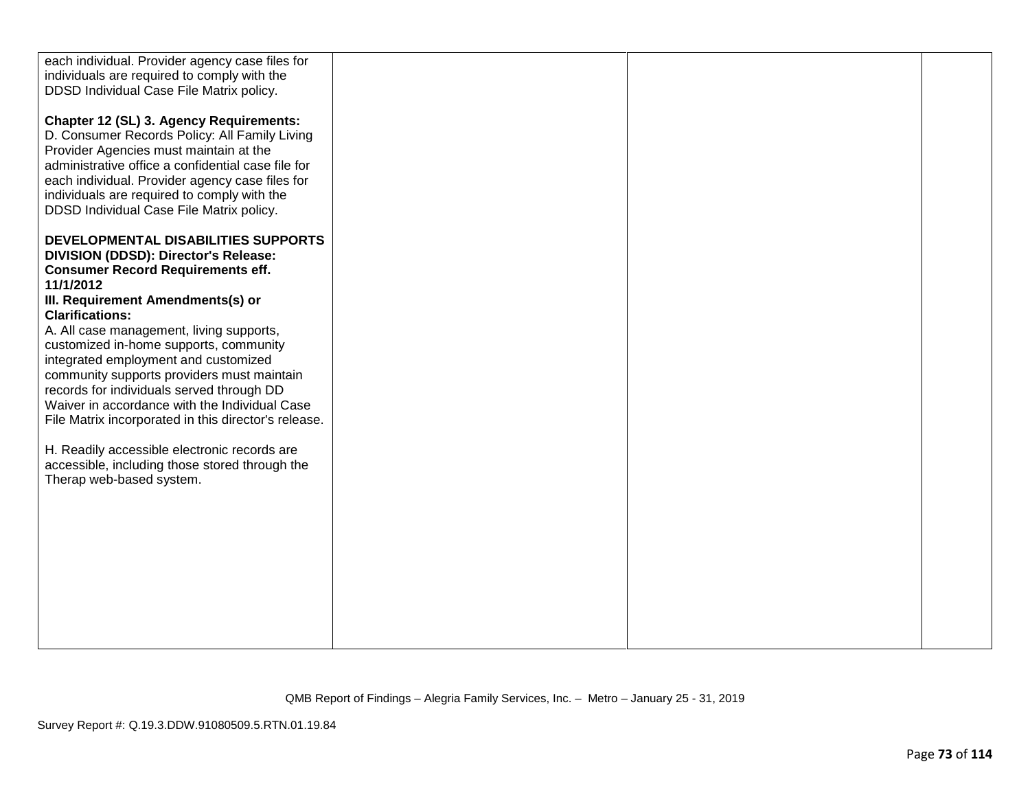| | | | |
|---|---|---|---|
| each individual. Provider agency case files for individuals are required to comply with the DDSD Individual Case File Matrix policy.<br><br>**Chapter 12 (SL) 3. Agency Requirements:**<br>D. Consumer Records Policy: All Family Living Provider Agencies must maintain at the administrative office a confidential case file for each individual. Provider agency case files for individuals are required to comply with the DDSD Individual Case File Matrix policy.<br><br>**DEVELOPMENTAL DISABILITIES SUPPORTS DIVISION (DDSD): Director's Release: Consumer Record Requirements eff. 11/1/2012**<br>**III. Requirement Amendments(s) or Clarifications:**<br>A. All case management, living supports, customized in-home supports, community integrated employment and customized community supports providers must maintain records for individuals served through DD Waiver in accordance with the Individual Case File Matrix incorporated in this director's release.<br><br>H. Readily accessible electronic records are accessible, including those stored through the Therap web-based system. | | | |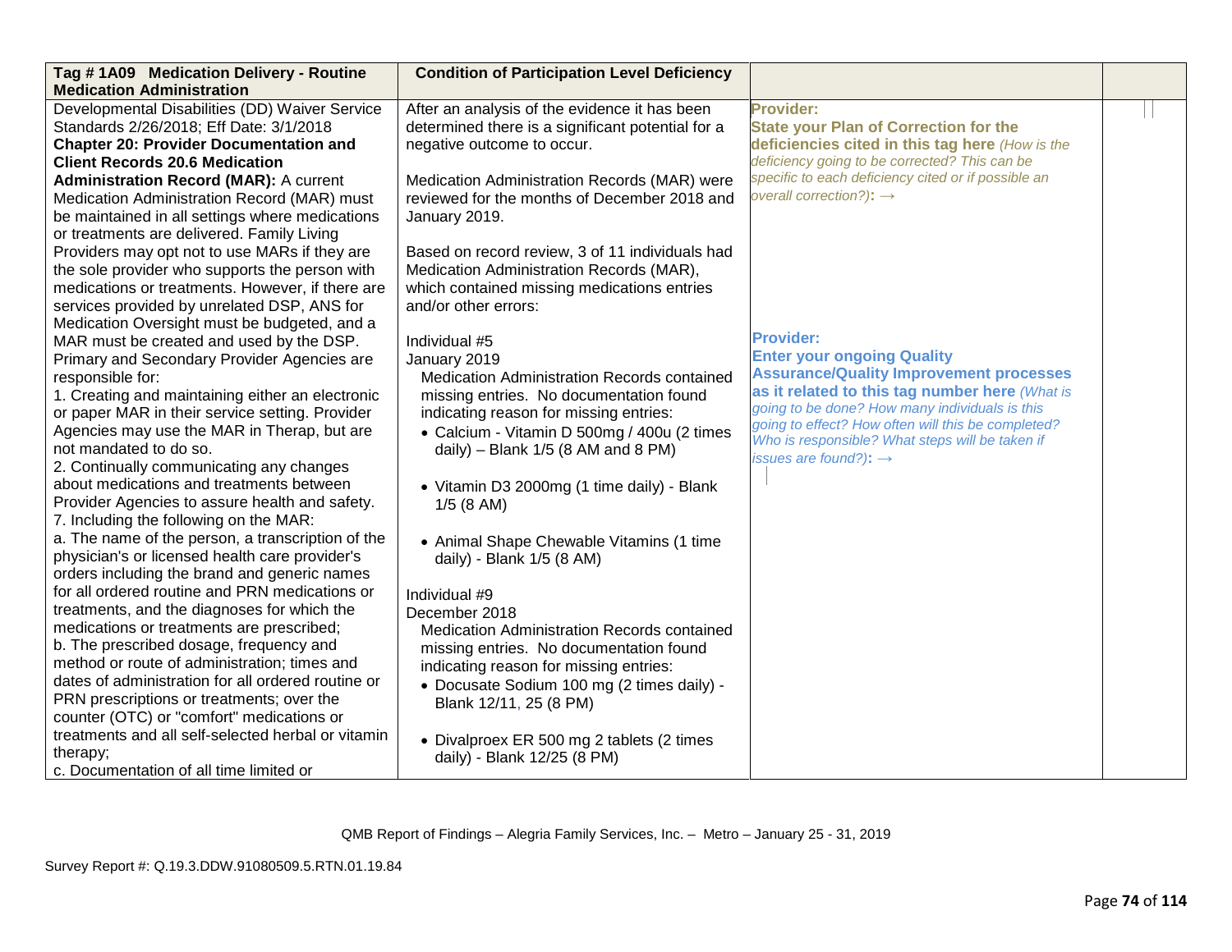| Tag # 1A09 Medication Delivery - Routine Medication Administration | Condition of Participation Level Deficiency | | |
|---|---|---|---|
| Developmental Disabilities (DD) Waiver Service Standards 2/26/2018; Eff Date: 3/1/2018<br>**Chapter 20: Provider Documentation and Client Records 20.6 Medication Administration Record (MAR):** A current Medication Administration Record (MAR) must be maintained in all settings where medications or treatments are delivered. Family Living Providers may opt not to use MARs if they are the sole provider who supports the person with medications or treatments. However, if there are services provided by unrelated DSP, ANS for Medication Oversight must be budgeted, and a MAR must be created and used by the DSP. Primary and Secondary Provider Agencies are responsible for:<br>1. Creating and maintaining either an electronic or paper MAR in their service setting. Provider Agencies may use the MAR in Therap, but are not mandated to do so.<br>2. Continually communicating any changes about medications and treatments between Provider Agencies to assure health and safety.<br>7. Including the following on the MAR:<br>a. The name of the person, a transcription of the physician's or licensed health care provider's orders including the brand and generic names for all ordered routine and PRN medications or treatments, and the diagnoses for which the medications or treatments are prescribed;<br>b. The prescribed dosage, frequency and method or route of administration; times and dates of administration for all ordered routine or PRN prescriptions or treatments; over the counter (OTC) or "comfort" medications or treatments and all self-selected herbal or vitamin therapy;<br>c. Documentation of all time limited or | After an analysis of the evidence it has been determined there is a significant potential for a negative outcome to occur.<br><br>Medication Administration Records (MAR) were reviewed for the months of December 2018 and January 2019.<br><br>Based on record review, 3 of 11 individuals had Medication Administration Records (MAR), which contained missing medications entries and/or other errors:<br><br>Individual #5<br>January 2019<br>Medication Administration Records contained missing entries. No documentation found indicating reason for missing entries:<br>• Calcium - Vitamin D 500mg / 400u (2 times daily) – Blank 1/5 (8 AM and 8 PM)<br><br>• Vitamin D3 2000mg (1 time daily) - Blank 1/5 (8 AM)<br><br>• Animal Shape Chewable Vitamins (1 time daily) - Blank 1/5 (8 AM)<br><br>Individual #9<br>December 2018<br>Medication Administration Records contained missing entries. No documentation found indicating reason for missing entries:<br>• Docusate Sodium 100 mg (2 times daily) - Blank 12/11, 25 (8 PM)<br><br>• Divalproex ER 500 mg 2 tablets (2 times daily) - Blank 12/25 (8 PM) | **Provider:**<br>**State your Plan of Correction for the deficiencies cited in this tag here** *(How is the deficiency going to be corrected? This can be specific to each deficiency cited or if possible an overall correction?)*: →<br><br>**Provider:**<br>**Enter your ongoing Quality Assurance/Quality Improvement processes as it related to this tag number here** *(What is going to be done? How many individuals is this going to effect? How often will this be completed? Who is responsible? What steps will be taken if issues are found?)*: → | |

QMB Report of Findings – Alegria Family Services, Inc. – Metro – January 25 - 31, 2019

Survey Report #: Q.19.3.DDW.91080509.5.RTN.01.19.84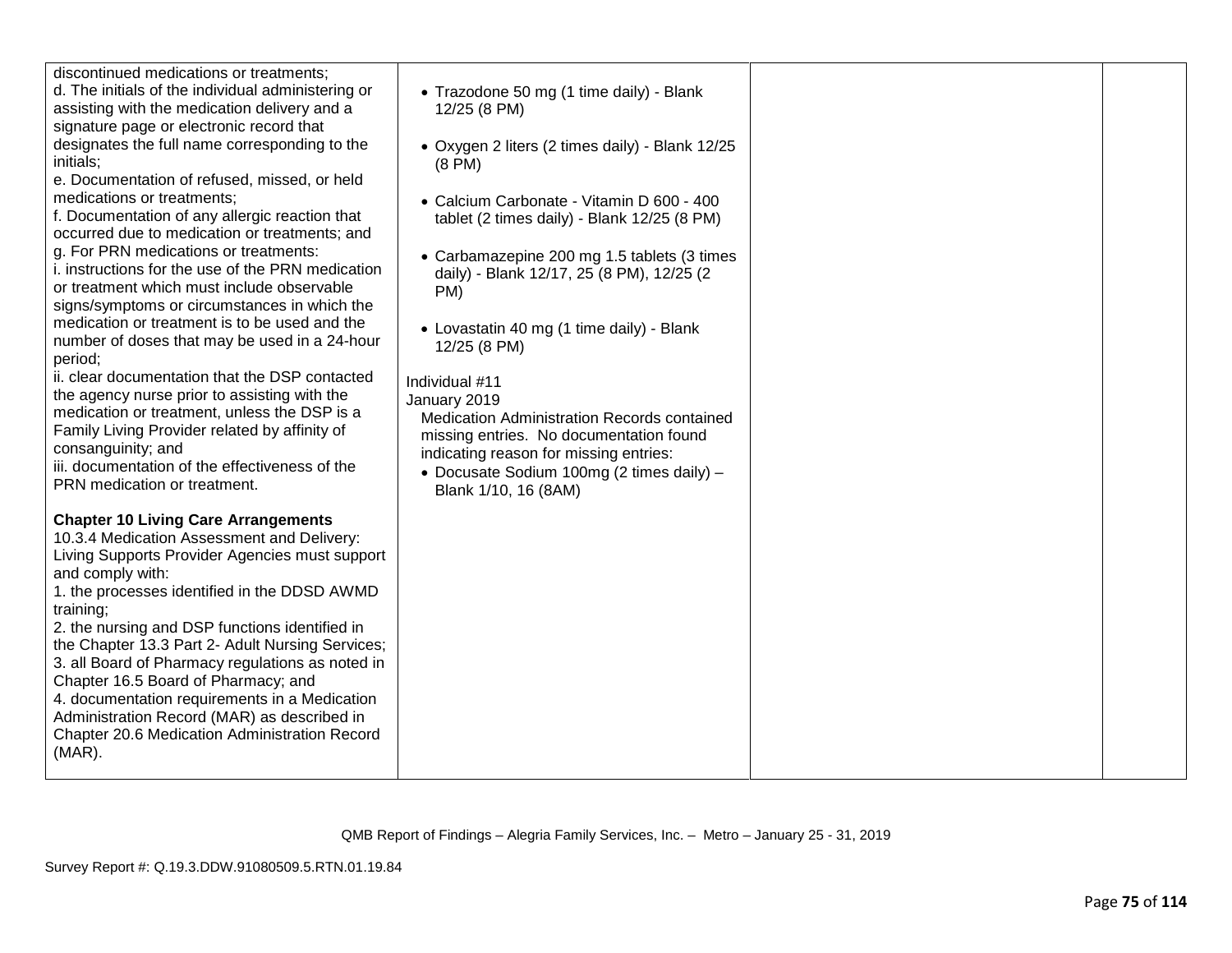| | | | |
|---|---|---|---|
| discontinued medications or treatments;<br>d. The initials of the individual administering or assisting with the medication delivery and a signature page or electronic record that designates the full name corresponding to the initials;<br>e. Documentation of refused, missed, or held medications or treatments;<br>f. Documentation of any allergic reaction that occurred due to medication or treatments; and<br>g. For PRN medications or treatments:<br>i. instructions for the use of the PRN medication or treatment which must include observable signs/symptoms or circumstances in which the medication or treatment is to be used and the number of doses that may be used in a 24-hour period;<br>ii. clear documentation that the DSP contacted the agency nurse prior to assisting with the medication or treatment, unless the DSP is a Family Living Provider related by affinity of consanguinity; and<br>iii. documentation of the effectiveness of the PRN medication or treatment.<br><br>**Chapter 10 Living Care Arrangements**<br>10.3.4 Medication Assessment and Delivery: Living Supports Provider Agencies must support and comply with:<br>1. the processes identified in the DDSD AWMD training;<br>2. the nursing and DSP functions identified in the Chapter 13.3 Part 2- Adult Nursing Services;<br>3. all Board of Pharmacy regulations as noted in Chapter 16.5 Board of Pharmacy; and<br>4. documentation requirements in a Medication Administration Record (MAR) as described in Chapter 20.6 Medication Administration Record (MAR). | • Trazodone 50 mg (1 time daily) - Blank 12/25 (8 PM)<br><br>• Oxygen 2 liters (2 times daily) - Blank 12/25 (8 PM)<br><br>• Calcium Carbonate - Vitamin D 600 - 400 tablet (2 times daily) - Blank 12/25 (8 PM)<br><br>• Carbamazepine 200 mg 1.5 tablets (3 times daily) - Blank 12/17, 25 (8 PM), 12/25 (2 PM)<br><br>• Lovastatin 40 mg (1 time daily) - Blank 12/25 (8 PM)<br><br>Individual #11<br>January 2019<br>Medication Administration Records contained missing entries. No documentation found indicating reason for missing entries:<br>• Docusate Sodium 100mg (2 times daily) – Blank 1/10, 16 (8AM) | | |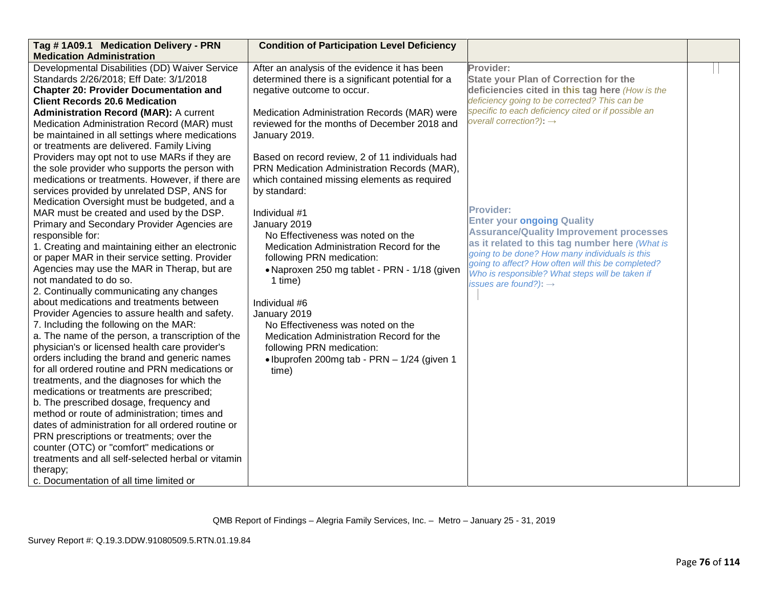| Tag # 1A09.1 Medication Delivery - PRN Medication Administration | Condition of Participation Level Deficiency | | |
|---|---|---|---|
| Developmental Disabilities (DD) Waiver Service Standards 2/26/2018; Eff Date: 3/1/2018<br>**Chapter 20: Provider Documentation and Client Records 20.6 Medication Administration Record (MAR):** A current Medication Administration Record (MAR) must be maintained in all settings where medications or treatments are delivered. Family Living Providers may opt not to use MARs if they are the sole provider who supports the person with medications or treatments. However, if there are services provided by unrelated DSP, ANS for Medication Oversight must be budgeted, and a MAR must be created and used by the DSP. Primary and Secondary Provider Agencies are responsible for:<br>1. Creating and maintaining either an electronic or paper MAR in their service setting. Provider Agencies may use the MAR in Therap, but are not mandated to do so.<br>2. Continually communicating any changes about medications and treatments between Provider Agencies to assure health and safety.<br>7. Including the following on the MAR:<br>a. The name of the person, a transcription of the physician's or licensed health care provider's orders including the brand and generic names for all ordered routine and PRN medications or treatments, and the diagnoses for which the medications or treatments are prescribed;<br>b. The prescribed dosage, frequency and method or route of administration; times and dates of administration for all ordered routine or PRN prescriptions or treatments; over the counter (OTC) or "comfort" medications or treatments and all self-selected herbal or vitamin therapy;<br>c. Documentation of all time limited or | After an analysis of the evidence it has been determined there is a significant potential for a negative outcome to occur.<br><br>Medication Administration Records (MAR) were reviewed for the months of December 2018 and January 2019.<br><br>Based on record review, 2 of 11 individuals had PRN Medication Administration Records (MAR), which contained missing elements as required by standard:<br><br>Individual #1<br>January 2019<br>No Effectiveness was noted on the Medication Administration Record for the following PRN medication:<br>• Naproxen 250 mg tablet - PRN - 1/18 (given 1 time)<br><br>Individual #6<br>January 2019<br>No Effectiveness was noted on the Medication Administration Record for the following PRN medication:<br>• Ibuprofen 200mg tab - PRN – 1/24 (given 1 time) | **Provider:**<br>**State your Plan of Correction for the deficiencies cited in this tag here** *(How is the deficiency going to be corrected? This can be specific to each deficiency cited or if possible an overall correction?):* →<br><br>**Provider:**<br>**Enter your ongoing Quality Assurance/Quality Improvement processes as it related to this tag number here** *(What is going to be done? How many individuals is this going to affect? How often will this be completed? Who is responsible? What steps will be taken if issues are found?):* → | |

QMB Report of Findings – Alegria Family Services, Inc. – Metro – January 25 - 31, 2019

Survey Report #: Q.19.3.DDW.91080509.5.RTN.01.19.84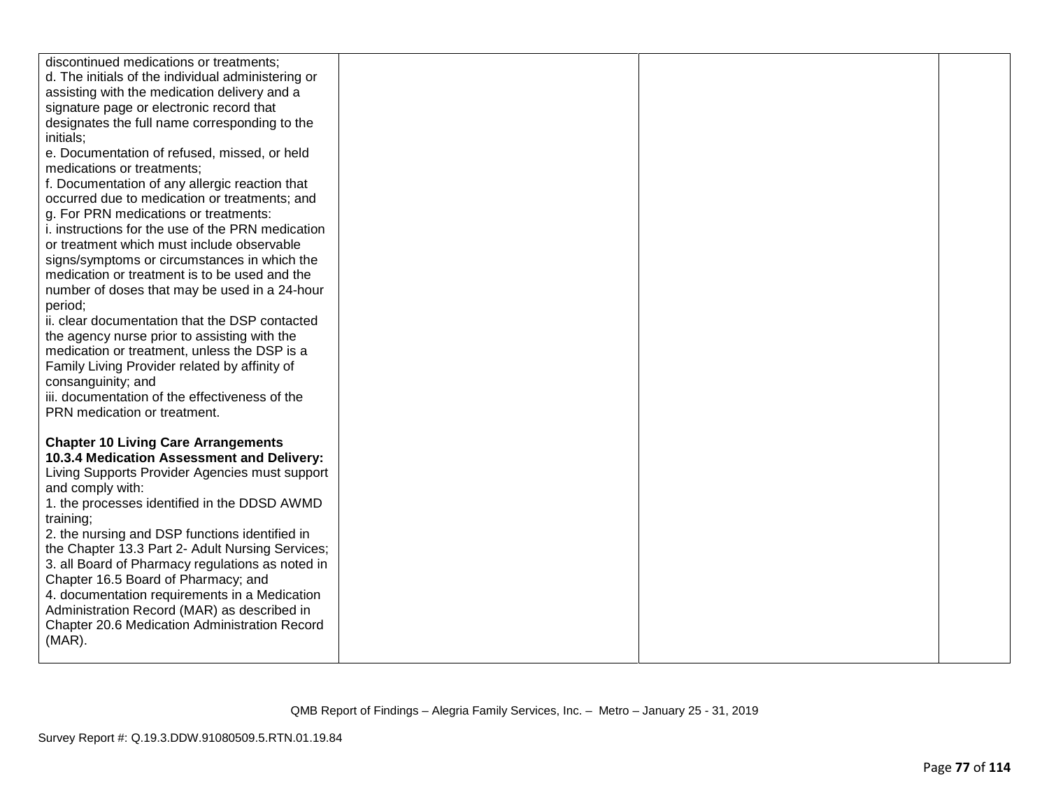| | | | |
|---|---|---|---|
| discontinued medications or treatments;<br>d. The initials of the individual administering or assisting with the medication delivery and a signature page or electronic record that designates the full name corresponding to the initials;<br>e. Documentation of refused, missed, or held medications or treatments;<br>f. Documentation of any allergic reaction that occurred due to medication or treatments; and<br>g. For PRN medications or treatments:<br>i. instructions for the use of the PRN medication or treatment which must include observable signs/symptoms or circumstances in which the medication or treatment is to be used and the number of doses that may be used in a 24-hour period;<br>ii. clear documentation that the DSP contacted the agency nurse prior to assisting with the medication or treatment, unless the DSP is a Family Living Provider related by affinity of consanguinity; and<br>iii. documentation of the effectiveness of the PRN medication or treatment.<br><br>**Chapter 10 Living Care Arrangements**<br>**10.3.4 Medication Assessment and Delivery:** Living Supports Provider Agencies must support and comply with:<br>1. the processes identified in the DDSD AWMD training;<br>2. the nursing and DSP functions identified in the Chapter 13.3 Part 2- Adult Nursing Services;<br>3. all Board of Pharmacy regulations as noted in Chapter 16.5 Board of Pharmacy; and<br>4. documentation requirements in a Medication Administration Record (MAR) as described in Chapter 20.6 Medication Administration Record (MAR). | | | |

QMB Report of Findings – Alegria Family Services, Inc. – Metro – January 25 - 31, 2019

Survey Report #: Q.19.3.DDW.91080509.5.RTN.01.19.84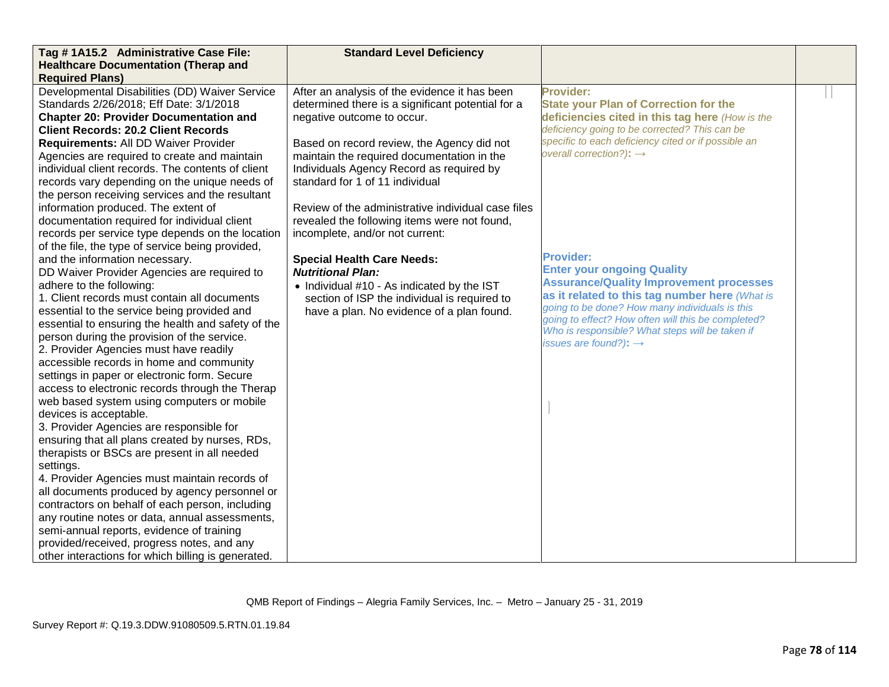| Tag # 1A15.2 Administrative Case File: Healthcare Documentation (Therap and Required Plans) | Standard Level Deficiency | | |
|---|---|---|---|
| Developmental Disabilities (DD) Waiver Service Standards 2/26/2018; Eff Date: 3/1/2018<br>**Chapter 20: Provider Documentation and Client Records: 20.2 Client Records Requirements:** All DD Waiver Provider Agencies are required to create and maintain individual client records. The contents of client records vary depending on the unique needs of the person receiving services and the resultant information produced. The extent of documentation required for individual client records per service type depends on the location of the file, the type of service being provided, and the information necessary.<br>DD Waiver Provider Agencies are required to adhere to the following:<br>1. Client records must contain all documents essential to the service being provided and essential to ensuring the health and safety of the person during the provision of the service.<br>2. Provider Agencies must have readily accessible records in home and community settings in paper or electronic form. Secure access to electronic records through the Therap web based system using computers or mobile devices is acceptable.<br>3. Provider Agencies are responsible for ensuring that all plans created by nurses, RDs, therapists or BSCs are present in all needed settings.<br>4. Provider Agencies must maintain records of all documents produced by agency personnel or contractors on behalf of each person, including any routine notes or data, annual assessments, semi-annual reports, evidence of training provided/received, progress notes, and any other interactions for which billing is generated. | After an analysis of the evidence it has been determined there is a significant potential for a negative outcome to occur.<br><br>Based on record review, the Agency did not maintain the required documentation in the Individuals Agency Record as required by standard for 1 of 11 individual<br><br>Review of the administrative individual case files revealed the following items were not found, incomplete, and/or not current:<br><br>**Special Health Care Needs:**<br>***Nutritional Plan:***<br>• Individual #10 - As indicated by the IST section of ISP the individual is required to have a plan. No evidence of a plan found. | **Provider:**<br>**State your Plan of Correction for the deficiencies cited in this tag here** *(How is the deficiency going to be corrected? This can be specific to each deficiency cited or if possible an overall correction?)*: →<br><br>**Provider:**<br>**Enter your ongoing Quality Assurance/Quality Improvement processes as it related to this tag number here** *(What is going to be done? How many individuals is this going to effect? How often will this be completed? Who is responsible? What steps will be taken if issues are found?)*: → | |

QMB Report of Findings – Alegria Family Services, Inc. – Metro – January 25 - 31, 2019

Survey Report #: Q.19.3.DDW.91080509.5.RTN.01.19.84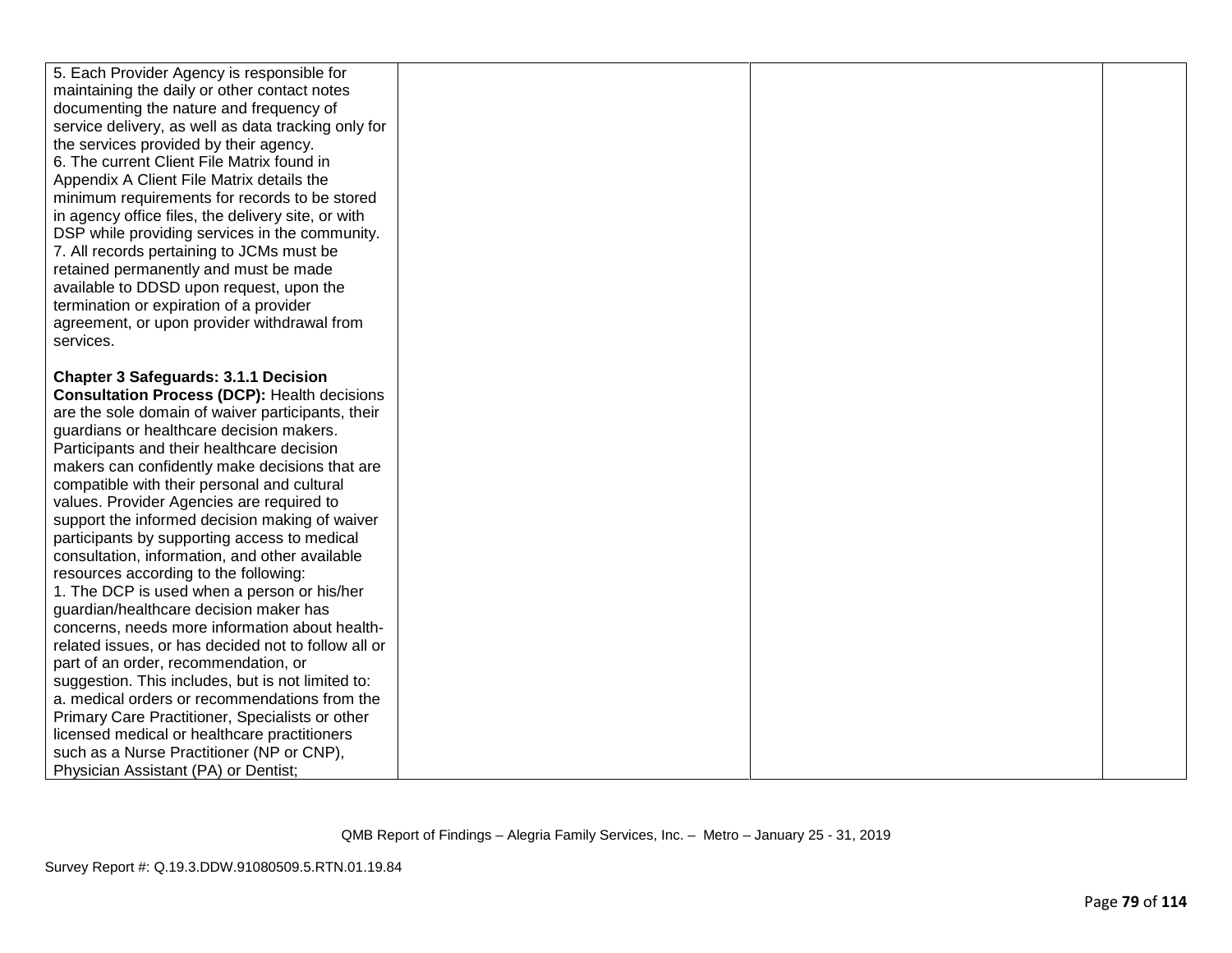| | | | |
|---|---|---|---|
| 5. Each Provider Agency is responsible for maintaining the daily or other contact notes documenting the nature and frequency of service delivery, as well as data tracking only for the services provided by their agency.<br>6. The current Client File Matrix found in Appendix A Client File Matrix details the minimum requirements for records to be stored in agency office files, the delivery site, or with DSP while providing services in the community.<br>7. All records pertaining to JCMs must be retained permanently and must be made available to DDSD upon request, upon the termination or expiration of a provider agreement, or upon provider withdrawal from services.<br><br>**Chapter 3 Safeguards: 3.1.1 Decision Consultation Process (DCP):** Health decisions are the sole domain of waiver participants, their guardians or healthcare decision makers. Participants and their healthcare decision makers can confidently make decisions that are compatible with their personal and cultural values. Provider Agencies are required to support the informed decision making of waiver participants by supporting access to medical consultation, information, and other available resources according to the following:<br>1. The DCP is used when a person or his/her guardian/healthcare decision maker has concerns, needs more information about health-related issues, or has decided not to follow all or part of an order, recommendation, or suggestion. This includes, but is not limited to:<br>a. medical orders or recommendations from the Primary Care Practitioner, Specialists or other licensed medical or healthcare practitioners such as a Nurse Practitioner (NP or CNP), Physician Assistant (PA) or Dentist; | | | |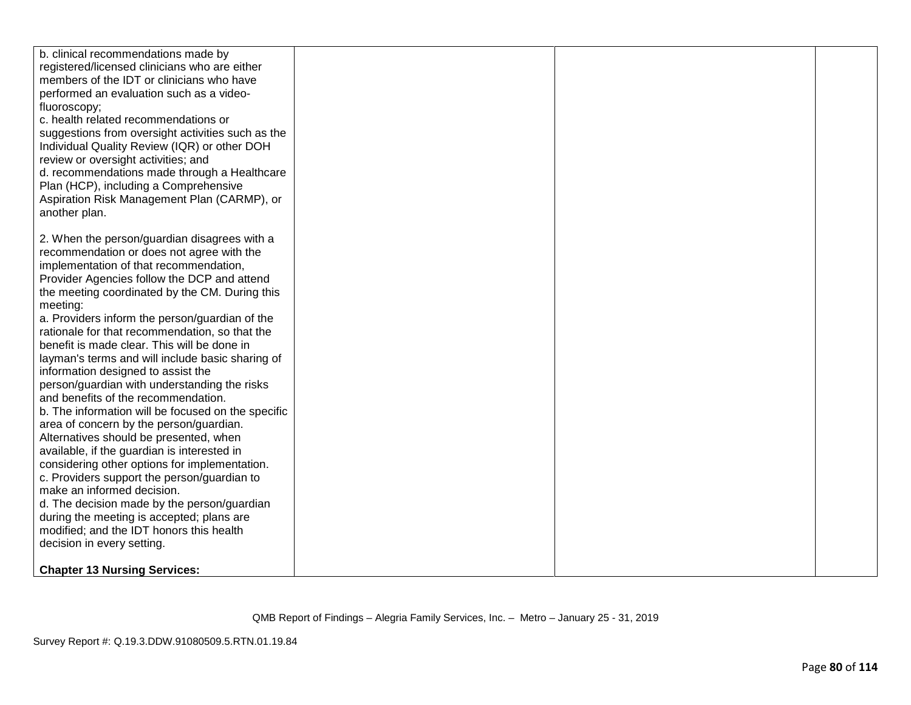| | | | |
|---|---|---|---|
| b. clinical recommendations made by registered/licensed clinicians who are either members of the IDT or clinicians who have performed an evaluation such as a video-fluoroscopy;<br>c. health related recommendations or suggestions from oversight activities such as the Individual Quality Review (IQR) or other DOH review or oversight activities; and<br>d. recommendations made through a Healthcare Plan (HCP), including a Comprehensive Aspiration Risk Management Plan (CARMP), or another plan.<br><br>2. When the person/guardian disagrees with a recommendation or does not agree with the implementation of that recommendation, Provider Agencies follow the DCP and attend the meeting coordinated by the CM. During this meeting:<br>a. Providers inform the person/guardian of the rationale for that recommendation, so that the benefit is made clear. This will be done in layman's terms and will include basic sharing of information designed to assist the person/guardian with understanding the risks and benefits of the recommendation.<br>b. The information will be focused on the specific area of concern by the person/guardian. Alternatives should be presented, when available, if the guardian is interested in considering other options for implementation.<br>c. Providers support the person/guardian to make an informed decision.<br>d. The decision made by the person/guardian during the meeting is accepted; plans are modified; and the IDT honors this health decision in every setting.<br><br>**Chapter 13 Nursing Services:** | | | |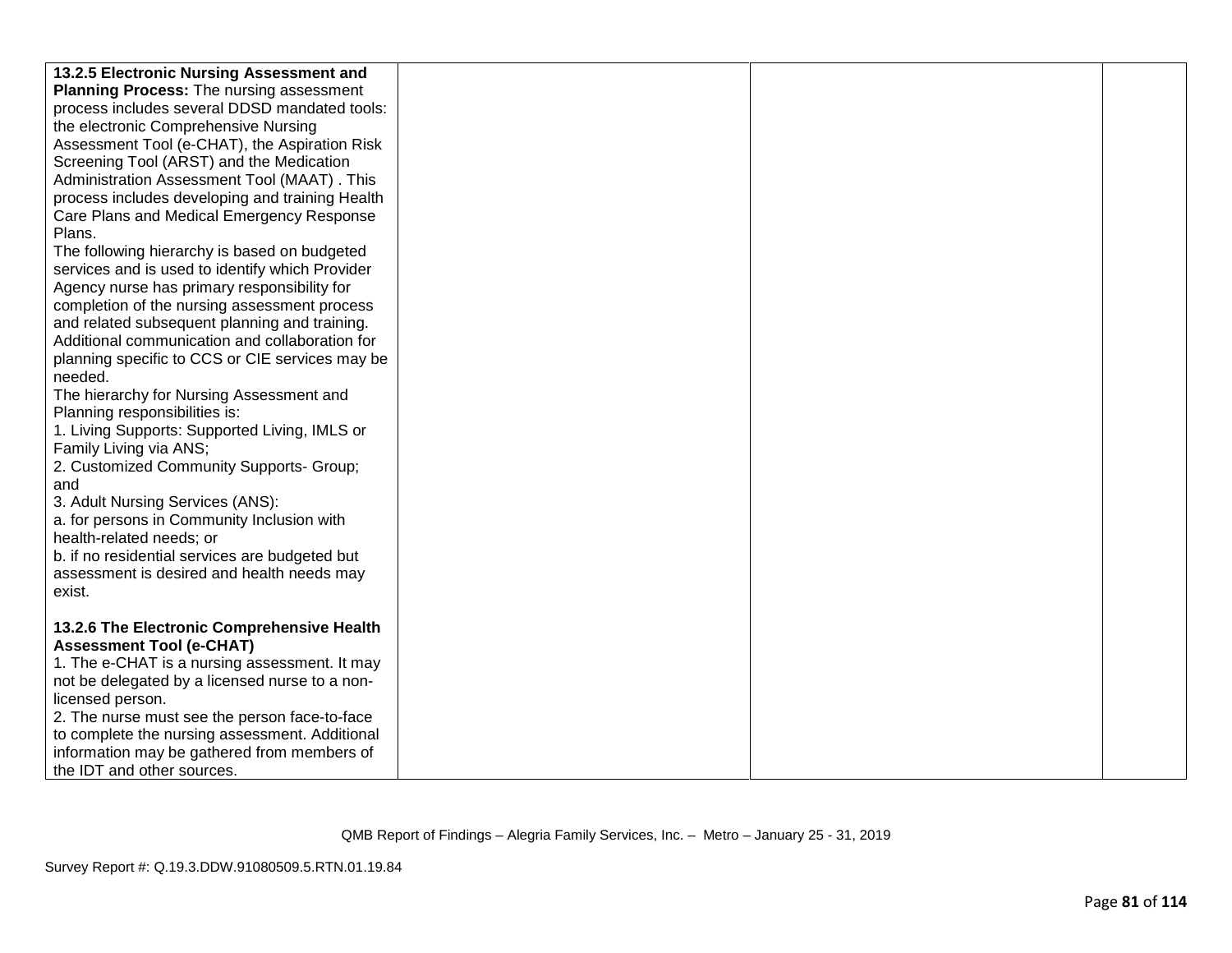| | | | |
|---|---|---|---|
| **13.2.5 Electronic Nursing Assessment and Planning Process:** The nursing assessment process includes several DDSD mandated tools: the electronic Comprehensive Nursing Assessment Tool (e-CHAT), the Aspiration Risk Screening Tool (ARST) and the Medication Administration Assessment Tool (MAAT) . This process includes developing and training Health Care Plans and Medical Emergency Response Plans.<br>The following hierarchy is based on budgeted services and is used to identify which Provider Agency nurse has primary responsibility for completion of the nursing assessment process and related subsequent planning and training. Additional communication and collaboration for planning specific to CCS or CIE services may be needed.<br>The hierarchy for Nursing Assessment and Planning responsibilities is:<br>1. Living Supports: Supported Living, IMLS or Family Living via ANS;<br>2. Customized Community Supports- Group; and<br>3. Adult Nursing Services (ANS):<br>a. for persons in Community Inclusion with health-related needs; or<br>b. if no residential services are budgeted but assessment is desired and health needs may exist.<br><br>**13.2.6 The Electronic Comprehensive Health Assessment Tool (e-CHAT)**<br>1. The e-CHAT is a nursing assessment. It may not be delegated by a licensed nurse to a non-licensed person.<br>2. The nurse must see the person face-to-face to complete the nursing assessment. Additional information may be gathered from members of the IDT and other sources. | | | |

QMB Report of Findings – Alegria Family Services, Inc. – Metro – January 25 - 31, 2019

Survey Report #: Q.19.3.DDW.91080509.5.RTN.01.19.84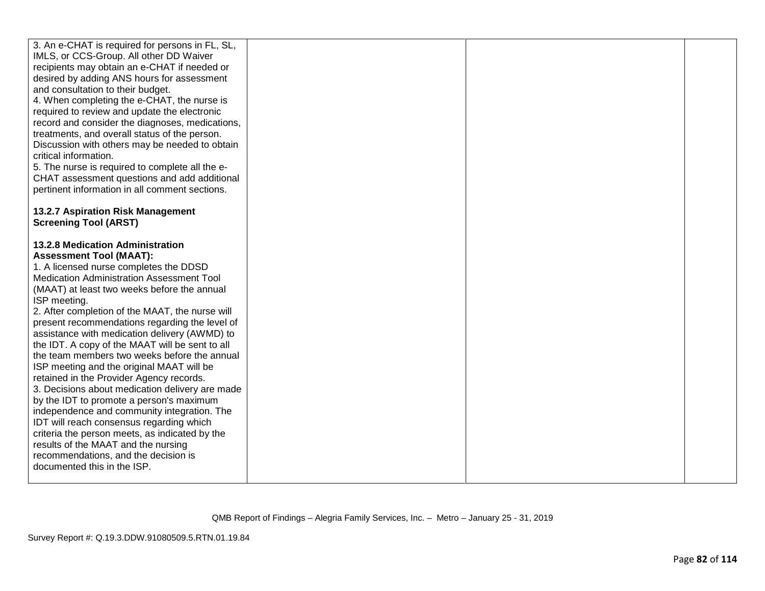| | | | |
|---|---|---|---|
| 3. An e-CHAT is required for persons in FL, SL, IMLS, or CCS-Group. All other DD Waiver recipients may obtain an e-CHAT if needed or desired by adding ANS hours for assessment and consultation to their budget.<br>4. When completing the e-CHAT, the nurse is required to review and update the electronic record and consider the diagnoses, medications, treatments, and overall status of the person. Discussion with others may be needed to obtain critical information.<br>5. The nurse is required to complete all the e-CHAT assessment questions and add additional pertinent information in all comment sections.<br><br>**13.2.7 Aspiration Risk Management Screening Tool (ARST)**<br><br>**13.2.8 Medication Administration Assessment Tool (MAAT):**<br>1. A licensed nurse completes the DDSD Medication Administration Assessment Tool (MAAT) at least two weeks before the annual ISP meeting.<br>2. After completion of the MAAT, the nurse will present recommendations regarding the level of assistance with medication delivery (AWMD) to the IDT. A copy of the MAAT will be sent to all the team members two weeks before the annual ISP meeting and the original MAAT will be retained in the Provider Agency records.<br>3. Decisions about medication delivery are made by the IDT to promote a person's maximum independence and community integration. The IDT will reach consensus regarding which criteria the person meets, as indicated by the results of the MAAT and the nursing recommendations, and the decision is documented this in the ISP. | | | |

QMB Report of Findings – Alegria Family Services, Inc. – Metro – January 25 - 31, 2019

Survey Report #: Q.19.3.DDW.91080509.5.RTN.01.19.84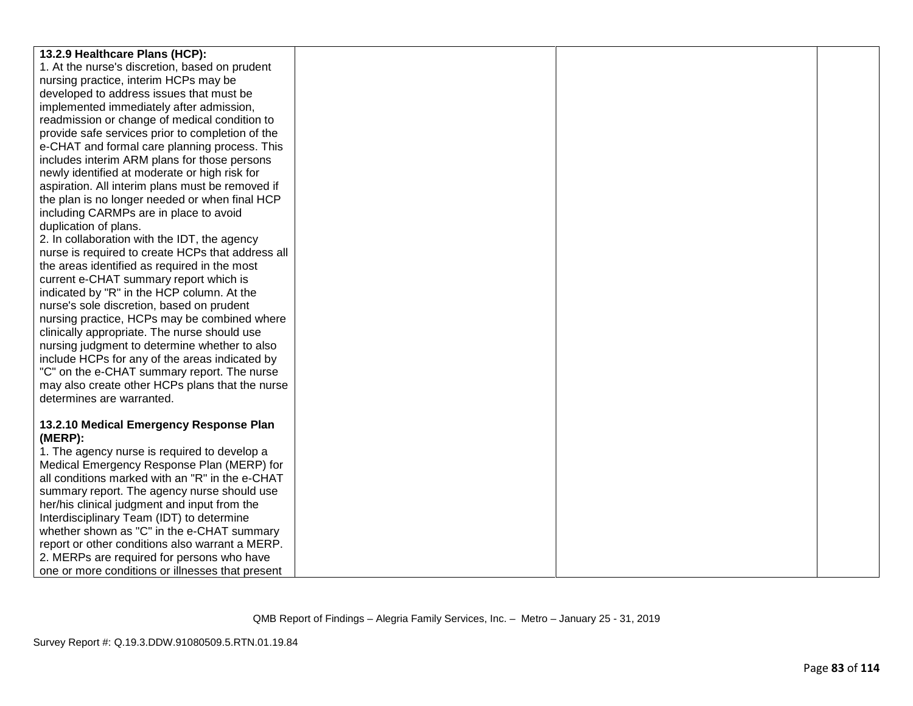| | | | |
|---|---|---|---|
| **13.2.9 Healthcare Plans (HCP):**<br>1. At the nurse's discretion, based on prudent nursing practice, interim HCPs may be developed to address issues that must be implemented immediately after admission, readmission or change of medical condition to provide safe services prior to completion of the e-CHAT and formal care planning process. This includes interim ARM plans for those persons newly identified at moderate or high risk for aspiration. All interim plans must be removed if the plan is no longer needed or when final HCP including CARMPs are in place to avoid duplication of plans.<br>2. In collaboration with the IDT, the agency nurse is required to create HCPs that address all the areas identified as required in the most current e-CHAT summary report which is indicated by "R" in the HCP column. At the nurse's sole discretion, based on prudent nursing practice, HCPs may be combined where clinically appropriate. The nurse should use nursing judgment to determine whether to also include HCPs for any of the areas indicated by "C" on the e-CHAT summary report. The nurse may also create other HCPs plans that the nurse determines are warranted.<br><br>**13.2.10 Medical Emergency Response Plan (MERP):**<br>1. The agency nurse is required to develop a Medical Emergency Response Plan (MERP) for all conditions marked with an "R" in the e-CHAT summary report. The agency nurse should use her/his clinical judgment and input from the Interdisciplinary Team (IDT) to determine whether shown as "C" in the e-CHAT summary report or other conditions also warrant a MERP.<br>2. MERPs are required for persons who have one or more conditions or illnesses that present | | | |

QMB Report of Findings – Alegria Family Services, Inc. – Metro – January 25 - 31, 2019

Survey Report #: Q.19.3.DDW.91080509.5.RTN.01.19.84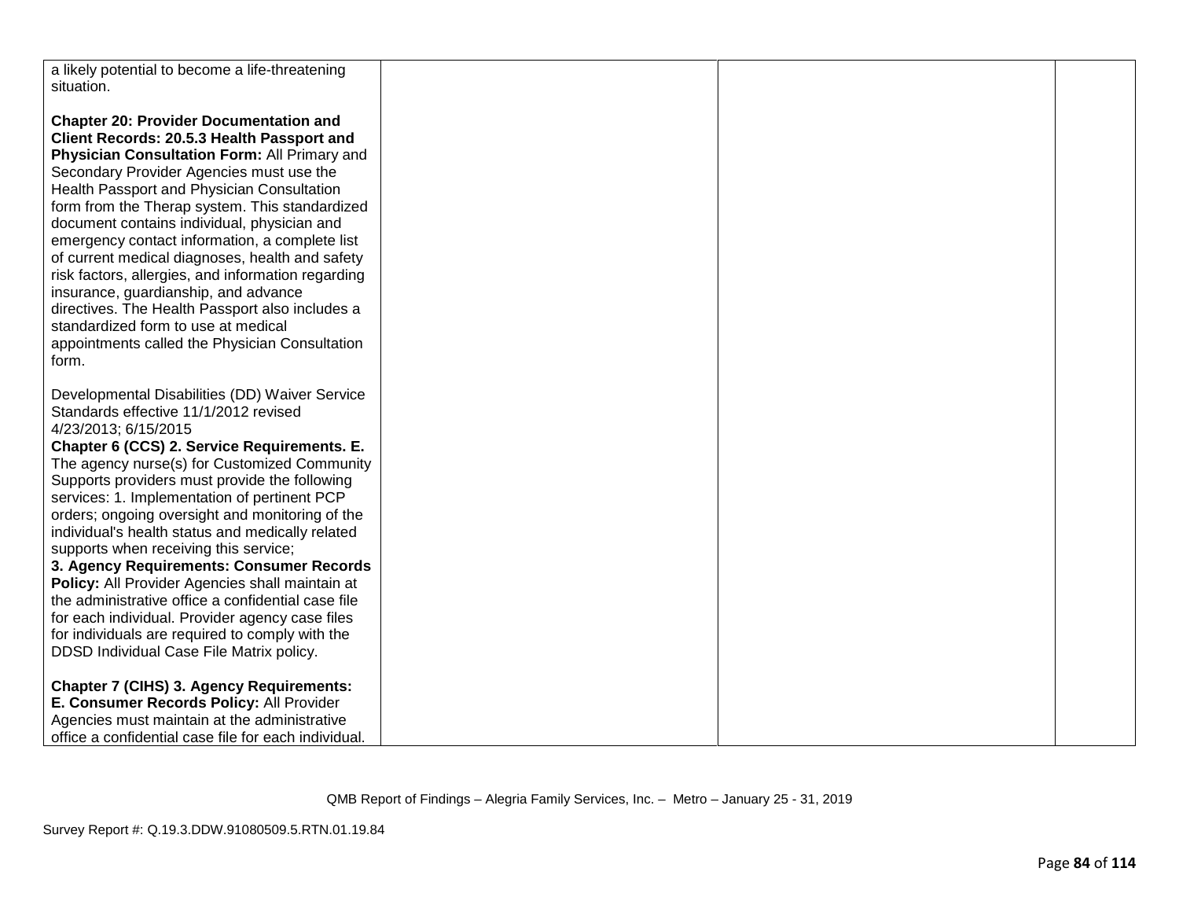| | | | |
|---|---|---|---|
| a likely potential to become a life-threatening situation.<br><br>**Chapter 20: Provider Documentation and Client Records: 20.5.3 Health Passport and Physician Consultation Form:** All Primary and Secondary Provider Agencies must use the Health Passport and Physician Consultation form from the Therap system. This standardized document contains individual, physician and emergency contact information, a complete list of current medical diagnoses, health and safety risk factors, allergies, and information regarding insurance, guardianship, and advance directives. The Health Passport also includes a standardized form to use at medical appointments called the Physician Consultation form.<br><br>Developmental Disabilities (DD) Waiver Service Standards effective 11/1/2012 revised 4/23/2013; 6/15/2015<br>**Chapter 6 (CCS) 2. Service Requirements. E.** The agency nurse(s) for Customized Community Supports providers must provide the following services: 1. Implementation of pertinent PCP orders; ongoing oversight and monitoring of the individual's health status and medically related supports when receiving this service;<br>**3. Agency Requirements: Consumer Records Policy:** All Provider Agencies shall maintain at the administrative office a confidential case file for each individual. Provider agency case files for individuals are required to comply with the DDSD Individual Case File Matrix policy.<br><br>**Chapter 7 (CIHS) 3. Agency Requirements: E. Consumer Records Policy:** All Provider Agencies must maintain at the administrative office a confidential case file for each individual. | | | |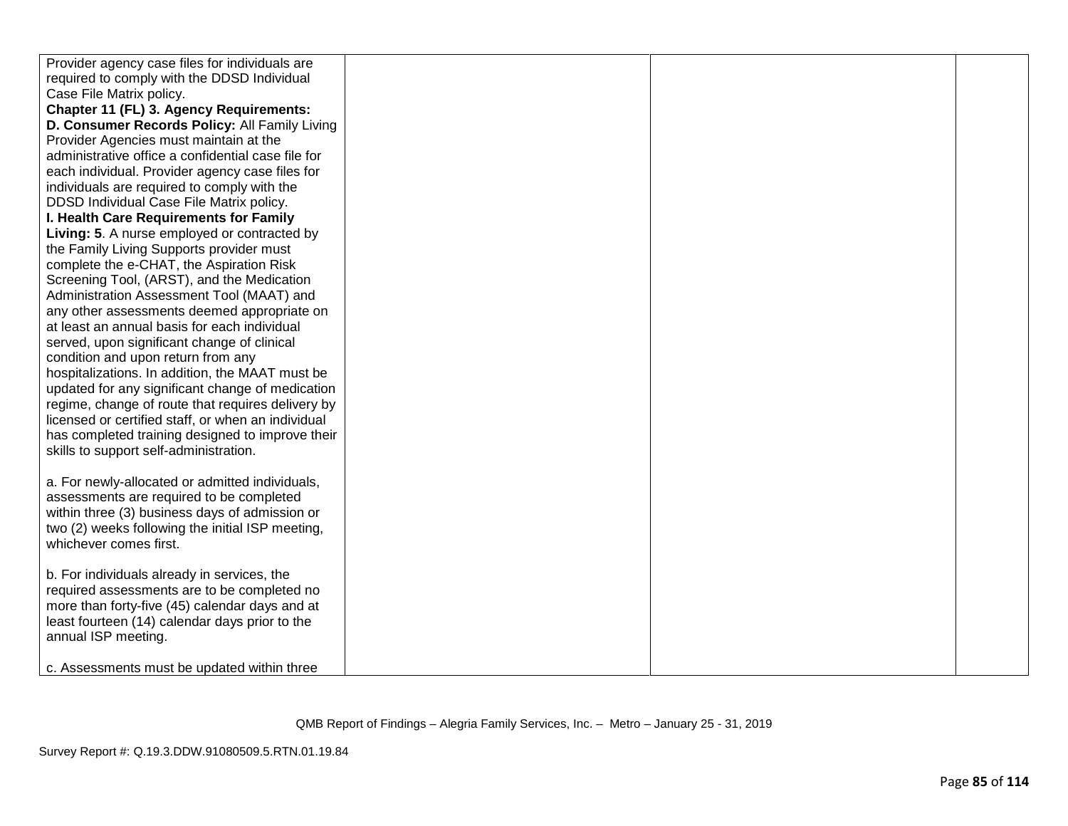| | | | |
|---|---|---|---|
| Provider agency case files for individuals are required to comply with the DDSD Individual Case File Matrix policy.<br>**Chapter 11 (FL) 3. Agency Requirements:**<br>**D. Consumer Records Policy:** All Family Living Provider Agencies must maintain at the administrative office a confidential case file for each individual. Provider agency case files for individuals are required to comply with the DDSD Individual Case File Matrix policy.<br>**I. Health Care Requirements for Family Living: 5**. A nurse employed or contracted by the Family Living Supports provider must complete the e-CHAT, the Aspiration Risk Screening Tool, (ARST), and the Medication Administration Assessment Tool (MAAT) and any other assessments deemed appropriate on at least an annual basis for each individual served, upon significant change of clinical condition and upon return from any hospitalizations. In addition, the MAAT must be updated for any significant change of medication regime, change of route that requires delivery by licensed or certified staff, or when an individual has completed training designed to improve their skills to support self-administration.<br><br>a. For newly-allocated or admitted individuals, assessments are required to be completed within three (3) business days of admission or two (2) weeks following the initial ISP meeting, whichever comes first.<br><br>b. For individuals already in services, the required assessments are to be completed no more than forty-five (45) calendar days and at least fourteen (14) calendar days prior to the annual ISP meeting.<br><br>c. Assessments must be updated within three | | | |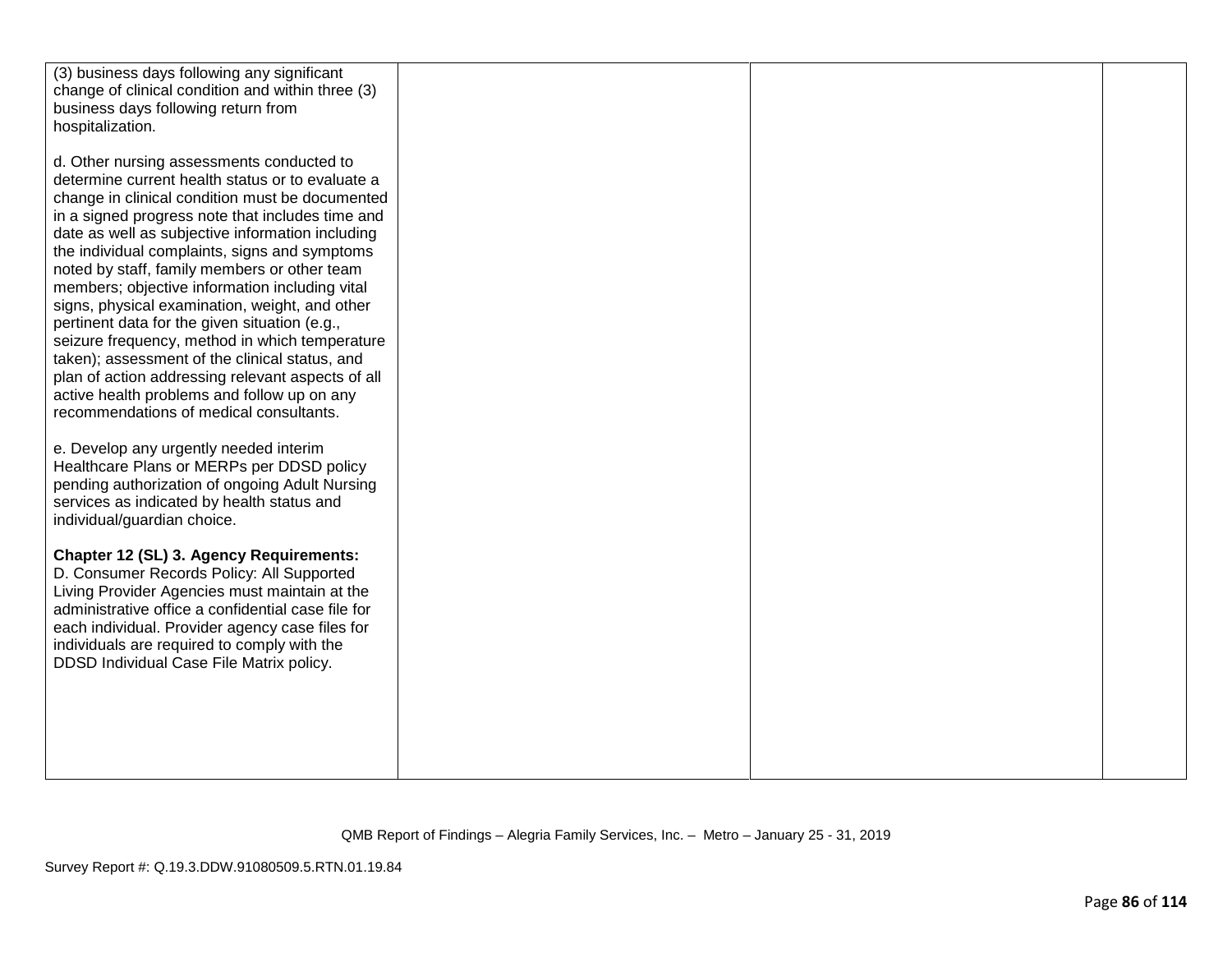| | | | |
|---|---|---|---|
| (3) business days following any significant change of clinical condition and within three (3) business days following return from hospitalization.<br><br>d. Other nursing assessments conducted to determine current health status or to evaluate a change in clinical condition must be documented in a signed progress note that includes time and date as well as subjective information including the individual complaints, signs and symptoms noted by staff, family members or other team members; objective information including vital signs, physical examination, weight, and other pertinent data for the given situation (e.g., seizure frequency, method in which temperature taken); assessment of the clinical status, and plan of action addressing relevant aspects of all active health problems and follow up on any recommendations of medical consultants.<br><br>e. Develop any urgently needed interim Healthcare Plans or MERPs per DDSD policy pending authorization of ongoing Adult Nursing services as indicated by health status and individual/guardian choice.<br><br>**Chapter 12 (SL) 3. Agency Requirements:** D. Consumer Records Policy: All Supported Living Provider Agencies must maintain at the administrative office a confidential case file for each individual. Provider agency case files for individuals are required to comply with the DDSD Individual Case File Matrix policy. | | | |

QMB Report of Findings – Alegria Family Services, Inc. – Metro – January 25 - 31, 2019

Survey Report #: Q.19.3.DDW.91080509.5.RTN.01.19.84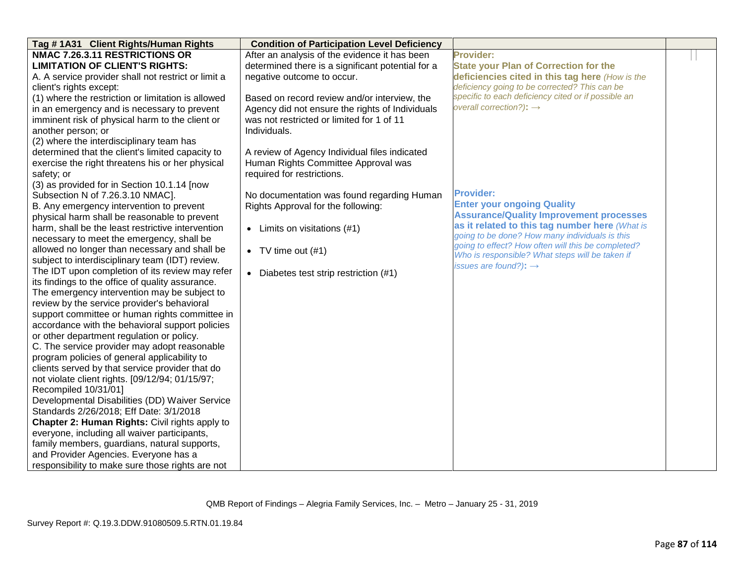| Tag # 1A31 Client Rights/Human Rights | Condition of Participation Level Deficiency | | |
|---|---|---|---|
| **NMAC 7.26.3.11 RESTRICTIONS OR LIMITATION OF CLIENT'S RIGHTS:**<br>A. A service provider shall not restrict or limit a client's rights except:<br>(1) where the restriction or limitation is allowed in an emergency and is necessary to prevent imminent risk of physical harm to the client or another person; or<br>(2) where the interdisciplinary team has determined that the client's limited capacity to exercise the right threatens his or her physical safety; or<br>(3) as provided for in Section 10.1.14 [now Subsection N of 7.26.3.10 NMAC].<br>B. Any emergency intervention to prevent physical harm shall be reasonable to prevent harm, shall be the least restrictive intervention necessary to meet the emergency, shall be allowed no longer than necessary and shall be subject to interdisciplinary team (IDT) review. The IDT upon completion of its review may refer its findings to the office of quality assurance. The emergency intervention may be subject to review by the service provider's behavioral support committee or human rights committee in accordance with the behavioral support policies or other department regulation or policy.<br>C. The service provider may adopt reasonable program policies of general applicability to clients served by that service provider that do not violate client rights. [09/12/94; 01/15/97; Recompiled 10/31/01]<br>Developmental Disabilities (DD) Waiver Service Standards 2/26/2018; Eff Date: 3/1/2018<br>**Chapter 2: Human Rights:** Civil rights apply to everyone, including all waiver participants, family members, guardians, natural supports, and Provider Agencies. Everyone has a responsibility to make sure those rights are not | After an analysis of the evidence it has been determined there is a significant potential for a negative outcome to occur.<br><br>Based on record review and/or interview, the Agency did not ensure the rights of Individuals was not restricted or limited for 1 of 11 Individuals.<br><br>A review of Agency Individual files indicated Human Rights Committee Approval was required for restrictions.<br><br>No documentation was found regarding Human Rights Approval for the following:<br><br>• Limits on visitations (#1)<br><br>• TV time out (#1)<br><br>• Diabetes test strip restriction (#1) | **Provider:**<br>**State your Plan of Correction for the deficiencies cited in this tag here** *(How is the deficiency going to be corrected? This can be specific to each deficiency cited or if possible an overall correction?)*: →<br><br>**Provider:**<br>**Enter your ongoing Quality Assurance/Quality Improvement processes as it related to this tag number here** *(What is going to be done? How many individuals is this going to effect? How often will this be completed? Who is responsible? What steps will be taken if issues are found?)*: → | |

QMB Report of Findings – Alegria Family Services, Inc. – Metro – January 25 - 31, 2019

Survey Report #: Q.19.3.DDW.91080509.5.RTN.01.19.84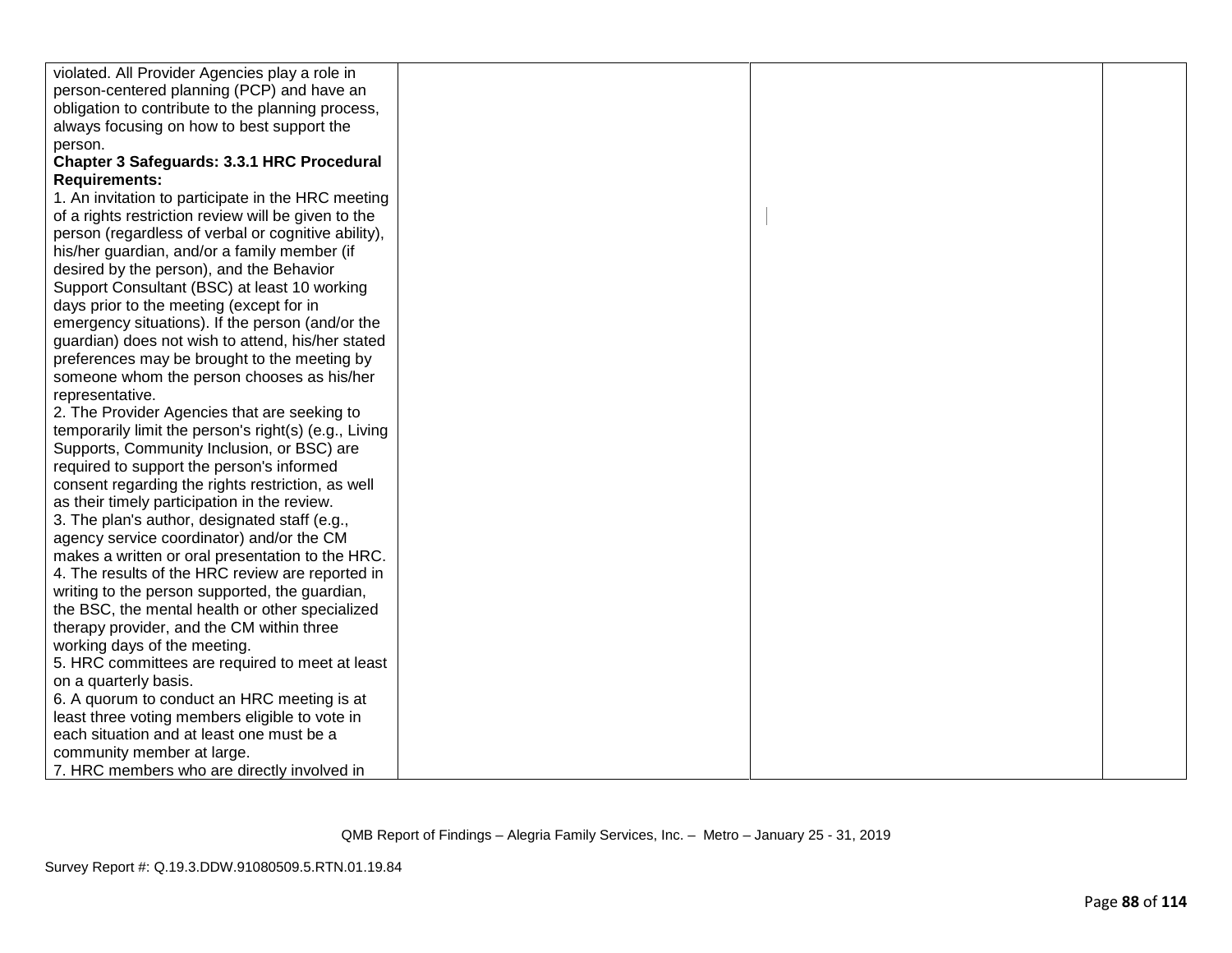| | | | |
|---|---|---|---|
| violated. All Provider Agencies play a role in person-centered planning (PCP) and have an obligation to contribute to the planning process, always focusing on how to best support the person.<br>**Chapter 3 Safeguards: 3.3.1 HRC Procedural Requirements:**<br>1. An invitation to participate in the HRC meeting of a rights restriction review will be given to the person (regardless of verbal or cognitive ability), his/her guardian, and/or a family member (if desired by the person), and the Behavior Support Consultant (BSC) at least 10 working days prior to the meeting (except for in emergency situations). If the person (and/or the guardian) does not wish to attend, his/her stated preferences may be brought to the meeting by someone whom the person chooses as his/her representative.<br>2. The Provider Agencies that are seeking to temporarily limit the person's right(s) (e.g., Living Supports, Community Inclusion, or BSC) are required to support the person's informed consent regarding the rights restriction, as well as their timely participation in the review.<br>3. The plan's author, designated staff (e.g., agency service coordinator) and/or the CM makes a written or oral presentation to the HRC.<br>4. The results of the HRC review are reported in writing to the person supported, the guardian, the BSC, the mental health or other specialized therapy provider, and the CM within three working days of the meeting.<br>5. HRC committees are required to meet at least on a quarterly basis.<br>6. A quorum to conduct an HRC meeting is at least three voting members eligible to vote in each situation and at least one must be a community member at large.<br>7. HRC members who are directly involved in | | | |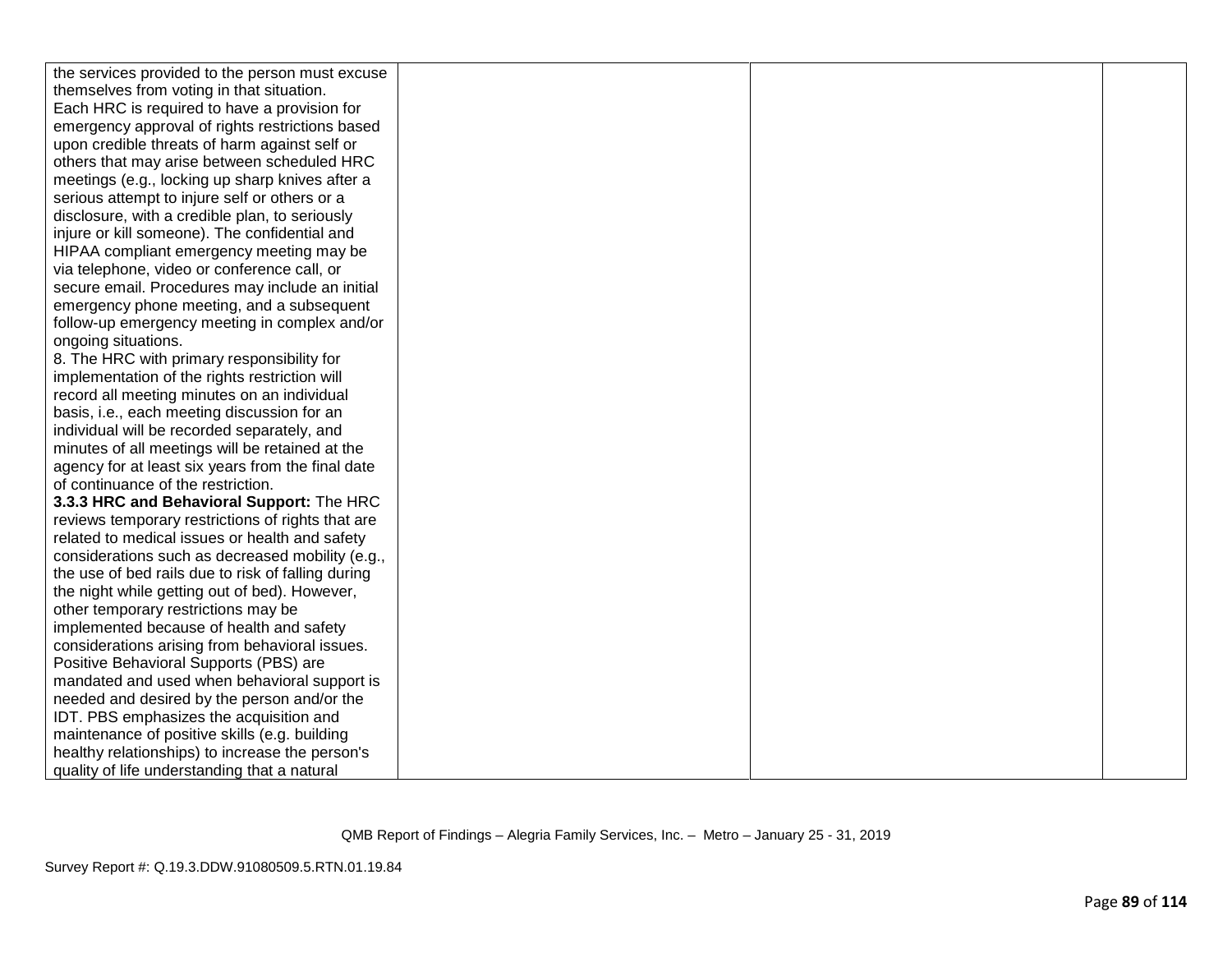| | | | |
|---|---|---|---|
| the services provided to the person must excuse themselves from voting in that situation.<br>Each HRC is required to have a provision for emergency approval of rights restrictions based upon credible threats of harm against self or others that may arise between scheduled HRC meetings (e.g., locking up sharp knives after a serious attempt to injure self or others or a disclosure, with a credible plan, to seriously injure or kill someone). The confidential and HIPAA compliant emergency meeting may be via telephone, video or conference call, or secure email. Procedures may include an initial emergency phone meeting, and a subsequent follow-up emergency meeting in complex and/or ongoing situations.<br>8. The HRC with primary responsibility for implementation of the rights restriction will record all meeting minutes on an individual basis, i.e., each meeting discussion for an individual will be recorded separately, and minutes of all meetings will be retained at the agency for at least six years from the final date of continuance of the restriction.<br>**3.3.3 HRC and Behavioral Support:** The HRC reviews temporary restrictions of rights that are related to medical issues or health and safety considerations such as decreased mobility (e.g., the use of bed rails due to risk of falling during the night while getting out of bed). However, other temporary restrictions may be implemented because of health and safety considerations arising from behavioral issues.<br>Positive Behavioral Supports (PBS) are mandated and used when behavioral support is needed and desired by the person and/or the IDT. PBS emphasizes the acquisition and maintenance of positive skills (e.g. building healthy relationships) to increase the person's quality of life understanding that a natural | | | |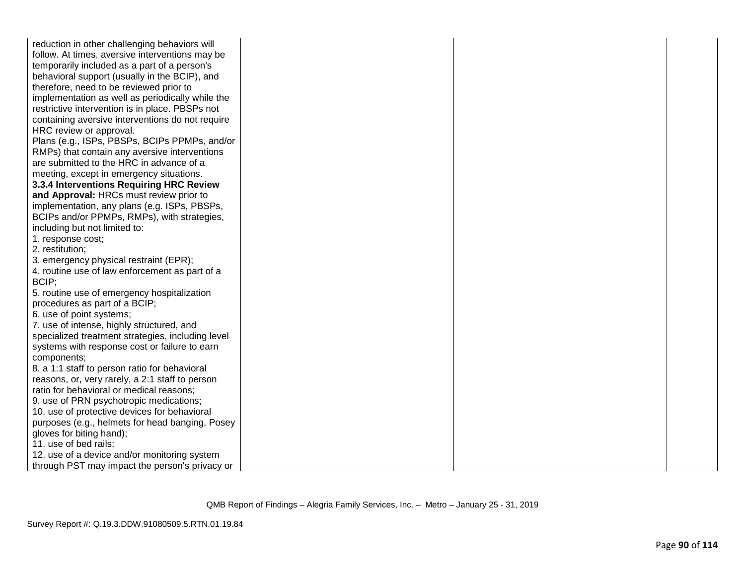| | | | |
|---|---|---|---|
| reduction in other challenging behaviors will follow. At times, aversive interventions may be temporarily included as a part of a person's behavioral support (usually in the BCIP), and therefore, need to be reviewed prior to implementation as well as periodically while the restrictive intervention is in place. PBSPs not containing aversive interventions do not require HRC review or approval.<br>Plans (e.g., ISPs, PBSPs, BCIPs PPMPs, and/or RMPs) that contain any aversive interventions are submitted to the HRC in advance of a meeting, except in emergency situations.<br>**3.3.4 Interventions Requiring HRC Review and Approval:** HRCs must review prior to implementation, any plans (e.g. ISPs, PBSPs, BCIPs and/or PPMPs, RMPs), with strategies, including but not limited to:<br>1. response cost;<br>2. restitution;<br>3. emergency physical restraint (EPR);<br>4. routine use of law enforcement as part of a BCIP;<br>5. routine use of emergency hospitalization procedures as part of a BCIP;<br>6. use of point systems;<br>7. use of intense, highly structured, and specialized treatment strategies, including level systems with response cost or failure to earn components;<br>8. a 1:1 staff to person ratio for behavioral reasons, or, very rarely, a 2:1 staff to person ratio for behavioral or medical reasons;<br>9. use of PRN psychotropic medications;<br>10. use of protective devices for behavioral purposes (e.g., helmets for head banging, Posey gloves for biting hand);<br>11. use of bed rails;<br>12. use of a device and/or monitoring system through PST may impact the person's privacy or | | | |

QMB Report of Findings – Alegria Family Services, Inc. – Metro – January 25 - 31, 2019

Survey Report #: Q.19.3.DDW.91080509.5.RTN.01.19.84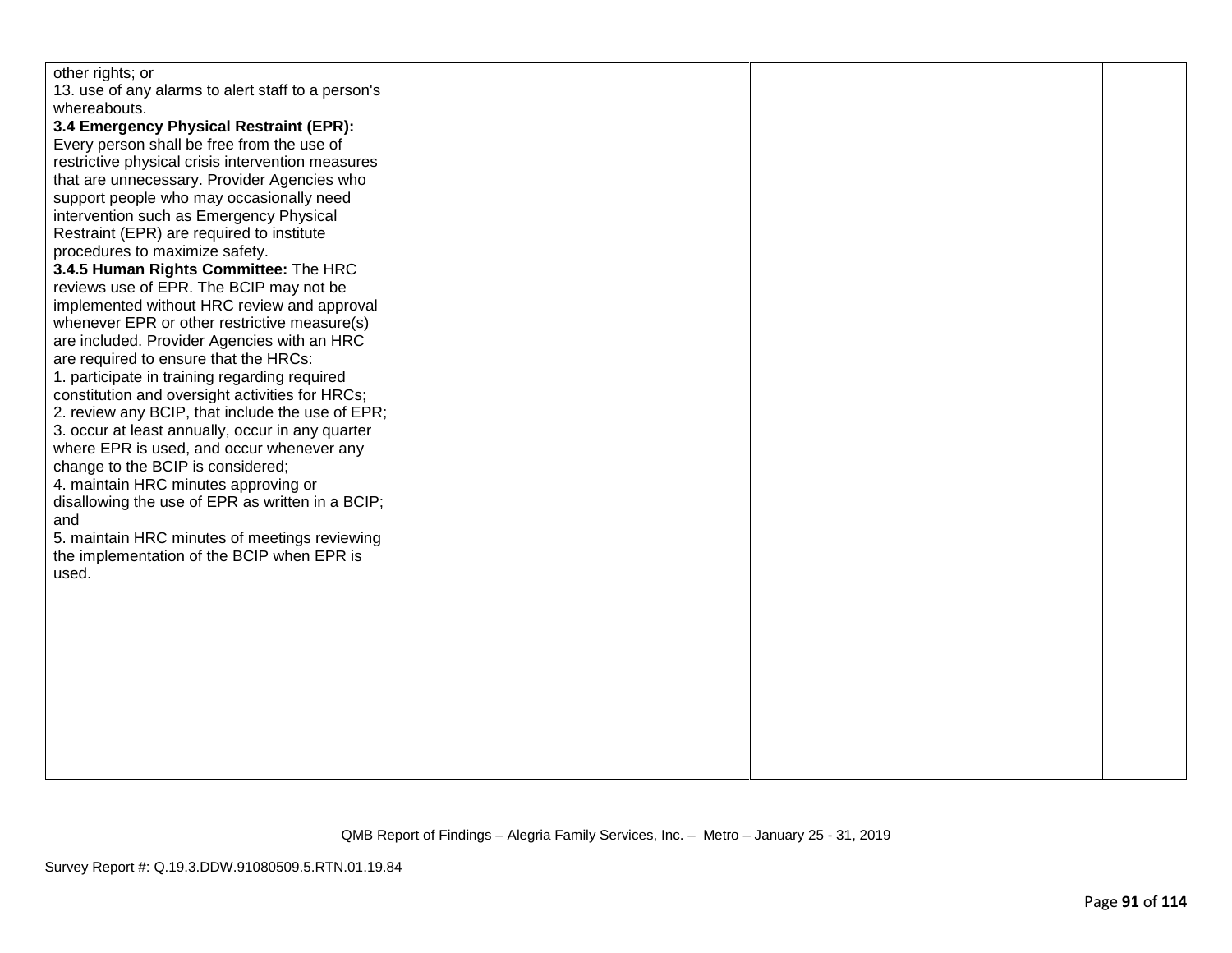| | | | |
|---|---|---|---|
| other rights; or<br>13. use of any alarms to alert staff to a person's whereabouts.<br>**3.4 Emergency Physical Restraint (EPR):** Every person shall be free from the use of restrictive physical crisis intervention measures that are unnecessary. Provider Agencies who support people who may occasionally need intervention such as Emergency Physical Restraint (EPR) are required to institute procedures to maximize safety.<br>**3.4.5 Human Rights Committee:** The HRC reviews use of EPR. The BCIP may not be implemented without HRC review and approval whenever EPR or other restrictive measure(s) are included. Provider Agencies with an HRC are required to ensure that the HRCs:<br>1. participate in training regarding required constitution and oversight activities for HRCs;<br>2. review any BCIP, that include the use of EPR;<br>3. occur at least annually, occur in any quarter where EPR is used, and occur whenever any change to the BCIP is considered;<br>4. maintain HRC minutes approving or disallowing the use of EPR as written in a BCIP; and<br>5. maintain HRC minutes of meetings reviewing the implementation of the BCIP when EPR is used. | | | |

QMB Report of Findings – Alegria Family Services, Inc. – Metro – January 25 - 31, 2019

Survey Report #: Q.19.3.DDW.91080509.5.RTN.01.19.84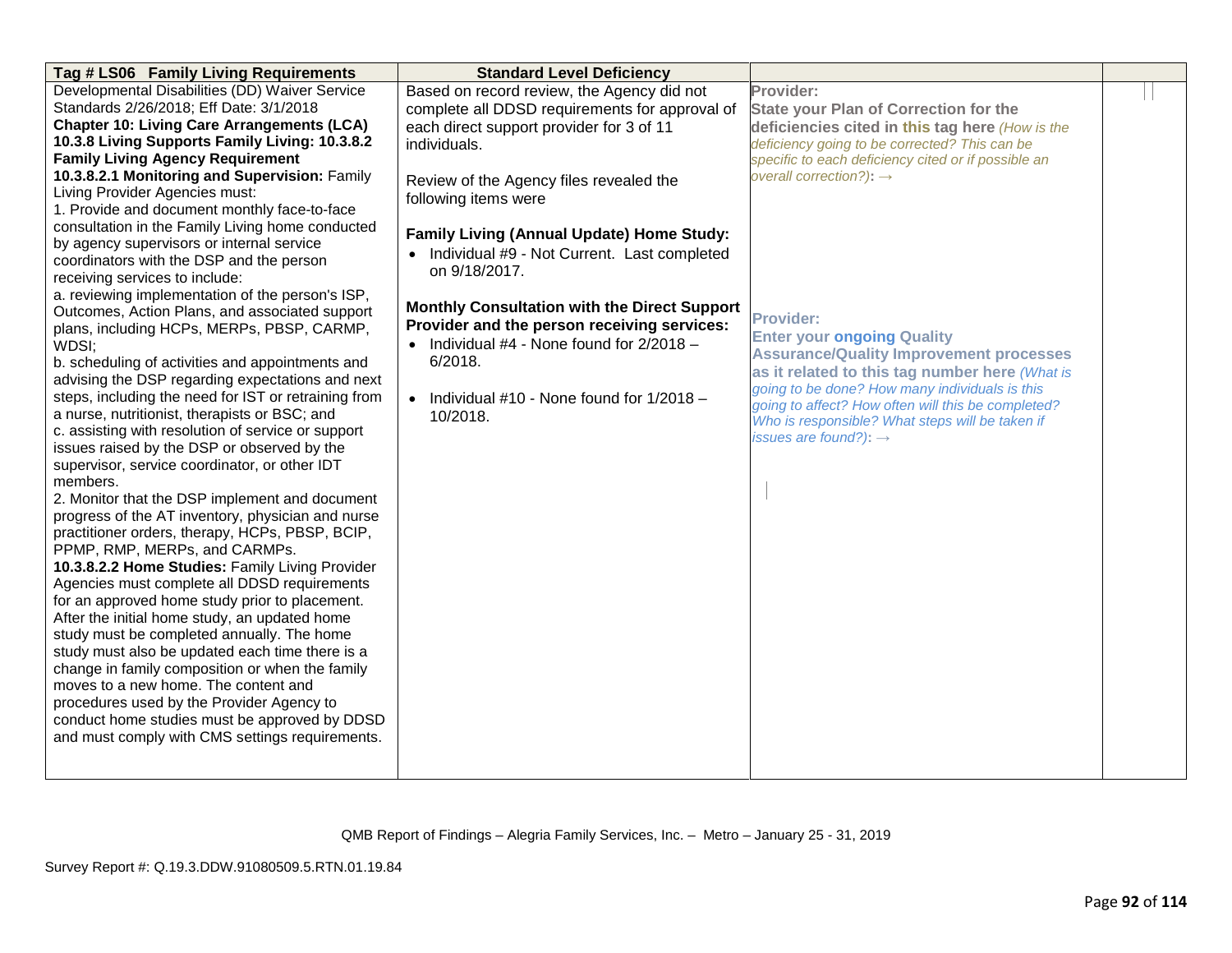| Tag # LS06 Family Living Requirements | Standard Level Deficiency | | |
|---|---|---|---|
| Developmental Disabilities (DD) Waiver Service Standards 2/26/2018; Eff Date: 3/1/2018<br>**Chapter 10: Living Care Arrangements (LCA) 10.3.8 Living Supports Family Living: 10.3.8.2 Family Living Agency Requirement**<br>**10.3.8.2.1 Monitoring and Supervision:** Family Living Provider Agencies must:<br>1. Provide and document monthly face-to-face consultation in the Family Living home conducted by agency supervisors or internal service coordinators with the DSP and the person receiving services to include:<br>a. reviewing implementation of the person's ISP, Outcomes, Action Plans, and associated support plans, including HCPs, MERPs, PBSP, CARMP, WDSI;<br>b. scheduling of activities and appointments and advising the DSP regarding expectations and next steps, including the need for IST or retraining from a nurse, nutritionist, therapists or BSC; and<br>c. assisting with resolution of service or support issues raised by the DSP or observed by the supervisor, service coordinator, or other IDT members.<br>2. Monitor that the DSP implement and document progress of the AT inventory, physician and nurse practitioner orders, therapy, HCPs, PBSP, BCIP, PPMP, RMP, MERPs, and CARMPs.<br>**10.3.8.2.2 Home Studies:** Family Living Provider Agencies must complete all DDSD requirements for an approved home study prior to placement. After the initial home study, an updated home study must be completed annually. The home study must also be updated each time there is a change in family composition or when the family moves to a new home. The content and procedures used by the Provider Agency to conduct home studies must be approved by DDSD and must comply with CMS settings requirements. | Based on record review, the Agency did not complete all DDSD requirements for approval of each direct support provider for 3 of 11 individuals.<br><br>Review of the Agency files revealed the following items were<br><br>**Family Living (Annual Update) Home Study:**<br>• Individual #9 - Not Current. Last completed on 9/18/2017.<br><br>**Monthly Consultation with the Direct Support Provider and the person receiving services:**<br>• Individual #4 - None found for 2/2018 – 6/2018.<br><br>• Individual #10 - None found for 1/2018 – 10/2018. | **Provider:**<br>**State your Plan of Correction for the deficiencies cited in this tag here** *(How is the deficiency going to be corrected? This can be specific to each deficiency cited or if possible an overall correction?)*: →<br><br>**Provider:**<br>**Enter your ongoing Quality Assurance/Quality Improvement processes as it related to this tag number here** *(What is going to be done? How many individuals is this going to affect? How often will this be completed? Who is responsible? What steps will be taken if issues are found?)*: → | |

QMB Report of Findings – Alegria Family Services, Inc. – Metro – January 25 - 31, 2019

Survey Report #: Q.19.3.DDW.91080509.5.RTN.01.19.84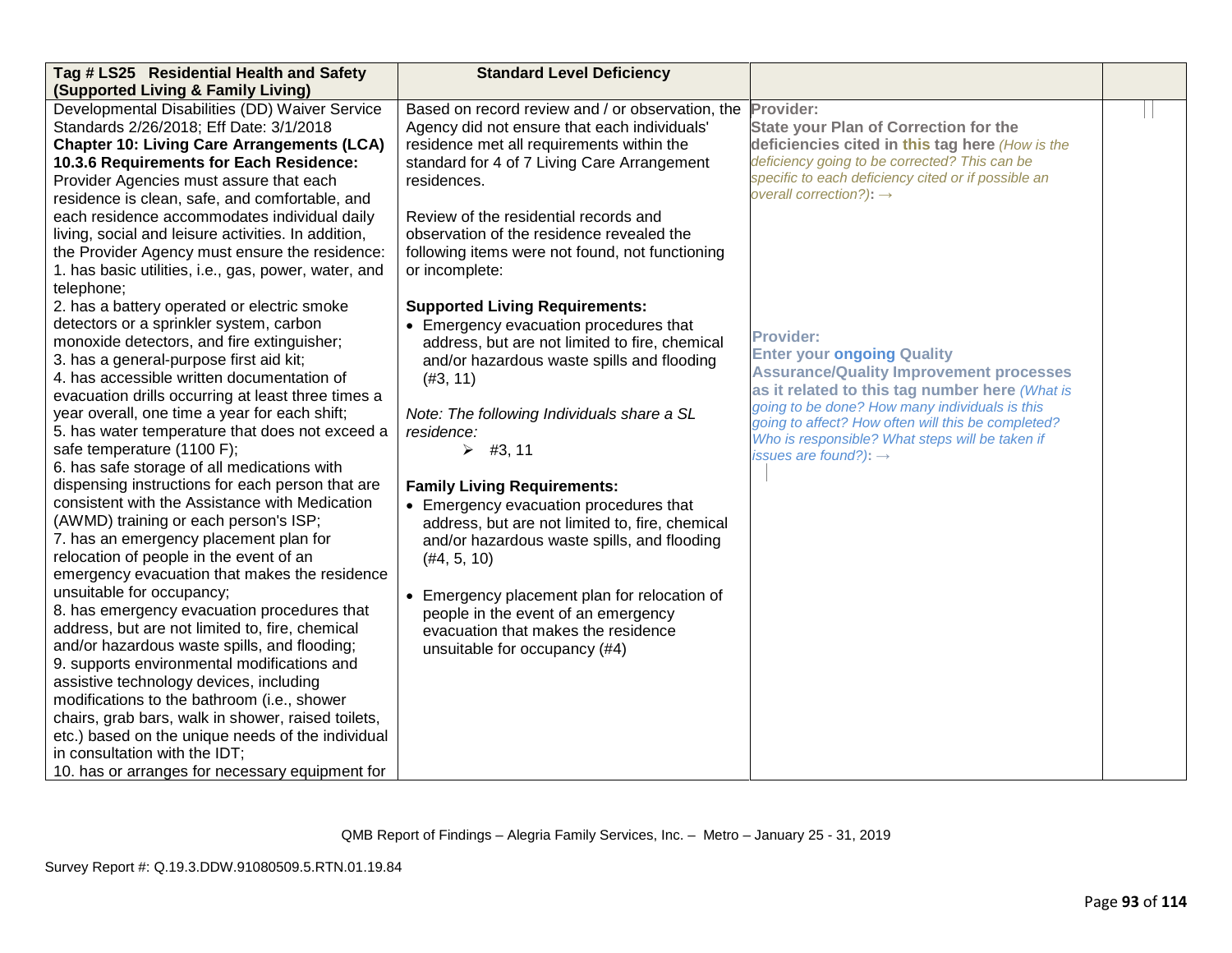| Tag # LS25 Residential Health and Safety (Supported Living & Family Living) | Standard Level Deficiency | | |
|---|---|---|---|
| Developmental Disabilities (DD) Waiver Service Standards 2/26/2018; Eff Date: 3/1/2018<br>**Chapter 10: Living Care Arrangements (LCA) 10.3.6 Requirements for Each Residence:** Provider Agencies must assure that each residence is clean, safe, and comfortable, and each residence accommodates individual daily living, social and leisure activities. In addition, the Provider Agency must ensure the residence:<br>1. has basic utilities, i.e., gas, power, water, and telephone;<br>2. has a battery operated or electric smoke detectors or a sprinkler system, carbon monoxide detectors, and fire extinguisher;<br>3. has a general-purpose first aid kit;<br>4. has accessible written documentation of evacuation drills occurring at least three times a year overall, one time a year for each shift;<br>5. has water temperature that does not exceed a safe temperature (1100 F);<br>6. has safe storage of all medications with dispensing instructions for each person that are consistent with the Assistance with Medication (AWMD) training or each person's ISP;<br>7. has an emergency placement plan for relocation of people in the event of an emergency evacuation that makes the residence unsuitable for occupancy;<br>8. has emergency evacuation procedures that address, but are not limited to, fire, chemical and/or hazardous waste spills, and flooding;<br>9. supports environmental modifications and assistive technology devices, including modifications to the bathroom (i.e., shower chairs, grab bars, walk in shower, raised toilets, etc.) based on the unique needs of the individual in consultation with the IDT;<br>10. has or arranges for necessary equipment for | Based on record review and / or observation, the Agency did not ensure that each individuals' residence met all requirements within the standard for 4 of 7 Living Care Arrangement residences.<br><br>Review of the residential records and observation of the residence revealed the following items were not found, not functioning or incomplete:<br><br>**Supported Living Requirements:**<br>• Emergency evacuation procedures that address, but are not limited to fire, chemical and/or hazardous waste spills and flooding (#3, 11)<br><br>*Note: The following Individuals share a SL residence:*<br>➢ #3, 11<br><br>**Family Living Requirements:**<br>• Emergency evacuation procedures that address, but are not limited to, fire, chemical and/or hazardous waste spills, and flooding (#4, 5, 10)<br><br>• Emergency placement plan for relocation of people in the event of an emergency evacuation that makes the residence unsuitable for occupancy (#4) | **Provider:**<br>**State your Plan of Correction for the deficiencies cited in this tag here** *(How is the deficiency going to be corrected? This can be specific to each deficiency cited or if possible an overall correction?)*: →<br><br>**Provider:**<br>**Enter your ongoing Quality Assurance/Quality Improvement processes as it related to this tag number here** *(What is going to be done? How many individuals is this going to affect? How often will this be completed? Who is responsible? What steps will be taken if issues are found?)*: → | |

QMB Report of Findings – Alegria Family Services, Inc. – Metro – January 25 - 31, 2019

Survey Report #: Q.19.3.DDW.91080509.5.RTN.01.19.84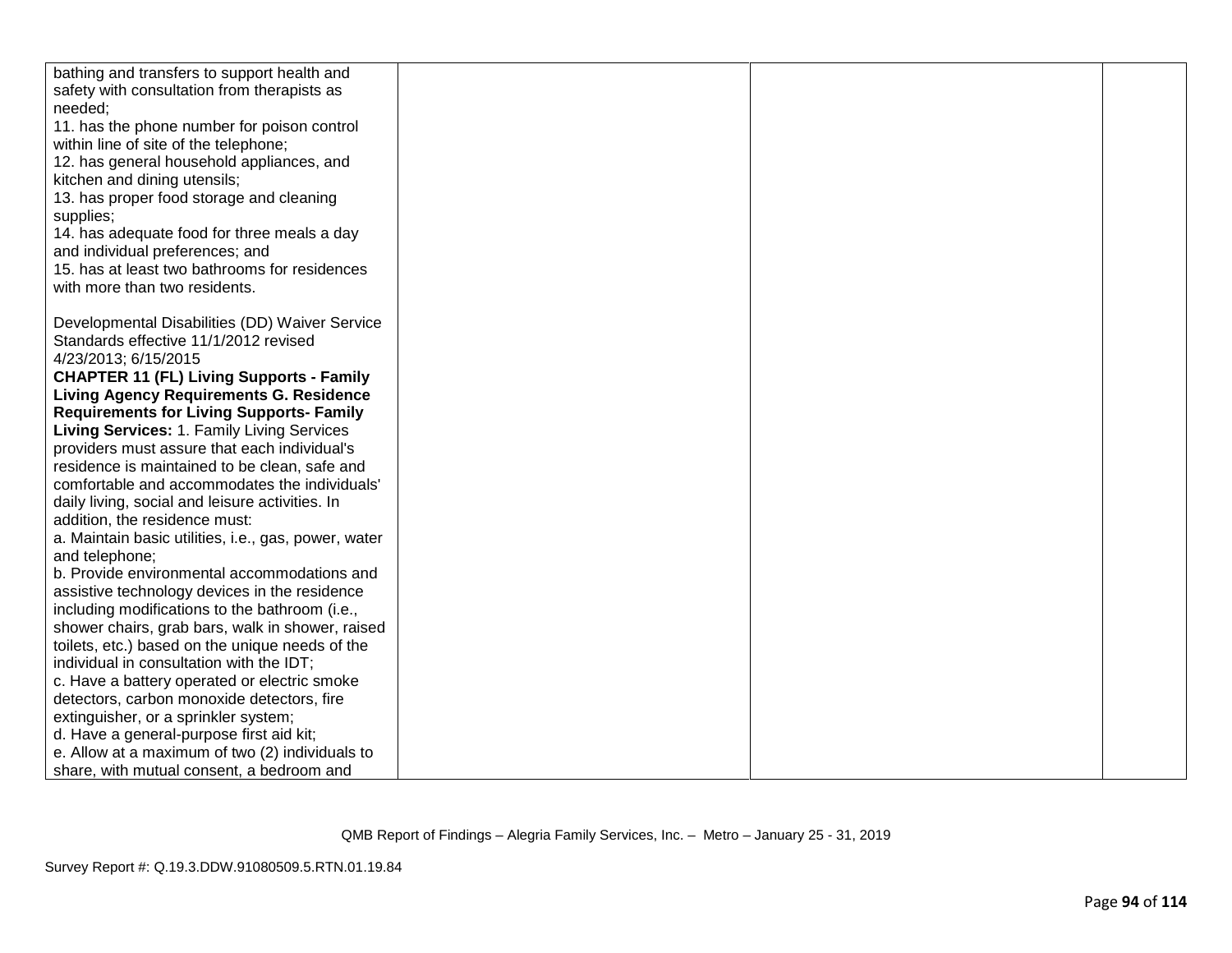| | | | |
|---|---|---|---|
| bathing and transfers to support health and safety with consultation from therapists as needed;<br>11. has the phone number for poison control within line of site of the telephone;<br>12. has general household appliances, and kitchen and dining utensils;<br>13. has proper food storage and cleaning supplies;<br>14. has adequate food for three meals a day and individual preferences; and<br>15. has at least two bathrooms for residences with more than two residents.<br><br>Developmental Disabilities (DD) Waiver Service Standards effective 11/1/2012 revised 4/23/2013; 6/15/2015<br>**CHAPTER 11 (FL) Living Supports - Family Living Agency Requirements G. Residence Requirements for Living Supports- Family Living Services:** 1. Family Living Services providers must assure that each individual's residence is maintained to be clean, safe and comfortable and accommodates the individuals' daily living, social and leisure activities. In addition, the residence must:<br>a. Maintain basic utilities, i.e., gas, power, water and telephone;<br>b. Provide environmental accommodations and assistive technology devices in the residence including modifications to the bathroom (i.e., shower chairs, grab bars, walk in shower, raised toilets, etc.) based on the unique needs of the individual in consultation with the IDT;<br>c. Have a battery operated or electric smoke detectors, carbon monoxide detectors, fire extinguisher, or a sprinkler system;<br>d. Have a general-purpose first aid kit;<br>e. Allow at a maximum of two (2) individuals to share, with mutual consent, a bedroom and | | | |

QMB Report of Findings – Alegria Family Services, Inc. – Metro – January 25 - 31, 2019

Survey Report #: Q.19.3.DDW.91080509.5.RTN.01.19.84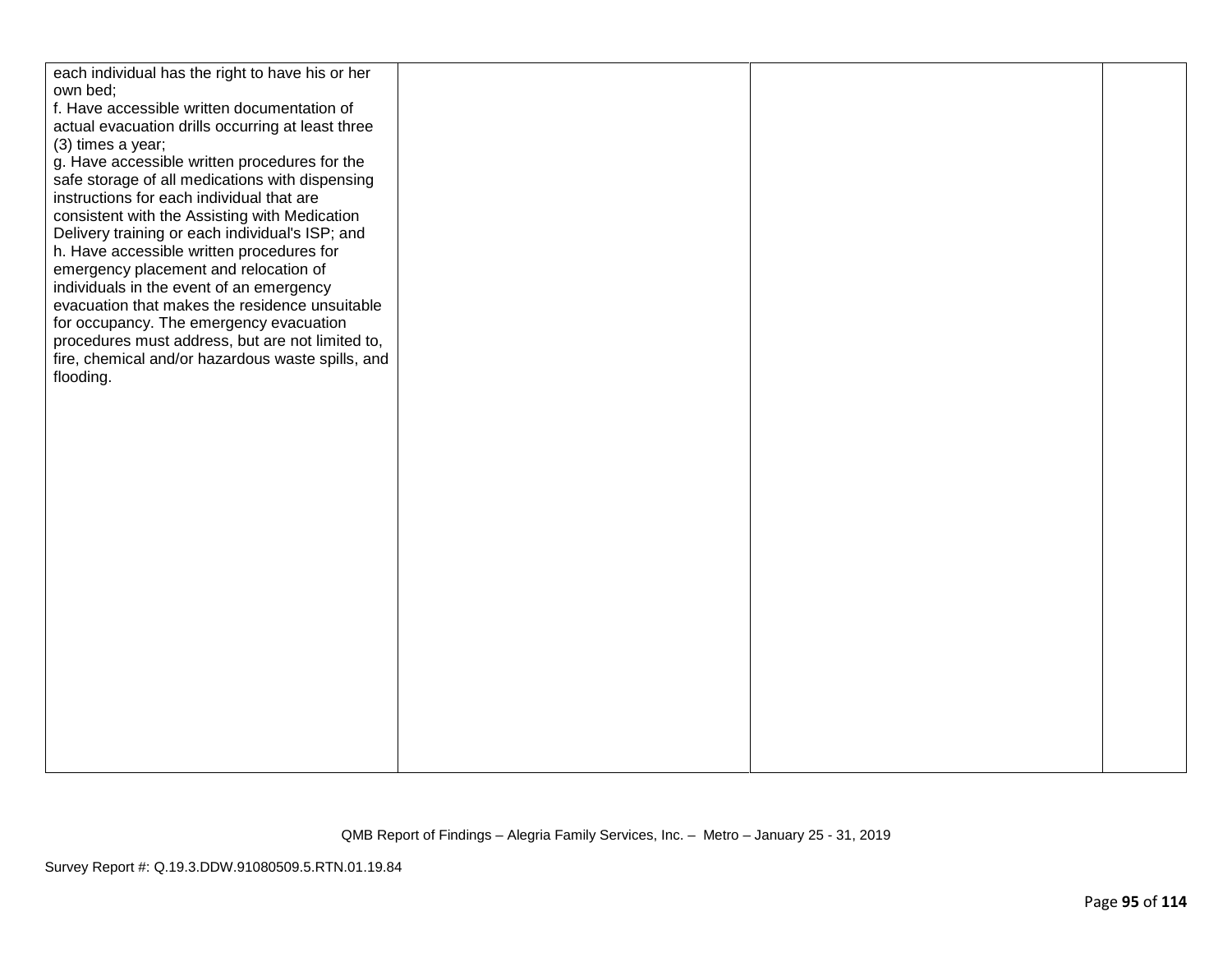| | | | |
|---|---|---|---|
| each individual has the right to have his or her own bed;<br>f. Have accessible written documentation of actual evacuation drills occurring at least three (3) times a year;<br>g. Have accessible written procedures for the safe storage of all medications with dispensing instructions for each individual that are consistent with the Assisting with Medication Delivery training or each individual's ISP; and<br>h. Have accessible written procedures for emergency placement and relocation of individuals in the event of an emergency evacuation that makes the residence unsuitable for occupancy. The emergency evacuation procedures must address, but are not limited to, fire, chemical and/or hazardous waste spills, and flooding. | | | |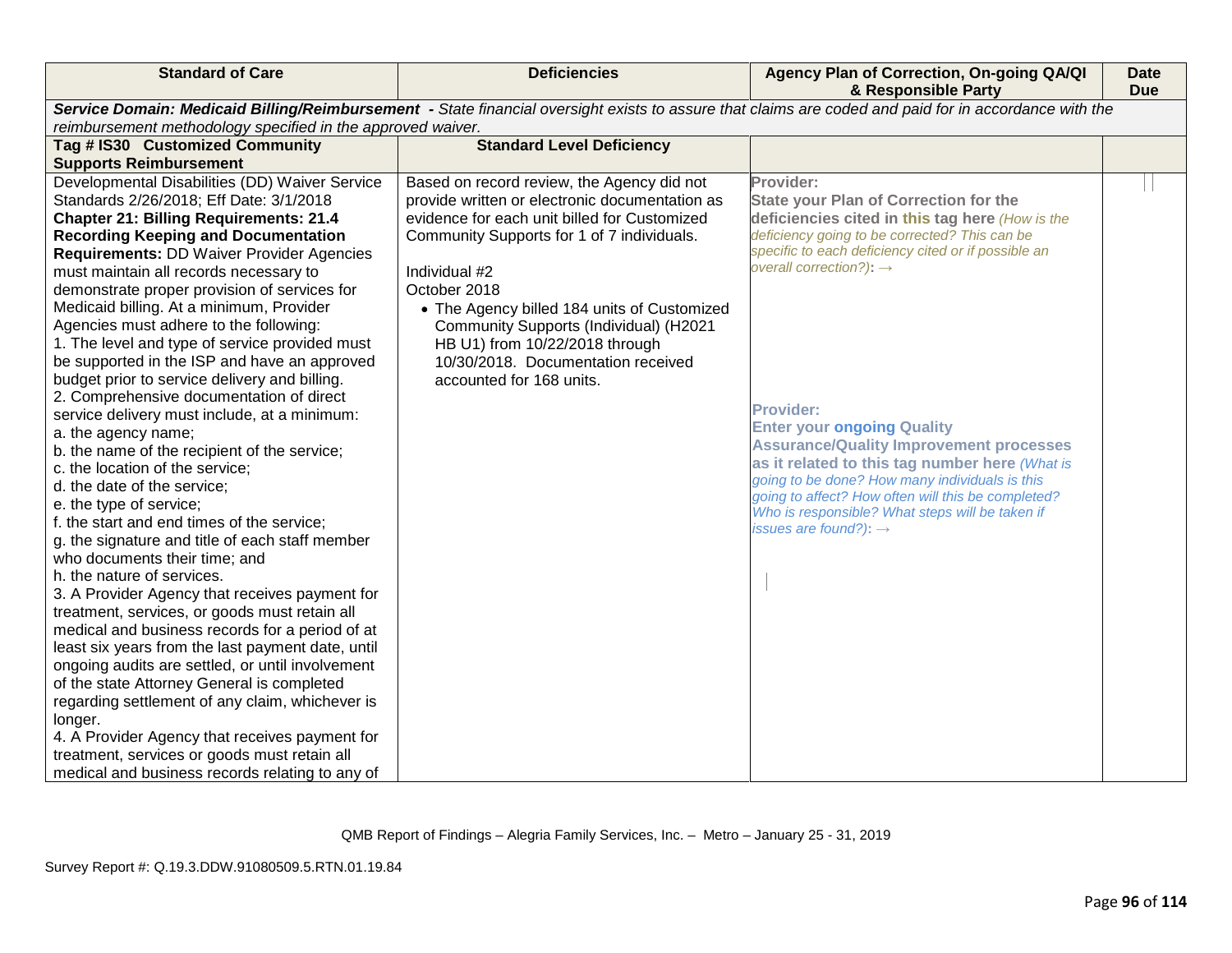| Standard of Care | Deficiencies | Agency Plan of Correction, On-going QA/QI & Responsible Party | Date Due |
|---|---|---|---|
| ***Service Domain: Medicaid Billing/Reimbursement** - State financial oversight exists to assure that claims are coded and paid for in accordance with the reimbursement methodology specified in the approved waiver.* | | | |
| **Tag # IS30 Customized Community Supports Reimbursement** | **Standard Level Deficiency** | | |
| Developmental Disabilities (DD) Waiver Service Standards 2/26/2018; Eff Date: 3/1/2018<br>**Chapter 21: Billing Requirements: 21.4 Recording Keeping and Documentation Requirements:** DD Waiver Provider Agencies must maintain all records necessary to demonstrate proper provision of services for Medicaid billing. At a minimum, Provider Agencies must adhere to the following:<br>1. The level and type of service provided must be supported in the ISP and have an approved budget prior to service delivery and billing.<br>2. Comprehensive documentation of direct service delivery must include, at a minimum:<br>a. the agency name;<br>b. the name of the recipient of the service;<br>c. the location of the service;<br>d. the date of the service;<br>e. the type of service;<br>f. the start and end times of the service;<br>g. the signature and title of each staff member who documents their time; and<br>h. the nature of services.<br>3. A Provider Agency that receives payment for treatment, services, or goods must retain all medical and business records for a period of at least six years from the last payment date, until ongoing audits are settled, or until involvement of the state Attorney General is completed regarding settlement of any claim, whichever is longer.<br>4. A Provider Agency that receives payment for treatment, services or goods must retain all medical and business records relating to any of | Based on record review, the Agency did not provide written or electronic documentation as evidence for each unit billed for Customized Community Supports for 1 of 7 individuals.<br><br>Individual #2<br>October 2018<br>• The Agency billed 184 units of Customized Community Supports (Individual) (H2021 HB U1) from 10/22/2018 through 10/30/2018. Documentation received accounted for 168 units. | **Provider:**<br>**State your Plan of Correction for the deficiencies cited in this tag here** *(How is the deficiency going to be corrected? This can be specific to each deficiency cited or if possible an overall correction?):* →<br><br>**Provider:**<br>**Enter your ongoing Quality Assurance/Quality Improvement processes as it related to this tag number here** *(What is going to be done? How many individuals is this going to affect? How often will this be completed? Who is responsible? What steps will be taken if issues are found?):* → | |

QMB Report of Findings – Alegria Family Services, Inc. – Metro – January 25 - 31, 2019

Survey Report #: Q.19.3.DDW.91080509.5.RTN.01.19.84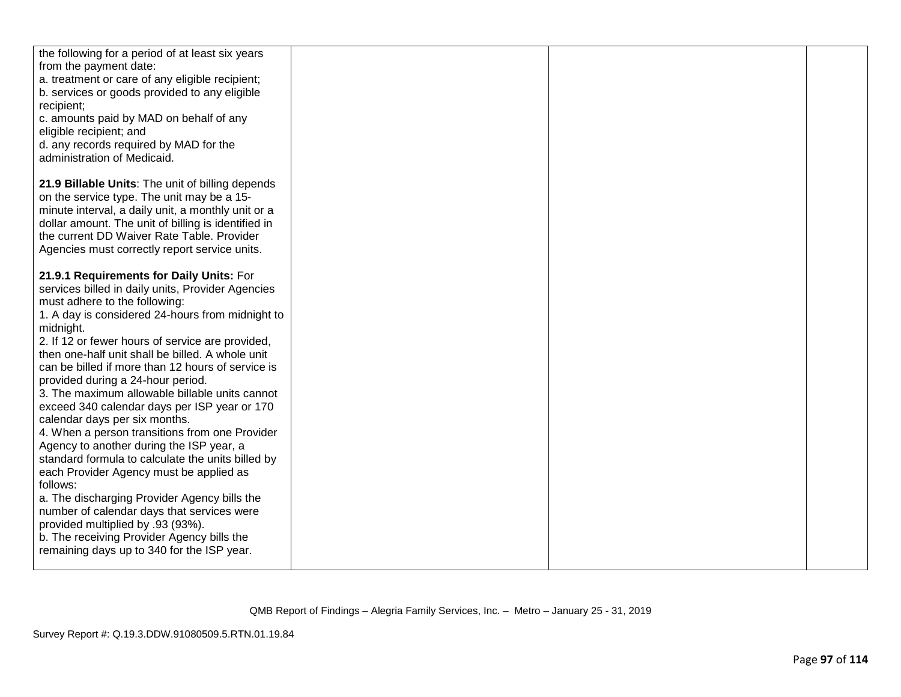| | | | |
|---|---|---|---|
| the following for a period of at least six years from the payment date:<br>a. treatment or care of any eligible recipient;<br>b. services or goods provided to any eligible recipient;<br>c. amounts paid by MAD on behalf of any eligible recipient; and<br>d. any records required by MAD for the administration of Medicaid.<br><br>**21.9 Billable Units**: The unit of billing depends on the service type. The unit may be a 15-minute interval, a daily unit, a monthly unit or a dollar amount. The unit of billing is identified in the current DD Waiver Rate Table. Provider Agencies must correctly report service units.<br><br>**21.9.1 Requirements for Daily Units:** For services billed in daily units, Provider Agencies must adhere to the following:<br>1. A day is considered 24-hours from midnight to midnight.<br>2. If 12 or fewer hours of service are provided, then one-half unit shall be billed. A whole unit can be billed if more than 12 hours of service is provided during a 24-hour period.<br>3. The maximum allowable billable units cannot exceed 340 calendar days per ISP year or 170 calendar days per six months.<br>4. When a person transitions from one Provider Agency to another during the ISP year, a standard formula to calculate the units billed by each Provider Agency must be applied as follows:<br>a. The discharging Provider Agency bills the number of calendar days that services were provided multiplied by .93 (93%).<br>b. The receiving Provider Agency bills the remaining days up to 340 for the ISP year. | | | |

QMB Report of Findings – Alegria Family Services, Inc. – Metro – January 25 - 31, 2019

Survey Report #: Q.19.3.DDW.91080509.5.RTN.01.19.84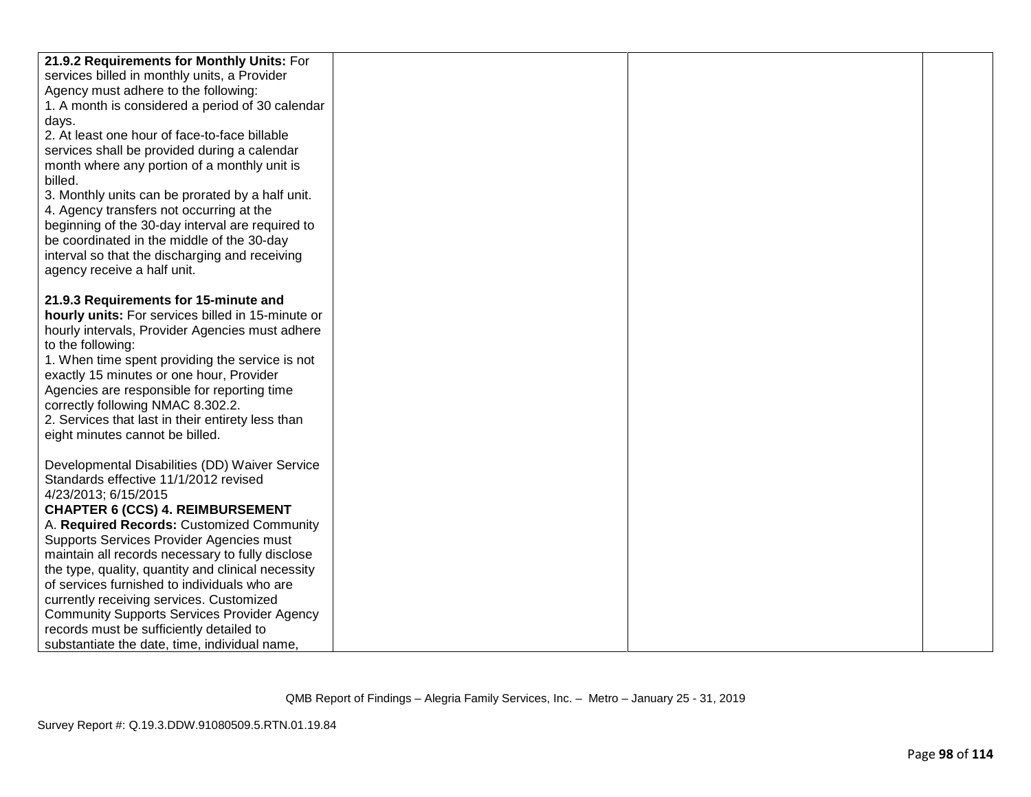| | | | |
|---|---|---|---|
| **21.9.2 Requirements for Monthly Units:** For services billed in monthly units, a Provider Agency must adhere to the following:<br>1. A month is considered a period of 30 calendar days.<br>2. At least one hour of face-to-face billable services shall be provided during a calendar month where any portion of a monthly unit is billed.<br>3. Monthly units can be prorated by a half unit.<br>4. Agency transfers not occurring at the beginning of the 30-day interval are required to be coordinated in the middle of the 30-day interval so that the discharging and receiving agency receive a half unit.<br><br>**21.9.3 Requirements for 15-minute and hourly units:** For services billed in 15-minute or hourly intervals, Provider Agencies must adhere to the following:<br>1. When time spent providing the service is not exactly 15 minutes or one hour, Provider Agencies are responsible for reporting time correctly following NMAC 8.302.2.<br>2. Services that last in their entirety less than eight minutes cannot be billed.<br><br>Developmental Disabilities (DD) Waiver Service Standards effective 11/1/2012 revised 4/23/2013; 6/15/2015<br>**CHAPTER 6 (CCS) 4. REIMBURSEMENT**<br>A. **Required Records:** Customized Community Supports Services Provider Agencies must maintain all records necessary to fully disclose the type, quality, quantity and clinical necessity of services furnished to individuals who are currently receiving services. Customized Community Supports Services Provider Agency records must be sufficiently detailed to substantiate the date, time, individual name, | | | |

QMB Report of Findings – Alegria Family Services, Inc. – Metro – January 25 - 31, 2019

Survey Report #: Q.19.3.DDW.91080509.5.RTN.01.19.84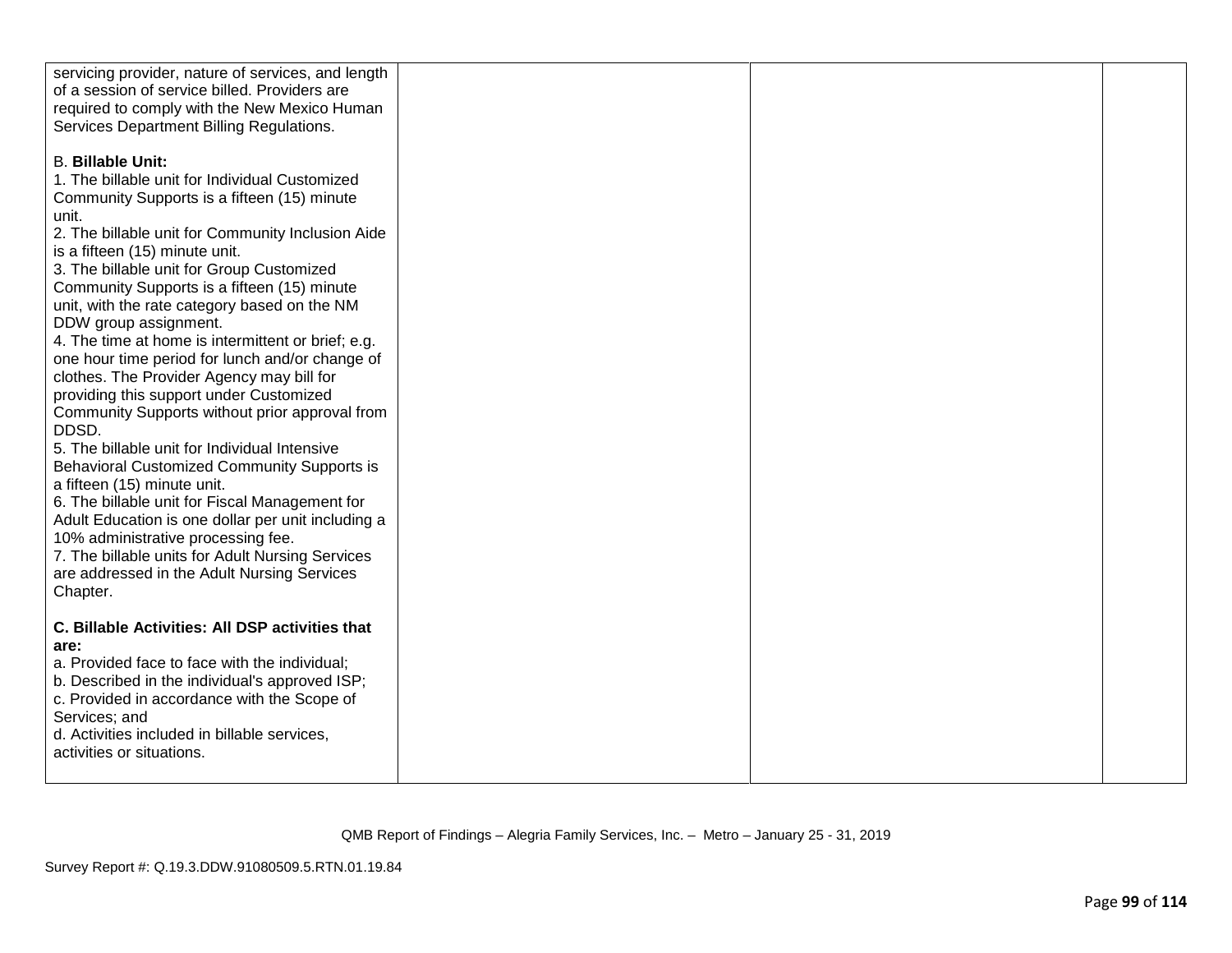| | | | |
|---|---|---|---|
| servicing provider, nature of services, and length of a session of service billed. Providers are required to comply with the New Mexico Human Services Department Billing Regulations.<br><br>B. **Billable Unit:**<br>1. The billable unit for Individual Customized Community Supports is a fifteen (15) minute unit.<br>2. The billable unit for Community Inclusion Aide is a fifteen (15) minute unit.<br>3. The billable unit for Group Customized Community Supports is a fifteen (15) minute unit, with the rate category based on the NM DDW group assignment.<br>4. The time at home is intermittent or brief; e.g. one hour time period for lunch and/or change of clothes. The Provider Agency may bill for providing this support under Customized Community Supports without prior approval from DDSD.<br>5. The billable unit for Individual Intensive Behavioral Customized Community Supports is a fifteen (15) minute unit.<br>6. The billable unit for Fiscal Management for Adult Education is one dollar per unit including a 10% administrative processing fee.<br>7. The billable units for Adult Nursing Services are addressed in the Adult Nursing Services Chapter.<br><br>**C. Billable Activities: All DSP activities that are:**<br>a. Provided face to face with the individual;<br>b. Described in the individual's approved ISP;<br>c. Provided in accordance with the Scope of Services; and<br>d. Activities included in billable services, activities or situations. | | | |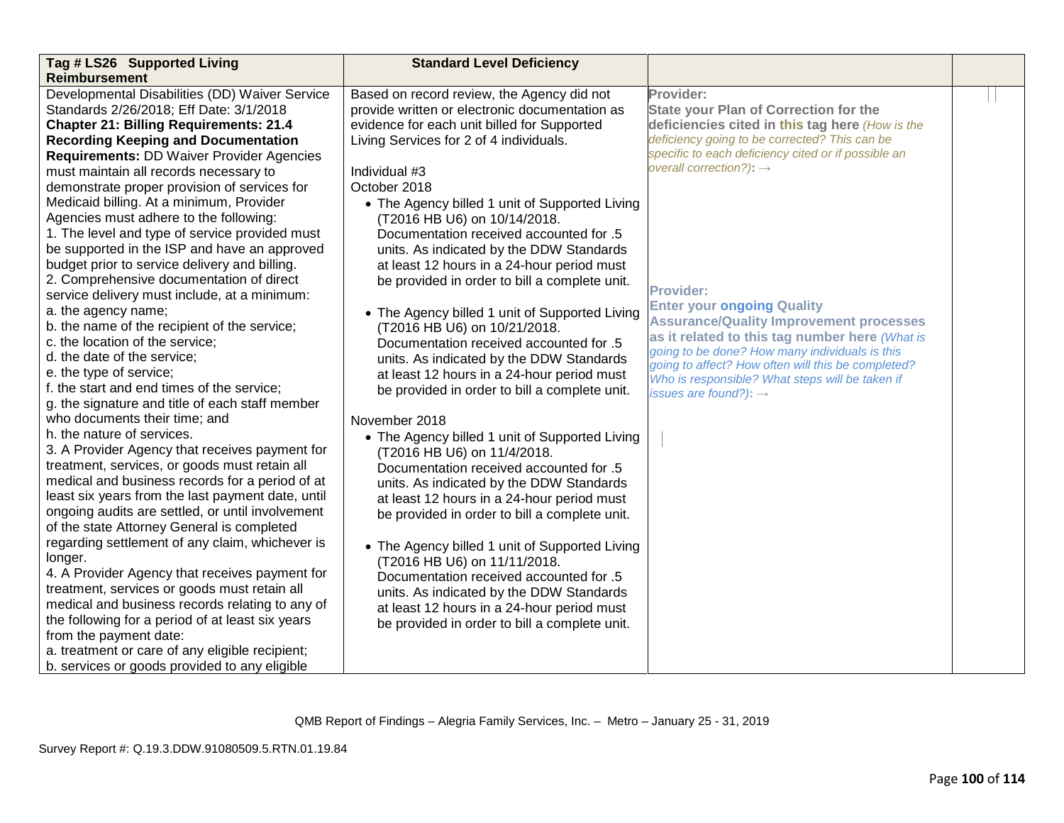| Tag # LS26 Supported Living Reimbursement | Standard Level Deficiency | | |
|---|---|---|---|
| Developmental Disabilities (DD) Waiver Service Standards 2/26/2018; Eff Date: 3/1/2018<br>**Chapter 21: Billing Requirements: 21.4 Recording Keeping and Documentation Requirements:** DD Waiver Provider Agencies must maintain all records necessary to demonstrate proper provision of services for Medicaid billing. At a minimum, Provider Agencies must adhere to the following:<br>1. The level and type of service provided must be supported in the ISP and have an approved budget prior to service delivery and billing.<br>2. Comprehensive documentation of direct service delivery must include, at a minimum:<br>a. the agency name;<br>b. the name of the recipient of the service;<br>c. the location of the service;<br>d. the date of the service;<br>e. the type of service;<br>f. the start and end times of the service;<br>g. the signature and title of each staff member who documents their time; and<br>h. the nature of services.<br>3. A Provider Agency that receives payment for treatment, services, or goods must retain all medical and business records for a period of at least six years from the last payment date, until ongoing audits are settled, or until involvement of the state Attorney General is completed regarding settlement of any claim, whichever is longer.<br>4. A Provider Agency that receives payment for treatment, services or goods must retain all medical and business records relating to any of the following for a period of at least six years from the payment date:<br>a. treatment or care of any eligible recipient;<br>b. services or goods provided to any eligible | Based on record review, the Agency did not provide written or electronic documentation as evidence for each unit billed for Supported Living Services for 2 of 4 individuals.<br><br>Individual #3<br>October 2018<br>• The Agency billed 1 unit of Supported Living (T2016 HB U6) on 10/14/2018. Documentation received accounted for .5 units. As indicated by the DDW Standards at least 12 hours in a 24-hour period must be provided in order to bill a complete unit.<br><br>• The Agency billed 1 unit of Supported Living (T2016 HB U6) on 10/21/2018. Documentation received accounted for .5 units. As indicated by the DDW Standards at least 12 hours in a 24-hour period must be provided in order to bill a complete unit.<br><br>November 2018<br>• The Agency billed 1 unit of Supported Living (T2016 HB U6) on 11/4/2018. Documentation received accounted for .5 units. As indicated by the DDW Standards at least 12 hours in a 24-hour period must be provided in order to bill a complete unit.<br><br>• The Agency billed 1 unit of Supported Living (T2016 HB U6) on 11/11/2018. Documentation received accounted for .5 units. As indicated by the DDW Standards at least 12 hours in a 24-hour period must be provided in order to bill a complete unit. | **Provider:**<br>**State your Plan of Correction for the deficiencies cited in this tag here** *(How is the deficiency going to be corrected? This can be specific to each deficiency cited or if possible an overall correction?)*: →<br><br>**Provider:**<br>**Enter your ongoing Quality Assurance/Quality Improvement processes as it related to this tag number here** *(What is going to be done? How many individuals is this going to affect? How often will this be completed? Who is responsible? What steps will be taken if issues are found?)*: → | |

QMB Report of Findings – Alegria Family Services, Inc. – Metro – January 25 - 31, 2019

Survey Report #: Q.19.3.DDW.91080509.5.RTN.01.19.84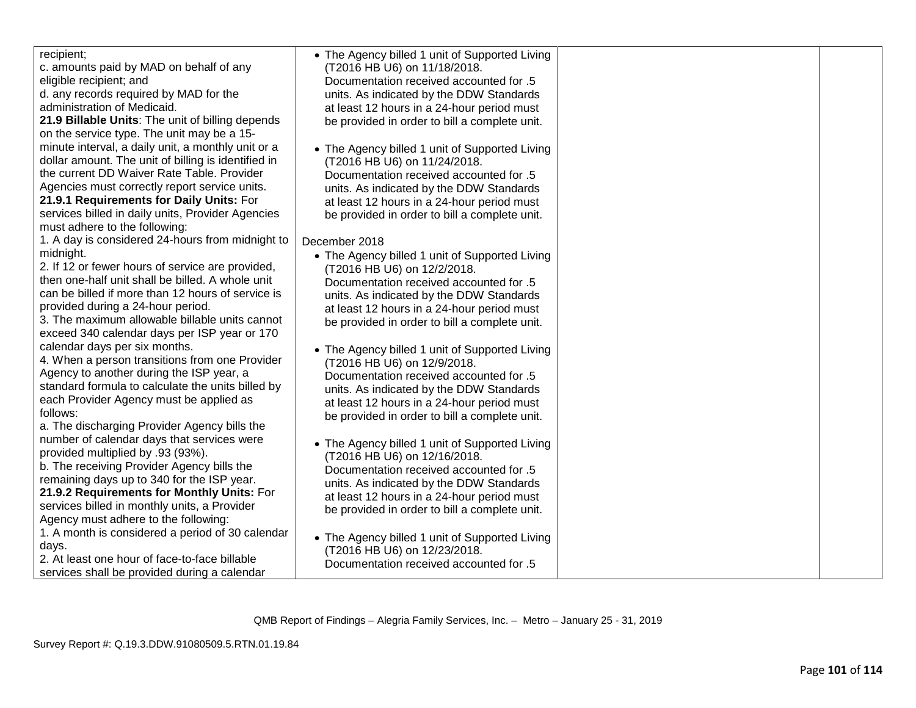| | | | |
|---|---|---|---|
| recipient;<br>c. amounts paid by MAD on behalf of any eligible recipient; and<br>d. any records required by MAD for the administration of Medicaid.<br>**21.9 Billable Units**: The unit of billing depends on the service type. The unit may be a 15-minute interval, a daily unit, a monthly unit or a dollar amount. The unit of billing is identified in the current DD Waiver Rate Table. Provider Agencies must correctly report service units.<br>**21.9.1 Requirements for Daily Units:** For services billed in daily units, Provider Agencies must adhere to the following:<br>1. A day is considered 24-hours from midnight to midnight.<br>2. If 12 or fewer hours of service are provided, then one-half unit shall be billed. A whole unit can be billed if more than 12 hours of service is provided during a 24-hour period.<br>3. The maximum allowable billable units cannot exceed 340 calendar days per ISP year or 170 calendar days per six months.<br>4. When a person transitions from one Provider Agency to another during the ISP year, a standard formula to calculate the units billed by each Provider Agency must be applied as follows:<br>a. The discharging Provider Agency bills the number of calendar days that services were provided multiplied by .93 (93%).<br>b. The receiving Provider Agency bills the remaining days up to 340 for the ISP year.<br>**21.9.2 Requirements for Monthly Units:** For services billed in monthly units, a Provider Agency must adhere to the following:<br>1. A month is considered a period of 30 calendar days.<br>2. At least one hour of face-to-face billable services shall be provided during a calendar | • The Agency billed 1 unit of Supported Living (T2016 HB U6) on 11/18/2018. Documentation received accounted for .5 units. As indicated by the DDW Standards at least 12 hours in a 24-hour period must be provided in order to bill a complete unit.<br><br>• The Agency billed 1 unit of Supported Living (T2016 HB U6) on 11/24/2018. Documentation received accounted for .5 units. As indicated by the DDW Standards at least 12 hours in a 24-hour period must be provided in order to bill a complete unit.<br><br>December 2018<br>• The Agency billed 1 unit of Supported Living (T2016 HB U6) on 12/2/2018. Documentation received accounted for .5 units. As indicated by the DDW Standards at least 12 hours in a 24-hour period must be provided in order to bill a complete unit.<br><br>• The Agency billed 1 unit of Supported Living (T2016 HB U6) on 12/9/2018. Documentation received accounted for .5 units. As indicated by the DDW Standards at least 12 hours in a 24-hour period must be provided in order to bill a complete unit.<br><br>• The Agency billed 1 unit of Supported Living (T2016 HB U6) on 12/16/2018. Documentation received accounted for .5 units. As indicated by the DDW Standards at least 12 hours in a 24-hour period must be provided in order to bill a complete unit.<br><br>• The Agency billed 1 unit of Supported Living (T2016 HB U6) on 12/23/2018. Documentation received accounted for .5 | | |

QMB Report of Findings – Alegria Family Services, Inc. – Metro – January 25 - 31, 2019

Survey Report #: Q.19.3.DDW.91080509.5.RTN.01.19.84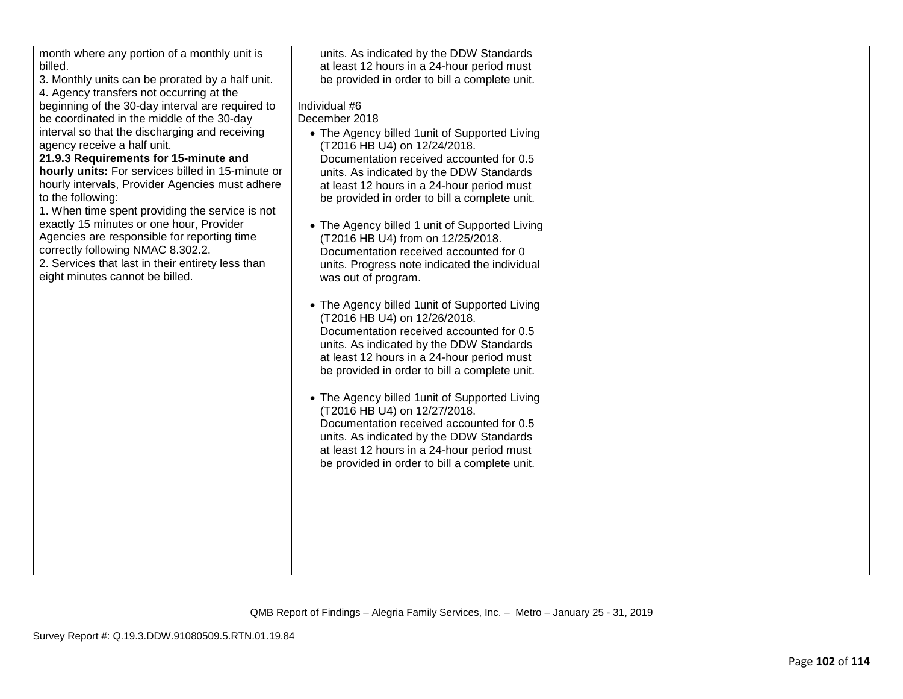| | | | |
|---|---|---|---|
| month where any portion of a monthly unit is billed.<br>3. Monthly units can be prorated by a half unit.<br>4. Agency transfers not occurring at the beginning of the 30-day interval are required to be coordinated in the middle of the 30-day interval so that the discharging and receiving agency receive a half unit.<br>**21.9.3 Requirements for 15-minute and hourly units:** For services billed in 15-minute or hourly intervals, Provider Agencies must adhere to the following:<br>1. When time spent providing the service is not exactly 15 minutes or one hour, Provider Agencies are responsible for reporting time correctly following NMAC 8.302.2.<br>2. Services that last in their entirety less than eight minutes cannot be billed. | units. As indicated by the DDW Standards at least 12 hours in a 24-hour period must be provided in order to bill a complete unit.<br><br>Individual #6<br>December 2018<br>• The Agency billed 1unit of Supported Living (T2016 HB U4) on 12/24/2018. Documentation received accounted for 0.5 units. As indicated by the DDW Standards at least 12 hours in a 24-hour period must be provided in order to bill a complete unit.<br><br>• The Agency billed 1 unit of Supported Living (T2016 HB U4) from on 12/25/2018. Documentation received accounted for 0 units. Progress note indicated the individual was out of program.<br><br>• The Agency billed 1unit of Supported Living (T2016 HB U4) on 12/26/2018. Documentation received accounted for 0.5 units. As indicated by the DDW Standards at least 12 hours in a 24-hour period must be provided in order to bill a complete unit.<br><br>• The Agency billed 1unit of Supported Living (T2016 HB U4) on 12/27/2018. Documentation received accounted for 0.5 units. As indicated by the DDW Standards at least 12 hours in a 24-hour period must be provided in order to bill a complete unit. | | |

QMB Report of Findings – Alegria Family Services, Inc. – Metro – January 25 - 31, 2019

Survey Report #: Q.19.3.DDW.91080509.5.RTN.01.19.84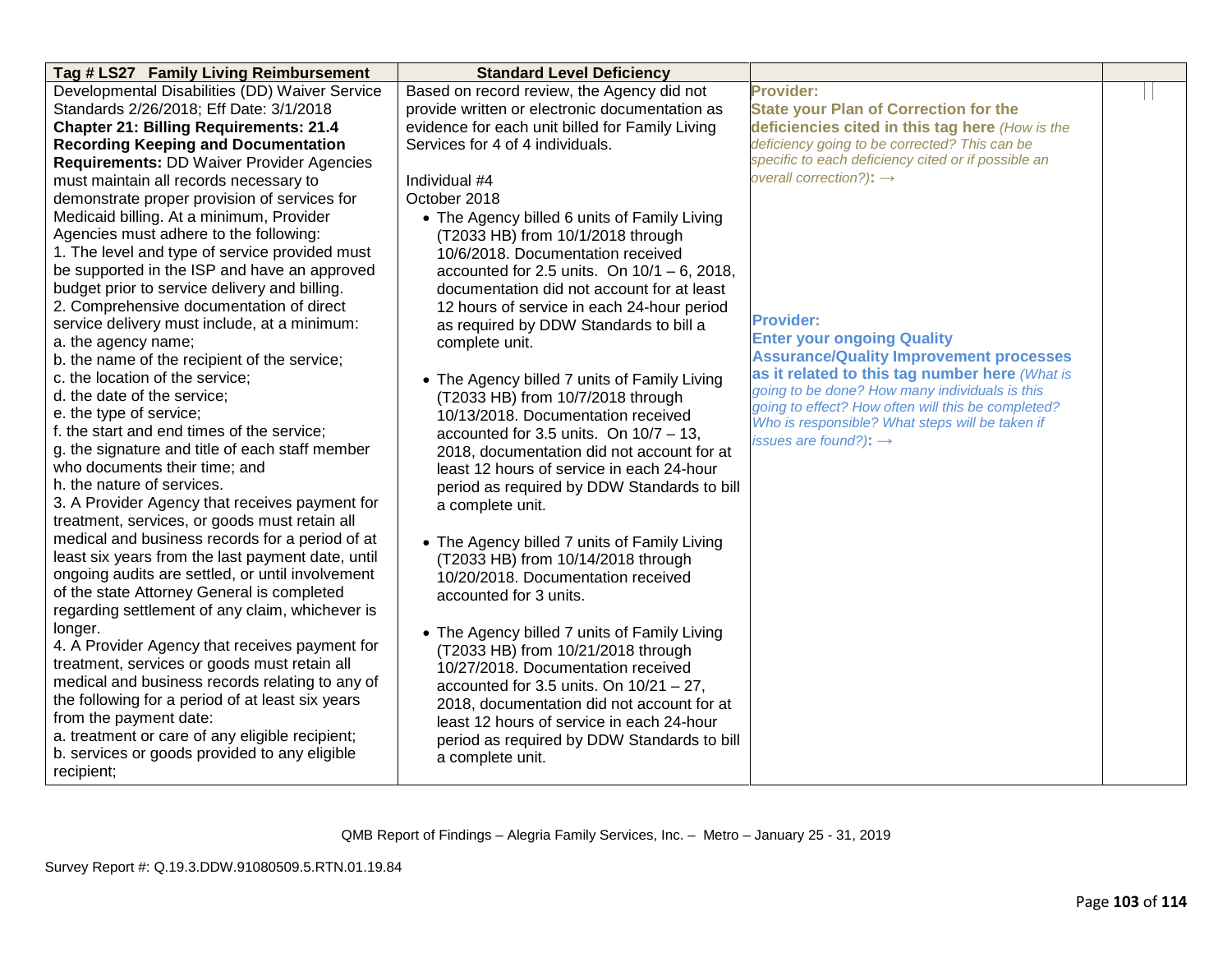| Tag # LS27 Family Living Reimbursement | Standard Level Deficiency | | |
|---|---|---|---|
| Developmental Disabilities (DD) Waiver Service Standards 2/26/2018; Eff Date: 3/1/2018<br>**Chapter 21: Billing Requirements: 21.4 Recording Keeping and Documentation Requirements:** DD Waiver Provider Agencies must maintain all records necessary to demonstrate proper provision of services for Medicaid billing. At a minimum, Provider Agencies must adhere to the following:<br>1. The level and type of service provided must be supported in the ISP and have an approved budget prior to service delivery and billing.<br>2. Comprehensive documentation of direct service delivery must include, at a minimum:<br>a. the agency name;<br>b. the name of the recipient of the service;<br>c. the location of the service;<br>d. the date of the service;<br>e. the type of service;<br>f. the start and end times of the service;<br>g. the signature and title of each staff member who documents their time; and<br>h. the nature of services.<br>3. A Provider Agency that receives payment for treatment, services, or goods must retain all medical and business records for a period of at least six years from the last payment date, until ongoing audits are settled, or until involvement of the state Attorney General is completed regarding settlement of any claim, whichever is longer.<br>4. A Provider Agency that receives payment for treatment, services or goods must retain all medical and business records relating to any of the following for a period of at least six years from the payment date:<br>a. treatment or care of any eligible recipient;<br>b. services or goods provided to any eligible recipient; | Based on record review, the Agency did not provide written or electronic documentation as evidence for each unit billed for Family Living Services for 4 of 4 individuals.<br><br>Individual #4<br>October 2018<br>• The Agency billed 6 units of Family Living (T2033 HB) from 10/1/2018 through 10/6/2018. Documentation received accounted for 2.5 units. On 10/1 – 6, 2018, documentation did not account for at least 12 hours of service in each 24-hour period as required by DDW Standards to bill a complete unit.<br><br>• The Agency billed 7 units of Family Living (T2033 HB) from 10/7/2018 through 10/13/2018. Documentation received accounted for 3.5 units. On 10/7 – 13, 2018, documentation did not account for at least 12 hours of service in each 24-hour period as required by DDW Standards to bill a complete unit.<br><br>• The Agency billed 7 units of Family Living (T2033 HB) from 10/14/2018 through 10/20/2018. Documentation received accounted for 3 units.<br><br>• The Agency billed 7 units of Family Living (T2033 HB) from 10/21/2018 through 10/27/2018. Documentation received accounted for 3.5 units. On 10/21 – 27, 2018, documentation did not account for at least 12 hours of service in each 24-hour period as required by DDW Standards to bill a complete unit. | **Provider:**<br>**State your Plan of Correction for the deficiencies cited in this tag here** *(How is the deficiency going to be corrected? This can be specific to each deficiency cited or if possible an overall correction?)*: →<br><br>**Provider:**<br>**Enter your ongoing Quality Assurance/Quality Improvement processes as it related to this tag number here** *(What is going to be done? How many individuals is this going to effect? How often will this be completed? Who is responsible? What steps will be taken if issues are found?)*: → | |

QMB Report of Findings – Alegria Family Services, Inc. – Metro – January 25 - 31, 2019

Survey Report #: Q.19.3.DDW.91080509.5.RTN.01.19.84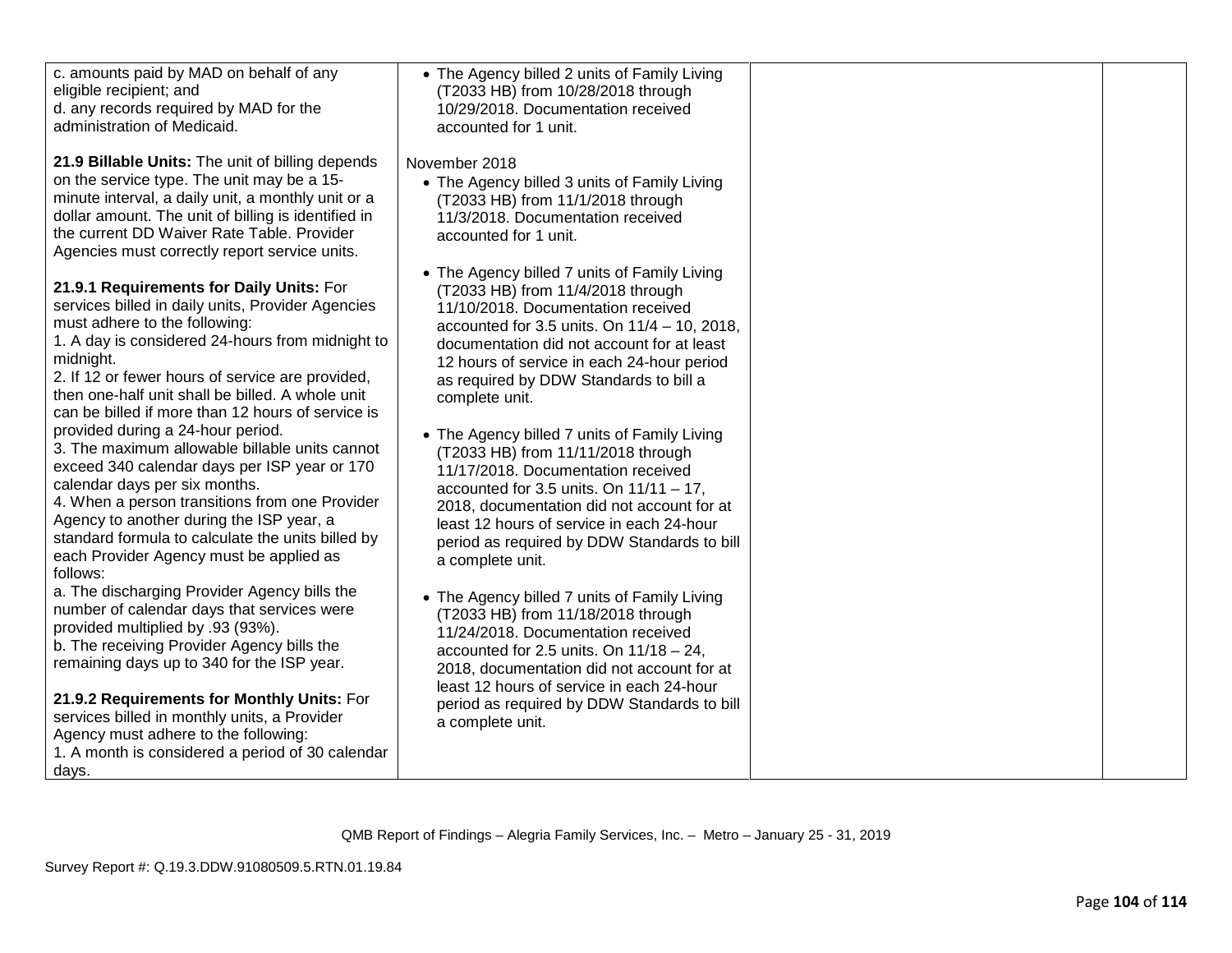| | | | |
|---|---|---|---|
| c. amounts paid by MAD on behalf of any eligible recipient; and<br>d. any records required by MAD for the administration of Medicaid.<br><br>**21.9 Billable Units:** The unit of billing depends on the service type. The unit may be a 15-minute interval, a daily unit, a monthly unit or a dollar amount. The unit of billing is identified in the current DD Waiver Rate Table. Provider Agencies must correctly report service units.<br><br>**21.9.1 Requirements for Daily Units:** For services billed in daily units, Provider Agencies must adhere to the following:<br>1. A day is considered 24-hours from midnight to midnight.<br>2. If 12 or fewer hours of service are provided, then one-half unit shall be billed. A whole unit can be billed if more than 12 hours of service is provided during a 24-hour period.<br>3. The maximum allowable billable units cannot exceed 340 calendar days per ISP year or 170 calendar days per six months.<br>4. When a person transitions from one Provider Agency to another during the ISP year, a standard formula to calculate the units billed by each Provider Agency must be applied as follows:<br>a. The discharging Provider Agency bills the number of calendar days that services were provided multiplied by .93 (93%).<br>b. The receiving Provider Agency bills the remaining days up to 340 for the ISP year.<br><br>**21.9.2 Requirements for Monthly Units:** For services billed in monthly units, a Provider Agency must adhere to the following:<br>1. A month is considered a period of 30 calendar days. | • The Agency billed 2 units of Family Living (T2033 HB) from 10/28/2018 through 10/29/2018. Documentation received accounted for 1 unit.<br><br>November 2018<br>• The Agency billed 3 units of Family Living (T2033 HB) from 11/1/2018 through 11/3/2018. Documentation received accounted for 1 unit.<br><br>• The Agency billed 7 units of Family Living (T2033 HB) from 11/4/2018 through 11/10/2018. Documentation received accounted for 3.5 units. On 11/4 – 10, 2018, documentation did not account for at least 12 hours of service in each 24-hour period as required by DDW Standards to bill a complete unit.<br><br>• The Agency billed 7 units of Family Living (T2033 HB) from 11/11/2018 through 11/17/2018. Documentation received accounted for 3.5 units. On 11/11 – 17, 2018, documentation did not account for at least 12 hours of service in each 24-hour period as required by DDW Standards to bill a complete unit.<br><br>• The Agency billed 7 units of Family Living (T2033 HB) from 11/18/2018 through 11/24/2018. Documentation received accounted for 2.5 units. On 11/18 – 24, 2018, documentation did not account for at least 12 hours of service in each 24-hour period as required by DDW Standards to bill a complete unit. | | |

QMB Report of Findings – Alegria Family Services, Inc. – Metro – January 25 - 31, 2019

Survey Report #: Q.19.3.DDW.91080509.5.RTN.01.19.84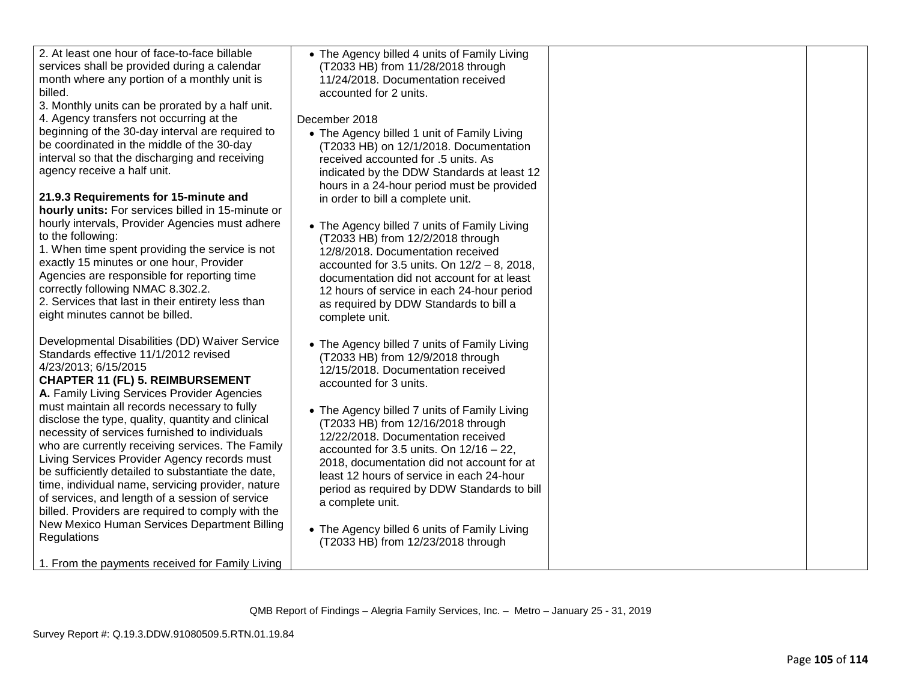| | | | |
|---|---|---|---|
| 2. At least one hour of face-to-face billable services shall be provided during a calendar month where any portion of a monthly unit is billed.<br>3. Monthly units can be prorated by a half unit.<br>4. Agency transfers not occurring at the beginning of the 30-day interval are required to be coordinated in the middle of the 30-day interval so that the discharging and receiving agency receive a half unit.<br><br>**21.9.3 Requirements for 15-minute and hourly units:** For services billed in 15-minute or hourly intervals, Provider Agencies must adhere to the following:<br>1. When time spent providing the service is not exactly 15 minutes or one hour, Provider Agencies are responsible for reporting time correctly following NMAC 8.302.2.<br>2. Services that last in their entirety less than eight minutes cannot be billed.<br><br>Developmental Disabilities (DD) Waiver Service Standards effective 11/1/2012 revised 4/23/2013; 6/15/2015<br>**CHAPTER 11 (FL) 5. REIMBURSEMENT**<br>**A.** Family Living Services Provider Agencies must maintain all records necessary to fully disclose the type, quality, quantity and clinical necessity of services furnished to individuals who are currently receiving services. The Family Living Services Provider Agency records must be sufficiently detailed to substantiate the date, time, individual name, servicing provider, nature of services, and length of a session of service billed. Providers are required to comply with the New Mexico Human Services Department Billing Regulations<br><br>1. From the payments received for Family Living | • The Agency billed 4 units of Family Living (T2033 HB) from 11/28/2018 through 11/24/2018. Documentation received accounted for 2 units.<br><br>December 2018<br>• The Agency billed 1 unit of Family Living (T2033 HB) on 12/1/2018. Documentation received accounted for .5 units. As indicated by the DDW Standards at least 12 hours in a 24-hour period must be provided in order to bill a complete unit.<br><br>• The Agency billed 7 units of Family Living (T2033 HB) from 12/2/2018 through 12/8/2018. Documentation received accounted for 3.5 units. On 12/2 – 8, 2018, documentation did not account for at least 12 hours of service in each 24-hour period as required by DDW Standards to bill a complete unit.<br><br>• The Agency billed 7 units of Family Living (T2033 HB) from 12/9/2018 through 12/15/2018. Documentation received accounted for 3 units.<br><br>• The Agency billed 7 units of Family Living (T2033 HB) from 12/16/2018 through 12/22/2018. Documentation received accounted for 3.5 units. On 12/16 – 22, 2018, documentation did not account for at least 12 hours of service in each 24-hour period as required by DDW Standards to bill a complete unit.<br><br>• The Agency billed 6 units of Family Living (T2033 HB) from 12/23/2018 through | | |

QMB Report of Findings – Alegria Family Services, Inc. – Metro – January 25 - 31, 2019

Survey Report #: Q.19.3.DDW.91080509.5.RTN.01.19.84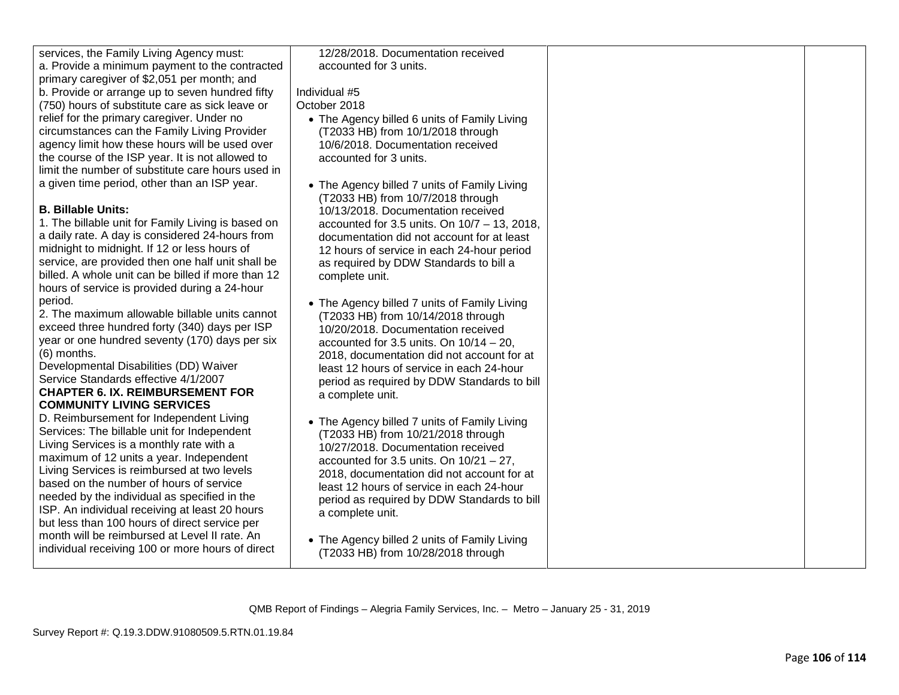| | | | |
|---|---|---|---|
| services, the Family Living Agency must:<br>a. Provide a minimum payment to the contracted primary caregiver of $2,051 per month; and<br>b. Provide or arrange up to seven hundred fifty (750) hours of substitute care as sick leave or relief for the primary caregiver. Under no circumstances can the Family Living Provider agency limit how these hours will be used over the course of the ISP year. It is not allowed to limit the number of substitute care hours used in a given time period, other than an ISP year.<br><br>**B. Billable Units:**<br>1. The billable unit for Family Living is based on a daily rate. A day is considered 24-hours from midnight to midnight. If 12 or less hours of service, are provided then one half unit shall be billed. A whole unit can be billed if more than 12 hours of service is provided during a 24-hour period.<br>2. The maximum allowable billable units cannot exceed three hundred forty (340) days per ISP year or one hundred seventy (170) days per six (6) months.<br>Developmental Disabilities (DD) Waiver Service Standards effective 4/1/2007<br>**CHAPTER 6. IX. REIMBURSEMENT FOR COMMUNITY LIVING SERVICES**<br>D. Reimbursement for Independent Living Services: The billable unit for Independent Living Services is a monthly rate with a maximum of 12 units a year. Independent Living Services is reimbursed at two levels based on the number of hours of service needed by the individual as specified in the ISP. An individual receiving at least 20 hours but less than 100 hours of direct service per month will be reimbursed at Level II rate. An individual receiving 100 or more hours of direct | 12/28/2018. Documentation received accounted for 3 units.<br><br>Individual #5<br>October 2018<br>• The Agency billed 6 units of Family Living (T2033 HB) from 10/1/2018 through 10/6/2018. Documentation received accounted for 3 units.<br><br>• The Agency billed 7 units of Family Living (T2033 HB) from 10/7/2018 through 10/13/2018. Documentation received accounted for 3.5 units. On 10/7 – 13, 2018, documentation did not account for at least 12 hours of service in each 24-hour period as required by DDW Standards to bill a complete unit.<br><br>• The Agency billed 7 units of Family Living (T2033 HB) from 10/14/2018 through 10/20/2018. Documentation received accounted for 3.5 units. On 10/14 – 20, 2018, documentation did not account for at least 12 hours of service in each 24-hour period as required by DDW Standards to bill a complete unit.<br><br>• The Agency billed 7 units of Family Living (T2033 HB) from 10/21/2018 through 10/27/2018. Documentation received accounted for 3.5 units. On 10/21 – 27, 2018, documentation did not account for at least 12 hours of service in each 24-hour period as required by DDW Standards to bill a complete unit.<br><br>• The Agency billed 2 units of Family Living (T2033 HB) from 10/28/2018 through | | |

QMB Report of Findings – Alegria Family Services, Inc. – Metro – January 25 - 31, 2019

Survey Report #: Q.19.3.DDW.91080509.5.RTN.01.19.84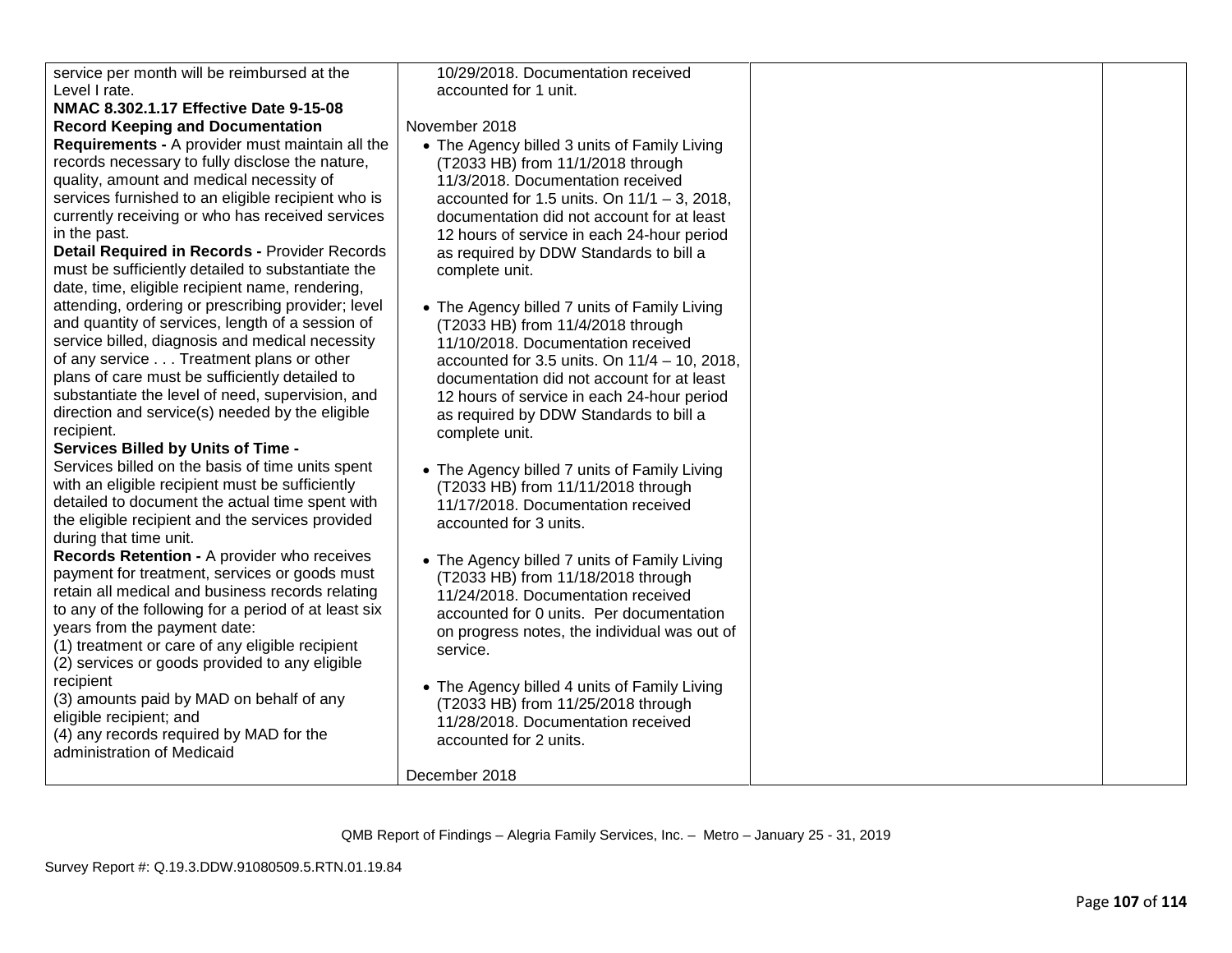| | | | |
|---|---|---|---|
| service per month will be reimbursed at the Level I rate.<br>**NMAC 8.302.1.17 Effective Date 9-15-08**<br>**Record Keeping and Documentation Requirements -** A provider must maintain all the records necessary to fully disclose the nature, quality, amount and medical necessity of services furnished to an eligible recipient who is currently receiving or who has received services in the past.<br>**Detail Required in Records -** Provider Records must be sufficiently detailed to substantiate the date, time, eligible recipient name, rendering, attending, ordering or prescribing provider; level and quantity of services, length of a session of service billed, diagnosis and medical necessity of any service . . . Treatment plans or other plans of care must be sufficiently detailed to substantiate the level of need, supervision, and direction and service(s) needed by the eligible recipient.<br>**Services Billed by Units of Time -** Services billed on the basis of time units spent with an eligible recipient must be sufficiently detailed to document the actual time spent with the eligible recipient and the services provided during that time unit.<br>**Records Retention -** A provider who receives payment for treatment, services or goods must retain all medical and business records relating to any of the following for a period of at least six years from the payment date:<br>(1) treatment or care of any eligible recipient<br>(2) services or goods provided to any eligible recipient<br>(3) amounts paid by MAD on behalf of any eligible recipient; and<br>(4) any records required by MAD for the administration of Medicaid | 10/29/2018. Documentation received accounted for 1 unit.<br><br>November 2018<br>• The Agency billed 3 units of Family Living (T2033 HB) from 11/1/2018 through 11/3/2018. Documentation received accounted for 1.5 units. On 11/1 – 3, 2018, documentation did not account for at least 12 hours of service in each 24-hour period as required by DDW Standards to bill a complete unit.<br><br>• The Agency billed 7 units of Family Living (T2033 HB) from 11/4/2018 through 11/10/2018. Documentation received accounted for 3.5 units. On 11/4 – 10, 2018, documentation did not account for at least 12 hours of service in each 24-hour period as required by DDW Standards to bill a complete unit.<br><br>• The Agency billed 7 units of Family Living (T2033 HB) from 11/11/2018 through 11/17/2018. Documentation received accounted for 3 units.<br><br>• The Agency billed 7 units of Family Living (T2033 HB) from 11/18/2018 through 11/24/2018. Documentation received accounted for 0 units. Per documentation on progress notes, the individual was out of service.<br><br>• The Agency billed 4 units of Family Living (T2033 HB) from 11/25/2018 through 11/28/2018. Documentation received accounted for 2 units.<br><br>December 2018 | | |

QMB Report of Findings – Alegria Family Services, Inc. – Metro – January 25 - 31, 2019

Survey Report #: Q.19.3.DDW.91080509.5.RTN.01.19.84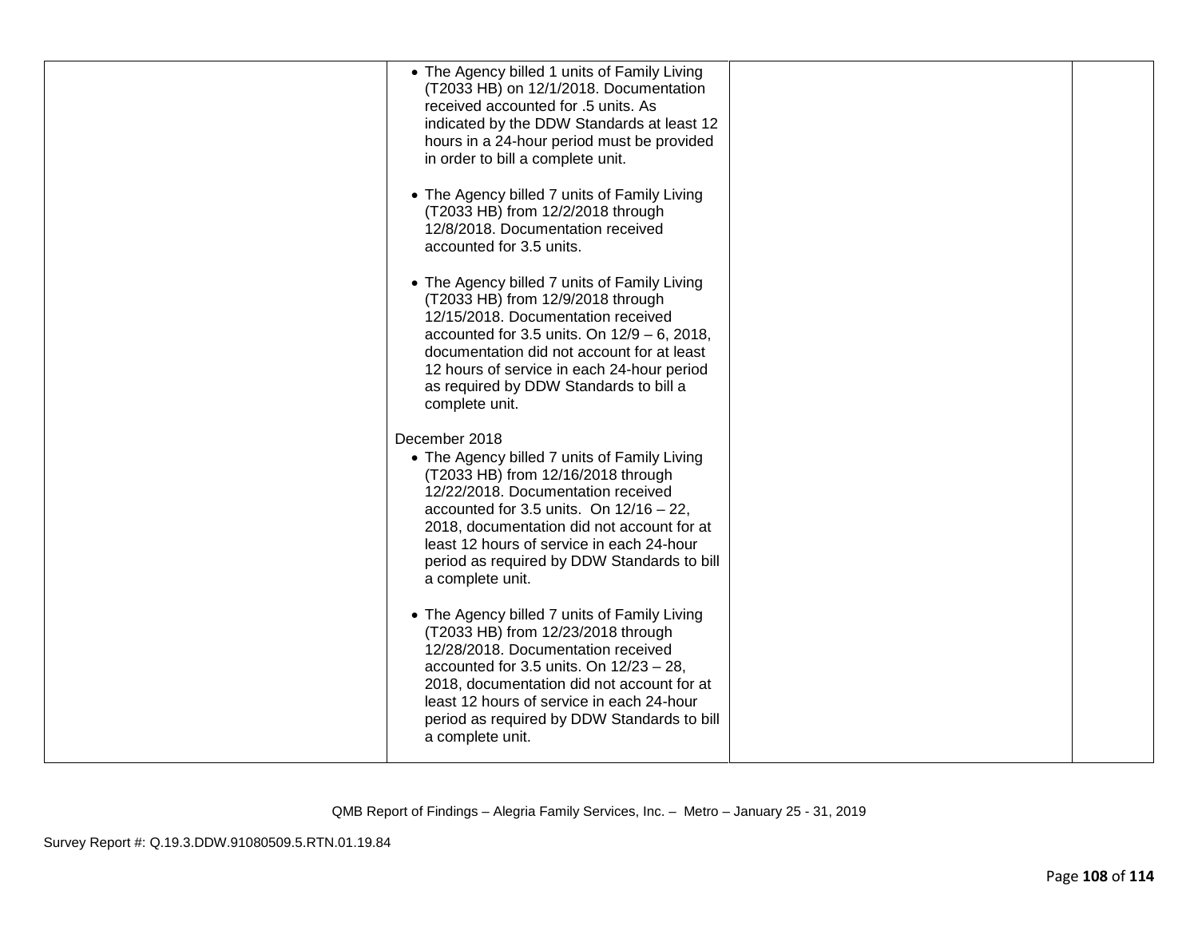| | | | |
|---|---|---|---|
| | • The Agency billed 1 units of Family Living (T2033 HB) on 12/1/2018. Documentation received accounted for .5 units. As indicated by the DDW Standards at least 12 hours in a 24-hour period must be provided in order to bill a complete unit.<br><br>• The Agency billed 7 units of Family Living (T2033 HB) from 12/2/2018 through 12/8/2018. Documentation received accounted for 3.5 units.<br><br>• The Agency billed 7 units of Family Living (T2033 HB) from 12/9/2018 through 12/15/2018. Documentation received accounted for 3.5 units. On 12/9 – 6, 2018, documentation did not account for at least 12 hours of service in each 24-hour period as required by DDW Standards to bill a complete unit.<br><br>December 2018<br>• The Agency billed 7 units of Family Living (T2033 HB) from 12/16/2018 through 12/22/2018. Documentation received accounted for 3.5 units. On 12/16 – 22, 2018, documentation did not account for at least 12 hours of service in each 24-hour period as required by DDW Standards to bill a complete unit.<br><br>• The Agency billed 7 units of Family Living (T2033 HB) from 12/23/2018 through 12/28/2018. Documentation received accounted for 3.5 units. On 12/23 – 28, 2018, documentation did not account for at least 12 hours of service in each 24-hour period as required by DDW Standards to bill a complete unit. | | |

QMB Report of Findings – Alegria Family Services, Inc. – Metro – January 25 - 31, 2019

Survey Report #: Q.19.3.DDW.91080509.5.RTN.01.19.84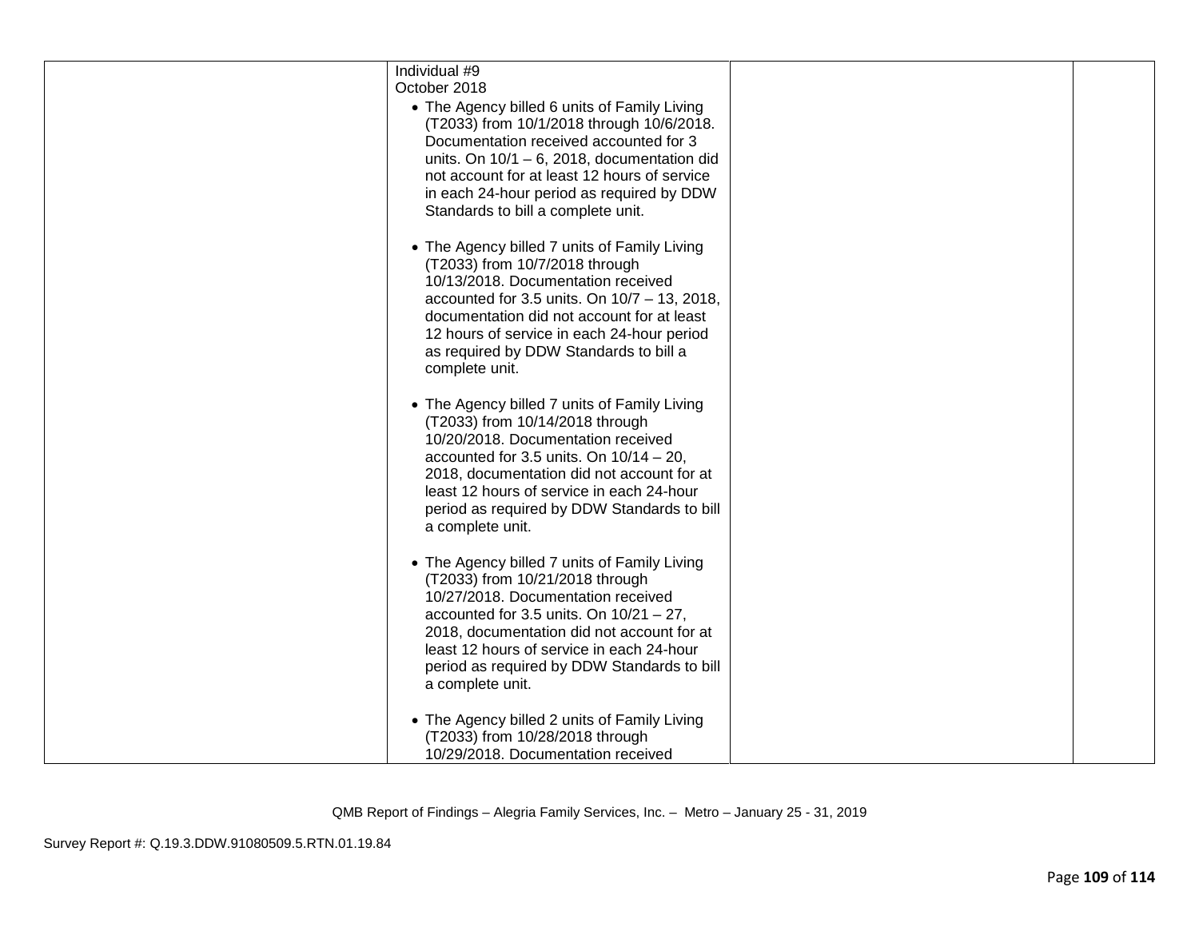| | | | |
|---|---|---|---|
| | Individual #9<br>October 2018<br>• The Agency billed 6 units of Family Living (T2033) from 10/1/2018 through 10/6/2018. Documentation received accounted for 3 units. On 10/1 – 6, 2018, documentation did not account for at least 12 hours of service in each 24-hour period as required by DDW Standards to bill a complete unit.<br><br>• The Agency billed 7 units of Family Living (T2033) from 10/7/2018 through 10/13/2018. Documentation received accounted for 3.5 units. On 10/7 – 13, 2018, documentation did not account for at least 12 hours of service in each 24-hour period as required by DDW Standards to bill a complete unit.<br><br>• The Agency billed 7 units of Family Living (T2033) from 10/14/2018 through 10/20/2018. Documentation received accounted for 3.5 units. On 10/14 – 20, 2018, documentation did not account for at least 12 hours of service in each 24-hour period as required by DDW Standards to bill a complete unit.<br><br>• The Agency billed 7 units of Family Living (T2033) from 10/21/2018 through 10/27/2018. Documentation received accounted for 3.5 units. On 10/21 – 27, 2018, documentation did not account for at least 12 hours of service in each 24-hour period as required by DDW Standards to bill a complete unit.<br><br>• The Agency billed 2 units of Family Living (T2033) from 10/28/2018 through 10/29/2018. Documentation received | | |

QMB Report of Findings – Alegria Family Services, Inc. – Metro – January 25 - 31, 2019

Survey Report #: Q.19.3.DDW.91080509.5.RTN.01.19.84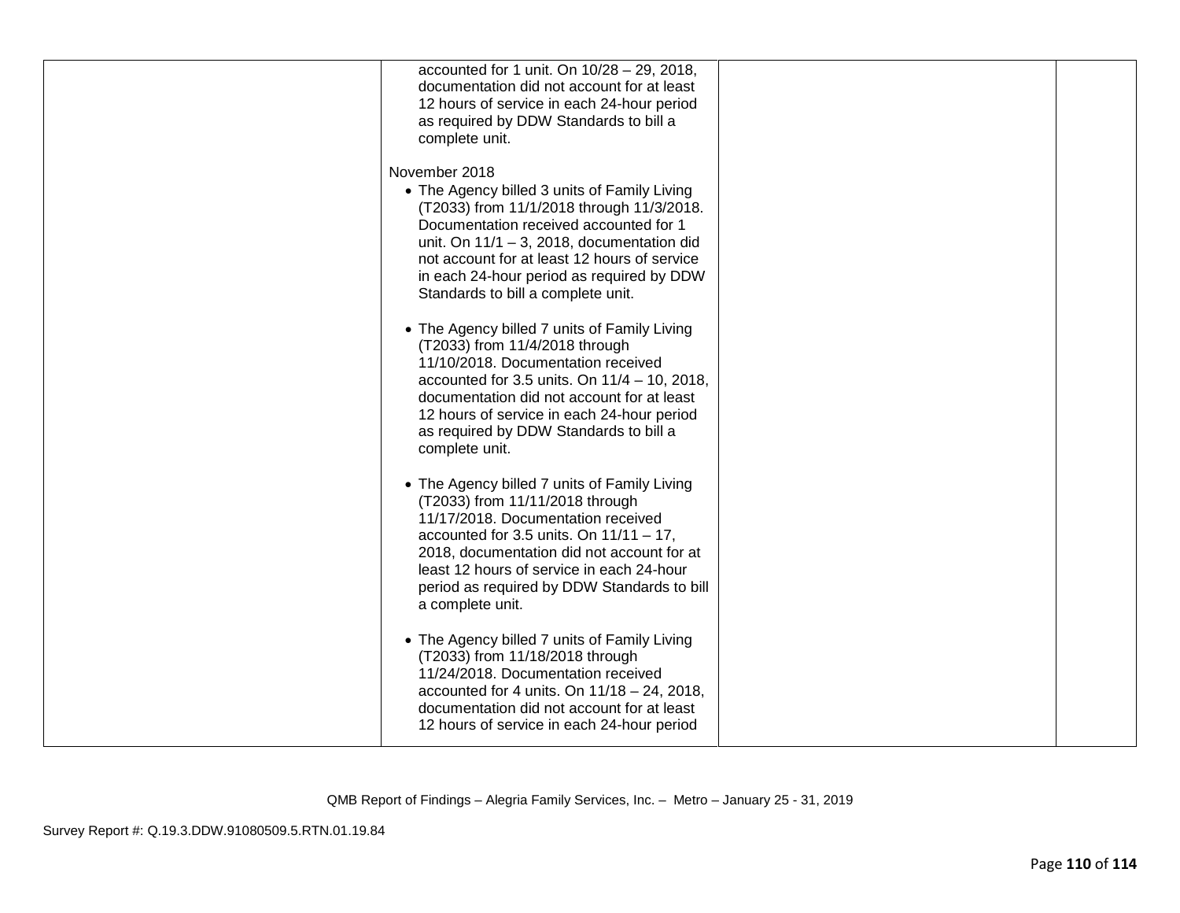| | | | |
|---|---|---|---|
| | accounted for 1 unit. On 10/28 – 29, 2018, documentation did not account for at least 12 hours of service in each 24-hour period as required by DDW Standards to bill a complete unit.<br><br>November 2018<br>• The Agency billed 3 units of Family Living (T2033) from 11/1/2018 through 11/3/2018. Documentation received accounted for 1 unit. On 11/1 – 3, 2018, documentation did not account for at least 12 hours of service in each 24-hour period as required by DDW Standards to bill a complete unit.<br><br>• The Agency billed 7 units of Family Living (T2033) from 11/4/2018 through 11/10/2018. Documentation received accounted for 3.5 units. On 11/4 – 10, 2018, documentation did not account for at least 12 hours of service in each 24-hour period as required by DDW Standards to bill a complete unit.<br><br>• The Agency billed 7 units of Family Living (T2033) from 11/11/2018 through 11/17/2018. Documentation received accounted for 3.5 units. On 11/11 – 17, 2018, documentation did not account for at least 12 hours of service in each 24-hour period as required by DDW Standards to bill a complete unit.<br><br>• The Agency billed 7 units of Family Living (T2033) from 11/18/2018 through 11/24/2018. Documentation received accounted for 4 units. On 11/18 – 24, 2018, documentation did not account for at least 12 hours of service in each 24-hour period | | |

QMB Report of Findings – Alegria Family Services, Inc. – Metro – January 25 - 31, 2019

Survey Report #: Q.19.3.DDW.91080509.5.RTN.01.19.84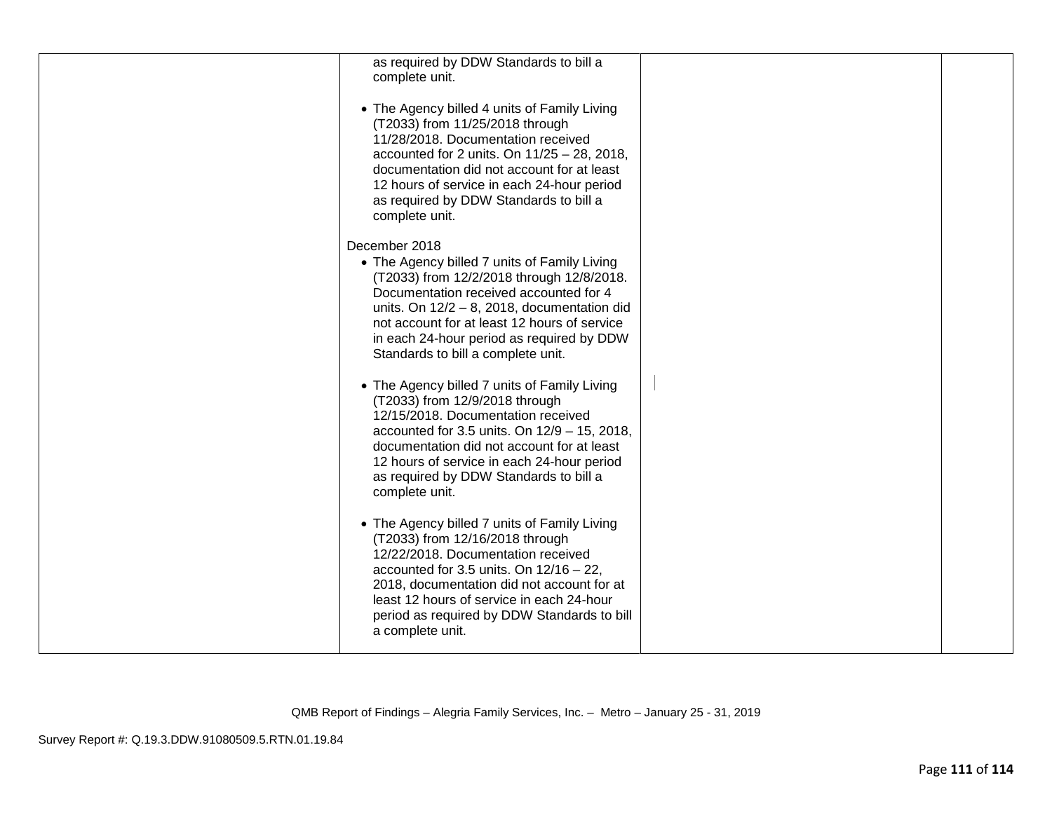| | | | |
|---|---|---|---|
| | as required by DDW Standards to bill a complete unit.<br><br>• The Agency billed 4 units of Family Living (T2033) from 11/25/2018 through 11/28/2018. Documentation received accounted for 2 units. On 11/25 – 28, 2018, documentation did not account for at least 12 hours of service in each 24-hour period as required by DDW Standards to bill a complete unit.<br><br>December 2018<br>• The Agency billed 7 units of Family Living (T2033) from 12/2/2018 through 12/8/2018. Documentation received accounted for 4 units. On 12/2 – 8, 2018, documentation did not account for at least 12 hours of service in each 24-hour period as required by DDW Standards to bill a complete unit.<br><br>• The Agency billed 7 units of Family Living (T2033) from 12/9/2018 through 12/15/2018. Documentation received accounted for 3.5 units. On 12/9 – 15, 2018, documentation did not account for at least 12 hours of service in each 24-hour period as required by DDW Standards to bill a complete unit.<br><br>• The Agency billed 7 units of Family Living (T2033) from 12/16/2018 through 12/22/2018. Documentation received accounted for 3.5 units. On 12/16 – 22, 2018, documentation did not account for at least 12 hours of service in each 24-hour period as required by DDW Standards to bill a complete unit. | | |

QMB Report of Findings – Alegria Family Services, Inc. – Metro – January 25 - 31, 2019

Survey Report #: Q.19.3.DDW.91080509.5.RTN.01.19.84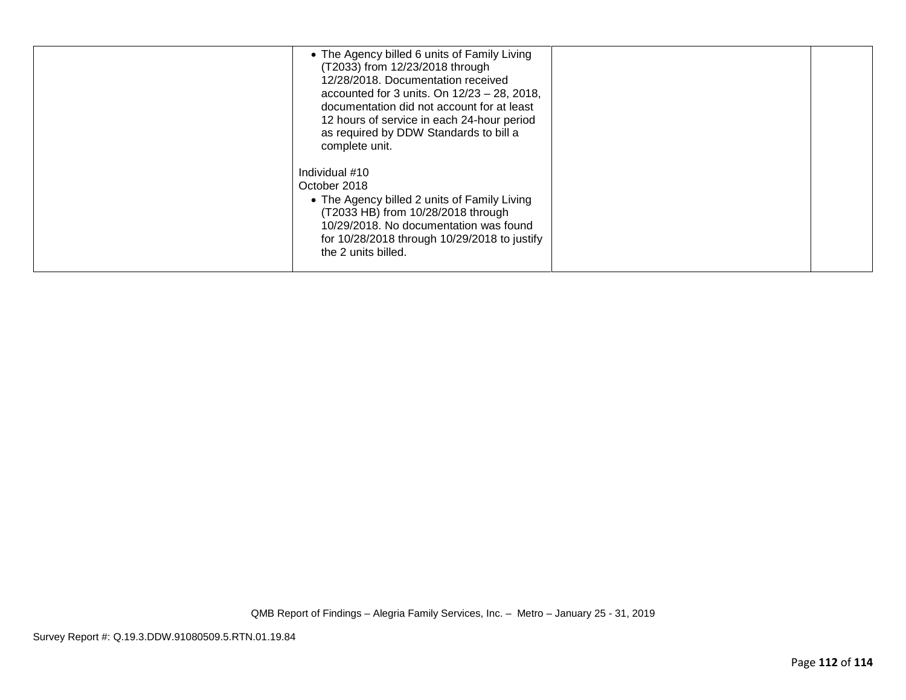|  |  |  |  |
| --- | --- | --- | --- |
|  | • The Agency billed 6 units of Family Living (T2033) from 12/23/2018 through 12/28/2018. Documentation received accounted for 3 units. On 12/23 – 28, 2018, documentation did not account for at least 12 hours of service in each 24-hour period as required by DDW Standards to bill a complete unit.<br><br>Individual #10<br>October 2018<br>• The Agency billed 2 units of Family Living (T2033 HB) from 10/28/2018 through 10/29/2018. No documentation was found for 10/28/2018 through 10/29/2018 to justify the 2 units billed. |  |  |

QMB Report of Findings – Alegria Family Services, Inc. – Metro – January 25 - 31, 2019

Survey Report #: Q.19.3.DDW.91080509.5.RTN.01.19.84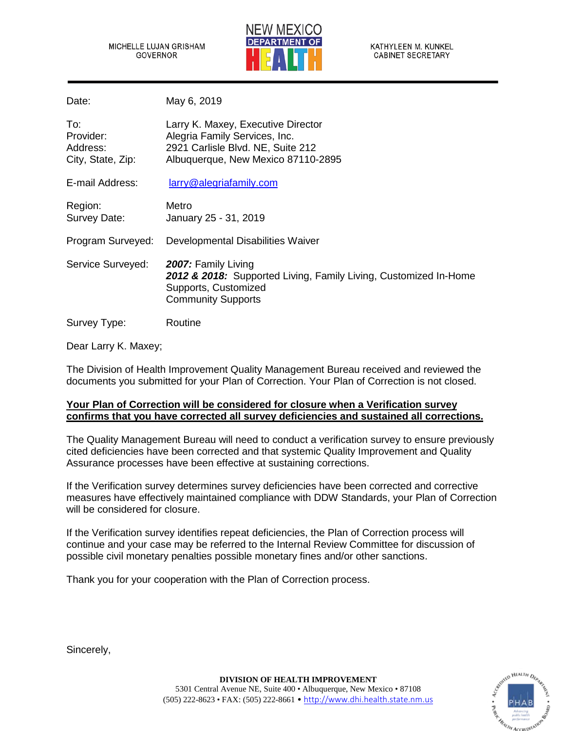MICHELLE LUJAN GRISHAM
GOVERNOR

NEW MEXICO DEPARTMENT OF HEALTH

KATHYLEEN M. KUNKEL
CABINET SECRETARY

| | |
|---|---|
| Date: | May 6, 2019 |
| To: | Larry K. Maxey, Executive Director |
| Provider: | Alegria Family Services, Inc. |
| Address: | 2921 Carlisle Blvd. NE, Suite 212 |
| City, State, Zip: | Albuquerque, New Mexico 87110-2895 |
| E-mail Address: | larry@alegriafamily.com |
| Region: | Metro |
| Survey Date: | January 25 - 31, 2019 |
| Program Surveyed: | Developmental Disabilities Waiver |
| Service Surveyed: | ***2007:*** Family Living<br>***2012 & 2018:*** Supported Living, Family Living, Customized In-Home Supports, Customized Community Supports |
| Survey Type: | Routine |

Dear Larry K. Maxey;

The Division of Health Improvement Quality Management Bureau received and reviewed the documents you submitted for your Plan of Correction. Your Plan of Correction is not closed.

**Your Plan of Correction will be considered for closure when a Verification survey confirms that you have corrected all survey deficiencies and sustained all corrections.**

The Quality Management Bureau will need to conduct a verification survey to ensure previously cited deficiencies have been corrected and that systemic Quality Improvement and Quality Assurance processes have been effective at sustaining corrections.

If the Verification survey determines survey deficiencies have been corrected and corrective measures have effectively maintained compliance with DDW Standards, your Plan of Correction will be considered for closure.

If the Verification survey identifies repeat deficiencies, the Plan of Correction process will continue and your case may be referred to the Internal Review Committee for discussion of possible civil monetary penalties possible monetary fines and/or other sanctions.

Thank you for your cooperation with the Plan of Correction process.

Sincerely,

**DIVISION OF HEALTH IMPROVEMENT**
5301 Central Avenue NE, Suite 400 • Albuquerque, New Mexico • 87108
(505) 222-8623 • FAX: (505) 222-8661 • http://www.dhi.health.state.nm.us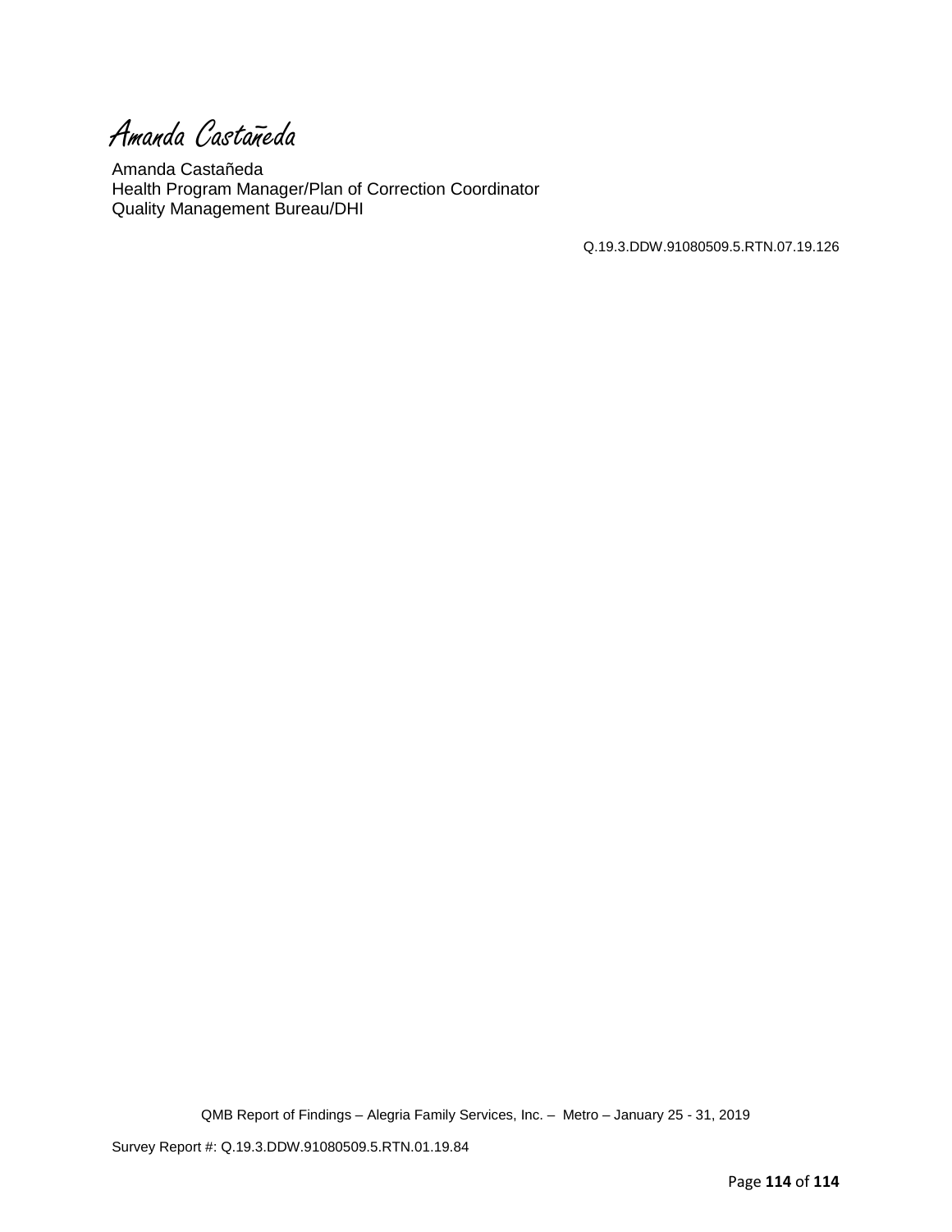*Amanda Castañeda*

Amanda Castañeda
Health Program Manager/Plan of Correction Coordinator
Quality Management Bureau/DHI

Q.19.3.DDW.91080509.5.RTN.07.19.126